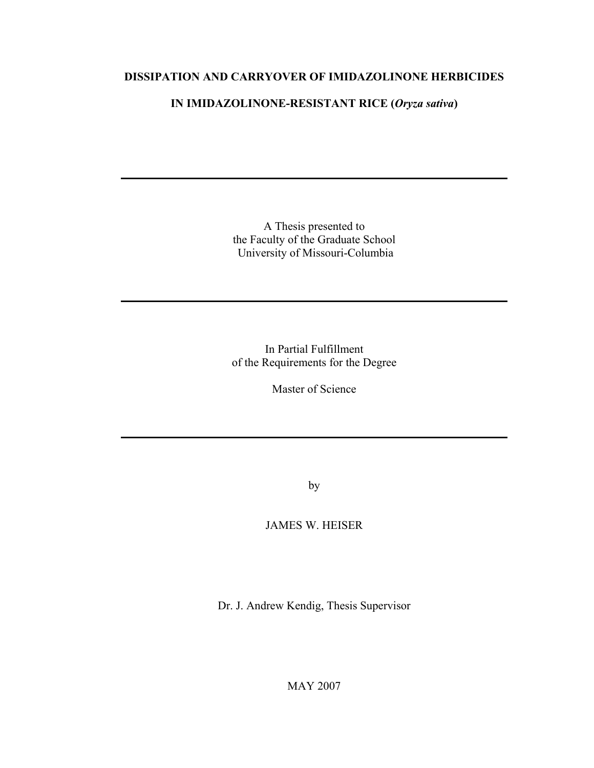# DISSIPATION AND CARRYOVER OF IMIDAZOLINONE HERBICIDES IN IMIDAZOLINONE-RESISTANT RICE (*Oryza sativa*)

---

A Thesis presented to
the Faculty of the Graduate School
University of Missouri-Columbia

---

In Partial Fulfillment
of the Requirements for the Degree

Master of Science

---

by

JAMES W. HEISER

Dr. J. Andrew Kendig, Thesis Supervisor

MAY 2007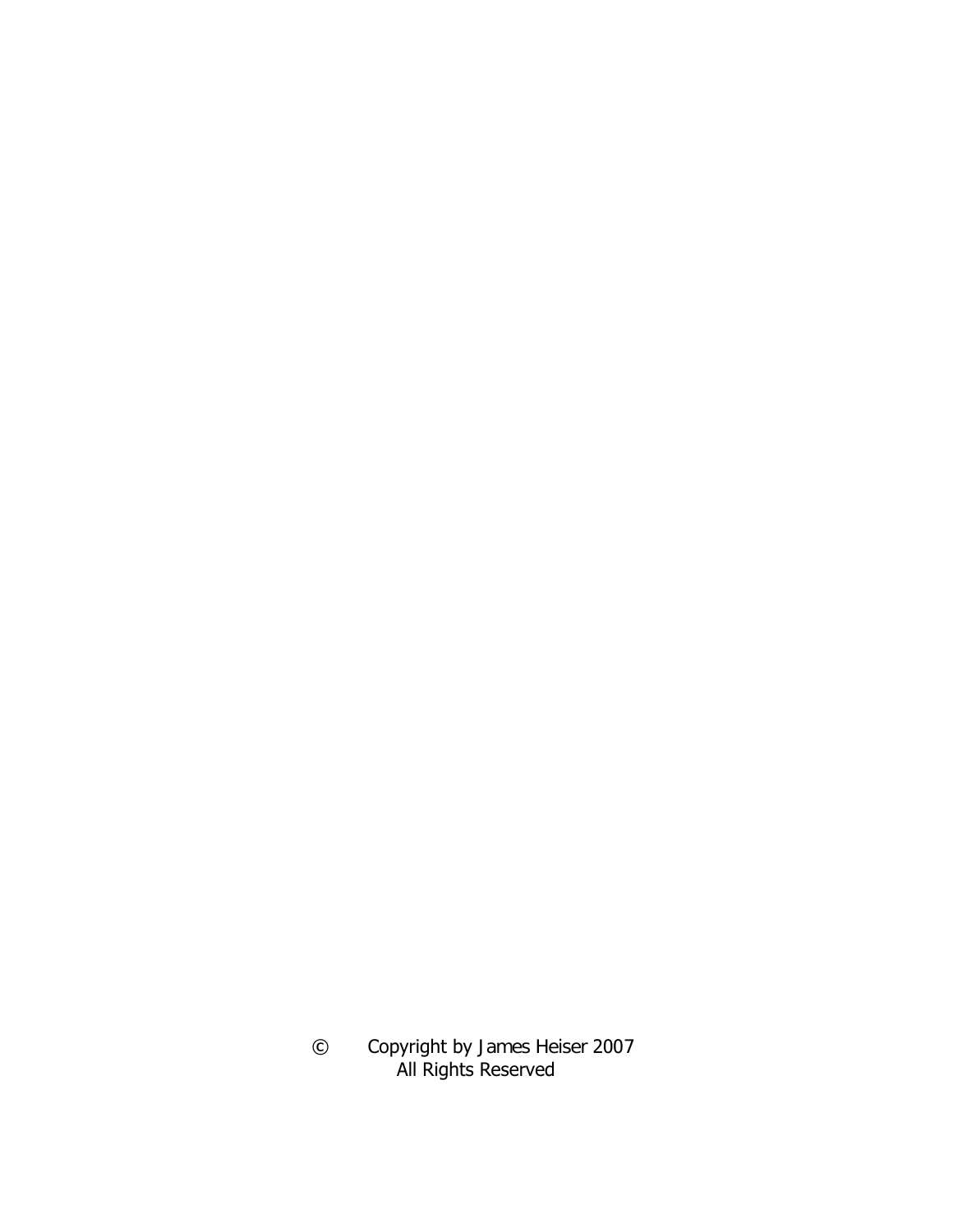© Copyright by James Heiser 2007
All Rights Reserved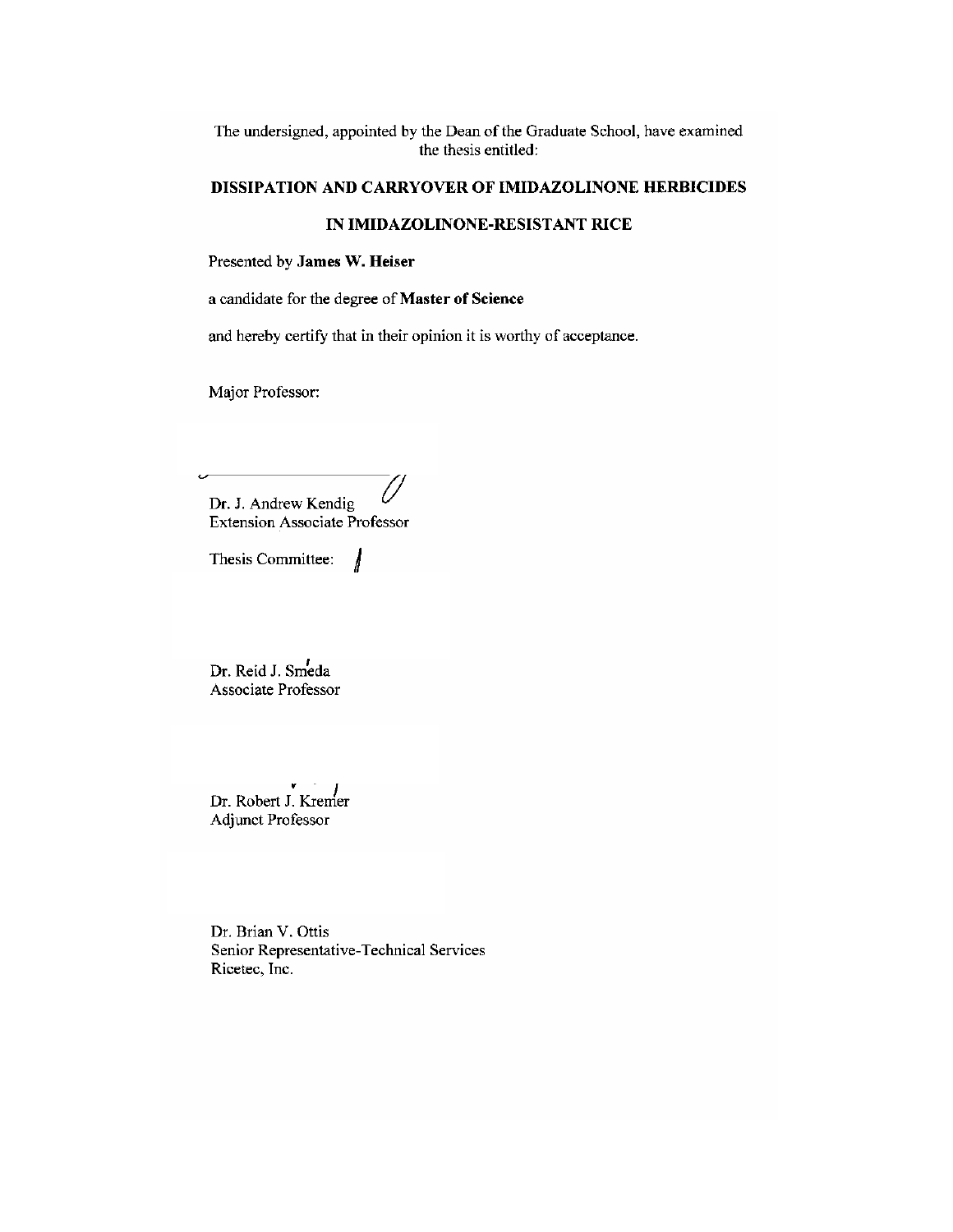The undersigned, appointed by the Dean of the Graduate School, have examined the thesis entitled:

**DISSIPATION AND CARRYOVER OF IMIDAZOLINONE HERBICIDES**

**IN IMIDAZOLINONE-RESISTANT RICE**

Presented by **James W. Heiser**

a candidate for the degree of **Master of Science**

and hereby certify that in their opinion it is worthy of acceptance.

Major Professor:

Dr. J. Andrew Kendig
Extension Associate Professor

Thesis Committee:

Dr. Reid J. Smeda
Associate Professor

Dr. Robert J. Kremer
Adjunct Professor

Dr. Brian V. Ottis
Senior Representative-Technical Services
Ricetec, Inc.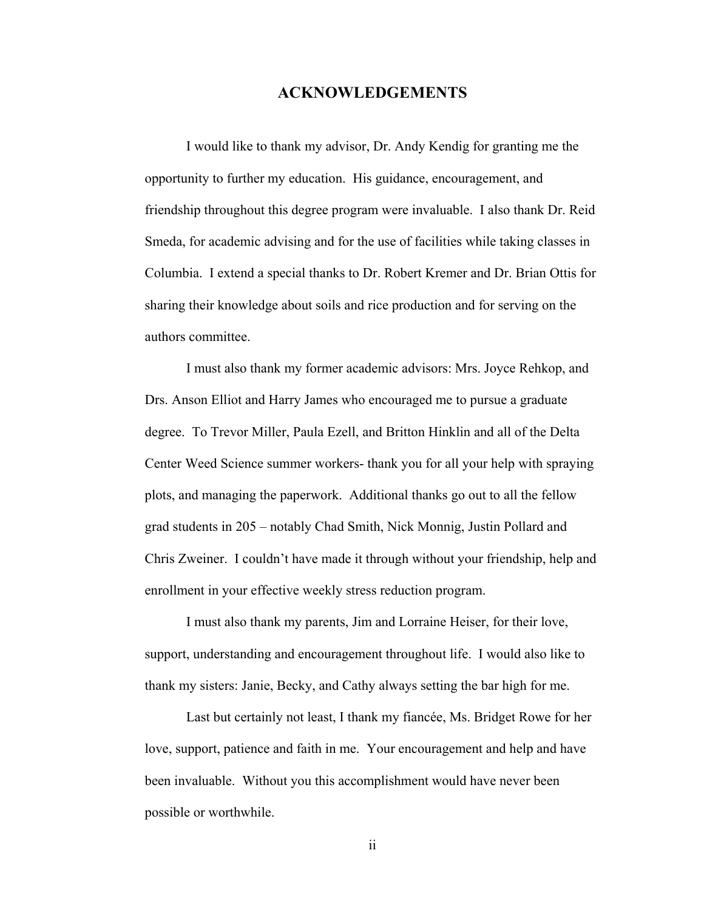# ACKNOWLEDGEMENTS

I would like to thank my advisor, Dr. Andy Kendig for granting me the opportunity to further my education. His guidance, encouragement, and friendship throughout this degree program were invaluable. I also thank Dr. Reid Smeda, for academic advising and for the use of facilities while taking classes in Columbia. I extend a special thanks to Dr. Robert Kremer and Dr. Brian Ottis for sharing their knowledge about soils and rice production and for serving on the authors committee.

I must also thank my former academic advisors: Mrs. Joyce Rehkop, and Drs. Anson Elliot and Harry James who encouraged me to pursue a graduate degree. To Trevor Miller, Paula Ezell, and Britton Hinklin and all of the Delta Center Weed Science summer workers- thank you for all your help with spraying plots, and managing the paperwork. Additional thanks go out to all the fellow grad students in 205 – notably Chad Smith, Nick Monnig, Justin Pollard and Chris Zweiner. I couldn't have made it through without your friendship, help and enrollment in your effective weekly stress reduction program.

I must also thank my parents, Jim and Lorraine Heiser, for their love, support, understanding and encouragement throughout life. I would also like to thank my sisters: Janie, Becky, and Cathy always setting the bar high for me.

Last but certainly not least, I thank my fiancée, Ms. Bridget Rowe for her love, support, patience and faith in me. Your encouragement and help and have been invaluable. Without you this accomplishment would have never been possible or worthwhile.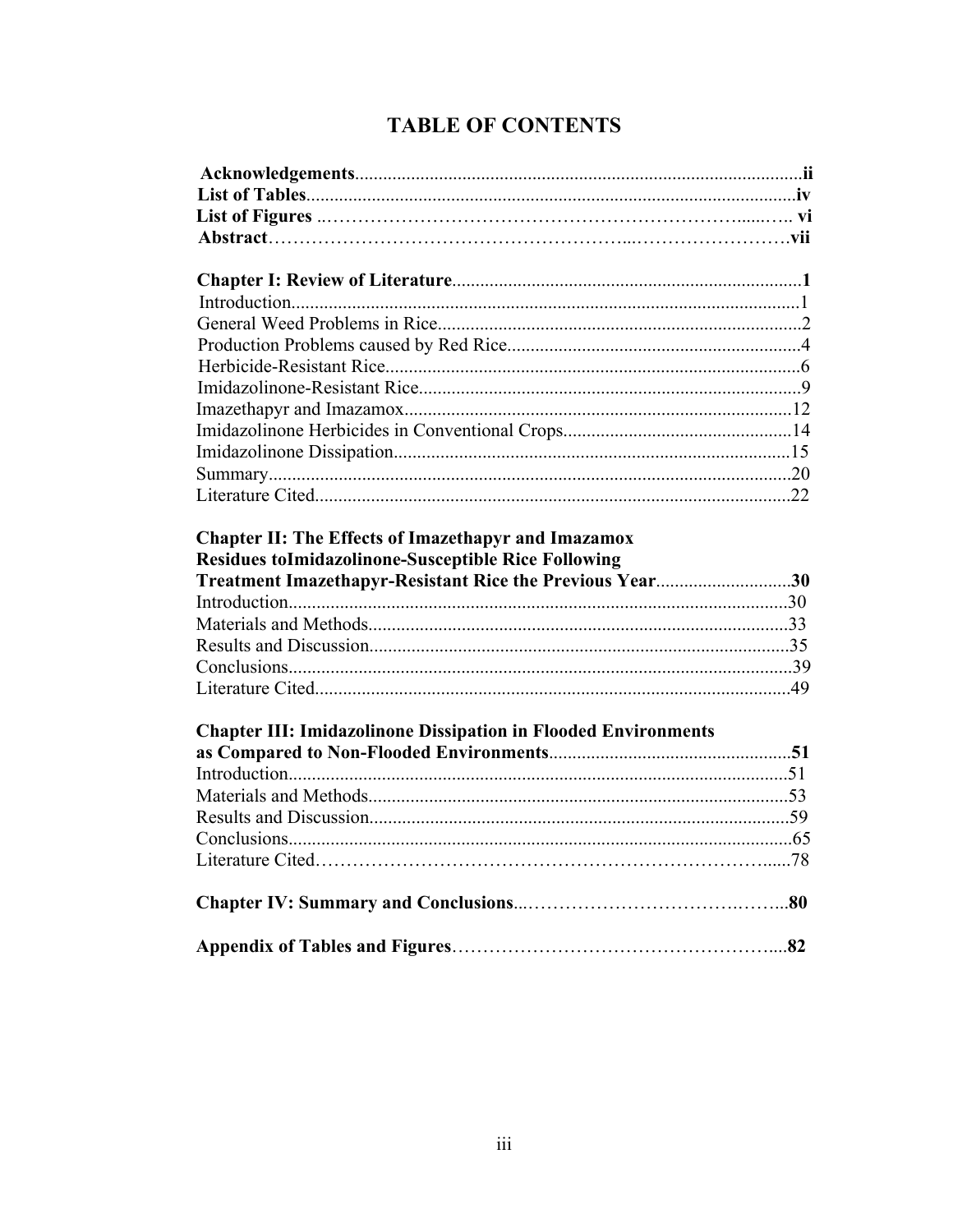# TABLE OF CONTENTS

**Acknowledgements**...............................................................................................**ii**
**List of Tables**.........................................................................................................**iv**
**List of Figures** ..……………………………………………………………......….. **vi**
**Abstract**………………………………………………...……………………**vii**

**Chapter I: Review of Literature**..........................................................................**1**
Introduction............................................................................................................1
General Weed Problems in Rice.............................................................................2
Production Problems caused by Red Rice..............................................................4
Herbicide-Resistant Rice........................................................................................6
Imidazolinone-Resistant Rice.................................................................................9
Imazethapyr and Imazamox...................................................................................12
Imidazolinone Herbicides in Conventional Crops.................................................14
Imidazolinone Dissipation.....................................................................................15
Summary................................................................................................................20
Literature Cited......................................................................................................22

**Chapter II: The Effects of Imazethapyr and Imazamox Residues toImidazolinone-Susceptible Rice Following Treatment Imazethapyr-Resistant Rice the Previous Year**.............................**30**
Introduction...........................................................................................................30
Materials and Methods...........................................................................................33
Results and Discussion..........................................................................................35
Conclusions............................................................................................................39
Literature Cited......................................................................................................49

**Chapter III: Imidazolinone Dissipation in Flooded Environments as Compared to Non-Flooded Environments**...................................................**51**
Introduction...........................................................................................................51
Materials and Methods...........................................................................................53
Results and Discussion..........................................................................................59
Conclusions............................................................................................................65
Literature Cited………………………………………………………………......78

**Chapter IV: Summary and Conclusions**..……………………………..……...**80**

**Appendix of Tables and Figures**……………………………………………....**82**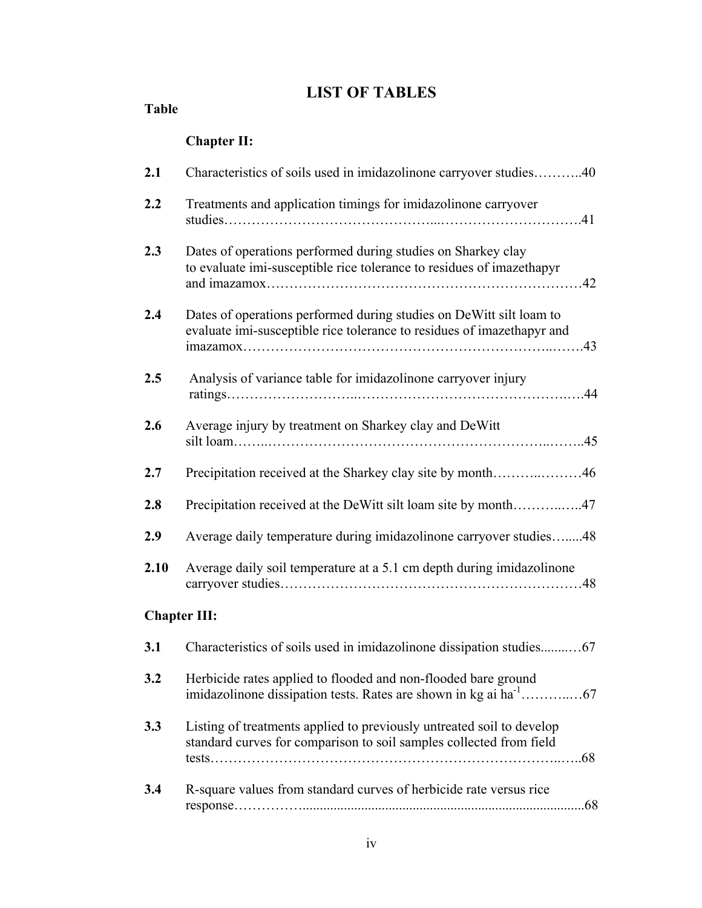# LIST OF TABLES

**Table**

**Chapter II:**

**2.1** Characteristics of soils used in imidazolinone carryover studies………..40

**2.2** Treatments and application timings for imidazolinone carryover studies……………………………………...…………………………41

**2.3** Dates of operations performed during studies on Sharkey clay to evaluate imi-susceptible rice tolerance to residues of imazethapyr and imazamox…………………………………………………………42

**2.4** Dates of operations performed during studies on DeWitt silt loam to evaluate imi-susceptible rice tolerance to residues of imazethapyr and imazamox……………………………………………………...…….43

**2.5** Analysis of variance table for imidazolinone carryover injury ratings……………………..………………………………………….…44

**2.6** Average injury by treatment on Sharkey clay and DeWitt silt loam……..…………………………………………………..……..45

**2.7** Precipitation received at the Sharkey clay site by month………..………46

**2.8** Precipitation received at the DeWitt silt loam site by month………..…..47

**2.9** Average daily temperature during imidazolinone carryover studies…......48

**2.10** Average daily soil temperature at a 5.1 cm depth during imidazolinone carryover studies………………………………………………………48

**Chapter III:**

**3.1** Characteristics of soils used in imidazolinone dissipation studies........…67

**3.2** Herbicide rates applied to flooded and non-flooded bare ground imidazolinone dissipation tests. Rates are shown in kg ai ha$^{-1}$………...…67

**3.3** Listing of treatments applied to previously untreated soil to develop standard curves for comparison to soil samples collected from field tests……………………………………………………………...…..68

**3.4** R-square values from standard curves of herbicide rate versus rice response……………..................................................................................68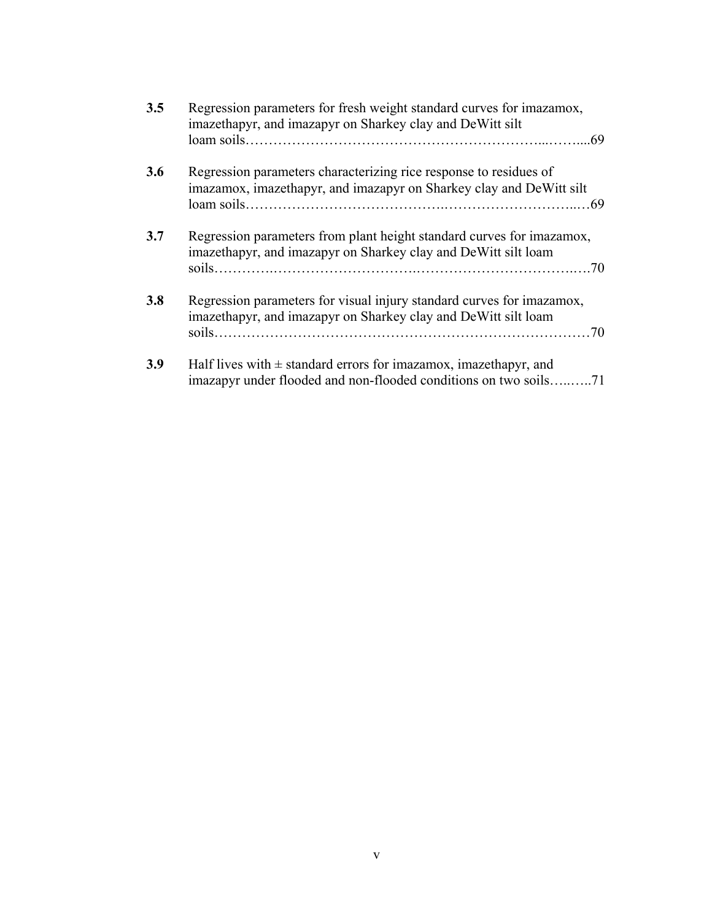**3.5** Regression parameters for fresh weight standard curves for imazamox, imazethapyr, and imazapyr on Sharkey clay and DeWitt silt loam soils……………………………………………………...……....69

**3.6** Regression parameters characterizing rice response to residues of imazamox, imazethapyr, and imazapyr on Sharkey clay and DeWitt silt loam soils…………………………………..………………………...…69

**3.7** Regression parameters from plant height standard curves for imazamox, imazethapyr, and imazapyr on Sharkey clay and DeWitt silt loam soils……….…………………………..……………………………..….70

**3.8** Regression parameters for visual injury standard curves for imazamox, imazethapyr, and imazapyr on Sharkey clay and DeWitt silt loam soils……………………………………………………………………70

**3.9** Half lives with ± standard errors for imazamox, imazethapyr, and imazapyr under flooded and non-flooded conditions on two soils…..…..71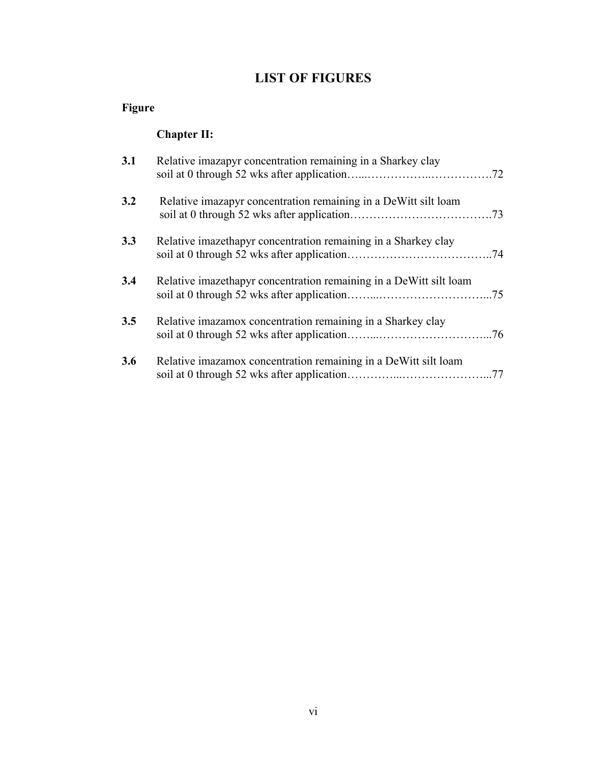# LIST OF FIGURES

**Figure**

**Chapter II:**

**3.1** Relative imazapyr concentration remaining in a Sharkey clay soil at 0 through 52 wks after application…...……………..…………….72

**3.2** Relative imazapyr concentration remaining in a DeWitt silt loam soil at 0 through 52 wks after application……………………………….73

**3.3** Relative imazethapyr concentration remaining in a Sharkey clay soil at 0 through 52 wks after application………………………………..74

**3.4** Relative imazethapyr concentration remaining in a DeWitt silt loam soil at 0 through 52 wks after application……...………………………...75

**3.5** Relative imazamox concentration remaining in a Sharkey clay soil at 0 through 52 wks after application……...………………………...76

**3.6** Relative imazamox concentration remaining in a DeWitt silt loam soil at 0 through 52 wks after application…………...…………………...77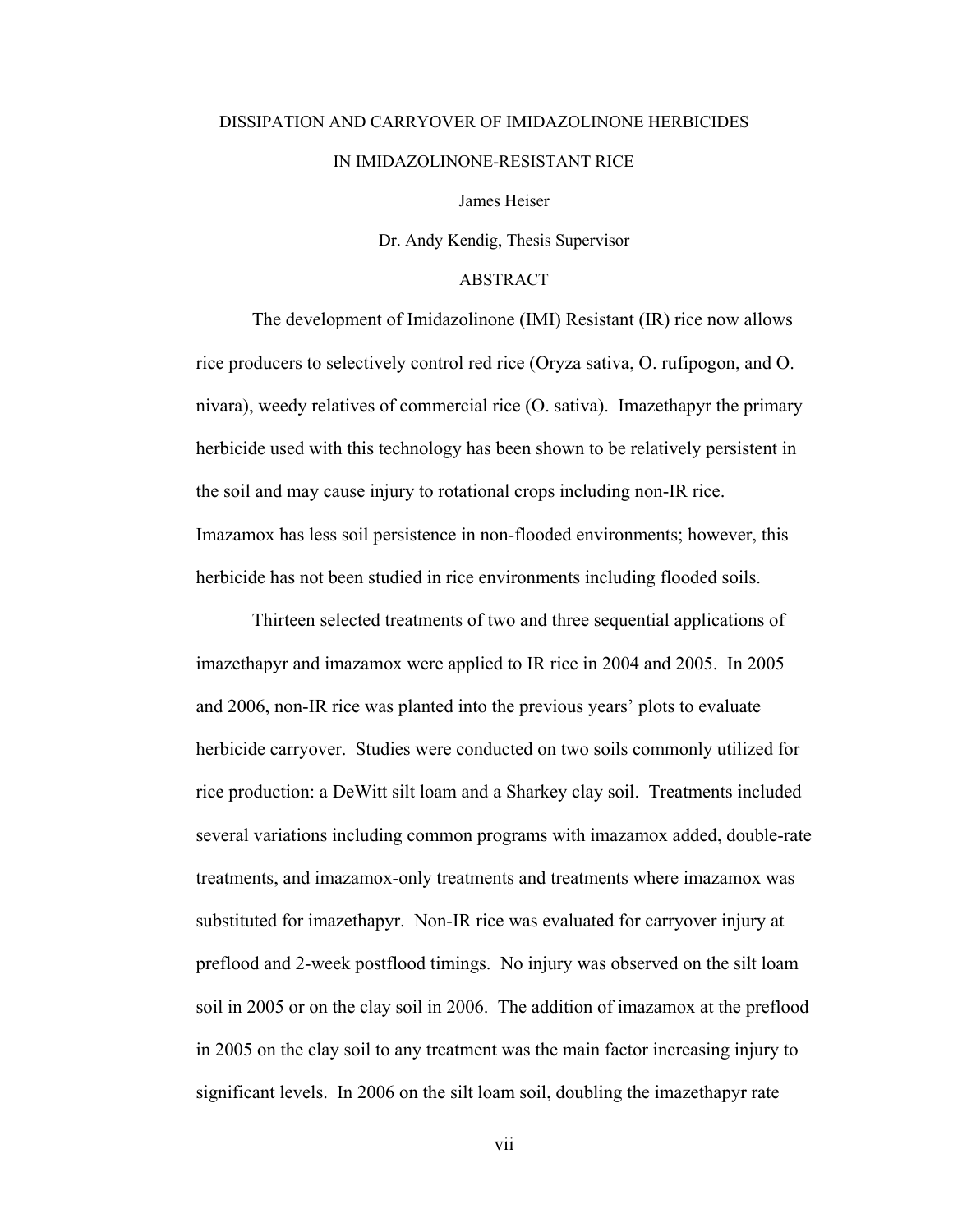DISSIPATION AND CARRYOVER OF IMIDAZOLINONE HERBICIDES

IN IMIDAZOLINONE-RESISTANT RICE

James Heiser

Dr. Andy Kendig, Thesis Supervisor

ABSTRACT

The development of Imidazolinone (IMI) Resistant (IR) rice now allows rice producers to selectively control red rice (Oryza sativa, O. rufipogon, and O. nivara), weedy relatives of commercial rice (O. sativa). Imazethapyr the primary herbicide used with this technology has been shown to be relatively persistent in the soil and may cause injury to rotational crops including non-IR rice. Imazamox has less soil persistence in non-flooded environments; however, this herbicide has not been studied in rice environments including flooded soils.

Thirteen selected treatments of two and three sequential applications of imazethapyr and imazamox were applied to IR rice in 2004 and 2005. In 2005 and 2006, non-IR rice was planted into the previous years' plots to evaluate herbicide carryover. Studies were conducted on two soils commonly utilized for rice production: a DeWitt silt loam and a Sharkey clay soil. Treatments included several variations including common programs with imazamox added, double-rate treatments, and imazamox-only treatments and treatments where imazamox was substituted for imazethapyr. Non-IR rice was evaluated for carryover injury at preflood and 2-week postflood timings. No injury was observed on the silt loam soil in 2005 or on the clay soil in 2006. The addition of imazamox at the preflood in 2005 on the clay soil to any treatment was the main factor increasing injury to significant levels. In 2006 on the silt loam soil, doubling the imazethapyr rate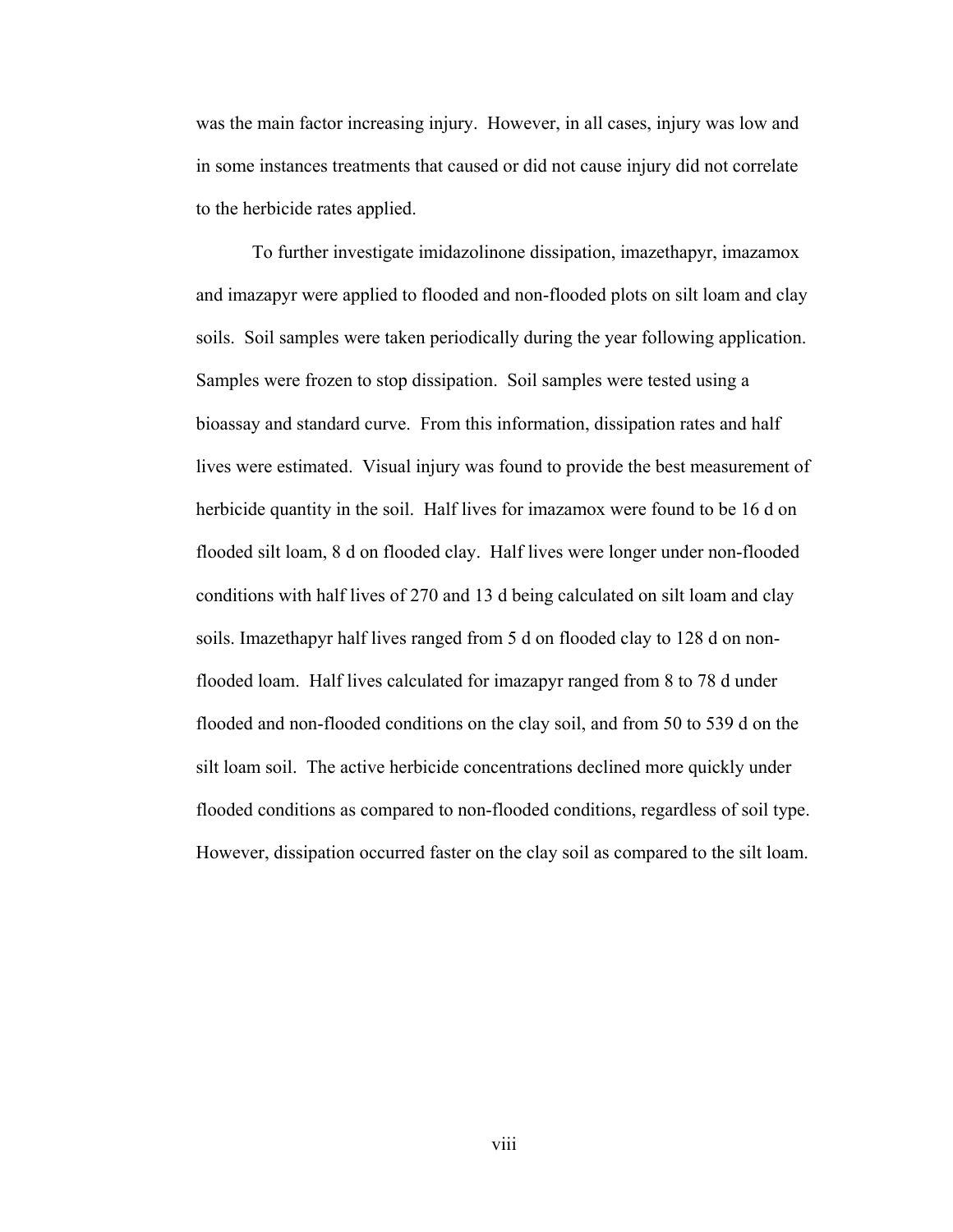was the main factor increasing injury. However, in all cases, injury was low and in some instances treatments that caused or did not cause injury did not correlate to the herbicide rates applied.

To further investigate imidazolinone dissipation, imazethapyr, imazamox and imazapyr were applied to flooded and non-flooded plots on silt loam and clay soils. Soil samples were taken periodically during the year following application. Samples were frozen to stop dissipation. Soil samples were tested using a bioassay and standard curve. From this information, dissipation rates and half lives were estimated. Visual injury was found to provide the best measurement of herbicide quantity in the soil. Half lives for imazamox were found to be 16 d on flooded silt loam, 8 d on flooded clay. Half lives were longer under non-flooded conditions with half lives of 270 and 13 d being calculated on silt loam and clay soils. Imazethapyr half lives ranged from 5 d on flooded clay to 128 d on non-flooded loam. Half lives calculated for imazapyr ranged from 8 to 78 d under flooded and non-flooded conditions on the clay soil, and from 50 to 539 d on the silt loam soil. The active herbicide concentrations declined more quickly under flooded conditions as compared to non-flooded conditions, regardless of soil type. However, dissipation occurred faster on the clay soil as compared to the silt loam.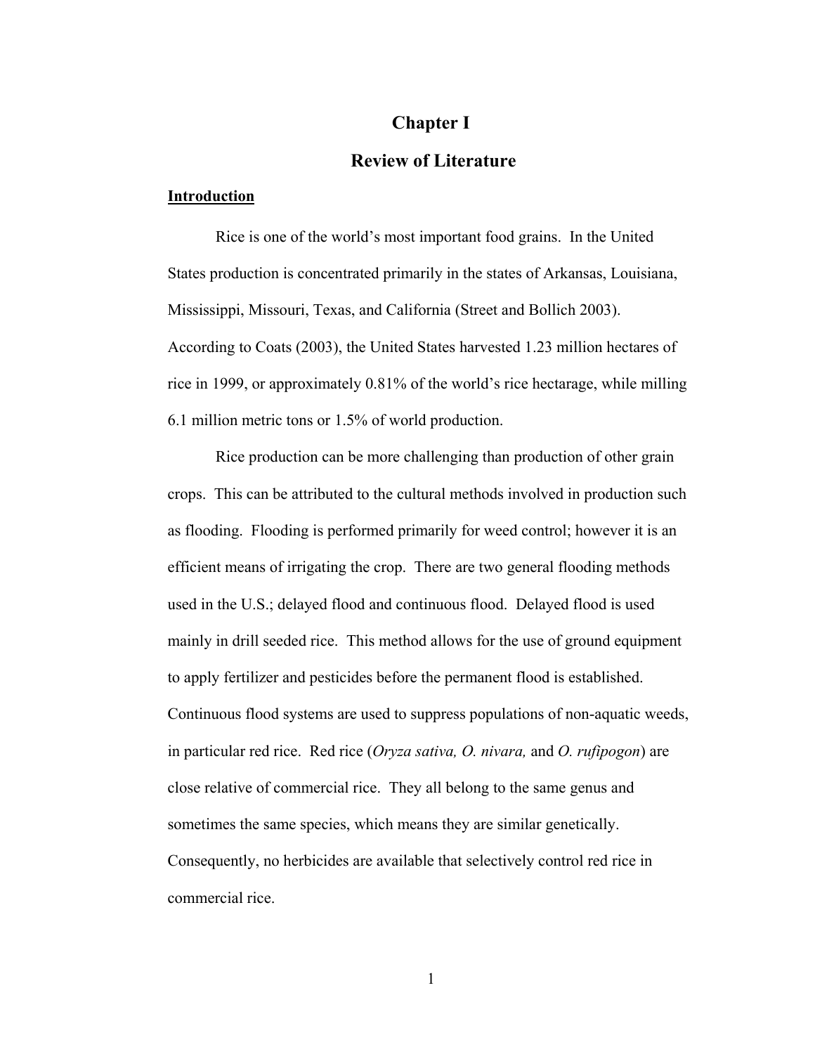# Chapter I

## Review of Literature

**Introduction**

Rice is one of the world's most important food grains. In the United States production is concentrated primarily in the states of Arkansas, Louisiana, Mississippi, Missouri, Texas, and California (Street and Bollich 2003). According to Coats (2003), the United States harvested 1.23 million hectares of rice in 1999, or approximately 0.81% of the world's rice hectarage, while milling 6.1 million metric tons or 1.5% of world production.

Rice production can be more challenging than production of other grain crops. This can be attributed to the cultural methods involved in production such as flooding. Flooding is performed primarily for weed control; however it is an efficient means of irrigating the crop. There are two general flooding methods used in the U.S.; delayed flood and continuous flood. Delayed flood is used mainly in drill seeded rice. This method allows for the use of ground equipment to apply fertilizer and pesticides before the permanent flood is established. Continuous flood systems are used to suppress populations of non-aquatic weeds, in particular red rice. Red rice (*Oryza sativa, O. nivara,* and *O. rufipogon*) are close relative of commercial rice. They all belong to the same genus and sometimes the same species, which means they are similar genetically. Consequently, no herbicides are available that selectively control red rice in commercial rice.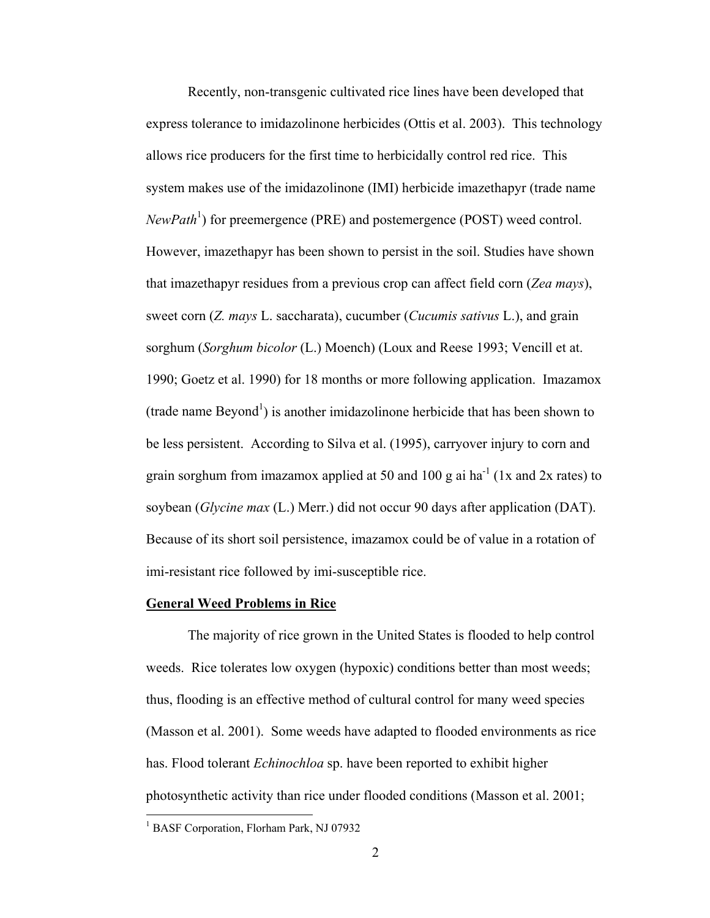Recently, non-transgenic cultivated rice lines have been developed that express tolerance to imidazolinone herbicides (Ottis et al. 2003). This technology allows rice producers for the first time to herbicidally control red rice. This system makes use of the imidazolinone (IMI) herbicide imazethapyr (trade name *NewPath*[1]) for preemergence (PRE) and postemergence (POST) weed control. However, imazethapyr has been shown to persist in the soil. Studies have shown that imazethapyr residues from a previous crop can affect field corn (*Zea mays*), sweet corn (*Z. mays* L. saccharata), cucumber (*Cucumis sativus* L.), and grain sorghum (*Sorghum bicolor* (L.) Moench) (Loux and Reese 1993; Vencill et at. 1990; Goetz et al. 1990) for 18 months or more following application. Imazamox (trade name Beyond[1]) is another imidazolinone herbicide that has been shown to be less persistent. According to Silva et al. (1995), carryover injury to corn and grain sorghum from imazamox applied at 50 and 100 g ai ha$^{-1}$ (1x and 2x rates) to soybean (*Glycine max* (L.) Merr.) did not occur 90 days after application (DAT). Because of its short soil persistence, imazamox could be of value in a rotation of imi-resistant rice followed by imi-susceptible rice.

## General Weed Problems in Rice

The majority of rice grown in the United States is flooded to help control weeds. Rice tolerates low oxygen (hypoxic) conditions better than most weeds; thus, flooding is an effective method of cultural control for many weed species (Masson et al. 2001). Some weeds have adapted to flooded environments as rice has. Flood tolerant *Echinochloa* sp. have been reported to exhibit higher photosynthetic activity than rice under flooded conditions (Masson et al. 2001;

[1] BASF Corporation, Florham Park, NJ 07932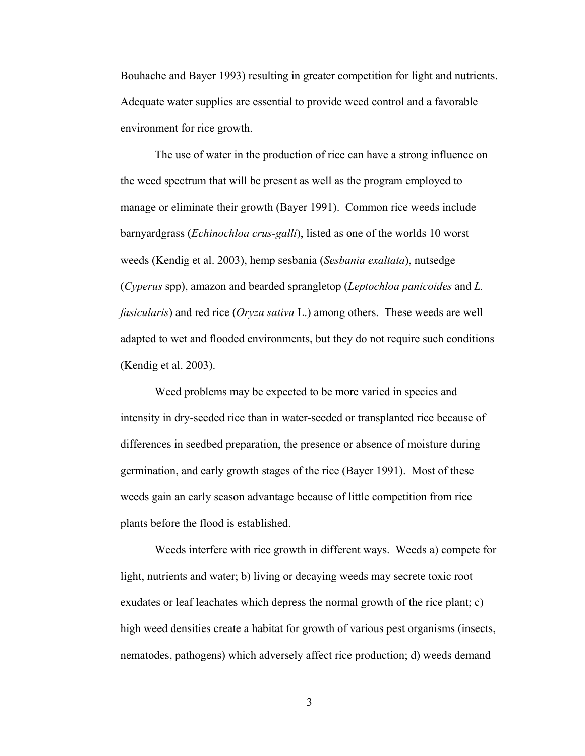Bouhache and Bayer 1993) resulting in greater competition for light and nutrients. Adequate water supplies are essential to provide weed control and a favorable environment for rice growth.

The use of water in the production of rice can have a strong influence on the weed spectrum that will be present as well as the program employed to manage or eliminate their growth (Bayer 1991). Common rice weeds include barnyardgrass (*Echinochloa crus-galli*), listed as one of the worlds 10 worst weeds (Kendig et al. 2003), hemp sesbania (*Sesbania exaltata*), nutsedge (*Cyperus* spp), amazon and bearded sprangletop (*Leptochloa panicoides* and *L. fasicularis*) and red rice (*Oryza sativa* L.) among others. These weeds are well adapted to wet and flooded environments, but they do not require such conditions (Kendig et al. 2003).

Weed problems may be expected to be more varied in species and intensity in dry-seeded rice than in water-seeded or transplanted rice because of differences in seedbed preparation, the presence or absence of moisture during germination, and early growth stages of the rice (Bayer 1991). Most of these weeds gain an early season advantage because of little competition from rice plants before the flood is established.

Weeds interfere with rice growth in different ways. Weeds a) compete for light, nutrients and water; b) living or decaying weeds may secrete toxic root exudates or leaf leachates which depress the normal growth of the rice plant; c) high weed densities create a habitat for growth of various pest organisms (insects, nematodes, pathogens) which adversely affect rice production; d) weeds demand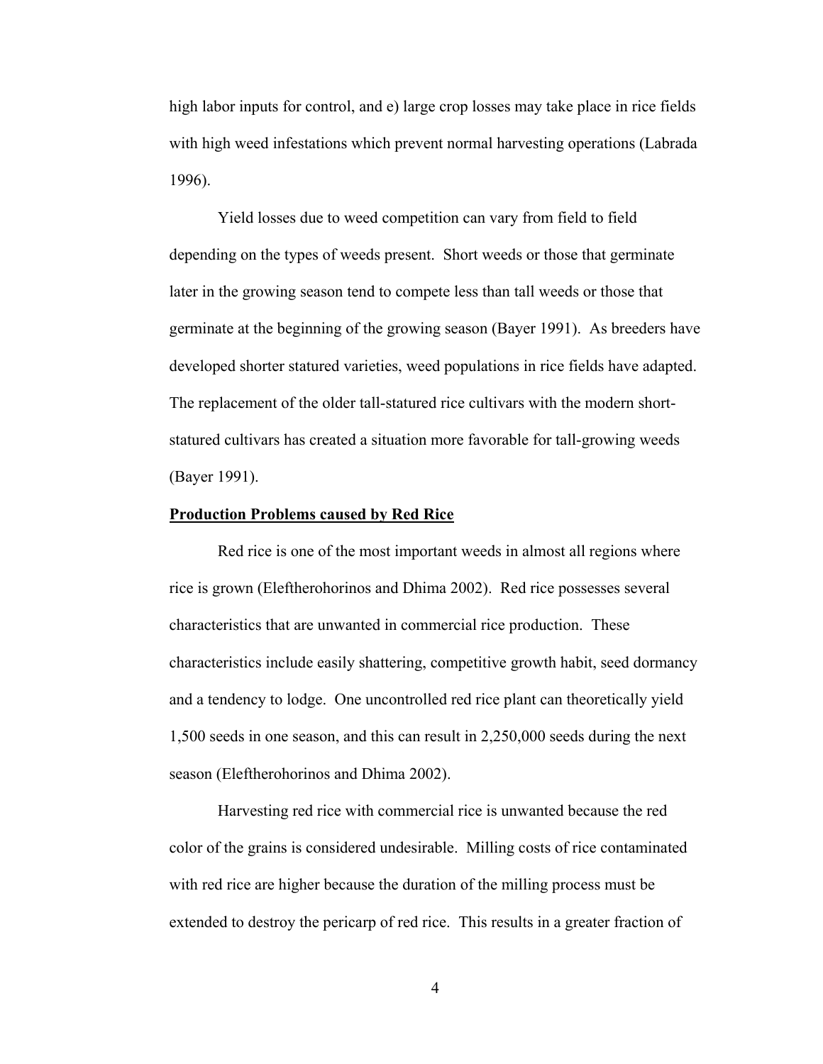high labor inputs for control, and e) large crop losses may take place in rice fields with high weed infestations which prevent normal harvesting operations (Labrada 1996).

Yield losses due to weed competition can vary from field to field depending on the types of weeds present. Short weeds or those that germinate later in the growing season tend to compete less than tall weeds or those that germinate at the beginning of the growing season (Bayer 1991). As breeders have developed shorter statured varieties, weed populations in rice fields have adapted. The replacement of the older tall-statured rice cultivars with the modern short-statured cultivars has created a situation more favorable for tall-growing weeds (Bayer 1991).

## Production Problems caused by Red Rice

Red rice is one of the most important weeds in almost all regions where rice is grown (Eleftherohorinos and Dhima 2002). Red rice possesses several characteristics that are unwanted in commercial rice production. These characteristics include easily shattering, competitive growth habit, seed dormancy and a tendency to lodge. One uncontrolled red rice plant can theoretically yield 1,500 seeds in one season, and this can result in 2,250,000 seeds during the next season (Eleftherohorinos and Dhima 2002).

Harvesting red rice with commercial rice is unwanted because the red color of the grains is considered undesirable. Milling costs of rice contaminated with red rice are higher because the duration of the milling process must be extended to destroy the pericarp of red rice. This results in a greater fraction of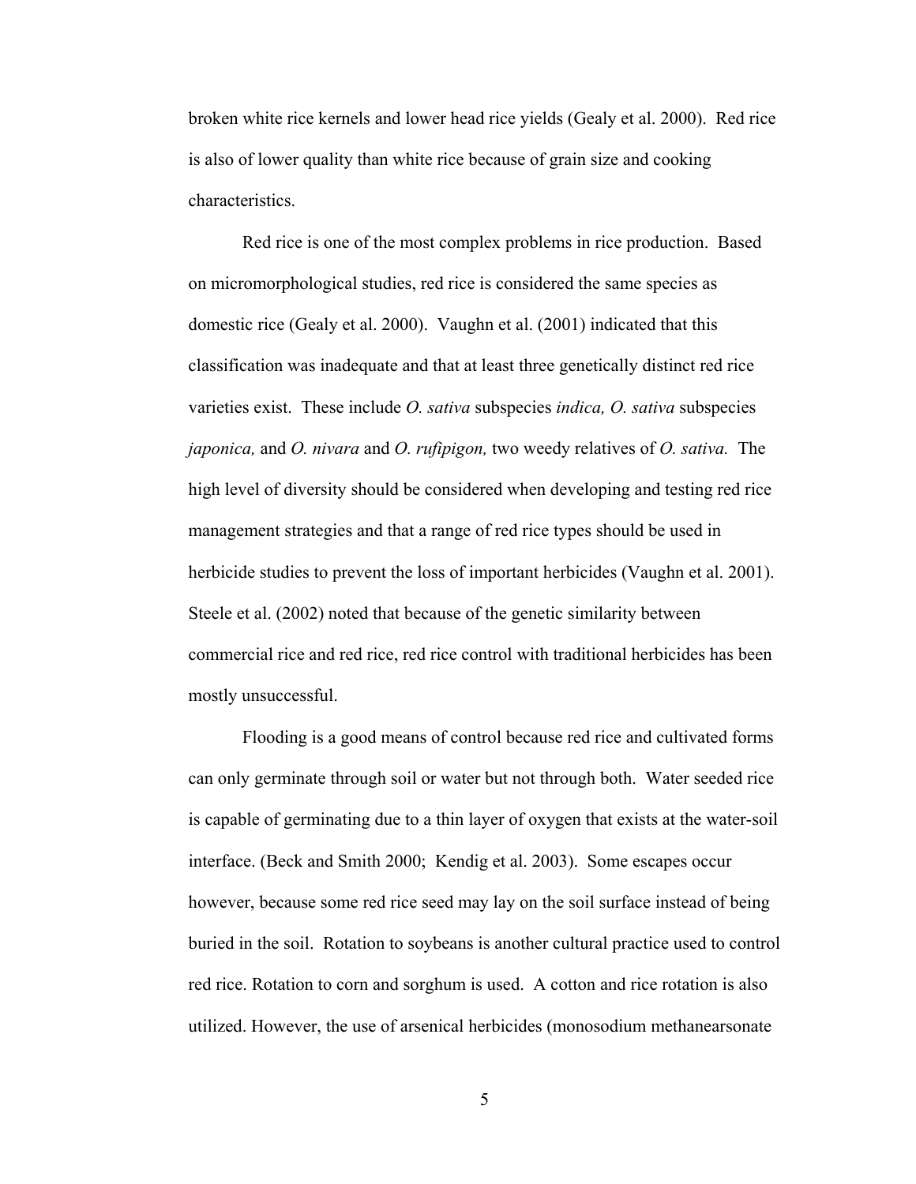broken white rice kernels and lower head rice yields (Gealy et al. 2000). Red rice is also of lower quality than white rice because of grain size and cooking characteristics.

Red rice is one of the most complex problems in rice production. Based on micromorphological studies, red rice is considered the same species as domestic rice (Gealy et al. 2000). Vaughn et al. (2001) indicated that this classification was inadequate and that at least three genetically distinct red rice varieties exist. These include *O. sativa* subspecies *indica, O. sativa* subspecies *japonica,* and *O. nivara* and *O. rufipigon,* two weedy relatives of *O. sativa.* The high level of diversity should be considered when developing and testing red rice management strategies and that a range of red rice types should be used in herbicide studies to prevent the loss of important herbicides (Vaughn et al. 2001). Steele et al. (2002) noted that because of the genetic similarity between commercial rice and red rice, red rice control with traditional herbicides has been mostly unsuccessful.

Flooding is a good means of control because red rice and cultivated forms can only germinate through soil or water but not through both. Water seeded rice is capable of germinating due to a thin layer of oxygen that exists at the water-soil interface. (Beck and Smith 2000; Kendig et al. 2003). Some escapes occur however, because some red rice seed may lay on the soil surface instead of being buried in the soil. Rotation to soybeans is another cultural practice used to control red rice. Rotation to corn and sorghum is used. A cotton and rice rotation is also utilized. However, the use of arsenical herbicides (monosodium methanearsonate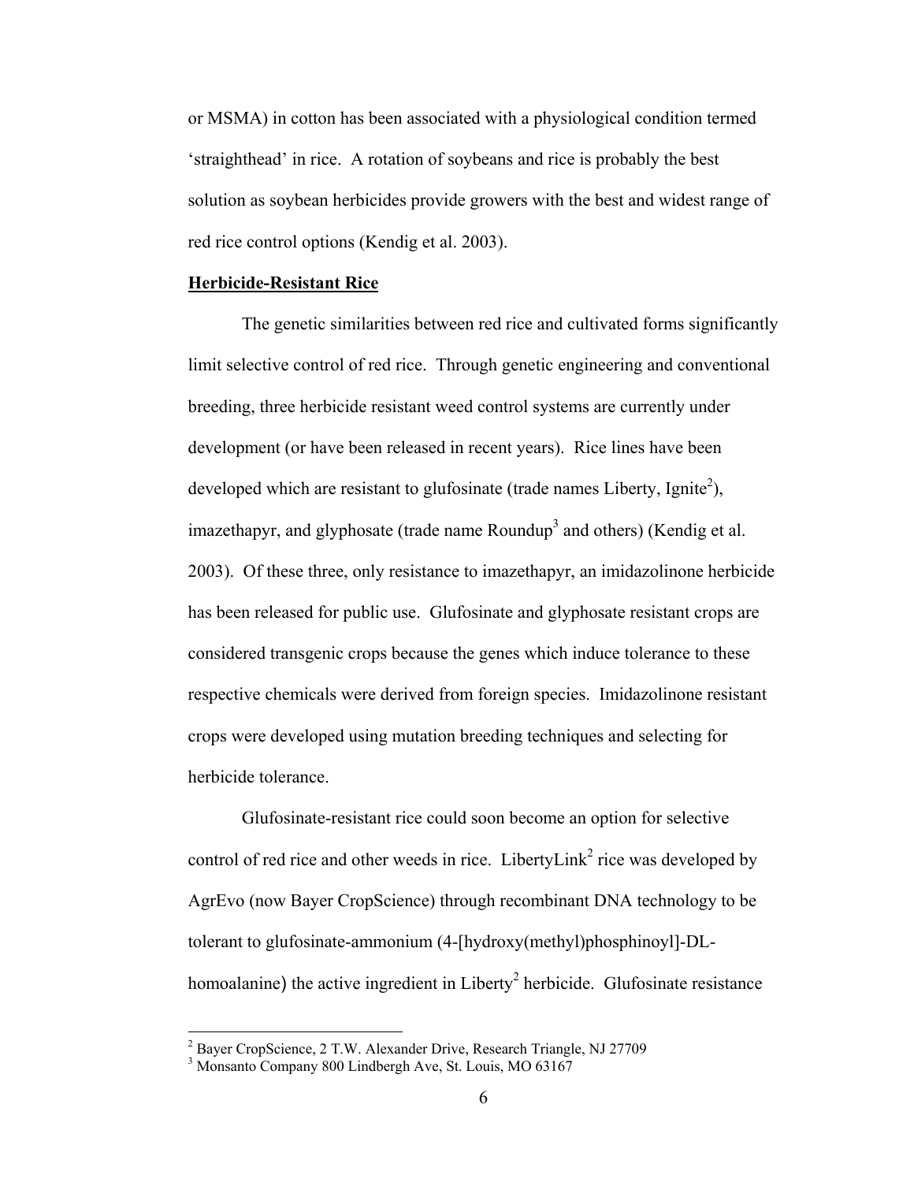or MSMA) in cotton has been associated with a physiological condition termed 'straighthead' in rice. A rotation of soybeans and rice is probably the best solution as soybean herbicides provide growers with the best and widest range of red rice control options (Kendig et al. 2003).

## Herbicide-Resistant Rice

The genetic similarities between red rice and cultivated forms significantly limit selective control of red rice. Through genetic engineering and conventional breeding, three herbicide resistant weed control systems are currently under development (or have been released in recent years). Rice lines have been developed which are resistant to glufosinate (trade names Liberty, Ignite[2]), imazethapyr, and glyphosate (trade name Roundup[3] and others) (Kendig et al. 2003). Of these three, only resistance to imazethapyr, an imidazolinone herbicide has been released for public use. Glufosinate and glyphosate resistant crops are considered transgenic crops because the genes which induce tolerance to these respective chemicals were derived from foreign species. Imidazolinone resistant crops were developed using mutation breeding techniques and selecting for herbicide tolerance.

Glufosinate-resistant rice could soon become an option for selective control of red rice and other weeds in rice. LibertyLink[2] rice was developed by AgrEvo (now Bayer CropScience) through recombinant DNA technology to be tolerant to glufosinate-ammonium (4-[hydroxy(methyl)phosphinoyl]-DL-homoalanine) the active ingredient in Liberty[2] herbicide. Glufosinate resistance

---

[2] Bayer CropScience, 2 T.W. Alexander Drive, Research Triangle, NJ 27709

[3] Monsanto Company 800 Lindbergh Ave, St. Louis, MO 63167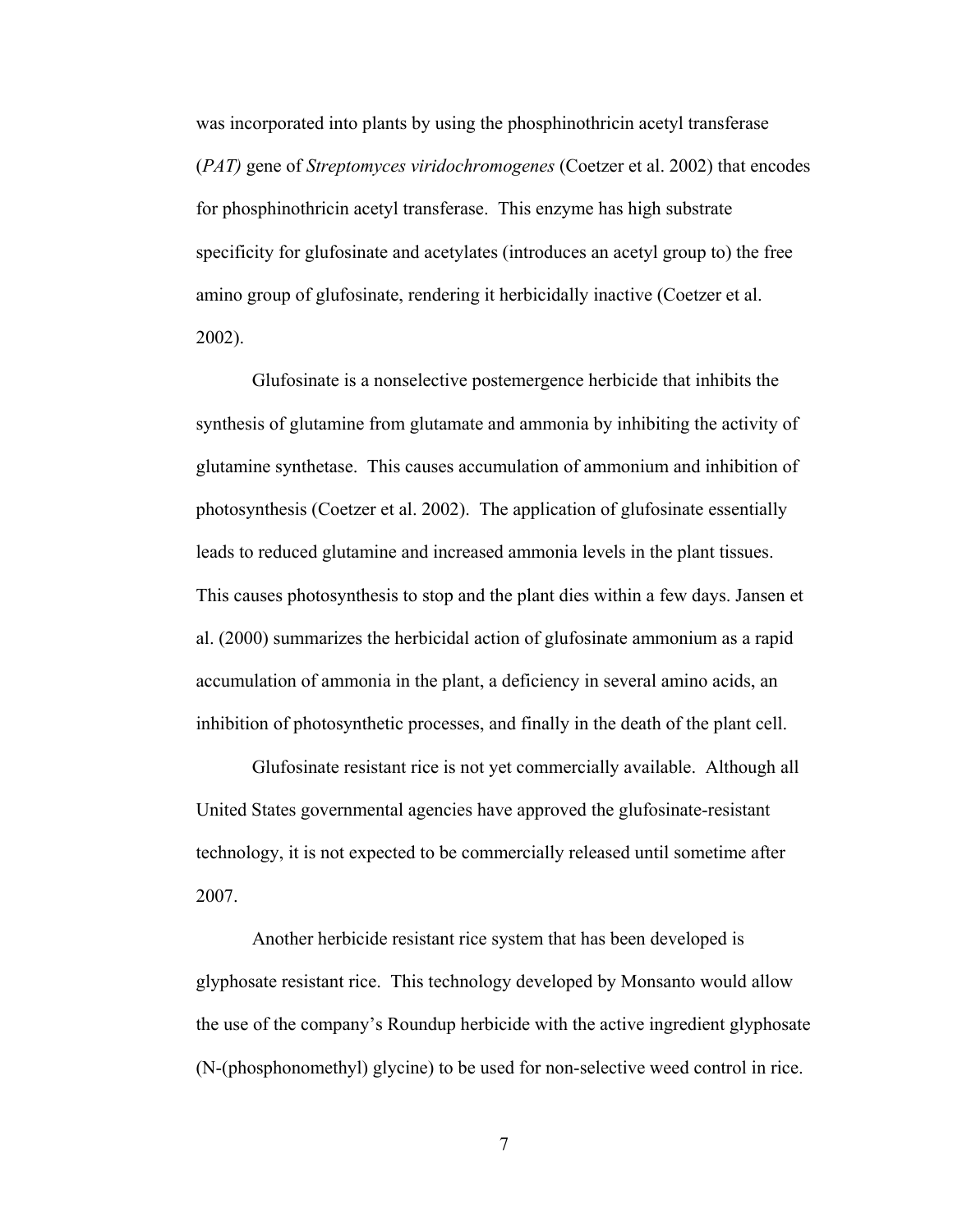was incorporated into plants by using the phosphinothricin acetyl transferase (*PAT)* gene of *Streptomyces viridochromogenes* (Coetzer et al. 2002) that encodes for phosphinothricin acetyl transferase. This enzyme has high substrate specificity for glufosinate and acetylates (introduces an acetyl group to) the free amino group of glufosinate, rendering it herbicidally inactive (Coetzer et al. 2002).

Glufosinate is a nonselective postemergence herbicide that inhibits the synthesis of glutamine from glutamate and ammonia by inhibiting the activity of glutamine synthetase. This causes accumulation of ammonium and inhibition of photosynthesis (Coetzer et al. 2002). The application of glufosinate essentially leads to reduced glutamine and increased ammonia levels in the plant tissues. This causes photosynthesis to stop and the plant dies within a few days. Jansen et al. (2000) summarizes the herbicidal action of glufosinate ammonium as a rapid accumulation of ammonia in the plant, a deficiency in several amino acids, an inhibition of photosynthetic processes, and finally in the death of the plant cell.

Glufosinate resistant rice is not yet commercially available. Although all United States governmental agencies have approved the glufosinate-resistant technology, it is not expected to be commercially released until sometime after 2007.

Another herbicide resistant rice system that has been developed is glyphosate resistant rice. This technology developed by Monsanto would allow the use of the company's Roundup herbicide with the active ingredient glyphosate (N-(phosphonomethyl) glycine) to be used for non-selective weed control in rice.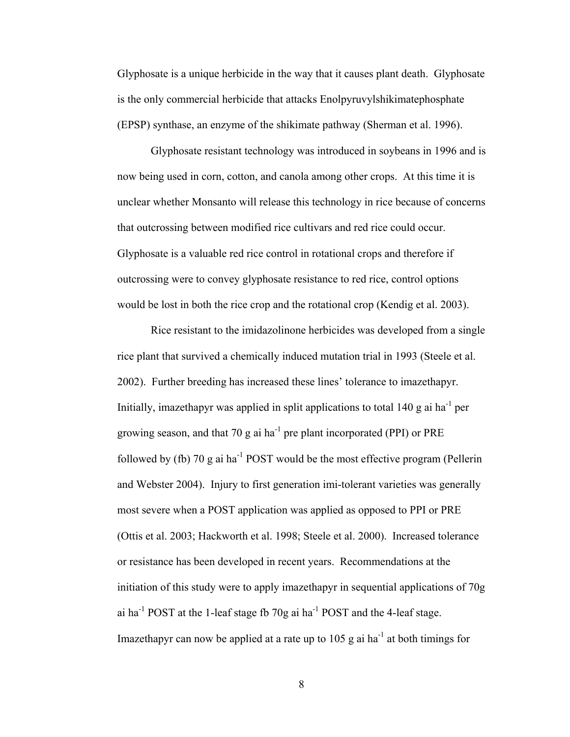Glyphosate is a unique herbicide in the way that it causes plant death. Glyphosate is the only commercial herbicide that attacks Enolpyruvylshikimatephosphate (EPSP) synthase, an enzyme of the shikimate pathway (Sherman et al. 1996).

Glyphosate resistant technology was introduced in soybeans in 1996 and is now being used in corn, cotton, and canola among other crops. At this time it is unclear whether Monsanto will release this technology in rice because of concerns that outcrossing between modified rice cultivars and red rice could occur. Glyphosate is a valuable red rice control in rotational crops and therefore if outcrossing were to convey glyphosate resistance to red rice, control options would be lost in both the rice crop and the rotational crop (Kendig et al. 2003).

Rice resistant to the imidazolinone herbicides was developed from a single rice plant that survived a chemically induced mutation trial in 1993 (Steele et al. 2002). Further breeding has increased these lines' tolerance to imazethapyr. Initially, imazethapyr was applied in split applications to total 140 g ai ha$^{-1}$ per growing season, and that 70 g ai ha$^{-1}$ pre plant incorporated (PPI) or PRE followed by (fb) 70 g ai ha$^{-1}$ POST would be the most effective program (Pellerin and Webster 2004). Injury to first generation imi-tolerant varieties was generally most severe when a POST application was applied as opposed to PPI or PRE (Ottis et al. 2003; Hackworth et al. 1998; Steele et al. 2000). Increased tolerance or resistance has been developed in recent years. Recommendations at the initiation of this study were to apply imazethapyr in sequential applications of 70g ai ha$^{-1}$ POST at the 1-leaf stage fb 70g ai ha$^{-1}$ POST and the 4-leaf stage. Imazethapyr can now be applied at a rate up to 105 g ai ha$^{-1}$ at both timings for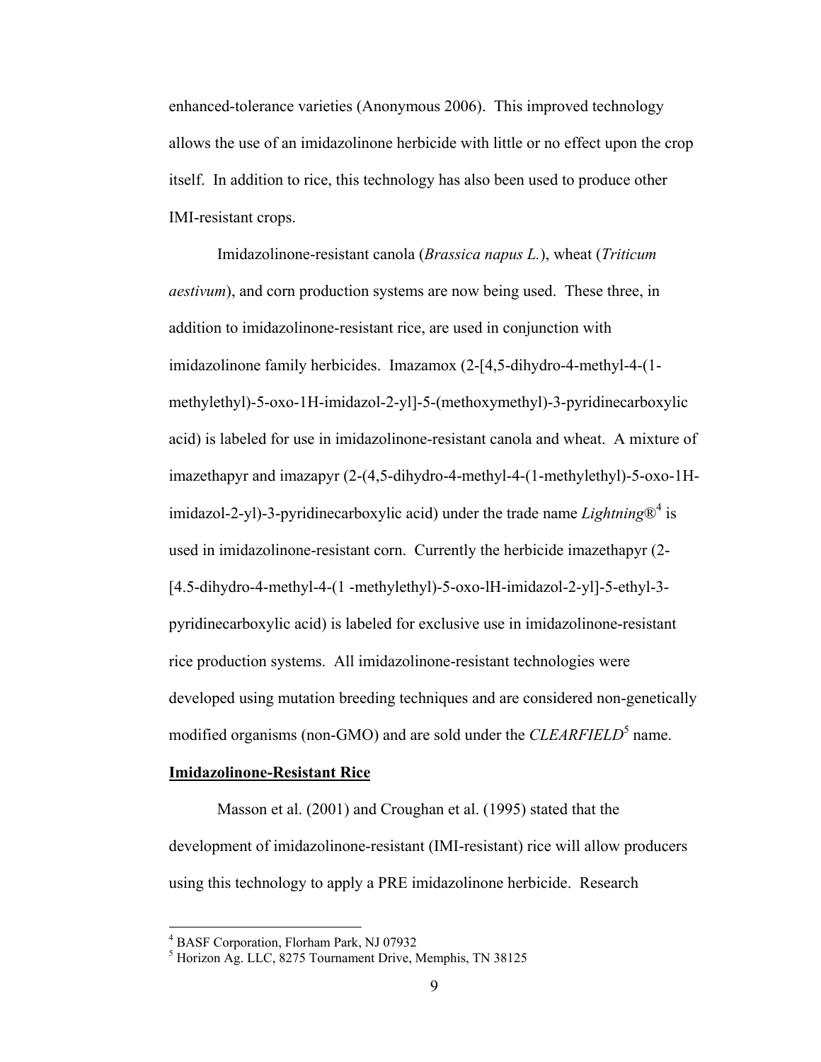enhanced-tolerance varieties (Anonymous 2006). This improved technology allows the use of an imidazolinone herbicide with little or no effect upon the crop itself. In addition to rice, this technology has also been used to produce other IMI-resistant crops.

Imidazolinone-resistant canola (*Brassica napus L.*), wheat (*Triticum aestivum*), and corn production systems are now being used. These three, in addition to imidazolinone-resistant rice, are used in conjunction with imidazolinone family herbicides. Imazamox (2-[4,5-dihydro-4-methyl-4-(1-methylethyl)-5-oxo-1H-imidazol-2-yl]-5-(methoxymethyl)-3-pyridinecarboxylic acid) is labeled for use in imidazolinone-resistant canola and wheat. A mixture of imazethapyr and imazapyr (2-(4,5-dihydro-4-methyl-4-(1-methylethyl)-5-oxo-1H-imidazol-2-yl)-3-pyridinecarboxylic acid) under the trade name *Lightning*®[4] is used in imidazolinone-resistant corn. Currently the herbicide imazethapyr (2-[4.5-dihydro-4-methyl-4-(1 -methylethyl)-5-oxo-lH-imidazol-2-yl]-5-ethyl-3-pyridinecarboxylic acid) is labeled for exclusive use in imidazolinone-resistant rice production systems. All imidazolinone-resistant technologies were developed using mutation breeding techniques and are considered non-genetically modified organisms (non-GMO) and are sold under the *CLEARFIELD*[5] name.

**Imidazolinone-Resistant Rice**

Masson et al. (2001) and Croughan et al. (1995) stated that the development of imidazolinone-resistant (IMI-resistant) rice will allow producers using this technology to apply a PRE imidazolinone herbicide. Research

[4] BASF Corporation, Florham Park, NJ 07932

[5] Horizon Ag. LLC, 8275 Tournament Drive, Memphis, TN 38125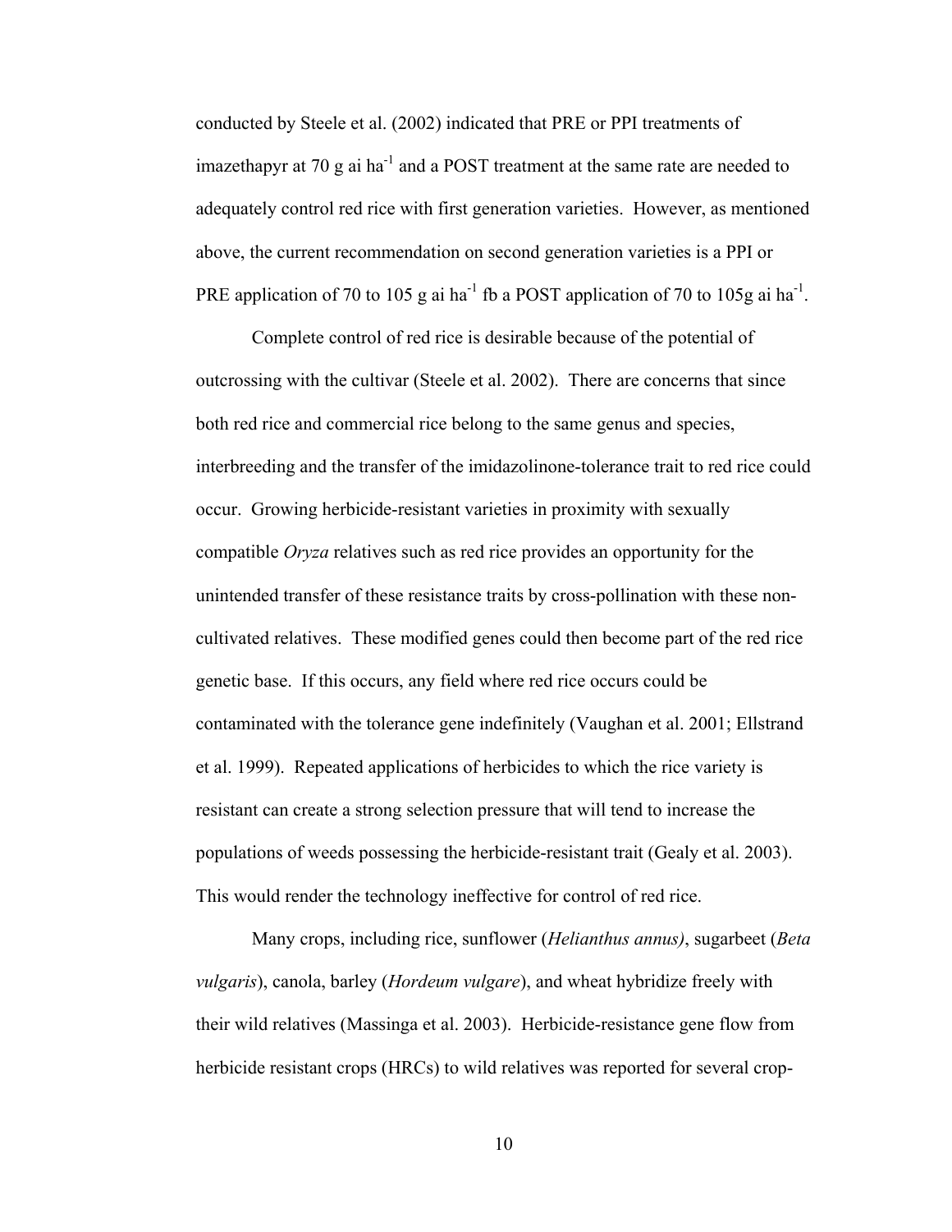conducted by Steele et al. (2002) indicated that PRE or PPI treatments of imazethapyr at 70 g ai ha$^{-1}$ and a POST treatment at the same rate are needed to adequately control red rice with first generation varieties. However, as mentioned above, the current recommendation on second generation varieties is a PPI or PRE application of 70 to 105 g ai ha$^{-1}$ fb a POST application of 70 to 105g ai ha$^{-1}$.

Complete control of red rice is desirable because of the potential of outcrossing with the cultivar (Steele et al. 2002). There are concerns that since both red rice and commercial rice belong to the same genus and species, interbreeding and the transfer of the imidazolinone-tolerance trait to red rice could occur. Growing herbicide-resistant varieties in proximity with sexually compatible *Oryza* relatives such as red rice provides an opportunity for the unintended transfer of these resistance traits by cross-pollination with these non-cultivated relatives. These modified genes could then become part of the red rice genetic base. If this occurs, any field where red rice occurs could be contaminated with the tolerance gene indefinitely (Vaughan et al. 2001; Ellstrand et al. 1999). Repeated applications of herbicides to which the rice variety is resistant can create a strong selection pressure that will tend to increase the populations of weeds possessing the herbicide-resistant trait (Gealy et al. 2003). This would render the technology ineffective for control of red rice.

Many crops, including rice, sunflower (*Helianthus annus)*, sugarbeet (*Beta vulgaris*), canola, barley (*Hordeum vulgare*), and wheat hybridize freely with their wild relatives (Massinga et al. 2003). Herbicide-resistance gene flow from herbicide resistant crops (HRCs) to wild relatives was reported for several crop-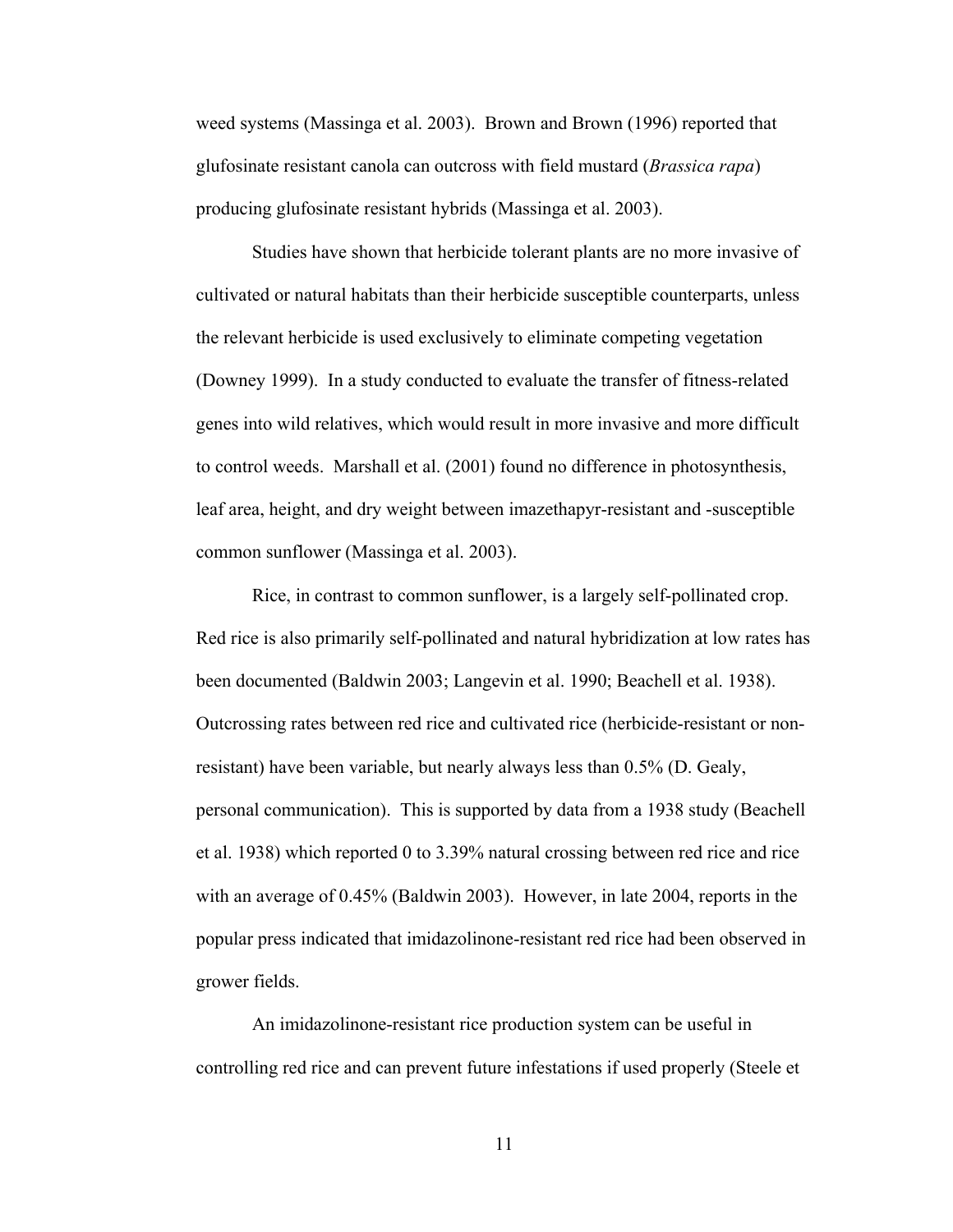weed systems (Massinga et al. 2003). Brown and Brown (1996) reported that glufosinate resistant canola can outcross with field mustard (*Brassica rapa*) producing glufosinate resistant hybrids (Massinga et al. 2003).

Studies have shown that herbicide tolerant plants are no more invasive of cultivated or natural habitats than their herbicide susceptible counterparts, unless the relevant herbicide is used exclusively to eliminate competing vegetation (Downey 1999). In a study conducted to evaluate the transfer of fitness-related genes into wild relatives, which would result in more invasive and more difficult to control weeds. Marshall et al. (2001) found no difference in photosynthesis, leaf area, height, and dry weight between imazethapyr-resistant and -susceptible common sunflower (Massinga et al. 2003).

Rice, in contrast to common sunflower, is a largely self-pollinated crop. Red rice is also primarily self-pollinated and natural hybridization at low rates has been documented (Baldwin 2003; Langevin et al. 1990; Beachell et al. 1938). Outcrossing rates between red rice and cultivated rice (herbicide-resistant or non-resistant) have been variable, but nearly always less than 0.5% (D. Gealy, personal communication). This is supported by data from a 1938 study (Beachell et al. 1938) which reported 0 to 3.39% natural crossing between red rice and rice with an average of 0.45% (Baldwin 2003). However, in late 2004, reports in the popular press indicated that imidazolinone-resistant red rice had been observed in grower fields.

An imidazolinone-resistant rice production system can be useful in controlling red rice and can prevent future infestations if used properly (Steele et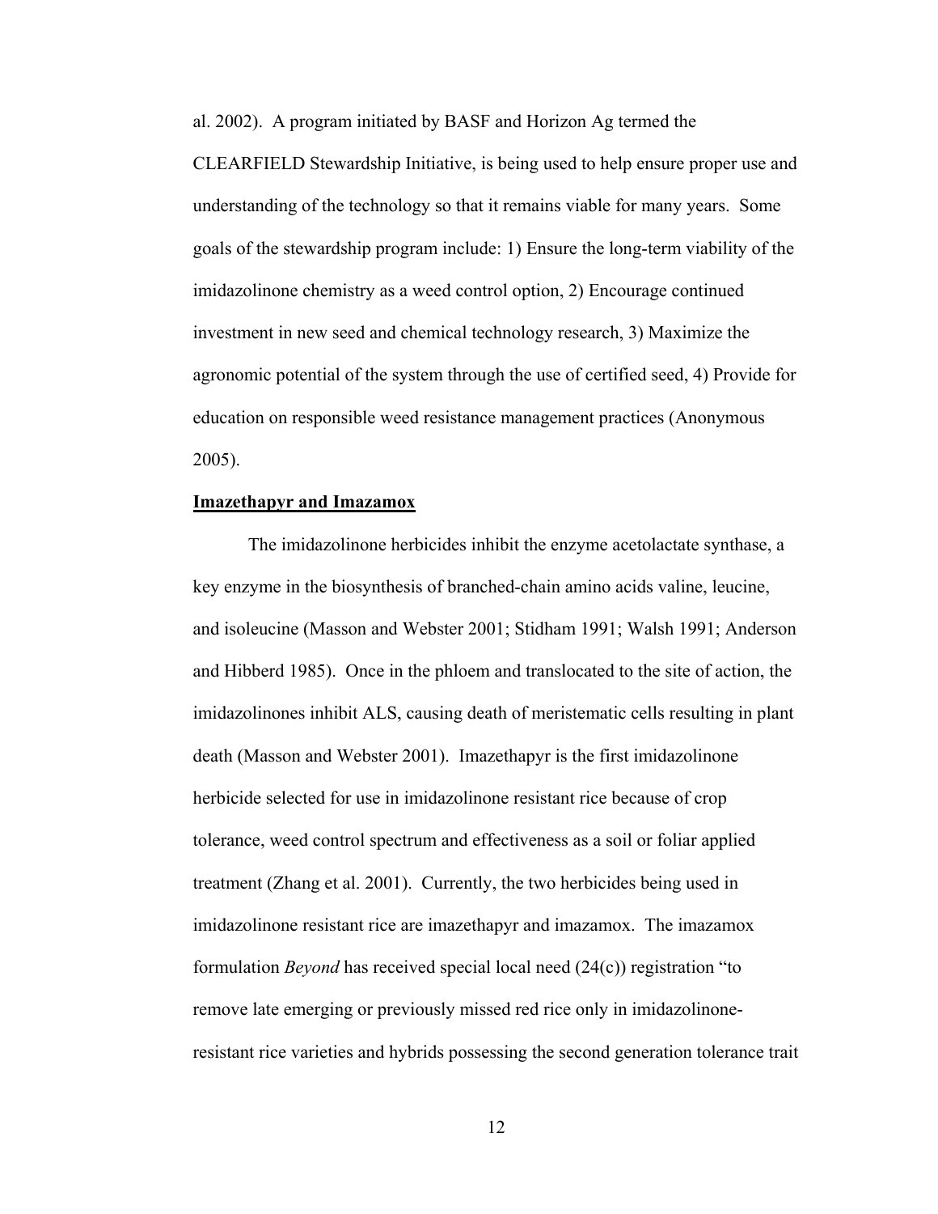al. 2002). A program initiated by BASF and Horizon Ag termed the CLEARFIELD Stewardship Initiative, is being used to help ensure proper use and understanding of the technology so that it remains viable for many years. Some goals of the stewardship program include: 1) Ensure the long-term viability of the imidazolinone chemistry as a weed control option, 2) Encourage continued investment in new seed and chemical technology research, 3) Maximize the agronomic potential of the system through the use of certified seed, 4) Provide for education on responsible weed resistance management practices (Anonymous 2005).

**Imazethapyr and Imazamox**

The imidazolinone herbicides inhibit the enzyme acetolactate synthase, a key enzyme in the biosynthesis of branched-chain amino acids valine, leucine, and isoleucine (Masson and Webster 2001; Stidham 1991; Walsh 1991; Anderson and Hibberd 1985). Once in the phloem and translocated to the site of action, the imidazolinones inhibit ALS, causing death of meristematic cells resulting in plant death (Masson and Webster 2001). Imazethapyr is the first imidazolinone herbicide selected for use in imidazolinone resistant rice because of crop tolerance, weed control spectrum and effectiveness as a soil or foliar applied treatment (Zhang et al. 2001). Currently, the two herbicides being used in imidazolinone resistant rice are imazethapyr and imazamox. The imazamox formulation *Beyond* has received special local need (24(c)) registration "to remove late emerging or previously missed red rice only in imidazolinone-resistant rice varieties and hybrids possessing the second generation tolerance trait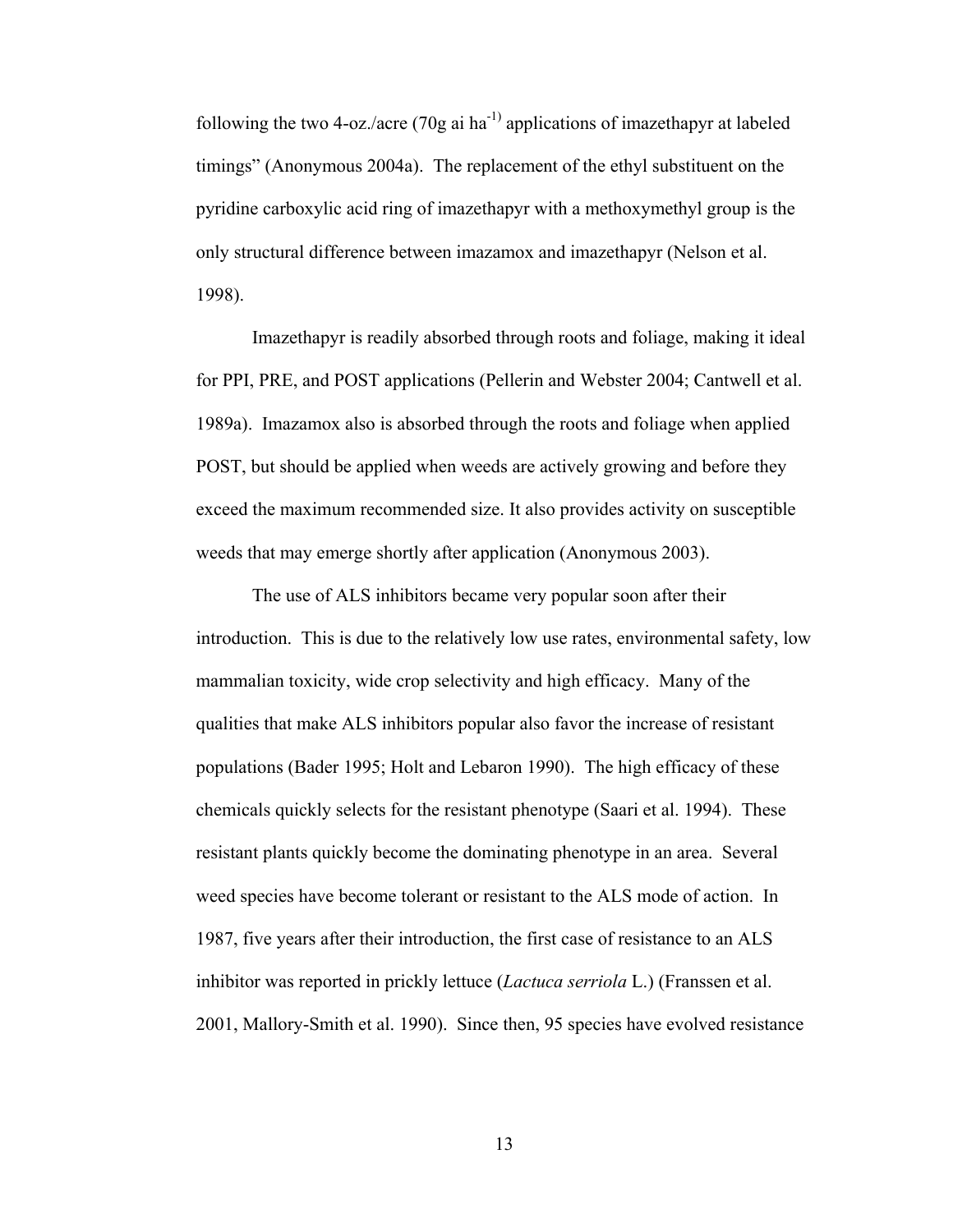following the two 4-oz./acre (70g ai ha$^{-1)}$ applications of imazethapyr at labeled timings" (Anonymous 2004a). The replacement of the ethyl substituent on the pyridine carboxylic acid ring of imazethapyr with a methoxymethyl group is the only structural difference between imazamox and imazethapyr (Nelson et al. 1998).

Imazethapyr is readily absorbed through roots and foliage, making it ideal for PPI, PRE, and POST applications (Pellerin and Webster 2004; Cantwell et al. 1989a). Imazamox also is absorbed through the roots and foliage when applied POST, but should be applied when weeds are actively growing and before they exceed the maximum recommended size. It also provides activity on susceptible weeds that may emerge shortly after application (Anonymous 2003).

The use of ALS inhibitors became very popular soon after their introduction. This is due to the relatively low use rates, environmental safety, low mammalian toxicity, wide crop selectivity and high efficacy. Many of the qualities that make ALS inhibitors popular also favor the increase of resistant populations (Bader 1995; Holt and Lebaron 1990). The high efficacy of these chemicals quickly selects for the resistant phenotype (Saari et al. 1994). These resistant plants quickly become the dominating phenotype in an area. Several weed species have become tolerant or resistant to the ALS mode of action. In 1987, five years after their introduction, the first case of resistance to an ALS inhibitor was reported in prickly lettuce (*Lactuca serriola* L.) (Franssen et al. 2001, Mallory-Smith et al. 1990). Since then, 95 species have evolved resistance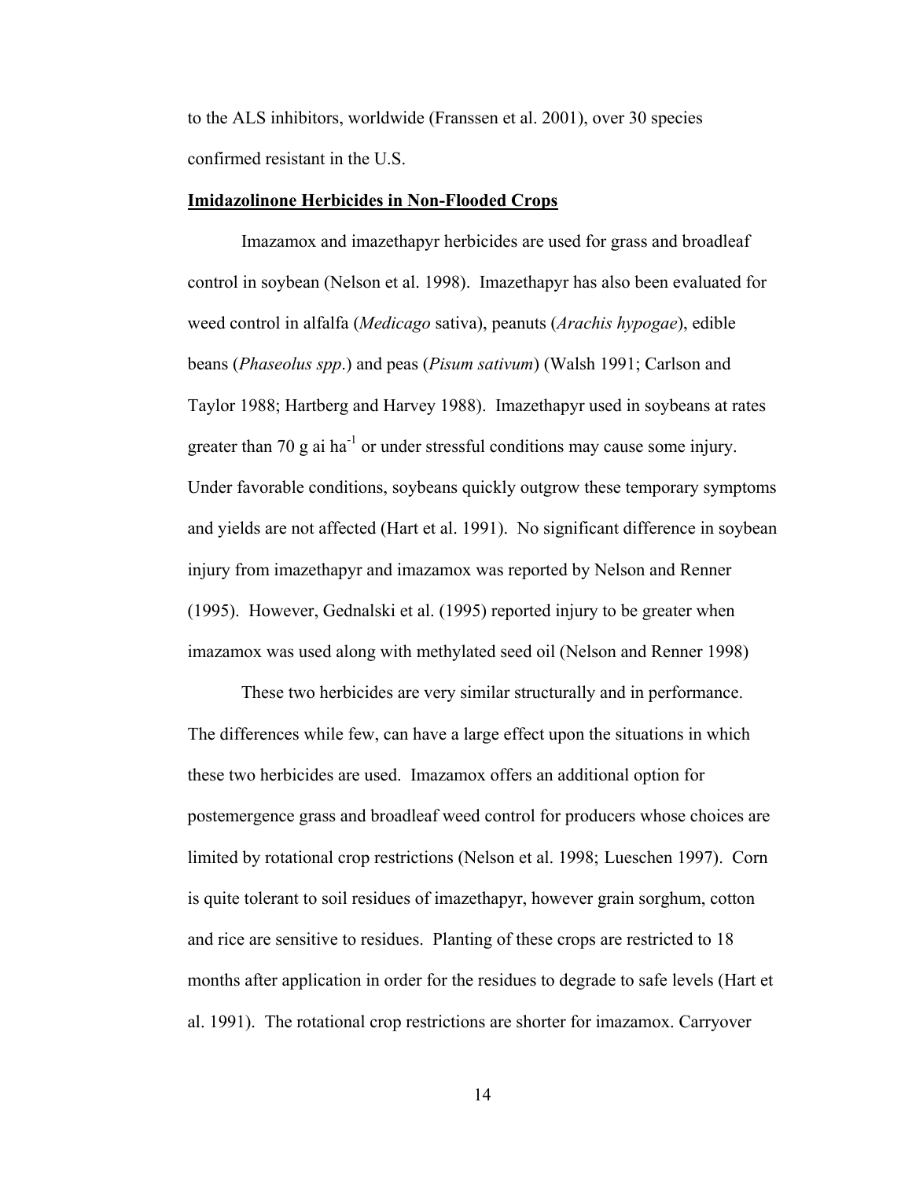to the ALS inhibitors, worldwide (Franssen et al. 2001), over 30 species confirmed resistant in the U.S.

**Imidazolinone Herbicides in Non-Flooded Crops**

Imazamox and imazethapyr herbicides are used for grass and broadleaf control in soybean (Nelson et al. 1998). Imazethapyr has also been evaluated for weed control in alfalfa (*Medicago* sativa), peanuts (*Arachis hypogae*), edible beans (*Phaseolus spp*.) and peas (*Pisum sativum*) (Walsh 1991; Carlson and Taylor 1988; Hartberg and Harvey 1988). Imazethapyr used in soybeans at rates greater than 70 g ai $ha^{-1}$ or under stressful conditions may cause some injury. Under favorable conditions, soybeans quickly outgrow these temporary symptoms and yields are not affected (Hart et al. 1991). No significant difference in soybean injury from imazethapyr and imazamox was reported by Nelson and Renner (1995). However, Gednalski et al. (1995) reported injury to be greater when imazamox was used along with methylated seed oil (Nelson and Renner 1998)

These two herbicides are very similar structurally and in performance. The differences while few, can have a large effect upon the situations in which these two herbicides are used. Imazamox offers an additional option for postemergence grass and broadleaf weed control for producers whose choices are limited by rotational crop restrictions (Nelson et al. 1998; Lueschen 1997). Corn is quite tolerant to soil residues of imazethapyr, however grain sorghum, cotton and rice are sensitive to residues. Planting of these crops are restricted to 18 months after application in order for the residues to degrade to safe levels (Hart et al. 1991). The rotational crop restrictions are shorter for imazamox. Carryover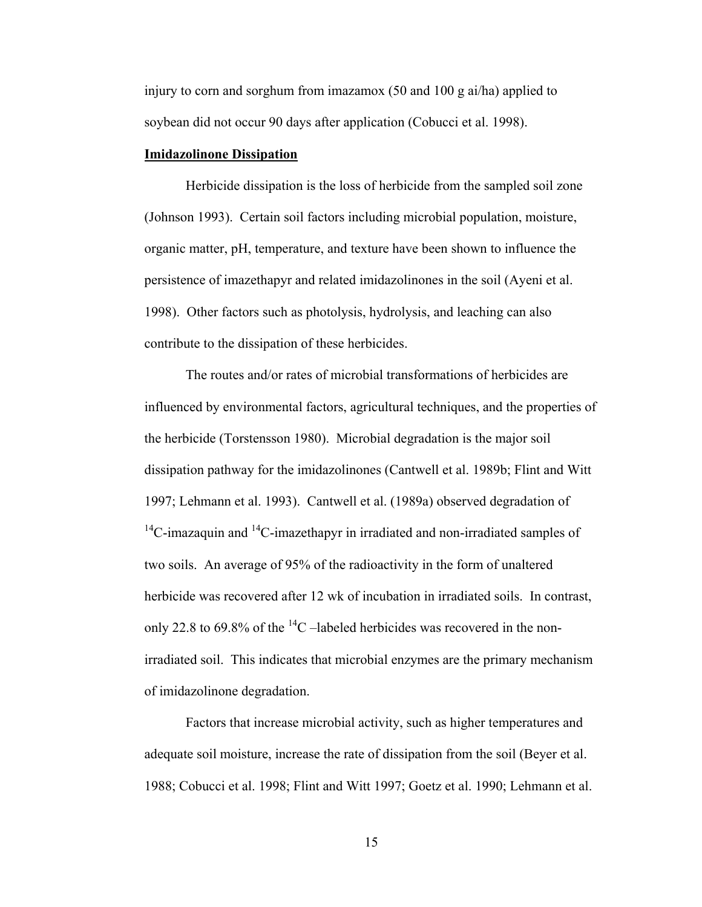injury to corn and sorghum from imazamox (50 and 100 g ai/ha) applied to soybean did not occur 90 days after application (Cobucci et al. 1998).

**Imidazolinone Dissipation**

Herbicide dissipation is the loss of herbicide from the sampled soil zone (Johnson 1993). Certain soil factors including microbial population, moisture, organic matter, pH, temperature, and texture have been shown to influence the persistence of imazethapyr and related imidazolinones in the soil (Ayeni et al. 1998). Other factors such as photolysis, hydrolysis, and leaching can also contribute to the dissipation of these herbicides.

The routes and/or rates of microbial transformations of herbicides are influenced by environmental factors, agricultural techniques, and the properties of the herbicide (Torstensson 1980). Microbial degradation is the major soil dissipation pathway for the imidazolinones (Cantwell et al. 1989b; Flint and Witt 1997; Lehmann et al. 1993). Cantwell et al. (1989a) observed degradation of $^{14}C$-imazaquin and $^{14}C$-imazethapyr in irradiated and non-irradiated samples of two soils. An average of 95% of the radioactivity in the form of unaltered herbicide was recovered after 12 wk of incubation in irradiated soils. In contrast, only 22.8 to 69.8% of the $^{14}C$ –labeled herbicides was recovered in the non-irradiated soil. This indicates that microbial enzymes are the primary mechanism of imidazolinone degradation.

Factors that increase microbial activity, such as higher temperatures and adequate soil moisture, increase the rate of dissipation from the soil (Beyer et al. 1988; Cobucci et al. 1998; Flint and Witt 1997; Goetz et al. 1990; Lehmann et al.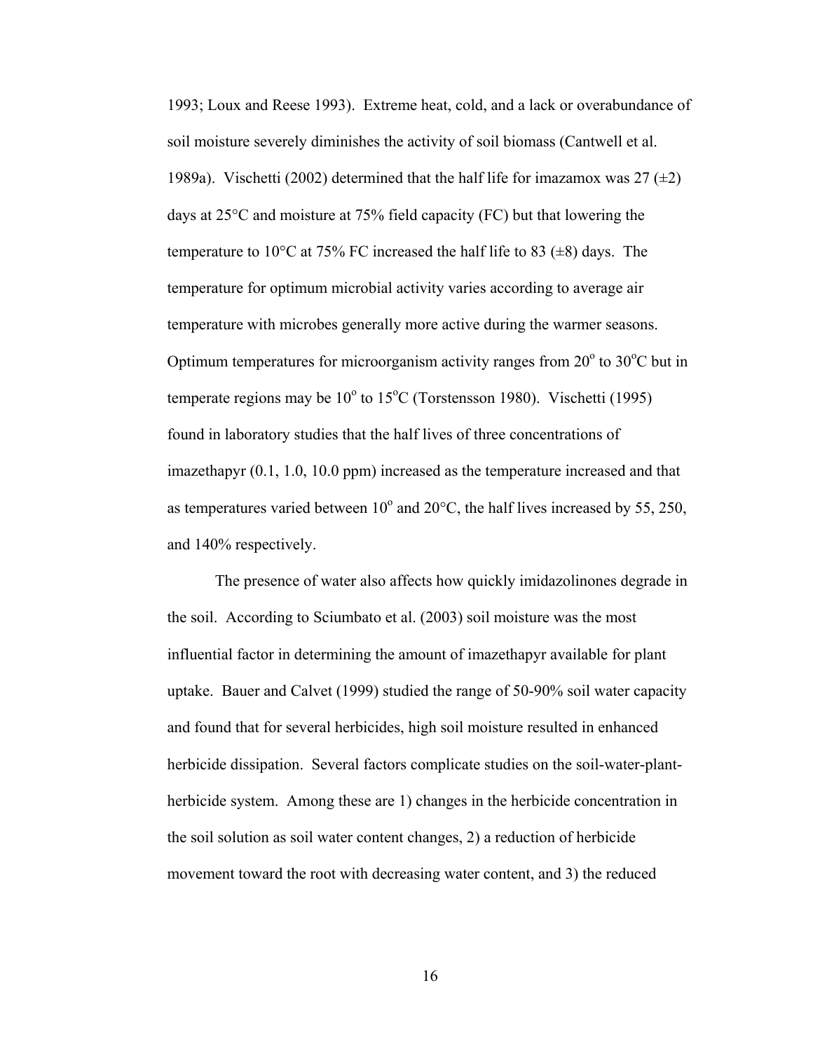1993; Loux and Reese 1993). Extreme heat, cold, and a lack or overabundance of soil moisture severely diminishes the activity of soil biomass (Cantwell et al. 1989a). Vischetti (2002) determined that the half life for imazamox was 27 (±2) days at 25°C and moisture at 75% field capacity (FC) but that lowering the temperature to 10°C at 75% FC increased the half life to 83 (±8) days. The temperature for optimum microbial activity varies according to average air temperature with microbes generally more active during the warmer seasons. Optimum temperatures for microorganism activity ranges from 20$^{o}$ to 30$^{o}$C but in temperate regions may be 10$^{o}$ to 15$^{o}$C (Torstensson 1980). Vischetti (1995) found in laboratory studies that the half lives of three concentrations of imazethapyr (0.1, 1.0, 10.0 ppm) increased as the temperature increased and that as temperatures varied between 10$^{o}$ and 20°C, the half lives increased by 55, 250, and 140% respectively.

The presence of water also affects how quickly imidazolinones degrade in the soil. According to Sciumbato et al. (2003) soil moisture was the most influential factor in determining the amount of imazethapyr available for plant uptake. Bauer and Calvet (1999) studied the range of 50-90% soil water capacity and found that for several herbicides, high soil moisture resulted in enhanced herbicide dissipation. Several factors complicate studies on the soil-water-plant-herbicide system. Among these are 1) changes in the herbicide concentration in the soil solution as soil water content changes, 2) a reduction of herbicide movement toward the root with decreasing water content, and 3) the reduced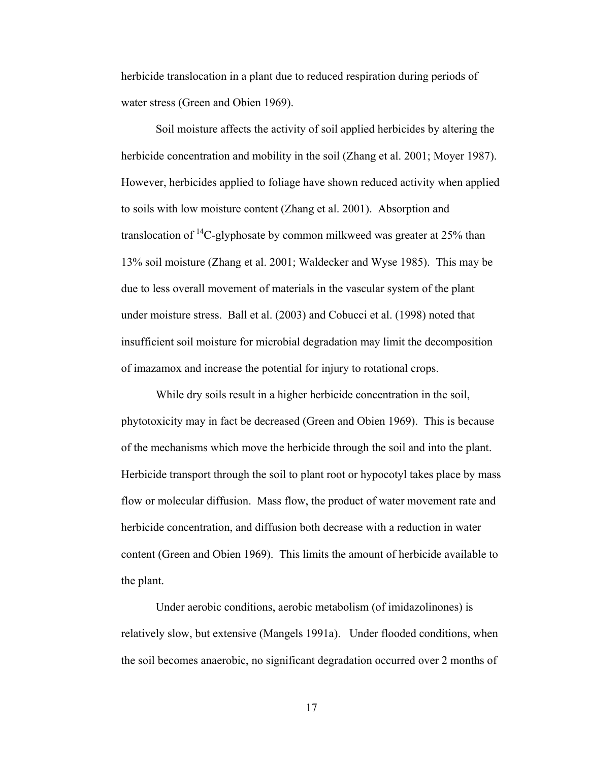herbicide translocation in a plant due to reduced respiration during periods of water stress (Green and Obien 1969).

Soil moisture affects the activity of soil applied herbicides by altering the herbicide concentration and mobility in the soil (Zhang et al. 2001; Moyer 1987). However, herbicides applied to foliage have shown reduced activity when applied to soils with low moisture content (Zhang et al. 2001). Absorption and translocation of $^{14}C$-glyphosate by common milkweed was greater at 25% than 13% soil moisture (Zhang et al. 2001; Waldecker and Wyse 1985). This may be due to less overall movement of materials in the vascular system of the plant under moisture stress. Ball et al. (2003) and Cobucci et al. (1998) noted that insufficient soil moisture for microbial degradation may limit the decomposition of imazamox and increase the potential for injury to rotational crops.

While dry soils result in a higher herbicide concentration in the soil, phytotoxicity may in fact be decreased (Green and Obien 1969). This is because of the mechanisms which move the herbicide through the soil and into the plant. Herbicide transport through the soil to plant root or hypocotyl takes place by mass flow or molecular diffusion. Mass flow, the product of water movement rate and herbicide concentration, and diffusion both decrease with a reduction in water content (Green and Obien 1969). This limits the amount of herbicide available to the plant.

Under aerobic conditions, aerobic metabolism (of imidazolinones) is relatively slow, but extensive (Mangels 1991a). Under flooded conditions, when the soil becomes anaerobic, no significant degradation occurred over 2 months of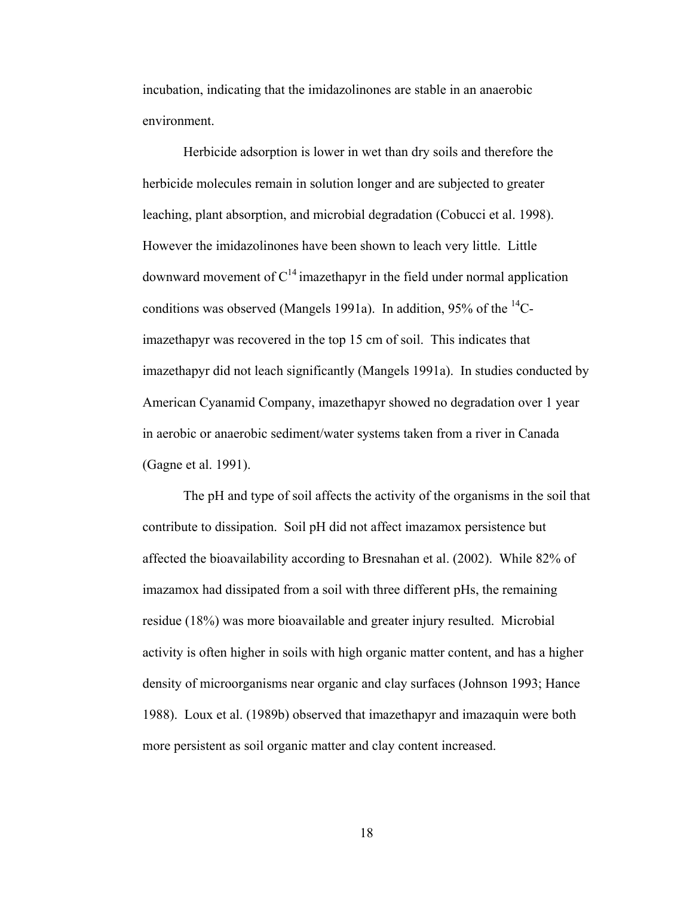incubation, indicating that the imidazolinones are stable in an anaerobic environment.

Herbicide adsorption is lower in wet than dry soils and therefore the herbicide molecules remain in solution longer and are subjected to greater leaching, plant absorption, and microbial degradation (Cobucci et al. 1998). However the imidazolinones have been shown to leach very little. Little downward movement of $C^{14}$ imazethapyr in the field under normal application conditions was observed (Mangels 1991a). In addition, 95% of the $^{14}$C-imazethapyr was recovered in the top 15 cm of soil. This indicates that imazethapyr did not leach significantly (Mangels 1991a). In studies conducted by American Cyanamid Company, imazethapyr showed no degradation over 1 year in aerobic or anaerobic sediment/water systems taken from a river in Canada (Gagne et al. 1991).

The pH and type of soil affects the activity of the organisms in the soil that contribute to dissipation. Soil pH did not affect imazamox persistence but affected the bioavailability according to Bresnahan et al. (2002). While 82% of imazamox had dissipated from a soil with three different pHs, the remaining residue (18%) was more bioavailable and greater injury resulted. Microbial activity is often higher in soils with high organic matter content, and has a higher density of microorganisms near organic and clay surfaces (Johnson 1993; Hance 1988). Loux et al. (1989b) observed that imazethapyr and imazaquin were both more persistent as soil organic matter and clay content increased.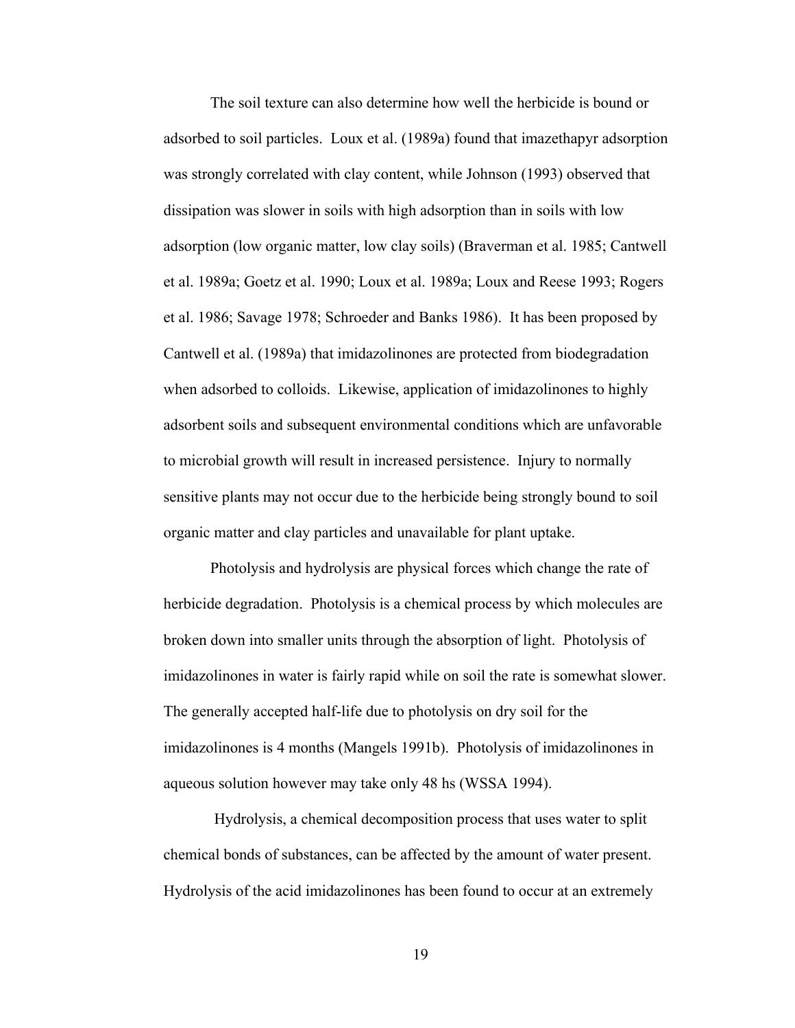The soil texture can also determine how well the herbicide is bound or adsorbed to soil particles. Loux et al. (1989a) found that imazethapyr adsorption was strongly correlated with clay content, while Johnson (1993) observed that dissipation was slower in soils with high adsorption than in soils with low adsorption (low organic matter, low clay soils) (Braverman et al. 1985; Cantwell et al. 1989a; Goetz et al. 1990; Loux et al. 1989a; Loux and Reese 1993; Rogers et al. 1986; Savage 1978; Schroeder and Banks 1986). It has been proposed by Cantwell et al. (1989a) that imidazolinones are protected from biodegradation when adsorbed to colloids. Likewise, application of imidazolinones to highly adsorbent soils and subsequent environmental conditions which are unfavorable to microbial growth will result in increased persistence. Injury to normally sensitive plants may not occur due to the herbicide being strongly bound to soil organic matter and clay particles and unavailable for plant uptake.

Photolysis and hydrolysis are physical forces which change the rate of herbicide degradation. Photolysis is a chemical process by which molecules are broken down into smaller units through the absorption of light. Photolysis of imidazolinones in water is fairly rapid while on soil the rate is somewhat slower. The generally accepted half-life due to photolysis on dry soil for the imidazolinones is 4 months (Mangels 1991b). Photolysis of imidazolinones in aqueous solution however may take only 48 hs (WSSA 1994).

Hydrolysis, a chemical decomposition process that uses water to split chemical bonds of substances, can be affected by the amount of water present. Hydrolysis of the acid imidazolinones has been found to occur at an extremely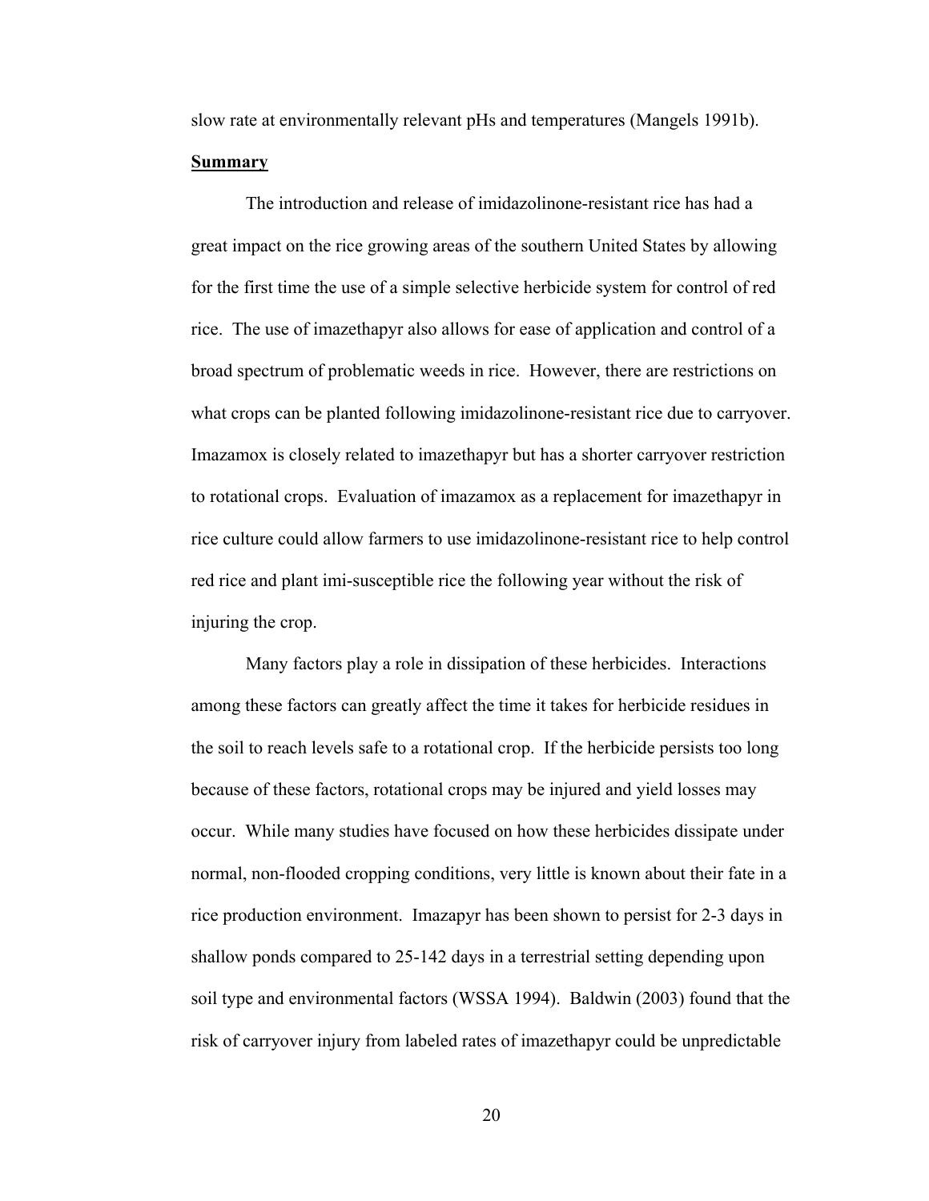slow rate at environmentally relevant pHs and temperatures (Mangels 1991b).

**Summary**

The introduction and release of imidazolinone-resistant rice has had a great impact on the rice growing areas of the southern United States by allowing for the first time the use of a simple selective herbicide system for control of red rice. The use of imazethapyr also allows for ease of application and control of a broad spectrum of problematic weeds in rice. However, there are restrictions on what crops can be planted following imidazolinone-resistant rice due to carryover. Imazamox is closely related to imazethapyr but has a shorter carryover restriction to rotational crops. Evaluation of imazamox as a replacement for imazethapyr in rice culture could allow farmers to use imidazolinone-resistant rice to help control red rice and plant imi-susceptible rice the following year without the risk of injuring the crop.

Many factors play a role in dissipation of these herbicides. Interactions among these factors can greatly affect the time it takes for herbicide residues in the soil to reach levels safe to a rotational crop. If the herbicide persists too long because of these factors, rotational crops may be injured and yield losses may occur. While many studies have focused on how these herbicides dissipate under normal, non-flooded cropping conditions, very little is known about their fate in a rice production environment. Imazapyr has been shown to persist for 2-3 days in shallow ponds compared to 25-142 days in a terrestrial setting depending upon soil type and environmental factors (WSSA 1994). Baldwin (2003) found that the risk of carryover injury from labeled rates of imazethapyr could be unpredictable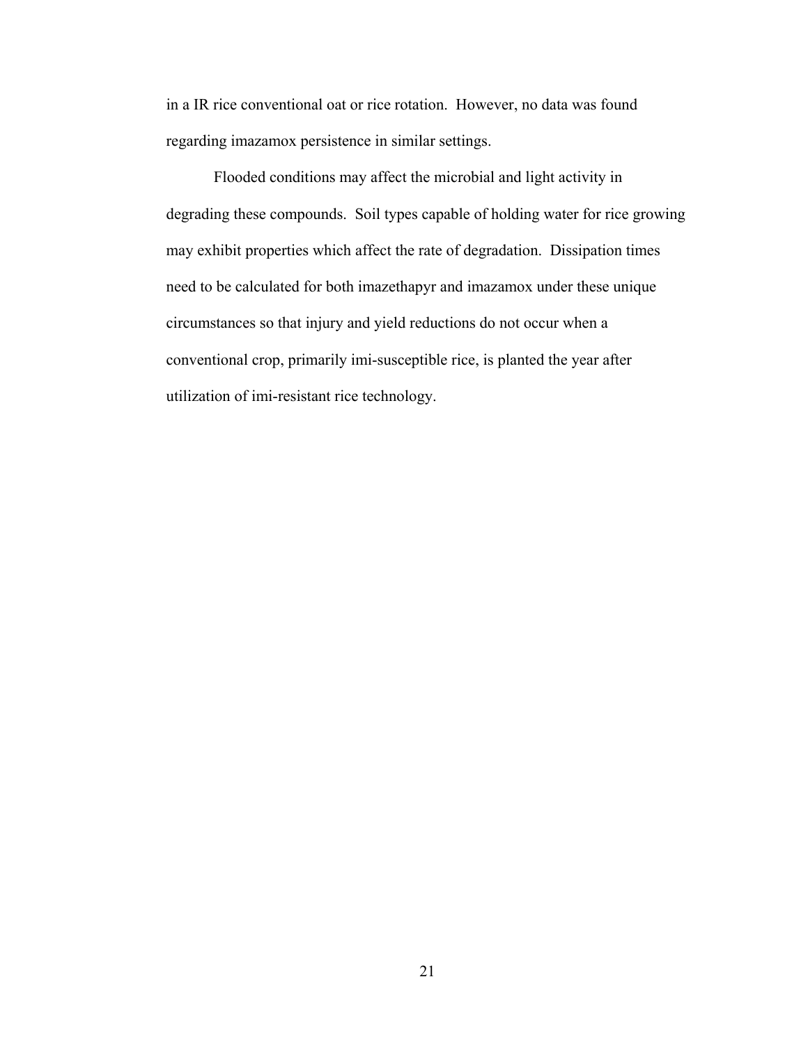in a IR rice conventional oat or rice rotation. However, no data was found regarding imazamox persistence in similar settings.

Flooded conditions may affect the microbial and light activity in degrading these compounds. Soil types capable of holding water for rice growing may exhibit properties which affect the rate of degradation. Dissipation times need to be calculated for both imazethapyr and imazamox under these unique circumstances so that injury and yield reductions do not occur when a conventional crop, primarily imi-susceptible rice, is planted the year after utilization of imi-resistant rice technology.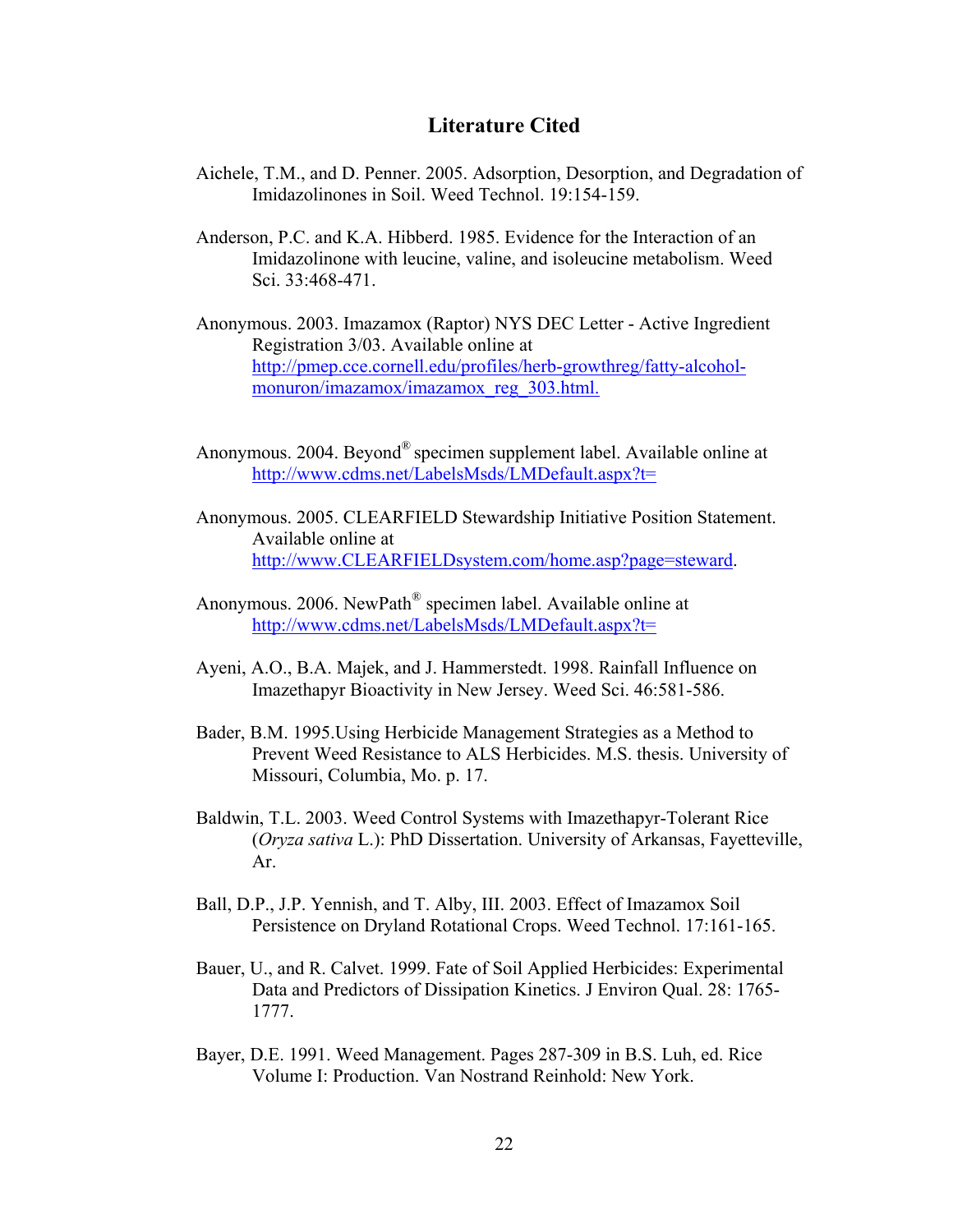# Literature Cited

Aichele, T.M., and D. Penner. 2005. Adsorption, Desorption, and Degradation of Imidazolinones in Soil. Weed Technol. 19:154-159.

Anderson, P.C. and K.A. Hibberd. 1985. Evidence for the Interaction of an Imidazolinone with leucine, valine, and isoleucine metabolism. Weed Sci. 33:468-471.

Anonymous. 2003. Imazamox (Raptor) NYS DEC Letter - Active Ingredient Registration 3/03. Available online at http://pmep.cce.cornell.edu/profiles/herb-growthreg/fatty-alcohol-monuron/imazamox/imazamox_reg_303.html.

Anonymous. 2004. Beyond® specimen supplement label. Available online at http://www.cdms.net/LabelsMsds/LMDefault.aspx?t=

Anonymous. 2005. CLEARFIELD Stewardship Initiative Position Statement. Available online at http://www.CLEARFIELDsystem.com/home.asp?page=steward.

Anonymous. 2006. NewPath® specimen label. Available online at http://www.cdms.net/LabelsMsds/LMDefault.aspx?t=

Ayeni, A.O., B.A. Majek, and J. Hammerstedt. 1998. Rainfall Influence on Imazethapyr Bioactivity in New Jersey. Weed Sci. 46:581-586.

Bader, B.M. 1995.Using Herbicide Management Strategies as a Method to Prevent Weed Resistance to ALS Herbicides. M.S. thesis. University of Missouri, Columbia, Mo. p. 17.

Baldwin, T.L. 2003. Weed Control Systems with Imazethapyr-Tolerant Rice (*Oryza sativa* L.): PhD Dissertation. University of Arkansas, Fayetteville, Ar.

Ball, D.P., J.P. Yennish, and T. Alby, III. 2003. Effect of Imazamox Soil Persistence on Dryland Rotational Crops. Weed Technol. 17:161-165.

Bauer, U., and R. Calvet. 1999. Fate of Soil Applied Herbicides: Experimental Data and Predictors of Dissipation Kinetics. J Environ Qual. 28: 1765-1777.

Bayer, D.E. 1991. Weed Management. Pages 287-309 in B.S. Luh, ed. Rice Volume I: Production. Van Nostrand Reinhold: New York.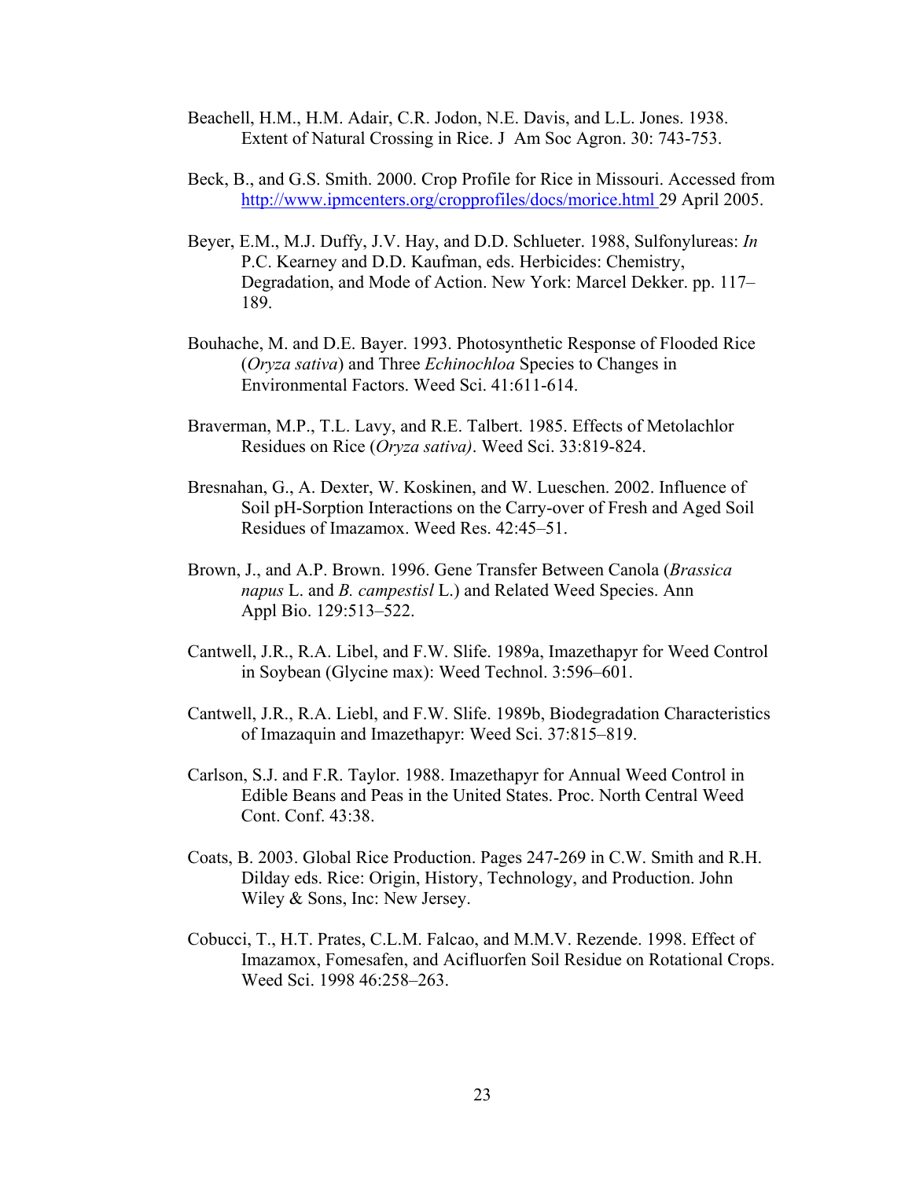Beachell, H.M., H.M. Adair, C.R. Jodon, N.E. Davis, and L.L. Jones. 1938. Extent of Natural Crossing in Rice. J Am Soc Agron. 30: 743-753.

Beck, B., and G.S. Smith. 2000. Crop Profile for Rice in Missouri. Accessed from http://www.ipmcenters.org/cropprofiles/docs/morice.html 29 April 2005.

Beyer, E.M., M.J. Duffy, J.V. Hay, and D.D. Schlueter. 1988, Sulfonylureas: *In* P.C. Kearney and D.D. Kaufman, eds. Herbicides: Chemistry, Degradation, and Mode of Action. New York: Marcel Dekker. pp. 117–189.

Bouhache, M. and D.E. Bayer. 1993. Photosynthetic Response of Flooded Rice (*Oryza sativa*) and Three *Echinochloa* Species to Changes in Environmental Factors. Weed Sci. 41:611-614.

Braverman, M.P., T.L. Lavy, and R.E. Talbert. 1985. Effects of Metolachlor Residues on Rice (*Oryza sativa)*. Weed Sci. 33:819-824.

Bresnahan, G., A. Dexter, W. Koskinen, and W. Lueschen. 2002. Influence of Soil pH-Sorption Interactions on the Carry-over of Fresh and Aged Soil Residues of Imazamox. Weed Res. 42:45–51.

Brown, J., and A.P. Brown. 1996. Gene Transfer Between Canola (*Brassica napus* L. and *B. campestisl* L.) and Related Weed Species. Ann Appl Bio. 129:513–522.

Cantwell, J.R., R.A. Libel, and F.W. Slife. 1989a, Imazethapyr for Weed Control in Soybean (Glycine max): Weed Technol. 3:596–601.

Cantwell, J.R., R.A. Liebl, and F.W. Slife. 1989b, Biodegradation Characteristics of Imazaquin and Imazethapyr: Weed Sci. 37:815–819.

Carlson, S.J. and F.R. Taylor. 1988. Imazethapyr for Annual Weed Control in Edible Beans and Peas in the United States. Proc. North Central Weed Cont. Conf. 43:38.

Coats, B. 2003. Global Rice Production. Pages 247-269 in C.W. Smith and R.H. Dilday eds. Rice: Origin, History, Technology, and Production. John Wiley & Sons, Inc: New Jersey.

Cobucci, T., H.T. Prates, C.L.M. Falcao, and M.M.V. Rezende. 1998. Effect of Imazamox, Fomesafen, and Acifluorfen Soil Residue on Rotational Crops. Weed Sci. 1998 46:258–263.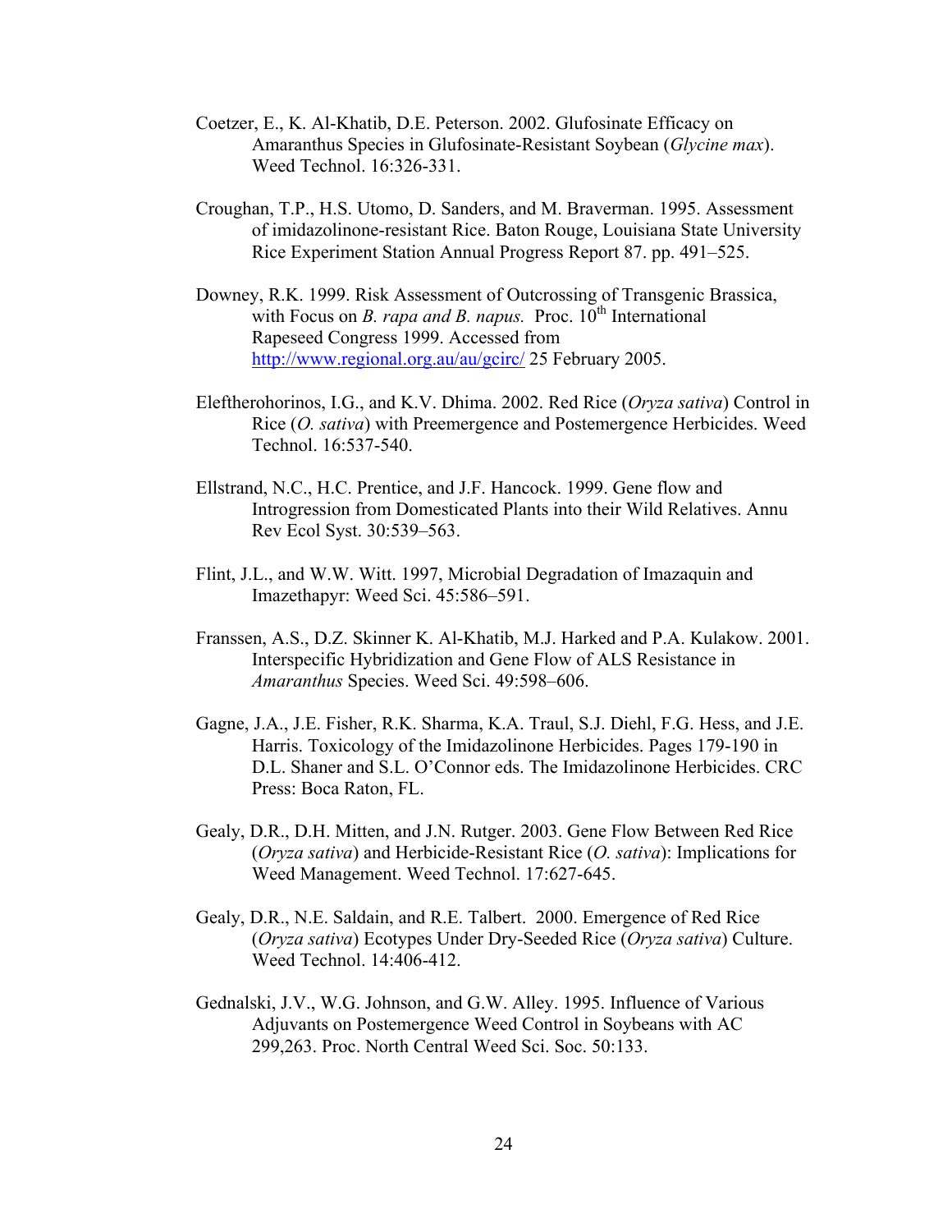Coetzer, E., K. Al-Khatib, D.E. Peterson. 2002. Glufosinate Efficacy on Amaranthus Species in Glufosinate-Resistant Soybean (*Glycine max*). Weed Technol. 16:326-331.

Croughan, T.P., H.S. Utomo, D. Sanders, and M. Braverman. 1995. Assessment of imidazolinone-resistant Rice. Baton Rouge, Louisiana State University Rice Experiment Station Annual Progress Report 87. pp. 491–525.

Downey, R.K. 1999. Risk Assessment of Outcrossing of Transgenic Brassica, with Focus on *B. rapa and B. napus.* Proc. 10$^{th}$ International Rapeseed Congress 1999. Accessed from http://www.regional.org.au/au/gcirc/ 25 February 2005.

Eleftherohorinos, I.G., and K.V. Dhima. 2002. Red Rice (*Oryza sativa*) Control in Rice (*O. sativa*) with Preemergence and Postemergence Herbicides. Weed Technol. 16:537-540.

Ellstrand, N.C., H.C. Prentice, and J.F. Hancock. 1999. Gene flow and Introgression from Domesticated Plants into their Wild Relatives. Annu Rev Ecol Syst. 30:539–563.

Flint, J.L., and W.W. Witt. 1997, Microbial Degradation of Imazaquin and Imazethapyr: Weed Sci. 45:586–591.

Franssen, A.S., D.Z. Skinner K. Al-Khatib, M.J. Harked and P.A. Kulakow. 2001. Interspecific Hybridization and Gene Flow of ALS Resistance in *Amaranthus* Species. Weed Sci. 49:598–606.

Gagne, J.A., J.E. Fisher, R.K. Sharma, K.A. Traul, S.J. Diehl, F.G. Hess, and J.E. Harris. Toxicology of the Imidazolinone Herbicides. Pages 179-190 in D.L. Shaner and S.L. O'Connor eds. The Imidazolinone Herbicides. CRC Press: Boca Raton, FL.

Gealy, D.R., D.H. Mitten, and J.N. Rutger. 2003. Gene Flow Between Red Rice (*Oryza sativa*) and Herbicide-Resistant Rice (*O. sativa*): Implications for Weed Management. Weed Technol. 17:627-645.

Gealy, D.R., N.E. Saldain, and R.E. Talbert. 2000. Emergence of Red Rice (*Oryza sativa*) Ecotypes Under Dry-Seeded Rice (*Oryza sativa*) Culture. Weed Technol. 14:406-412.

Gednalski, J.V., W.G. Johnson, and G.W. Alley. 1995. Influence of Various Adjuvants on Postemergence Weed Control in Soybeans with AC 299,263. Proc. North Central Weed Sci. Soc. 50:133.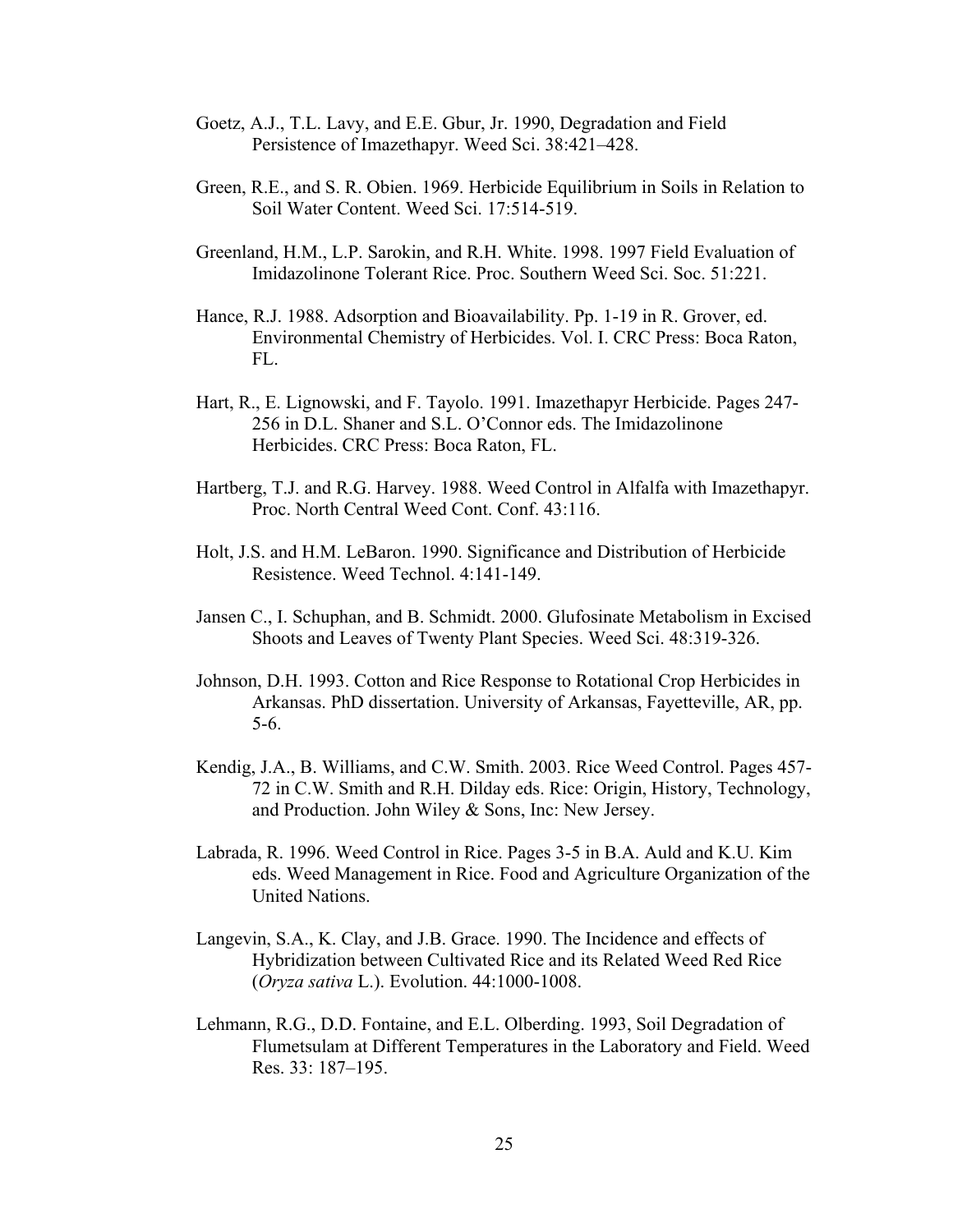Goetz, A.J., T.L. Lavy, and E.E. Gbur, Jr. 1990, Degradation and Field Persistence of Imazethapyr. Weed Sci. 38:421–428.

Green, R.E., and S. R. Obien. 1969. Herbicide Equilibrium in Soils in Relation to Soil Water Content. Weed Sci. 17:514-519.

Greenland, H.M., L.P. Sarokin, and R.H. White. 1998. 1997 Field Evaluation of Imidazolinone Tolerant Rice. Proc. Southern Weed Sci. Soc. 51:221.

Hance, R.J. 1988. Adsorption and Bioavailability. Pp. 1-19 in R. Grover, ed. Environmental Chemistry of Herbicides. Vol. I. CRC Press: Boca Raton, FL.

Hart, R., E. Lignowski, and F. Tayolo. 1991. Imazethapyr Herbicide. Pages 247-256 in D.L. Shaner and S.L. O'Connor eds. The Imidazolinone Herbicides. CRC Press: Boca Raton, FL.

Hartberg, T.J. and R.G. Harvey. 1988. Weed Control in Alfalfa with Imazethapyr. Proc. North Central Weed Cont. Conf. 43:116.

Holt, J.S. and H.M. LeBaron. 1990. Significance and Distribution of Herbicide Resistence. Weed Technol. 4:141-149.

Jansen C., I. Schuphan, and B. Schmidt. 2000. Glufosinate Metabolism in Excised Shoots and Leaves of Twenty Plant Species. Weed Sci. 48:319-326.

Johnson, D.H. 1993. Cotton and Rice Response to Rotational Crop Herbicides in Arkansas. PhD dissertation. University of Arkansas, Fayetteville, AR, pp. 5-6.

Kendig, J.A., B. Williams, and C.W. Smith. 2003. Rice Weed Control. Pages 457-72 in C.W. Smith and R.H. Dilday eds. Rice: Origin, History, Technology, and Production. John Wiley & Sons, Inc: New Jersey.

Labrada, R. 1996. Weed Control in Rice. Pages 3-5 in B.A. Auld and K.U. Kim eds. Weed Management in Rice. Food and Agriculture Organization of the United Nations.

Langevin, S.A., K. Clay, and J.B. Grace. 1990. The Incidence and effects of Hybridization between Cultivated Rice and its Related Weed Red Rice (*Oryza sativa* L.). Evolution. 44:1000-1008.

Lehmann, R.G., D.D. Fontaine, and E.L. Olberding. 1993, Soil Degradation of Flumetsulam at Different Temperatures in the Laboratory and Field. Weed Res. 33: 187–195.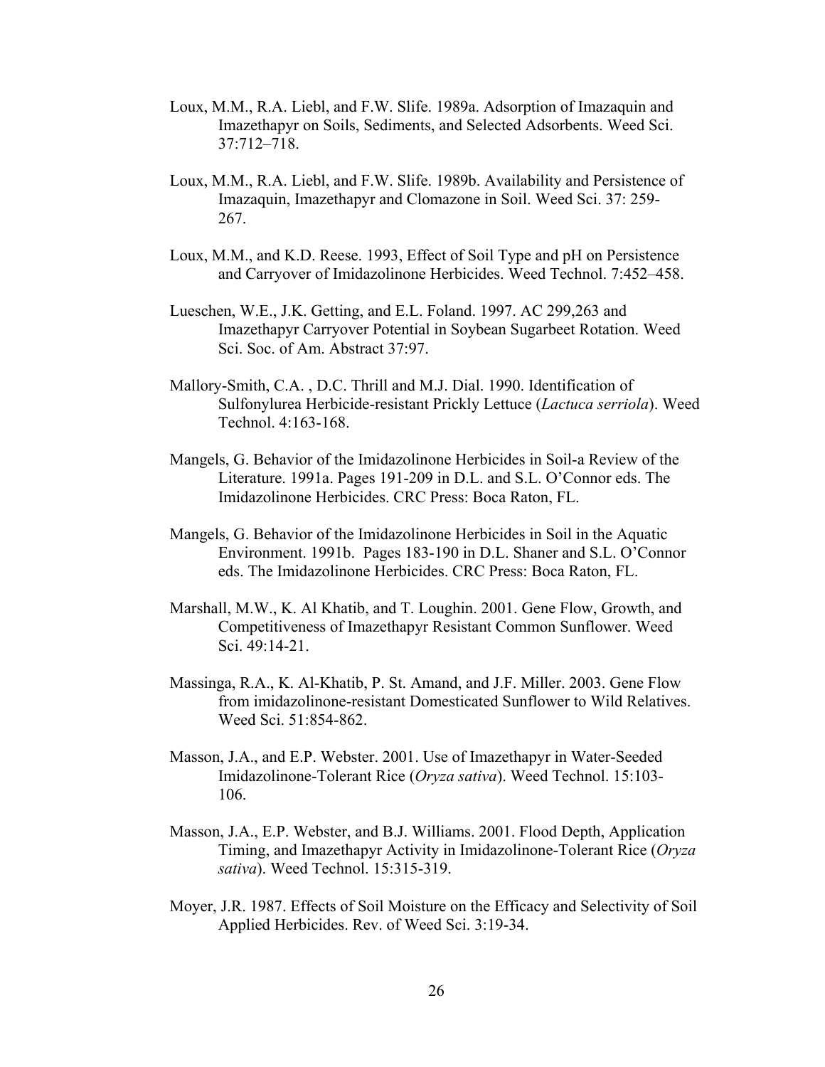Loux, M.M., R.A. Liebl, and F.W. Slife. 1989a. Adsorption of Imazaquin and Imazethapyr on Soils, Sediments, and Selected Adsorbents. Weed Sci. 37:712–718.

Loux, M.M., R.A. Liebl, and F.W. Slife. 1989b. Availability and Persistence of Imazaquin, Imazethapyr and Clomazone in Soil. Weed Sci. 37: 259-267.

Loux, M.M., and K.D. Reese. 1993, Effect of Soil Type and pH on Persistence and Carryover of Imidazolinone Herbicides. Weed Technol. 7:452–458.

Lueschen, W.E., J.K. Getting, and E.L. Foland. 1997. AC 299,263 and Imazethapyr Carryover Potential in Soybean Sugarbeet Rotation. Weed Sci. Soc. of Am. Abstract 37:97.

Mallory-Smith, C.A. , D.C. Thrill and M.J. Dial. 1990. Identification of Sulfonylurea Herbicide-resistant Prickly Lettuce (*Lactuca serriola*). Weed Technol. 4:163-168.

Mangels, G. Behavior of the Imidazolinone Herbicides in Soil-a Review of the Literature. 1991a. Pages 191-209 in D.L. and S.L. O'Connor eds. The Imidazolinone Herbicides. CRC Press: Boca Raton, FL.

Mangels, G. Behavior of the Imidazolinone Herbicides in Soil in the Aquatic Environment. 1991b. Pages 183-190 in D.L. Shaner and S.L. O'Connor eds. The Imidazolinone Herbicides. CRC Press: Boca Raton, FL.

Marshall, M.W., K. Al Khatib, and T. Loughin. 2001. Gene Flow, Growth, and Competitiveness of Imazethapyr Resistant Common Sunflower. Weed Sci. 49:14-21.

Massinga, R.A., K. Al-Khatib, P. St. Amand, and J.F. Miller. 2003. Gene Flow from imidazolinone-resistant Domesticated Sunflower to Wild Relatives. Weed Sci. 51:854-862.

Masson, J.A., and E.P. Webster. 2001. Use of Imazethapyr in Water-Seeded Imidazolinone-Tolerant Rice (*Oryza sativa*). Weed Technol. 15:103-106.

Masson, J.A., E.P. Webster, and B.J. Williams. 2001. Flood Depth, Application Timing, and Imazethapyr Activity in Imidazolinone-Tolerant Rice (*Oryza sativa*). Weed Technol. 15:315-319.

Moyer, J.R. 1987. Effects of Soil Moisture on the Efficacy and Selectivity of Soil Applied Herbicides. Rev. of Weed Sci. 3:19-34.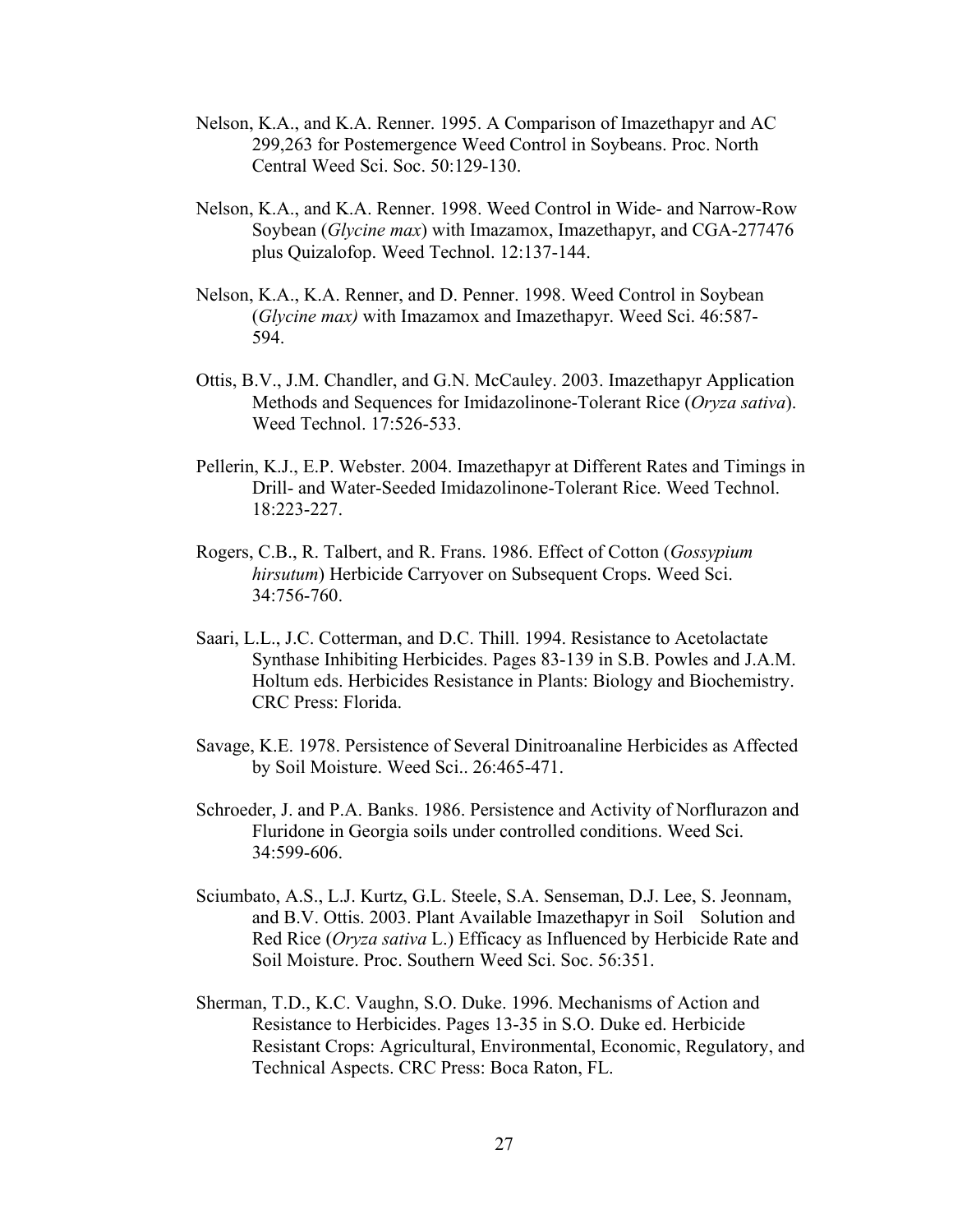Nelson, K.A., and K.A. Renner. 1995. A Comparison of Imazethapyr and AC 299,263 for Postemergence Weed Control in Soybeans. Proc. North Central Weed Sci. Soc. 50:129-130.

Nelson, K.A., and K.A. Renner. 1998. Weed Control in Wide- and Narrow-Row Soybean (*Glycine max*) with Imazamox, Imazethapyr, and CGA-277476 plus Quizalofop. Weed Technol. 12:137-144.

Nelson, K.A., K.A. Renner, and D. Penner. 1998. Weed Control in Soybean (*Glycine max)* with Imazamox and Imazethapyr. Weed Sci. 46:587-594.

Ottis, B.V., J.M. Chandler, and G.N. McCauley. 2003. Imazethapyr Application Methods and Sequences for Imidazolinone-Tolerant Rice (*Oryza sativa*). Weed Technol. 17:526-533.

Pellerin, K.J., E.P. Webster. 2004. Imazethapyr at Different Rates and Timings in Drill- and Water-Seeded Imidazolinone-Tolerant Rice. Weed Technol. 18:223-227.

Rogers, C.B., R. Talbert, and R. Frans. 1986. Effect of Cotton (*Gossypium hirsutum*) Herbicide Carryover on Subsequent Crops. Weed Sci. 34:756-760.

Saari, L.L., J.C. Cotterman, and D.C. Thill. 1994. Resistance to Acetolactate Synthase Inhibiting Herbicides. Pages 83-139 in S.B. Powles and J.A.M. Holtum eds. Herbicides Resistance in Plants: Biology and Biochemistry. CRC Press: Florida.

Savage, K.E. 1978. Persistence of Several Dinitroanaline Herbicides as Affected by Soil Moisture. Weed Sci.. 26:465-471.

Schroeder, J. and P.A. Banks. 1986. Persistence and Activity of Norflurazon and Fluridone in Georgia soils under controlled conditions. Weed Sci. 34:599-606.

Sciumbato, A.S., L.J. Kurtz, G.L. Steele, S.A. Senseman, D.J. Lee, S. Jeonnam, and B.V. Ottis. 2003. Plant Available Imazethapyr in Soil Solution and Red Rice (*Oryza sativa* L.) Efficacy as Influenced by Herbicide Rate and Soil Moisture. Proc. Southern Weed Sci. Soc. 56:351.

Sherman, T.D., K.C. Vaughn, S.O. Duke. 1996. Mechanisms of Action and Resistance to Herbicides. Pages 13-35 in S.O. Duke ed. Herbicide Resistant Crops: Agricultural, Environmental, Economic, Regulatory, and Technical Aspects. CRC Press: Boca Raton, FL.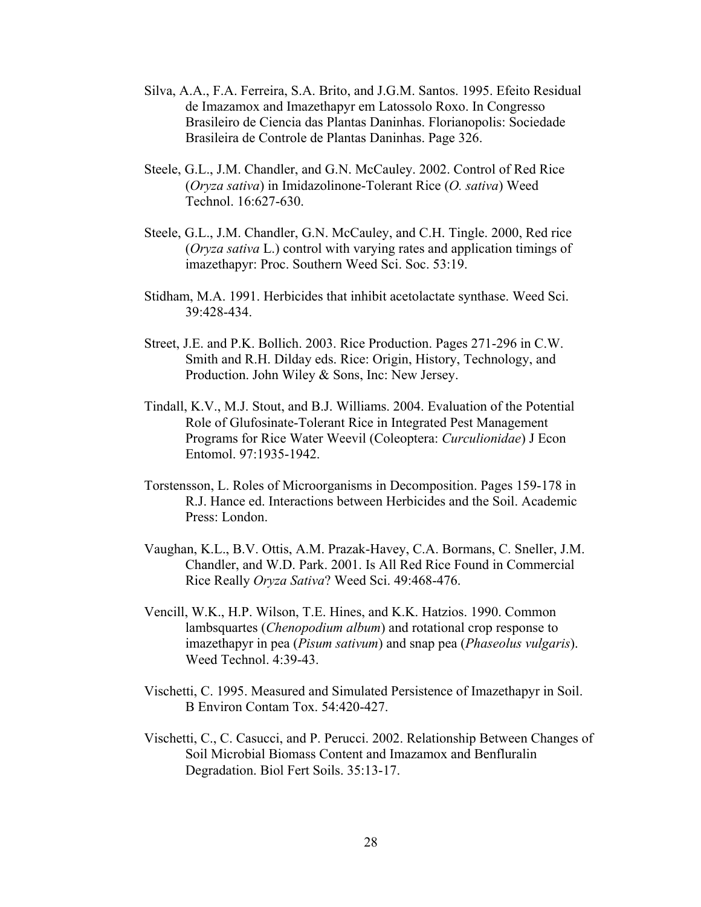Silva, A.A., F.A. Ferreira, S.A. Brito, and J.G.M. Santos. 1995. Efeito Residual de Imazamox and Imazethapyr em Latossolo Roxo. In Congresso Brasileiro de Ciencia das Plantas Daninhas. Florianopolis: Sociedade Brasileira de Controle de Plantas Daninhas. Page 326.

Steele, G.L., J.M. Chandler, and G.N. McCauley. 2002. Control of Red Rice (*Oryza sativa*) in Imidazolinone-Tolerant Rice (*O. sativa*) Weed Technol. 16:627-630.

Steele, G.L., J.M. Chandler, G.N. McCauley, and C.H. Tingle. 2000, Red rice (*Oryza sativa* L.) control with varying rates and application timings of imazethapyr: Proc. Southern Weed Sci. Soc. 53:19.

Stidham, M.A. 1991. Herbicides that inhibit acetolactate synthase. Weed Sci. 39:428-434.

Street, J.E. and P.K. Bollich. 2003. Rice Production. Pages 271-296 in C.W. Smith and R.H. Dilday eds. Rice: Origin, History, Technology, and Production. John Wiley & Sons, Inc: New Jersey.

Tindall, K.V., M.J. Stout, and B.J. Williams. 2004. Evaluation of the Potential Role of Glufosinate-Tolerant Rice in Integrated Pest Management Programs for Rice Water Weevil (Coleoptera: *Curculionidae*) J Econ Entomol. 97:1935-1942.

Torstensson, L. Roles of Microorganisms in Decomposition. Pages 159-178 in R.J. Hance ed. Interactions between Herbicides and the Soil. Academic Press: London.

Vaughan, K.L., B.V. Ottis, A.M. Prazak-Havey, C.A. Bormans, C. Sneller, J.M. Chandler, and W.D. Park. 2001. Is All Red Rice Found in Commercial Rice Really *Oryza Sativa*? Weed Sci. 49:468-476.

Vencill, W.K., H.P. Wilson, T.E. Hines, and K.K. Hatzios. 1990. Common lambsquartes (*Chenopodium album*) and rotational crop response to imazethapyr in pea (*Pisum sativum*) and snap pea (*Phaseolus vulgaris*). Weed Technol. 4:39-43.

Vischetti, C. 1995. Measured and Simulated Persistence of Imazethapyr in Soil. B Environ Contam Tox. 54:420-427.

Vischetti, C., C. Casucci, and P. Perucci. 2002. Relationship Between Changes of Soil Microbial Biomass Content and Imazamox and Benfluralin Degradation. Biol Fert Soils. 35:13-17.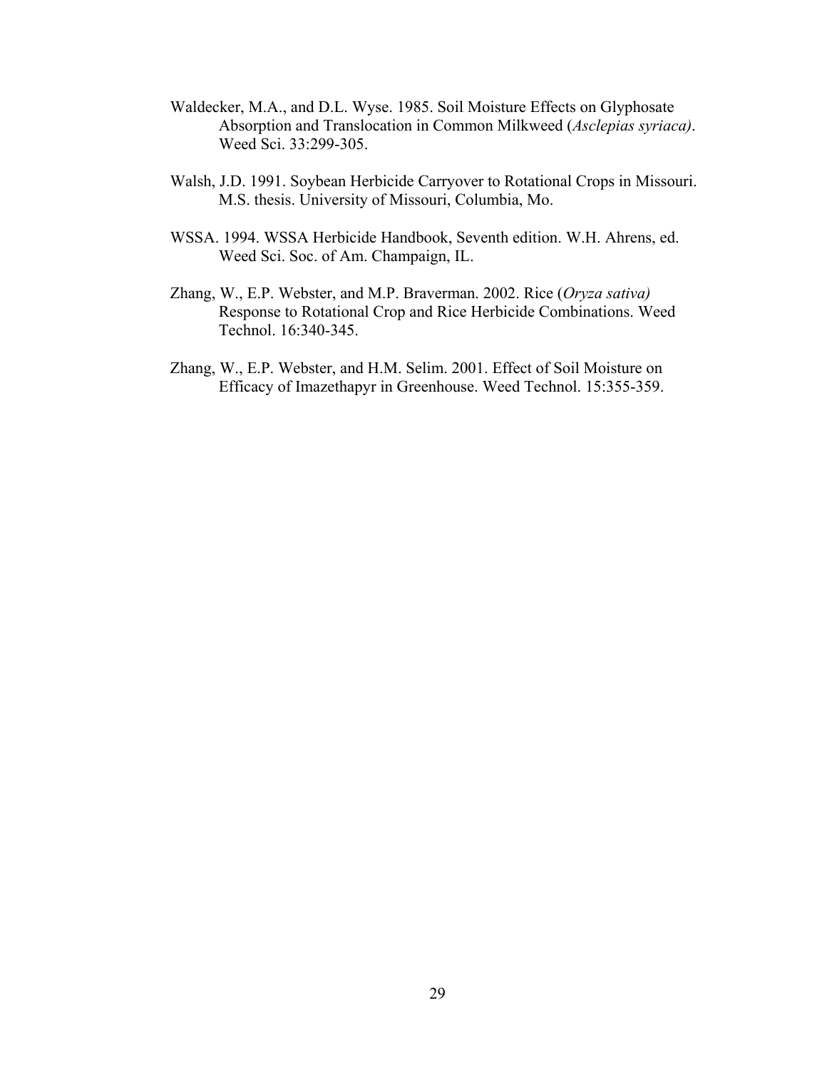Waldecker, M.A., and D.L. Wyse. 1985. Soil Moisture Effects on Glyphosate Absorption and Translocation in Common Milkweed (*Asclepias syriaca)*. Weed Sci. 33:299-305.

Walsh, J.D. 1991. Soybean Herbicide Carryover to Rotational Crops in Missouri. M.S. thesis. University of Missouri, Columbia, Mo.

WSSA. 1994. WSSA Herbicide Handbook, Seventh edition. W.H. Ahrens, ed. Weed Sci. Soc. of Am. Champaign, IL.

Zhang, W., E.P. Webster, and M.P. Braverman. 2002. Rice (*Oryza sativa)* Response to Rotational Crop and Rice Herbicide Combinations. Weed Technol. 16:340-345.

Zhang, W., E.P. Webster, and H.M. Selim. 2001. Effect of Soil Moisture on Efficacy of Imazethapyr in Greenhouse. Weed Technol. 15:355-359.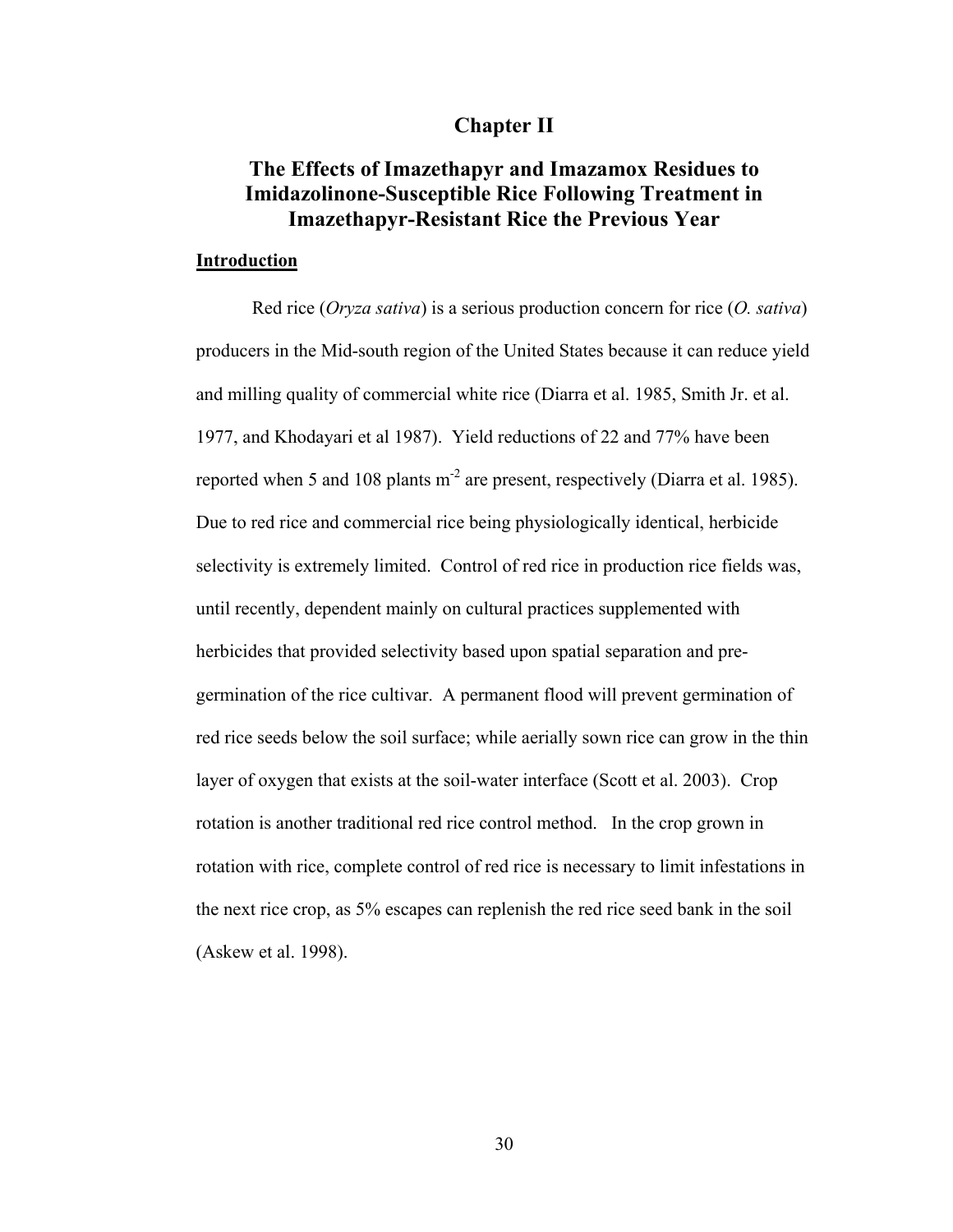# Chapter II

## The Effects of Imazethapyr and Imazamox Residues to Imidazolinone-Susceptible Rice Following Treatment in Imazethapyr-Resistant Rice the Previous Year

### Introduction

Red rice (*Oryza sativa*) is a serious production concern for rice (*O. sativa*) producers in the Mid-south region of the United States because it can reduce yield and milling quality of commercial white rice (Diarra et al. 1985, Smith Jr. et al. 1977, and Khodayari et al 1987). Yield reductions of 22 and 77% have been reported when 5 and 108 plants $m^{-2}$ are present, respectively (Diarra et al. 1985). Due to red rice and commercial rice being physiologically identical, herbicide selectivity is extremely limited. Control of red rice in production rice fields was, until recently, dependent mainly on cultural practices supplemented with herbicides that provided selectivity based upon spatial separation and pre-germination of the rice cultivar. A permanent flood will prevent germination of red rice seeds below the soil surface; while aerially sown rice can grow in the thin layer of oxygen that exists at the soil-water interface (Scott et al. 2003). Crop rotation is another traditional red rice control method. In the crop grown in rotation with rice, complete control of red rice is necessary to limit infestations in the next rice crop, as 5% escapes can replenish the red rice seed bank in the soil (Askew et al. 1998).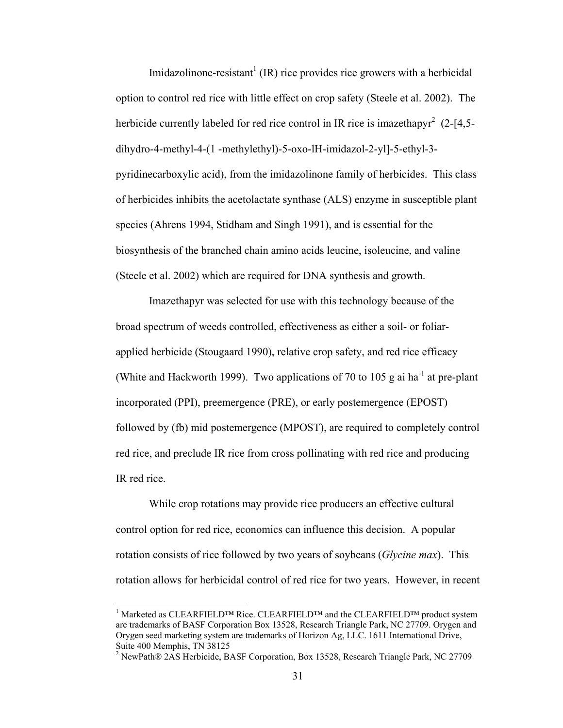Imidazolinone-resistant[1] (IR) rice provides rice growers with a herbicidal option to control red rice with little effect on crop safety (Steele et al. 2002). The herbicide currently labeled for red rice control in IR rice is imazethapyr[2] (2-[4,5-dihydro-4-methyl-4-(1 -methylethyl)-5-oxo-lH-imidazol-2-yl]-5-ethyl-3-pyridinecarboxylic acid), from the imidazolinone family of herbicides. This class of herbicides inhibits the acetolactate synthase (ALS) enzyme in susceptible plant species (Ahrens 1994, Stidham and Singh 1991), and is essential for the biosynthesis of the branched chain amino acids leucine, isoleucine, and valine (Steele et al. 2002) which are required for DNA synthesis and growth.

Imazethapyr was selected for use with this technology because of the broad spectrum of weeds controlled, effectiveness as either a soil- or foliar-applied herbicide (Stougaard 1990), relative crop safety, and red rice efficacy (White and Hackworth 1999). Two applications of 70 to 105 g ai $ha^{-1}$ at pre-plant incorporated (PPI), preemergence (PRE), or early postemergence (EPOST) followed by (fb) mid postemergence (MPOST), are required to completely control red rice, and preclude IR rice from cross pollinating with red rice and producing IR red rice.

While crop rotations may provide rice producers an effective cultural control option for red rice, economics can influence this decision. A popular rotation consists of rice followed by two years of soybeans (*Glycine max*). This rotation allows for herbicidal control of red rice for two years. However, in recent

---

[1] Marketed as CLEARFIELD™ Rice. CLEARFIELD™ and the CLEARFIELD™ product system are trademarks of BASF Corporation Box 13528, Research Triangle Park, NC 27709. Orygen and Orygen seed marketing system are trademarks of Horizon Ag, LLC. 1611 International Drive, Suite 400 Memphis, TN 38125

[2] NewPath® 2AS Herbicide, BASF Corporation, Box 13528, Research Triangle Park, NC 27709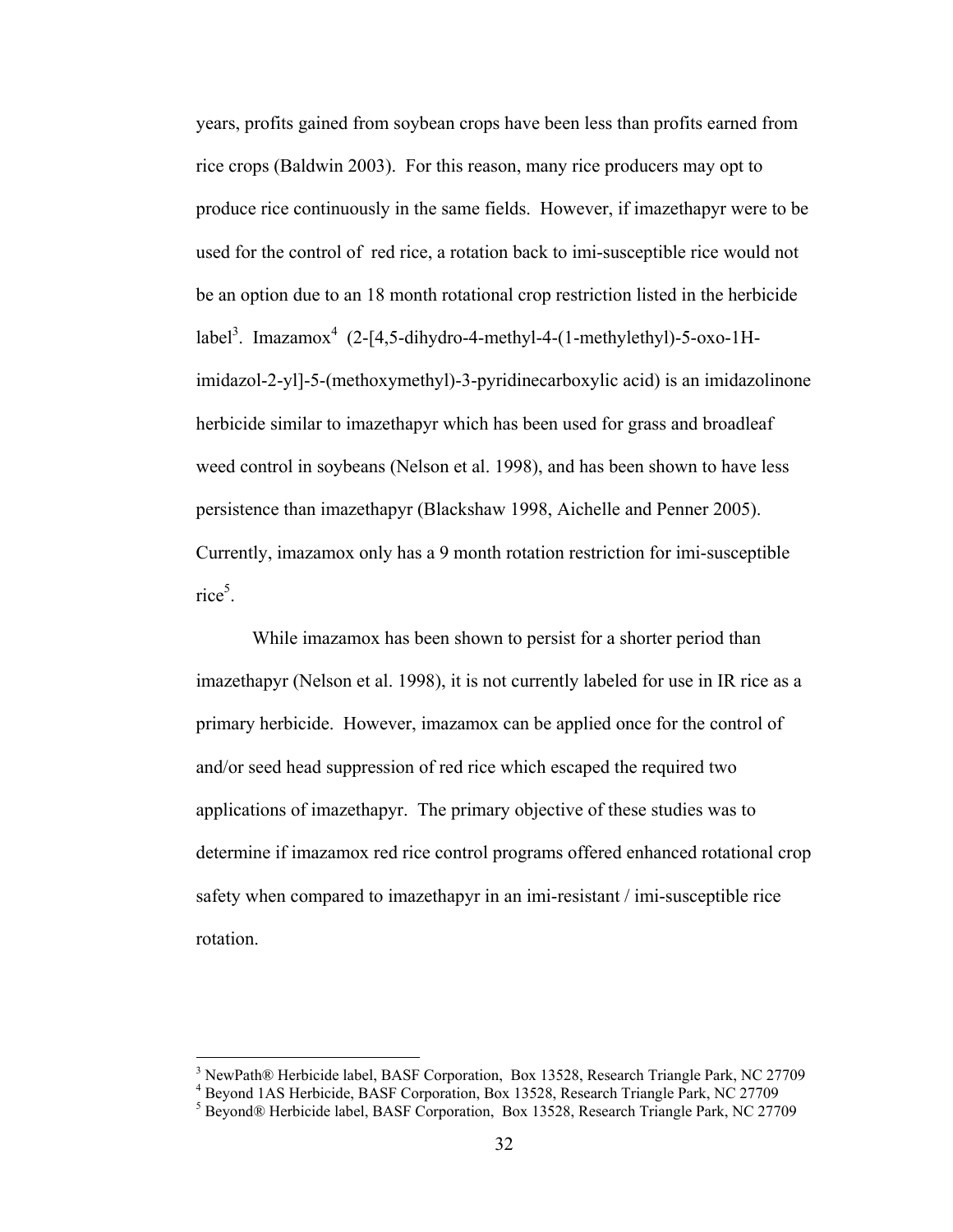years, profits gained from soybean crops have been less than profits earned from rice crops (Baldwin 2003). For this reason, many rice producers may opt to produce rice continuously in the same fields. However, if imazethapyr were to be used for the control of red rice, a rotation back to imi-susceptible rice would not be an option due to an 18 month rotational crop restriction listed in the herbicide label[3]. Imazamox[4] (2-[4,5-dihydro-4-methyl-4-(1-methylethyl)-5-oxo-1H-imidazol-2-yl]-5-(methoxymethyl)-3-pyridinecarboxylic acid) is an imidazolinone herbicide similar to imazethapyr which has been used for grass and broadleaf weed control in soybeans (Nelson et al. 1998), and has been shown to have less persistence than imazethapyr (Blackshaw 1998, Aichelle and Penner 2005). Currently, imazamox only has a 9 month rotation restriction for imi-susceptible rice[5].

While imazamox has been shown to persist for a shorter period than imazethapyr (Nelson et al. 1998), it is not currently labeled for use in IR rice as a primary herbicide. However, imazamox can be applied once for the control of and/or seed head suppression of red rice which escaped the required two applications of imazethapyr. The primary objective of these studies was to determine if imazamox red rice control programs offered enhanced rotational crop safety when compared to imazethapyr in an imi-resistant / imi-susceptible rice rotation.

---

[3] NewPath® Herbicide label, BASF Corporation, Box 13528, Research Triangle Park, NC 27709

[4] Beyond 1AS Herbicide, BASF Corporation, Box 13528, Research Triangle Park, NC 27709

[5] Beyond® Herbicide label, BASF Corporation, Box 13528, Research Triangle Park, NC 27709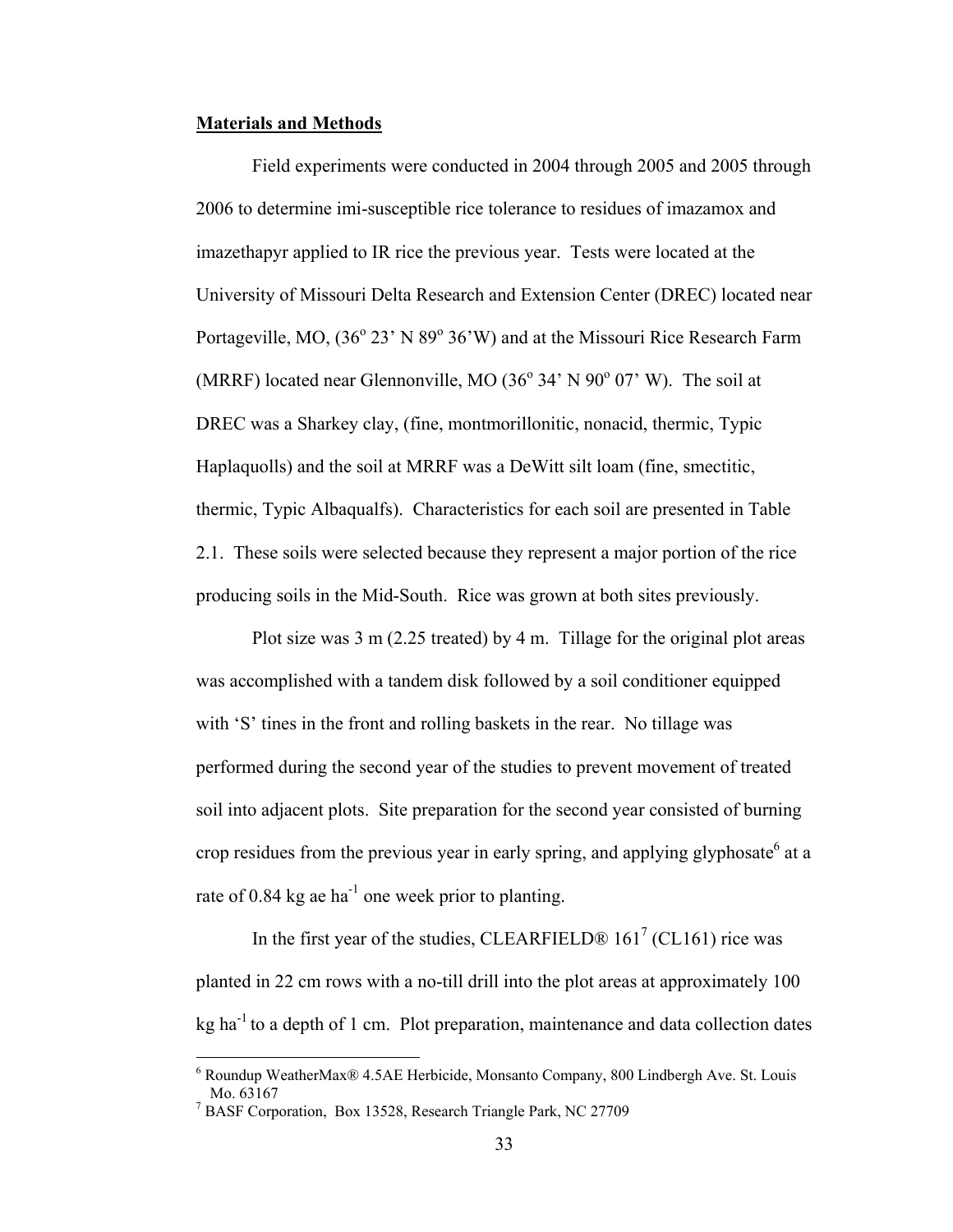**Materials and Methods**

Field experiments were conducted in 2004 through 2005 and 2005 through 2006 to determine imi-susceptible rice tolerance to residues of imazamox and imazethapyr applied to IR rice the previous year. Tests were located at the University of Missouri Delta Research and Extension Center (DREC) located near Portageville, MO, (36$^{o}$ 23' N 89$^{o}$ 36'W) and at the Missouri Rice Research Farm (MRRF) located near Glennonville, MO (36$^{o}$ 34' N 90$^{o}$ 07' W). The soil at DREC was a Sharkey clay, (fine, montmorillonitic, nonacid, thermic, Typic Haplaquolls) and the soil at MRRF was a DeWitt silt loam (fine, smectitic, thermic, Typic Albaqualfs). Characteristics for each soil are presented in Table 2.1. These soils were selected because they represent a major portion of the rice producing soils in the Mid-South. Rice was grown at both sites previously.

Plot size was 3 m (2.25 treated) by 4 m. Tillage for the original plot areas was accomplished with a tandem disk followed by a soil conditioner equipped with 'S' tines in the front and rolling baskets in the rear. No tillage was performed during the second year of the studies to prevent movement of treated soil into adjacent plots. Site preparation for the second year consisted of burning crop residues from the previous year in early spring, and applying glyphosate[6] at a rate of 0.84 kg ae ha$^{-1}$ one week prior to planting.

In the first year of the studies, CLEARFIELD® 161[7] (CL161) rice was planted in 22 cm rows with a no-till drill into the plot areas at approximately 100 kg ha$^{-1}$ to a depth of 1 cm. Plot preparation, maintenance and data collection dates

---

[6] Roundup WeatherMax® 4.5AE Herbicide, Monsanto Company, 800 Lindbergh Ave. St. Louis Mo. 63167

[7] BASF Corporation, Box 13528, Research Triangle Park, NC 27709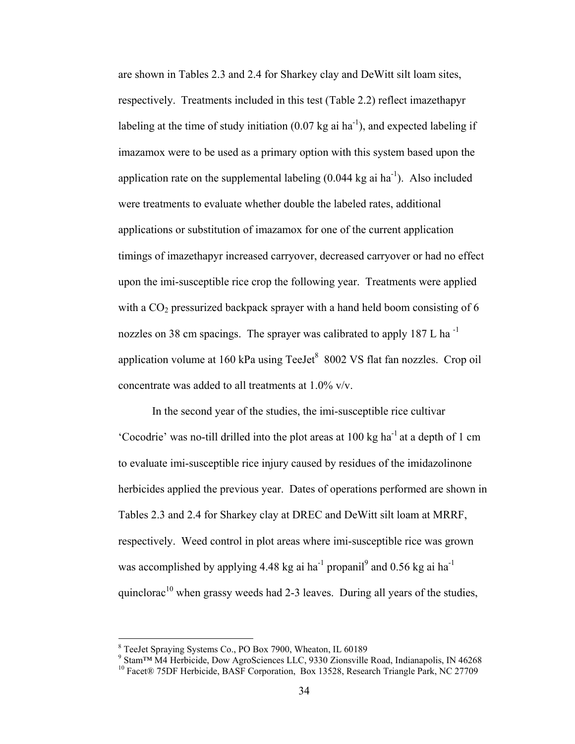are shown in Tables 2.3 and 2.4 for Sharkey clay and DeWitt silt loam sites, respectively. Treatments included in this test (Table 2.2) reflect imazethapyr labeling at the time of study initiation (0.07 kg ai $ha^{-1}$), and expected labeling if imazamox were to be used as a primary option with this system based upon the application rate on the supplemental labeling (0.044 kg ai $ha^{-1}$). Also included were treatments to evaluate whether double the labeled rates, additional applications or substitution of imazamox for one of the current application timings of imazethapyr increased carryover, decreased carryover or had no effect upon the imi-susceptible rice crop the following year. Treatments were applied with a $CO_2$ pressurized backpack sprayer with a hand held boom consisting of 6 nozzles on 38 cm spacings. The sprayer was calibrated to apply 187 L $ha^{-1}$ application volume at 160 kPa using TeeJet[8] 8002 VS flat fan nozzles. Crop oil concentrate was added to all treatments at 1.0% v/v.

In the second year of the studies, the imi-susceptible rice cultivar 'Cocodrie' was no-till drilled into the plot areas at 100 kg $ha^{-1}$ at a depth of 1 cm to evaluate imi-susceptible rice injury caused by residues of the imidazolinone herbicides applied the previous year. Dates of operations performed are shown in Tables 2.3 and 2.4 for Sharkey clay at DREC and DeWitt silt loam at MRRF, respectively. Weed control in plot areas where imi-susceptible rice was grown was accomplished by applying 4.48 kg ai $ha^{-1}$ propanil[9] and 0.56 kg ai $ha^{-1}$ quinclorac[10] when grassy weeds had 2-3 leaves. During all years of the studies,

---

[8] TeeJet Spraying Systems Co., PO Box 7900, Wheaton, IL 60189

[9] Stam™ M4 Herbicide, Dow AgroSciences LLC, 9330 Zionsville Road, Indianapolis, IN 46268

[10] Facet® 75DF Herbicide, BASF Corporation, Box 13528, Research Triangle Park, NC 27709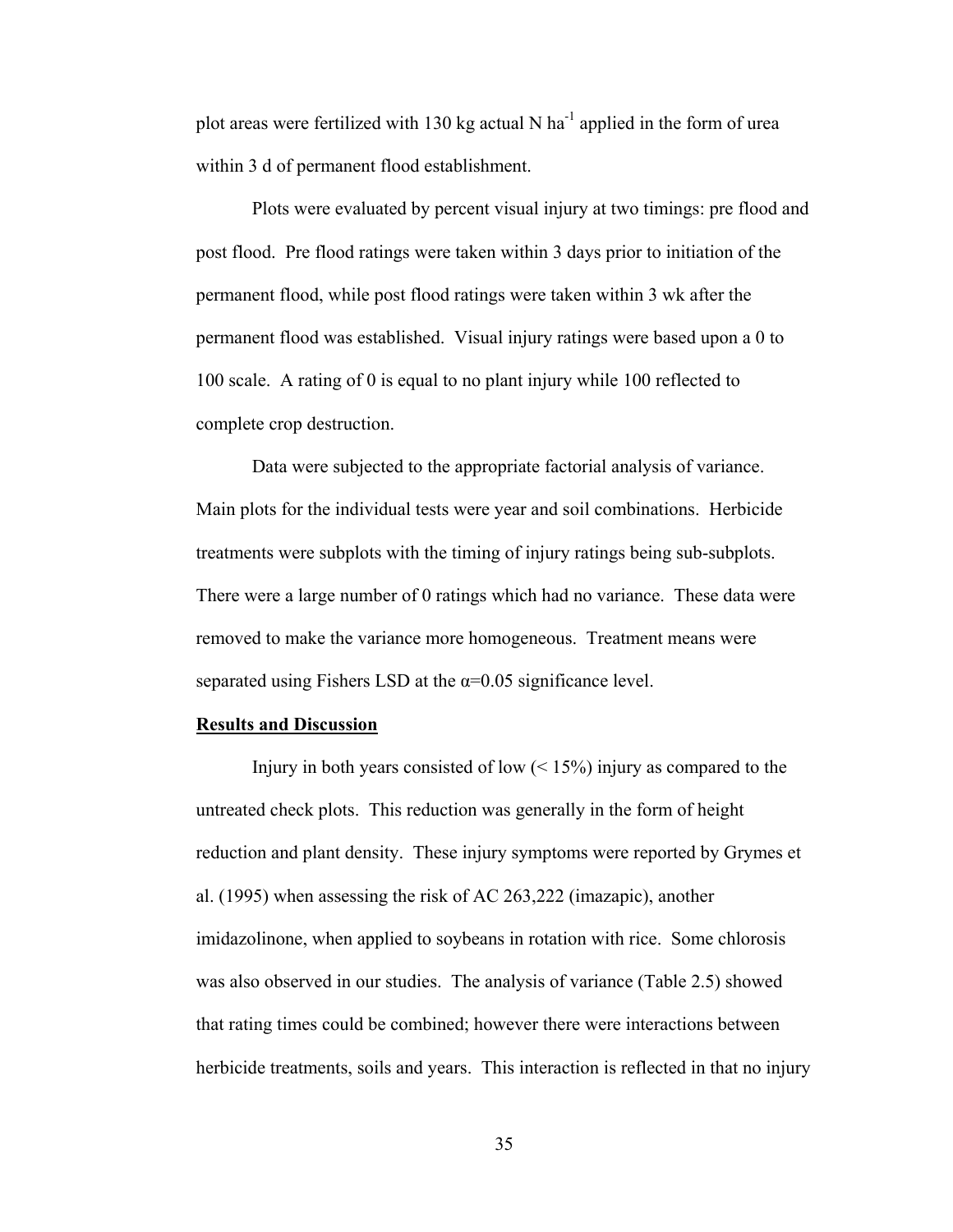plot areas were fertilized with 130 kg actual N $ha^{-1}$ applied in the form of urea within 3 d of permanent flood establishment.

Plots were evaluated by percent visual injury at two timings: pre flood and post flood. Pre flood ratings were taken within 3 days prior to initiation of the permanent flood, while post flood ratings were taken within 3 wk after the permanent flood was established. Visual injury ratings were based upon a 0 to 100 scale. A rating of 0 is equal to no plant injury while 100 reflected to complete crop destruction.

Data were subjected to the appropriate factorial analysis of variance. Main plots for the individual tests were year and soil combinations. Herbicide treatments were subplots with the timing of injury ratings being sub-subplots. There were a large number of 0 ratings which had no variance. These data were removed to make the variance more homogeneous. Treatment means were separated using Fishers LSD at the $\alpha$=0.05 significance level.

**Results and Discussion**

Injury in both years consisted of low (< 15%) injury as compared to the untreated check plots. This reduction was generally in the form of height reduction and plant density. These injury symptoms were reported by Grymes et al. (1995) when assessing the risk of AC 263,222 (imazapic), another imidazolinone, when applied to soybeans in rotation with rice. Some chlorosis was also observed in our studies. The analysis of variance (Table 2.5) showed that rating times could be combined; however there were interactions between herbicide treatments, soils and years. This interaction is reflected in that no injury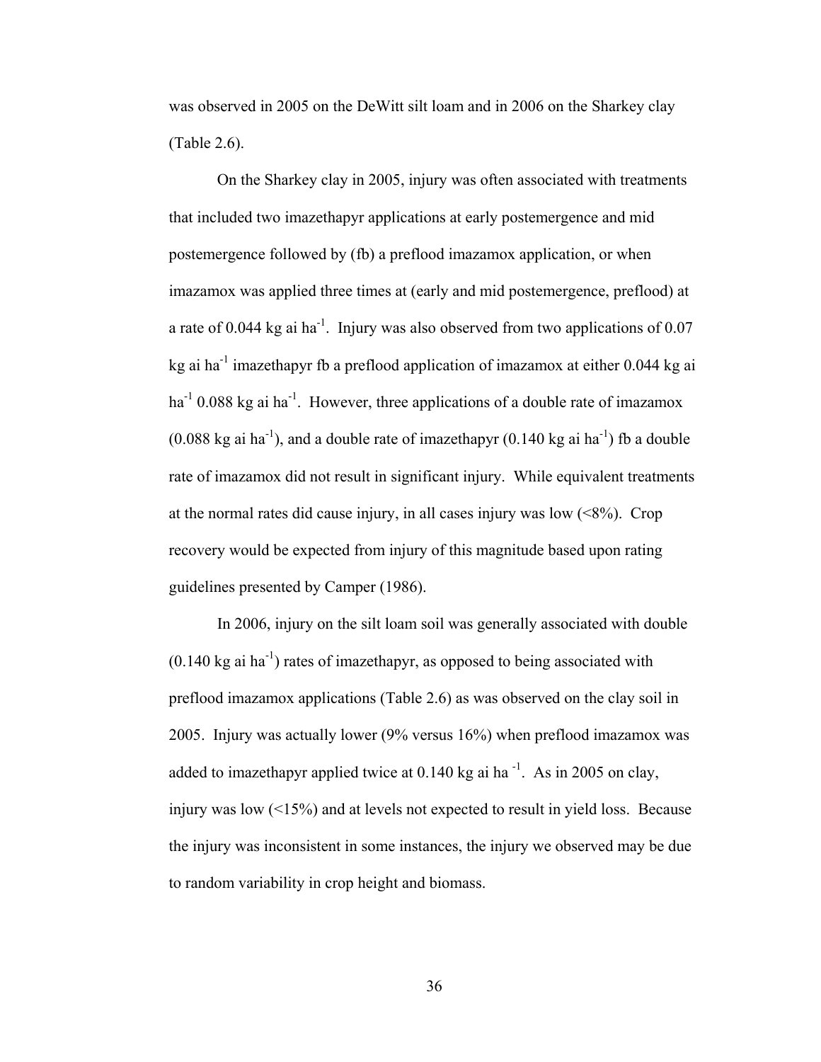was observed in 2005 on the DeWitt silt loam and in 2006 on the Sharkey clay (Table 2.6).

On the Sharkey clay in 2005, injury was often associated with treatments that included two imazethapyr applications at early postemergence and mid postemergence followed by (fb) a preflood imazamox application, or when imazamox was applied three times at (early and mid postemergence, preflood) at a rate of 0.044 kg ai ha$^{-1}$. Injury was also observed from two applications of 0.07 kg ai ha$^{-1}$ imazethapyr fb a preflood application of imazamox at either 0.044 kg ai ha$^{-1}$ 0.088 kg ai ha$^{-1}$. However, three applications of a double rate of imazamox (0.088 kg ai ha$^{-1}$), and a double rate of imazethapyr (0.140 kg ai ha$^{-1}$) fb a double rate of imazamox did not result in significant injury. While equivalent treatments at the normal rates did cause injury, in all cases injury was low (<8%). Crop recovery would be expected from injury of this magnitude based upon rating guidelines presented by Camper (1986).

In 2006, injury on the silt loam soil was generally associated with double (0.140 kg ai ha$^{-1}$) rates of imazethapyr, as opposed to being associated with preflood imazamox applications (Table 2.6) as was observed on the clay soil in 2005. Injury was actually lower (9% versus 16%) when preflood imazamox was added to imazethapyr applied twice at 0.140 kg ai ha$^{-1}$. As in 2005 on clay, injury was low (<15%) and at levels not expected to result in yield loss. Because the injury was inconsistent in some instances, the injury we observed may be due to random variability in crop height and biomass.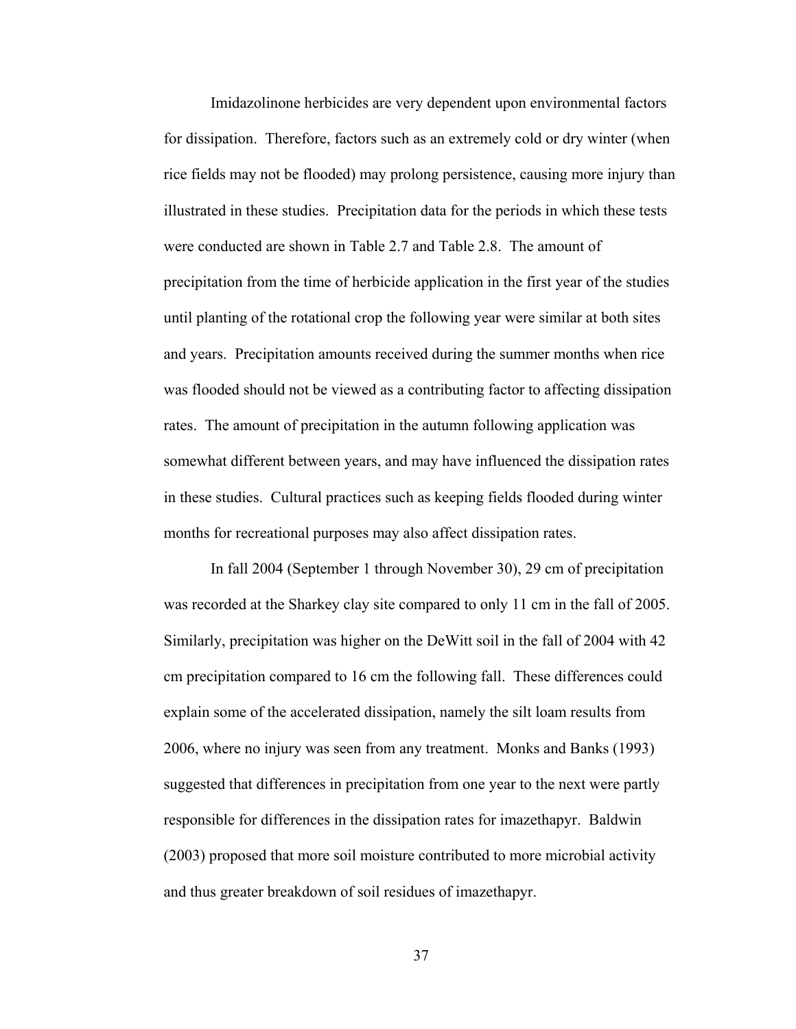Imidazolinone herbicides are very dependent upon environmental factors for dissipation. Therefore, factors such as an extremely cold or dry winter (when rice fields may not be flooded) may prolong persistence, causing more injury than illustrated in these studies. Precipitation data for the periods in which these tests were conducted are shown in Table 2.7 and Table 2.8. The amount of precipitation from the time of herbicide application in the first year of the studies until planting of the rotational crop the following year were similar at both sites and years. Precipitation amounts received during the summer months when rice was flooded should not be viewed as a contributing factor to affecting dissipation rates. The amount of precipitation in the autumn following application was somewhat different between years, and may have influenced the dissipation rates in these studies. Cultural practices such as keeping fields flooded during winter months for recreational purposes may also affect dissipation rates.

In fall 2004 (September 1 through November 30), 29 cm of precipitation was recorded at the Sharkey clay site compared to only 11 cm in the fall of 2005. Similarly, precipitation was higher on the DeWitt soil in the fall of 2004 with 42 cm precipitation compared to 16 cm the following fall. These differences could explain some of the accelerated dissipation, namely the silt loam results from 2006, where no injury was seen from any treatment. Monks and Banks (1993) suggested that differences in precipitation from one year to the next were partly responsible for differences in the dissipation rates for imazethapyr. Baldwin (2003) proposed that more soil moisture contributed to more microbial activity and thus greater breakdown of soil residues of imazethapyr.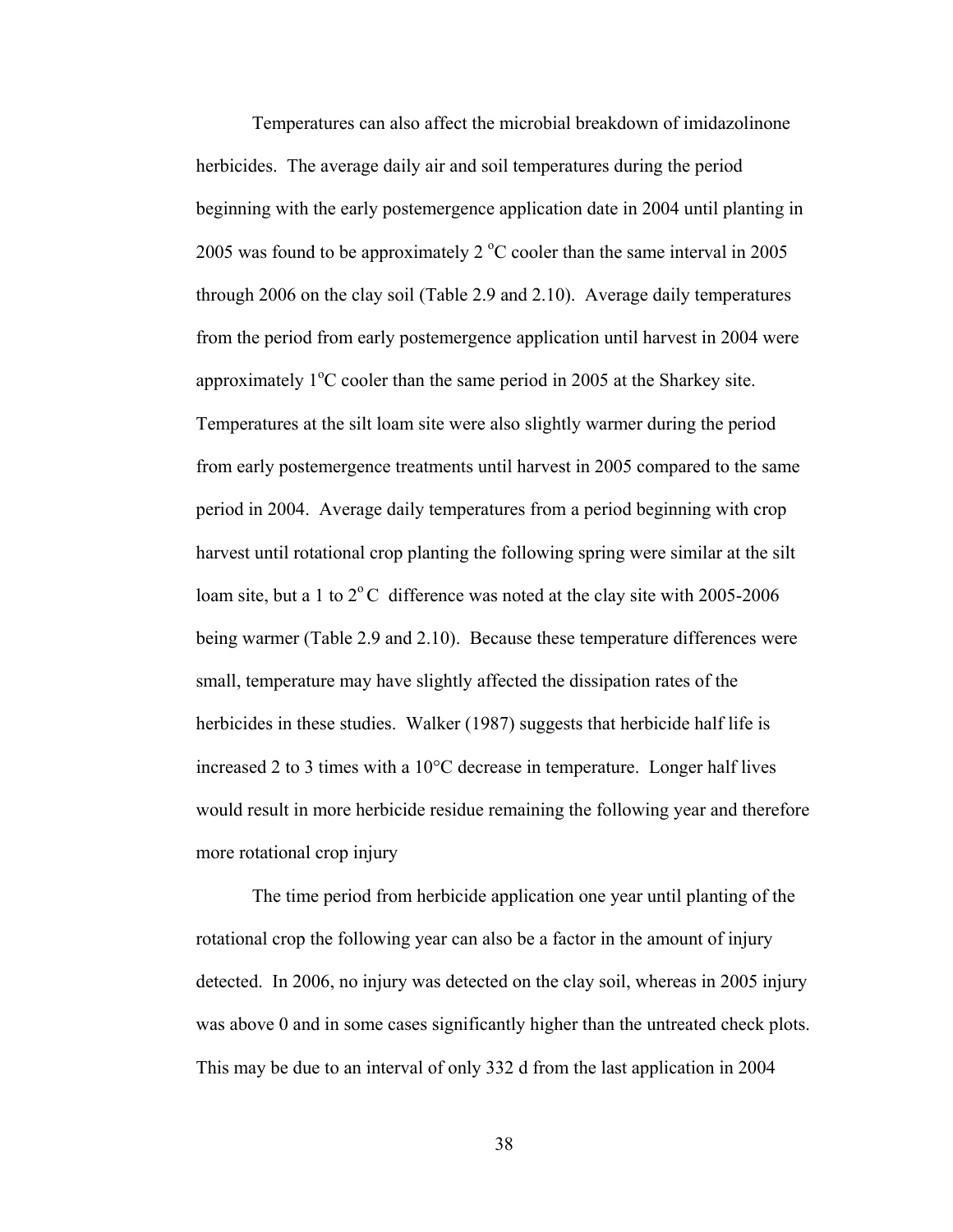Temperatures can also affect the microbial breakdown of imidazolinone herbicides. The average daily air and soil temperatures during the period beginning with the early postemergence application date in 2004 until planting in 2005 was found to be approximately 2 °C cooler than the same interval in 2005 through 2006 on the clay soil (Table 2.9 and 2.10). Average daily temperatures from the period from early postemergence application until harvest in 2004 were approximately 1°C cooler than the same period in 2005 at the Sharkey site. Temperatures at the silt loam site were also slightly warmer during the period from early postemergence treatments until harvest in 2005 compared to the same period in 2004. Average daily temperatures from a period beginning with crop harvest until rotational crop planting the following spring were similar at the silt loam site, but a 1 to 2° C difference was noted at the clay site with 2005-2006 being warmer (Table 2.9 and 2.10). Because these temperature differences were small, temperature may have slightly affected the dissipation rates of the herbicides in these studies. Walker (1987) suggests that herbicide half life is increased 2 to 3 times with a 10°C decrease in temperature. Longer half lives would result in more herbicide residue remaining the following year and therefore more rotational crop injury

The time period from herbicide application one year until planting of the rotational crop the following year can also be a factor in the amount of injury detected. In 2006, no injury was detected on the clay soil, whereas in 2005 injury was above 0 and in some cases significantly higher than the untreated check plots. This may be due to an interval of only 332 d from the last application in 2004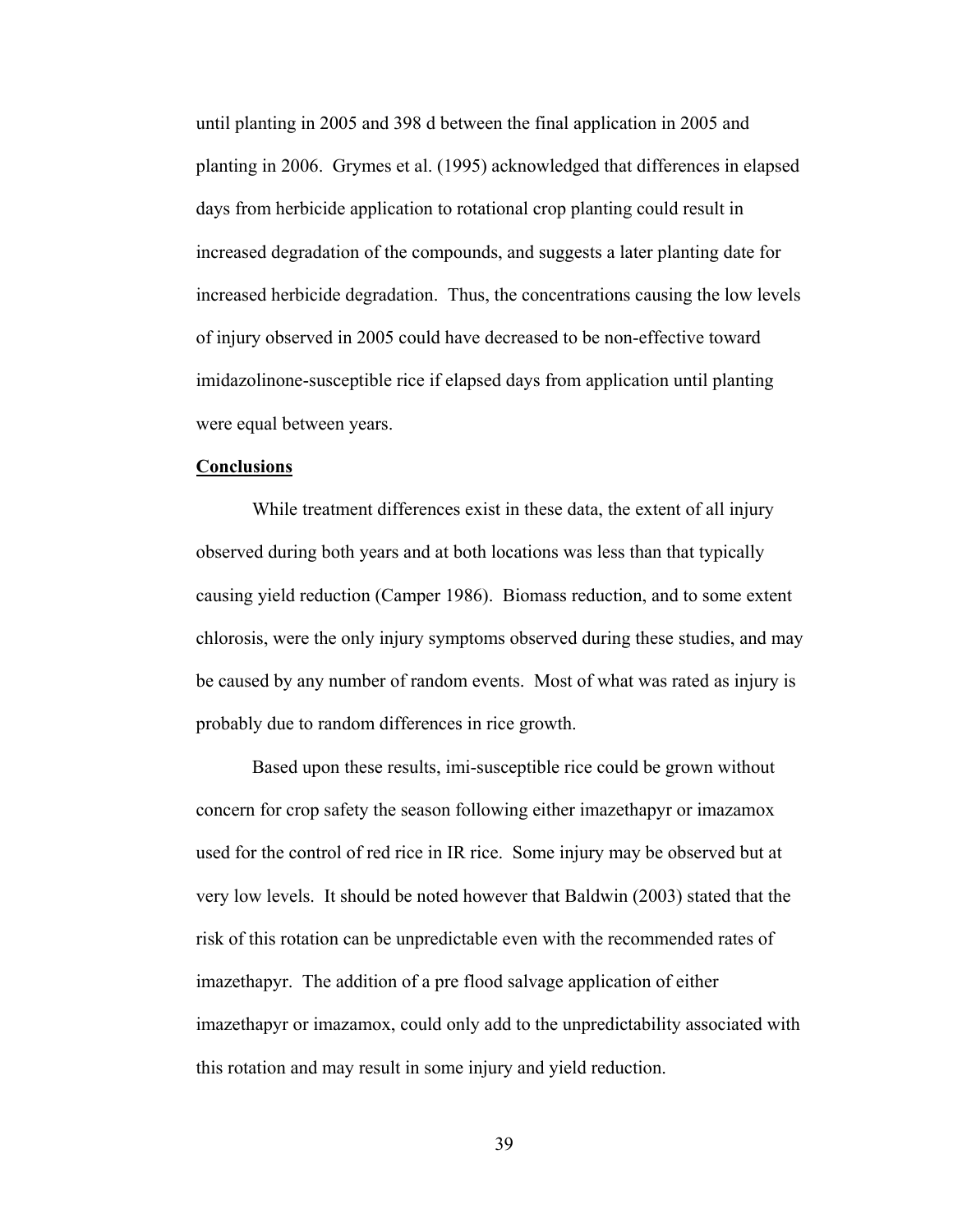until planting in 2005 and 398 d between the final application in 2005 and planting in 2006. Grymes et al. (1995) acknowledged that differences in elapsed days from herbicide application to rotational crop planting could result in increased degradation of the compounds, and suggests a later planting date for increased herbicide degradation. Thus, the concentrations causing the low levels of injury observed in 2005 could have decreased to be non-effective toward imidazolinone-susceptible rice if elapsed days from application until planting were equal between years.

**Conclusions**

While treatment differences exist in these data, the extent of all injury observed during both years and at both locations was less than that typically causing yield reduction (Camper 1986). Biomass reduction, and to some extent chlorosis, were the only injury symptoms observed during these studies, and may be caused by any number of random events. Most of what was rated as injury is probably due to random differences in rice growth.

Based upon these results, imi-susceptible rice could be grown without concern for crop safety the season following either imazethapyr or imazamox used for the control of red rice in IR rice. Some injury may be observed but at very low levels. It should be noted however that Baldwin (2003) stated that the risk of this rotation can be unpredictable even with the recommended rates of imazethapyr. The addition of a pre flood salvage application of either imazethapyr or imazamox, could only add to the unpredictability associated with this rotation and may result in some injury and yield reduction.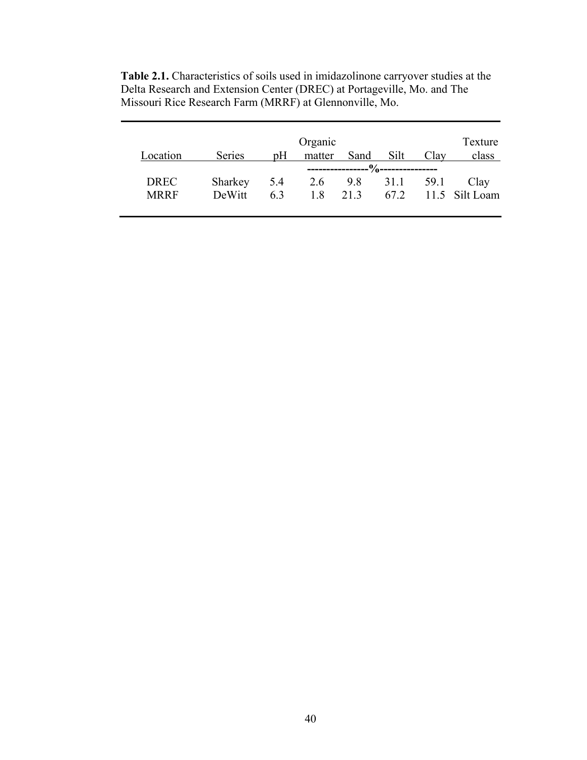**Table 2.1.** Characteristics of soils used in imidazolinone carryover studies at the Delta Research and Extension Center (DREC) at Portageville, Mo. and The Missouri Rice Research Farm (MRRF) at Glennonville, Mo.

| Location | Series | pH | Organic matter | Sand | Silt | Clay | Texture class |
|---|---|---|---|---|---|---|---|
| | | | ----------------%--------------- | | | | |
| DREC | Sharkey | 5.4 | 2.6 | 9.8 | 31.1 | 59.1 | Clay |
| MRRF | DeWitt | 6.3 | 1.8 | 21.3 | 67.2 | 11.5 | Silt Loam |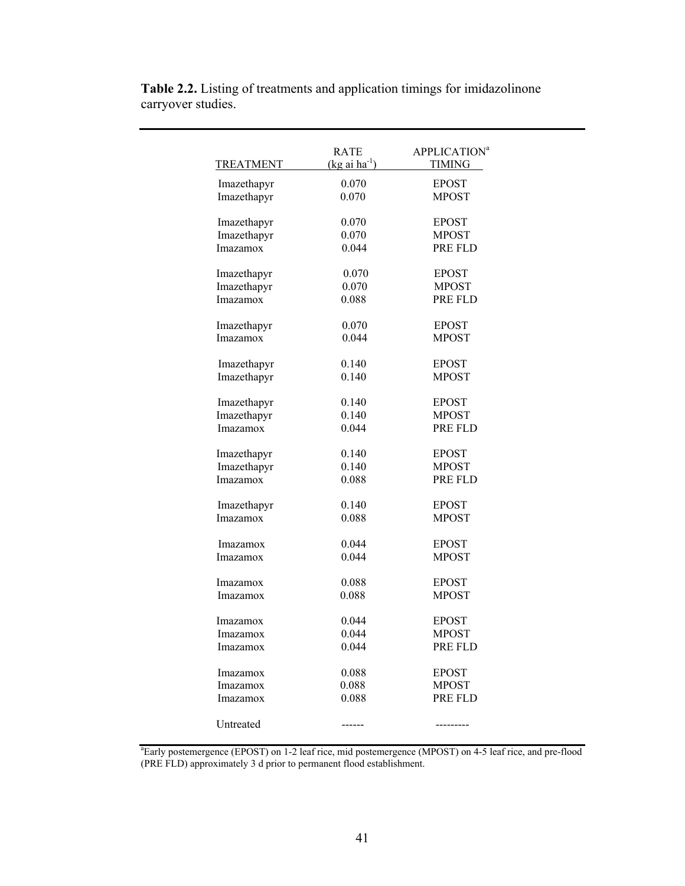**Table 2.2.** Listing of treatments and application timings for imidazolinone carryover studies.

| TREATMENT | RATE (kg ai ha$^{-1}$) | APPLICATION[a] TIMING |
|---|---|---|
| Imazethapyr | 0.070 | EPOST |
| Imazethapyr | 0.070 | MPOST |
| | | |
| Imazethapyr | 0.070 | EPOST |
| Imazethapyr | 0.070 | MPOST |
| Imazamox | 0.044 | PRE FLD |
| | | |
| Imazethapyr | 0.070 | EPOST |
| Imazethapyr | 0.070 | MPOST |
| Imazamox | 0.088 | PRE FLD |
| | | |
| Imazethapyr | 0.070 | EPOST |
| Imazamox | 0.044 | MPOST |
| | | |
| Imazethapyr | 0.140 | EPOST |
| Imazethapyr | 0.140 | MPOST |
| | | |
| Imazethapyr | 0.140 | EPOST |
| Imazethapyr | 0.140 | MPOST |
| Imazamox | 0.044 | PRE FLD |
| | | |
| Imazethapyr | 0.140 | EPOST |
| Imazethapyr | 0.140 | MPOST |
| Imazamox | 0.088 | PRE FLD |
| | | |
| Imazethapyr | 0.140 | EPOST |
| Imazamox | 0.088 | MPOST |
| | | |
| Imazamox | 0.044 | EPOST |
| Imazamox | 0.044 | MPOST |
| | | |
| Imazamox | 0.088 | EPOST |
| Imazamox | 0.088 | MPOST |
| | | |
| Imazamox | 0.044 | EPOST |
| Imazamox | 0.044 | MPOST |
| Imazamox | 0.044 | PRE FLD |
| | | |
| Imazamox | 0.088 | EPOST |
| Imazamox | 0.088 | MPOST |
| Imazamox | 0.088 | PRE FLD |
| | | |
| Untreated | ------ | --------- |

[a]Early postemergence (EPOST) on 1-2 leaf rice, mid postemergence (MPOST) on 4-5 leaf rice, and pre-flood (PRE FLD) approximately 3 d prior to permanent flood establishment.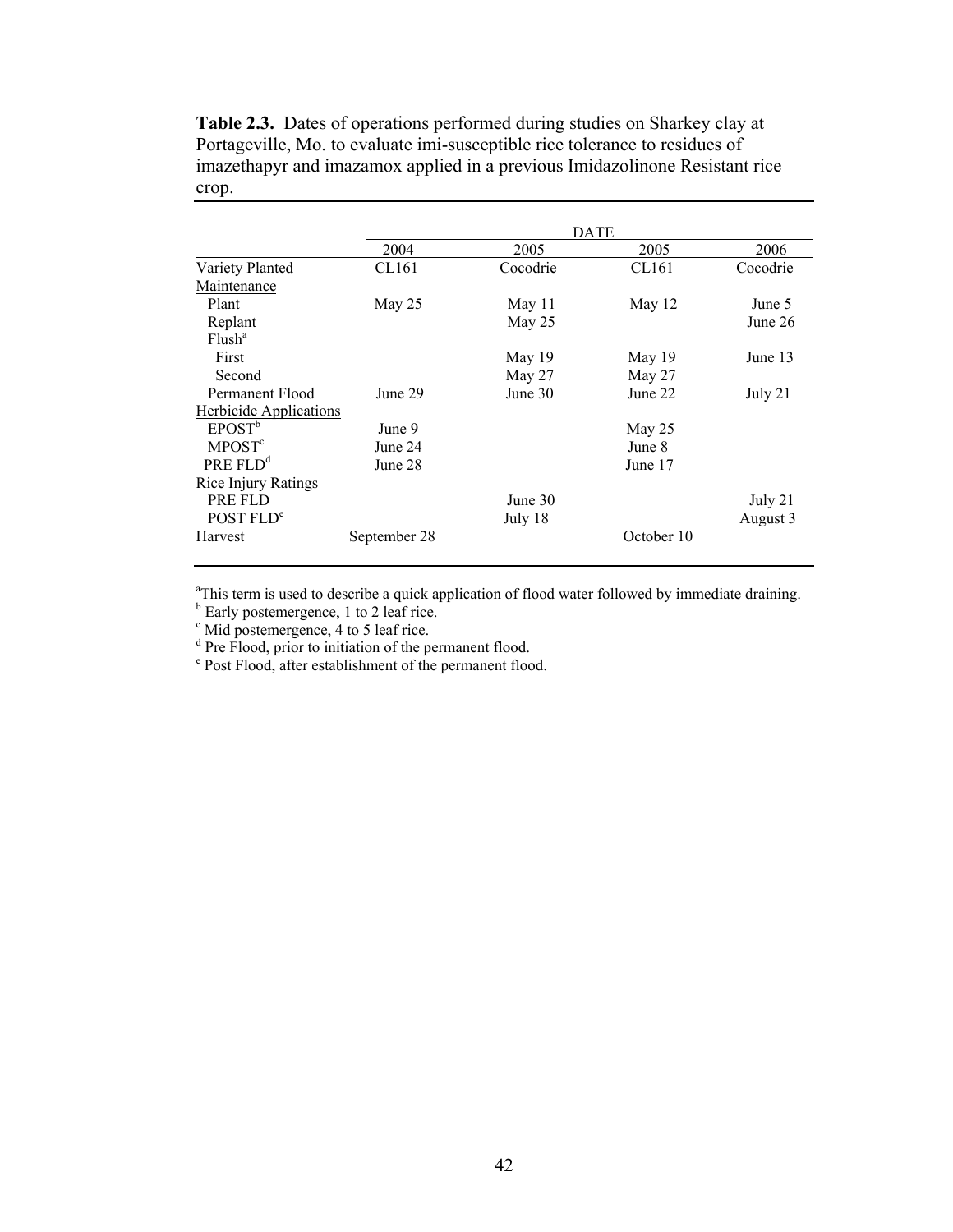**Table 2.3.** Dates of operations performed during studies on Sharkey clay at Portageville, Mo. to evaluate imi-susceptible rice tolerance to residues of imazethapyr and imazamox applied in a previous Imidazolinone Resistant rice crop.

| | DATE | | | |
|---|---|---|---|---|
| | 2004 | 2005 | 2005 | 2006 |
| Variety Planted | CL161 | Cocodrie | CL161 | Cocodrie |
| Maintenance | | | | |
| Plant | May 25 | May 11 | May 12 | June 5 |
| Replant | | May 25 | | June 26 |
| Flush[a] | | | | |
| First | | May 19 | May 19 | June 13 |
| Second | | May 27 | May 27 | |
| Permanent Flood | June 29 | June 30 | June 22 | July 21 |
| Herbicide Applications | | | | |
| EPOST[b] | June 9 | | May 25 | |
| MPOST[c] | June 24 | | June 8 | |
| PRE FLD[d] | June 28 | | June 17 | |
| Rice Injury Ratings | | | | |
| PRE FLD | | June 30 | | July 21 |
| POST FLD[e] | | July 18 | | August 3 |
| Harvest | September 28 | | October 10 | |

[a]This term is used to describe a quick application of flood water followed by immediate draining.
[b] Early postemergence, 1 to 2 leaf rice.
[c] Mid postemergence, 4 to 5 leaf rice.
[d] Pre Flood, prior to initiation of the permanent flood.
[e] Post Flood, after establishment of the permanent flood.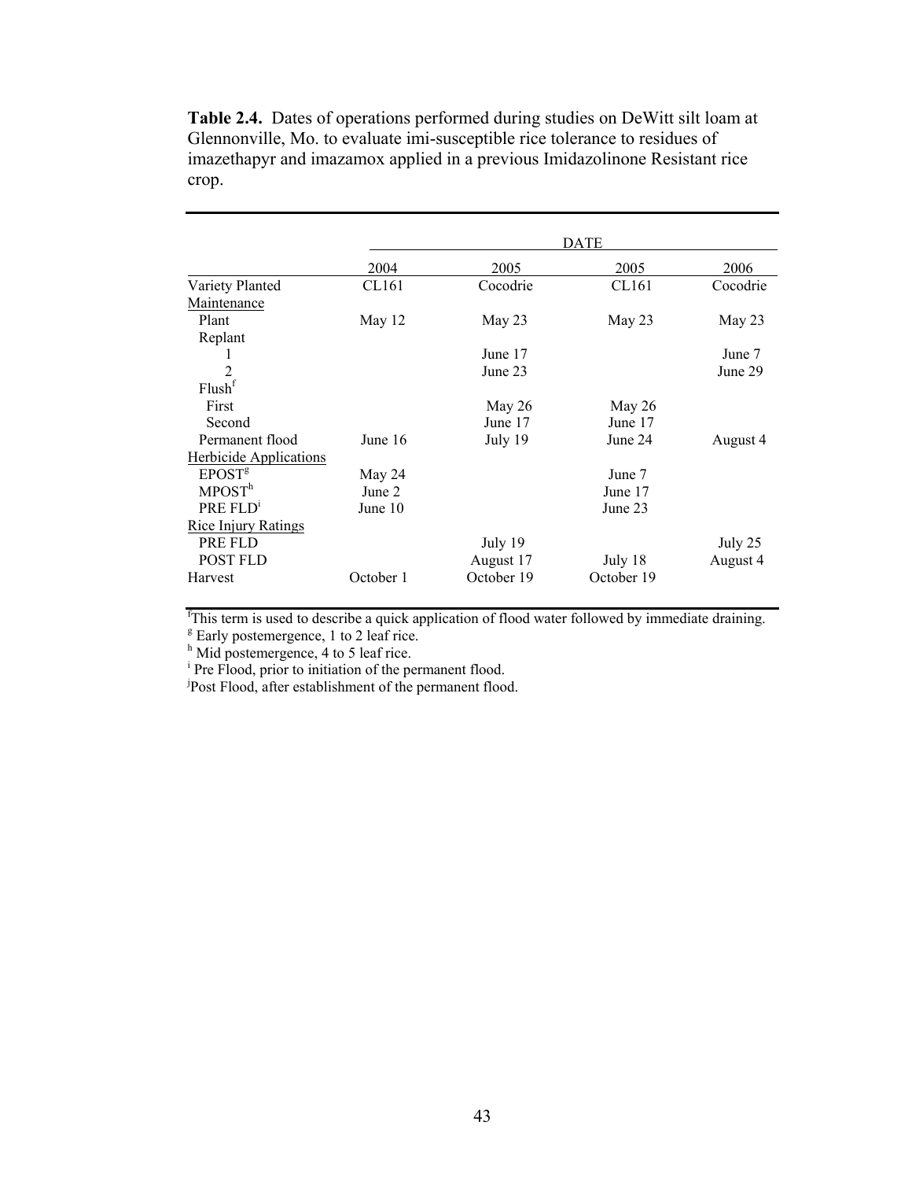**Table 2.4.** Dates of operations performed during studies on DeWitt silt loam at Glennonville, Mo. to evaluate imi-susceptible rice tolerance to residues of imazethapyr and imazamox applied in a previous Imidazolinone Resistant rice crop.

| | DATE | | | |
|---|---|---|---|---|
| | 2004 | 2005 | 2005 | 2006 |
| Variety Planted | CL161 | Cocodrie | CL161 | Cocodrie |
| Maintenance | | | | |
| Plant | May 12 | May 23 | May 23 | May 23 |
| Replant | | | | |
| 1 | | June 17 | | June 7 |
| 2 | | June 23 | | June 29 |
| Flush[f] | | | | |
| First | | May 26 | May 26 | |
| Second | | June 17 | June 17 | |
| Permanent flood | June 16 | July 19 | June 24 | August 4 |
| Herbicide Applications | | | | |
| EPOST[g] | May 24 | | June 7 | |
| MPOST[h] | June 2 | | June 17 | |
| PRE FLD[i] | June 10 | | June 23 | |
| Rice Injury Ratings | | | | |
| PRE FLD | | July 19 | | July 25 |
| POST FLD | | August 17 | July 18 | August 4 |
| Harvest | October 1 | October 19 | October 19 | |

[f]This term is used to describe a quick application of flood water followed by immediate draining.
[g] Early postemergence, 1 to 2 leaf rice.
[h] Mid postemergence, 4 to 5 leaf rice.
[i] Pre Flood, prior to initiation of the permanent flood.
[j]Post Flood, after establishment of the permanent flood.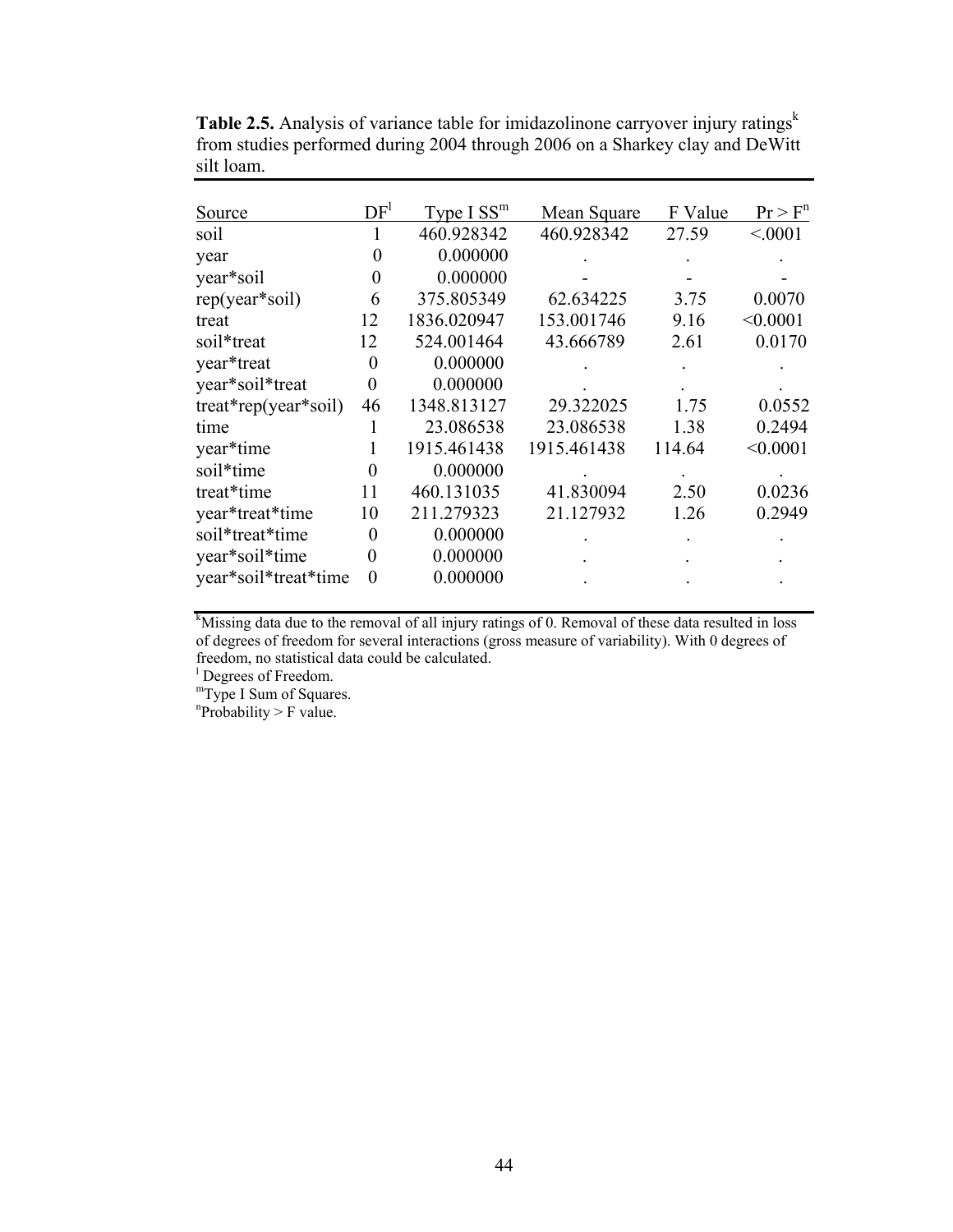**Table 2.5.** Analysis of variance table for imidazolinone carryover injury ratings[k] from studies performed during 2004 through 2006 on a Sharkey clay and DeWitt silt loam.

| Source | DF[l] | Type I SS[m] | Mean Square | F Value | Pr > F[n] |
|---|---|---|---|---|---|
| soil | 1 | 460.928342 | 460.928342 | 27.59 | <.0001 |
| year | 0 | 0.000000 | . | . | . |
| year*soil | 0 | 0.000000 | - | - | - |
| rep(year*soil) | 6 | 375.805349 | 62.634225 | 3.75 | 0.0070 |
| treat | 12 | 1836.020947 | 153.001746 | 9.16 | <0.0001 |
| soil*treat | 12 | 524.001464 | 43.666789 | 2.61 | 0.0170 |
| year*treat | 0 | 0.000000 | . | . | . |
| year*soil*treat | 0 | 0.000000 | . | . | . |
| treat*rep(year*soil) | 46 | 1348.813127 | 29.322025 | 1.75 | 0.0552 |
| time | 1 | 23.086538 | 23.086538 | 1.38 | 0.2494 |
| year*time | 1 | 1915.461438 | 1915.461438 | 114.64 | <0.0001 |
| soil*time | 0 | 0.000000 | . | . | . |
| treat*time | 11 | 460.131035 | 41.830094 | 2.50 | 0.0236 |
| year*treat*time | 10 | 211.279323 | 21.127932 | 1.26 | 0.2949 |
| soil*treat*time | 0 | 0.000000 | . | . | . |
| year*soil*time | 0 | 0.000000 | . | . | . |
| year*soil*treat*time | 0 | 0.000000 | . | . | . |

[k]Missing data due to the removal of all injury ratings of 0. Removal of these data resulted in loss of degrees of freedom for several interactions (gross measure of variability). With 0 degrees of freedom, no statistical data could be calculated.
[l] Degrees of Freedom.
[m]Type I Sum of Squares.
[n]Probability > F value.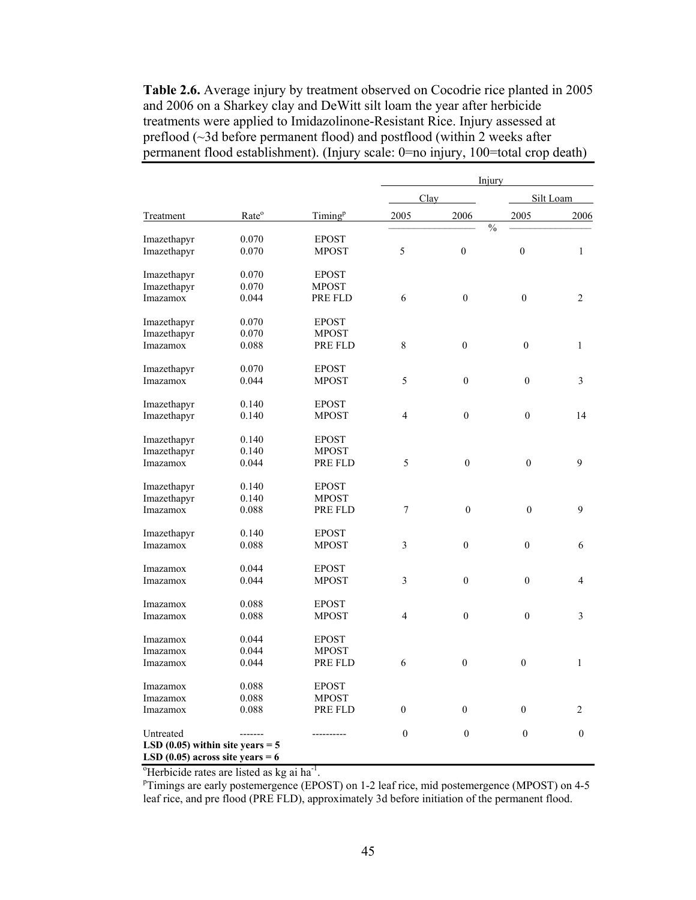**Table 2.6.** Average injury by treatment observed on Cocodrie rice planted in 2005 and 2006 on a Sharkey clay and DeWitt silt loam the year after herbicide treatments were applied to Imidazolinone-Resistant Rice. Injury assessed at preflood (~3d before permanent flood) and postflood (within 2 weeks after permanent flood establishment). (Injury scale: 0=no injury, 100=total crop death)

| | | | Injury | | | |
|---|---|---|---|---|---|---|
| | | | Clay | | Silt Loam | |
| Treatment | Rate[o] | Timing[p] | 2005 | 2006 | 2005 | 2006 |
| | | | % | | | |
| Imazethapyr<br>Imazethapyr | 0.070<br>0.070 | EPOST<br>MPOST | 5 | 0 | 0 | 1 |
| Imazethapyr<br>Imazethapyr<br>Imazamox | 0.070<br>0.070<br>0.044 | EPOST<br>MPOST<br>PRE FLD | 6 | 0 | 0 | 2 |
| Imazethapyr<br>Imazethapyr<br>Imazamox | 0.070<br>0.070<br>0.088 | EPOST<br>MPOST<br>PRE FLD | 8 | 0 | 0 | 1 |
| Imazethapyr<br>Imazamox | 0.070<br>0.044 | EPOST<br>MPOST | 5 | 0 | 0 | 3 |
| Imazethapyr<br>Imazethapyr | 0.140<br>0.140 | EPOST<br>MPOST | 4 | 0 | 0 | 14 |
| Imazethapyr<br>Imazethapyr<br>Imazamox | 0.140<br>0.140<br>0.044 | EPOST<br>MPOST<br>PRE FLD | 5 | 0 | 0 | 9 |
| Imazethapyr<br>Imazethapyr<br>Imazamox | 0.140<br>0.140<br>0.088 | EPOST<br>MPOST<br>PRE FLD | 7 | 0 | 0 | 9 |
| Imazethapyr<br>Imazamox | 0.140<br>0.088 | EPOST<br>MPOST | 3 | 0 | 0 | 6 |
| Imazamox<br>Imazamox | 0.044<br>0.044 | EPOST<br>MPOST | 3 | 0 | 0 | 4 |
| Imazamox<br>Imazamox | 0.088<br>0.088 | EPOST<br>MPOST | 4 | 0 | 0 | 3 |
| Imazamox<br>Imazamox<br>Imazamox | 0.044<br>0.044<br>0.044 | EPOST<br>MPOST<br>PRE FLD | 6 | 0 | 0 | 1 |
| Imazamox<br>Imazamox<br>Imazamox | 0.088<br>0.088<br>0.088 | EPOST<br>MPOST<br>PRE FLD | 0 | 0 | 0 | 2 |
| Untreated | ------- | ---------- | 0 | 0 | 0 | 0 |
| **LSD (0.05) within site years = 5** | | | | | | |
| **LSD (0.05) across site years = 6** | | | | | | |

[o]Herbicide rates are listed as kg ai $ha^{-1}$.

[p]Timings are early postemergence (EPOST) on 1-2 leaf rice, mid postemergence (MPOST) on 4-5 leaf rice, and pre flood (PRE FLD), approximately 3d before initiation of the permanent flood.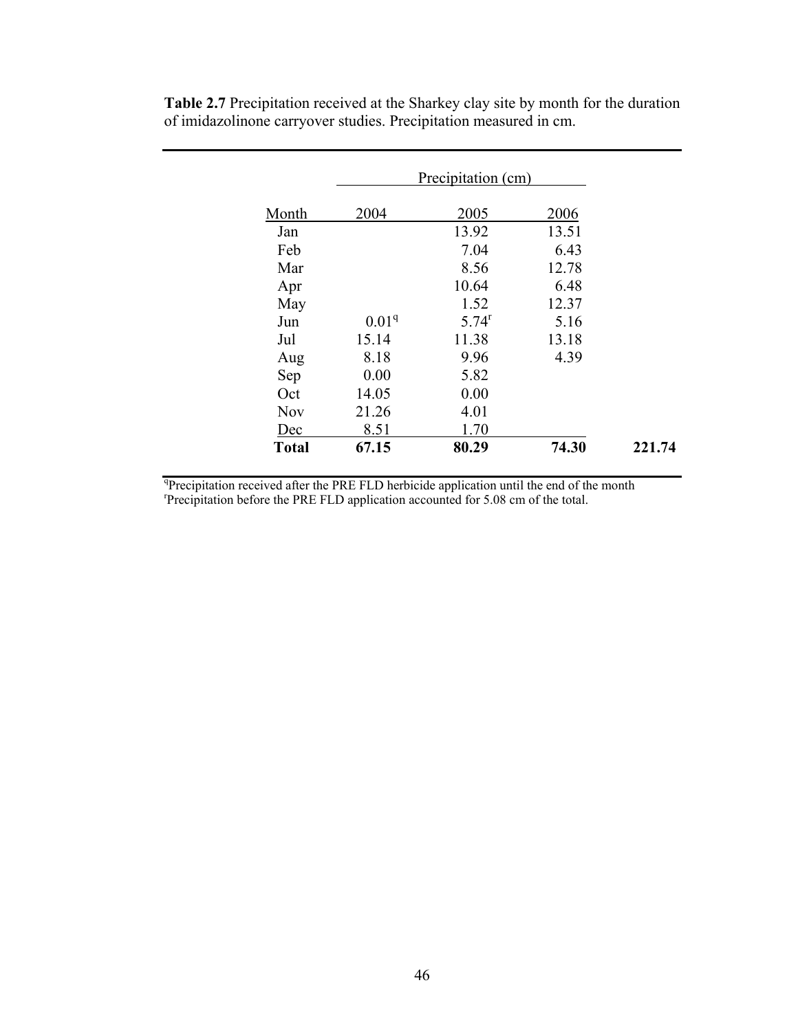**Table 2.7** Precipitation received at the Sharkey clay site by month for the duration of imidazolinone carryover studies. Precipitation measured in cm.

| | Precipitation (cm) | | | |
|---|---|---|---|---|
| Month | 2004 | 2005 | 2006 | |
| Jan | | 13.92 | 13.51 | |
| Feb | | 7.04 | 6.43 | |
| Mar | | 8.56 | 12.78 | |
| Apr | | 10.64 | 6.48 | |
| May | | 1.52 | 12.37 | |
| Jun | 0.01[q] | 5.74[r] | 5.16 | |
| Jul | 15.14 | 11.38 | 13.18 | |
| Aug | 8.18 | 9.96 | 4.39 | |
| Sep | 0.00 | 5.82 | | |
| Oct | 14.05 | 0.00 | | |
| Nov | 21.26 | 4.01 | | |
| Dec | 8.51 | 1.70 | | |
| **Total** | **67.15** | **80.29** | **74.30** | **221.74** |

[q]Precipitation received after the PRE FLD herbicide application until the end of the month
[r]Precipitation before the PRE FLD application accounted for 5.08 cm of the total.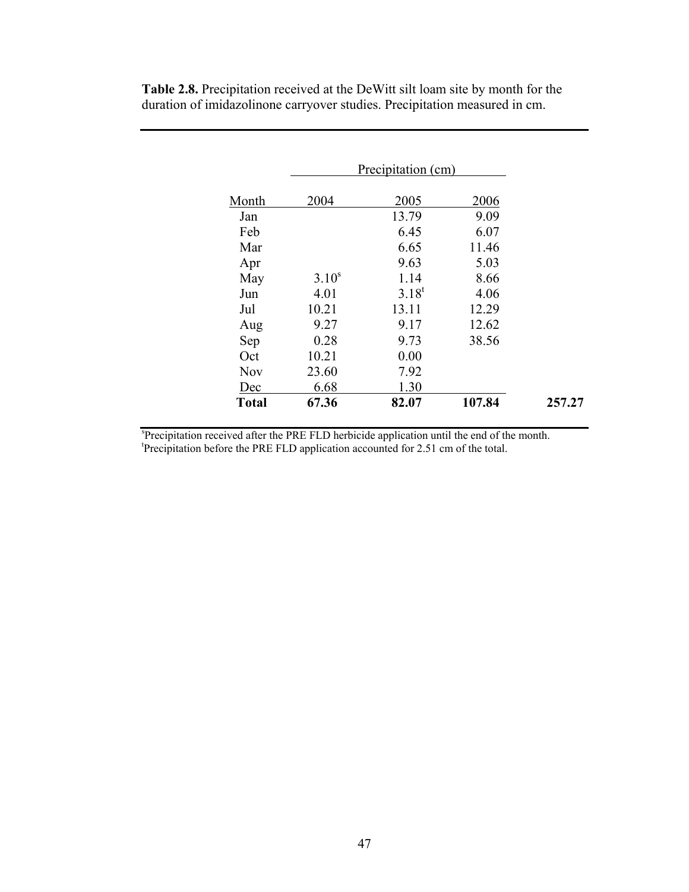**Table 2.8.** Precipitation received at the DeWitt silt loam site by month for the duration of imidazolinone carryover studies. Precipitation measured in cm.

| | Precipitation (cm) | | | |
|---|---|---|---|---|
| Month | 2004 | 2005 | 2006 | |
| Jan | | 13.79 | 9.09 | |
| Feb | | 6.45 | 6.07 | |
| Mar | | 6.65 | 11.46 | |
| Apr | | 9.63 | 5.03 | |
| May | 3.10[s] | 1.14 | 8.66 | |
| Jun | 4.01 | 3.18[t] | 4.06 | |
| Jul | 10.21 | 13.11 | 12.29 | |
| Aug | 9.27 | 9.17 | 12.62 | |
| Sep | 0.28 | 9.73 | 38.56 | |
| Oct | 10.21 | 0.00 | | |
| Nov | 23.60 | 7.92 | | |
| Dec | 6.68 | 1.30 | | |
| **Total** | **67.36** | **82.07** | **107.84** | **257.27** |

[s]Precipitation received after the PRE FLD herbicide application until the end of the month.
[t]Precipitation before the PRE FLD application accounted for 2.51 cm of the total.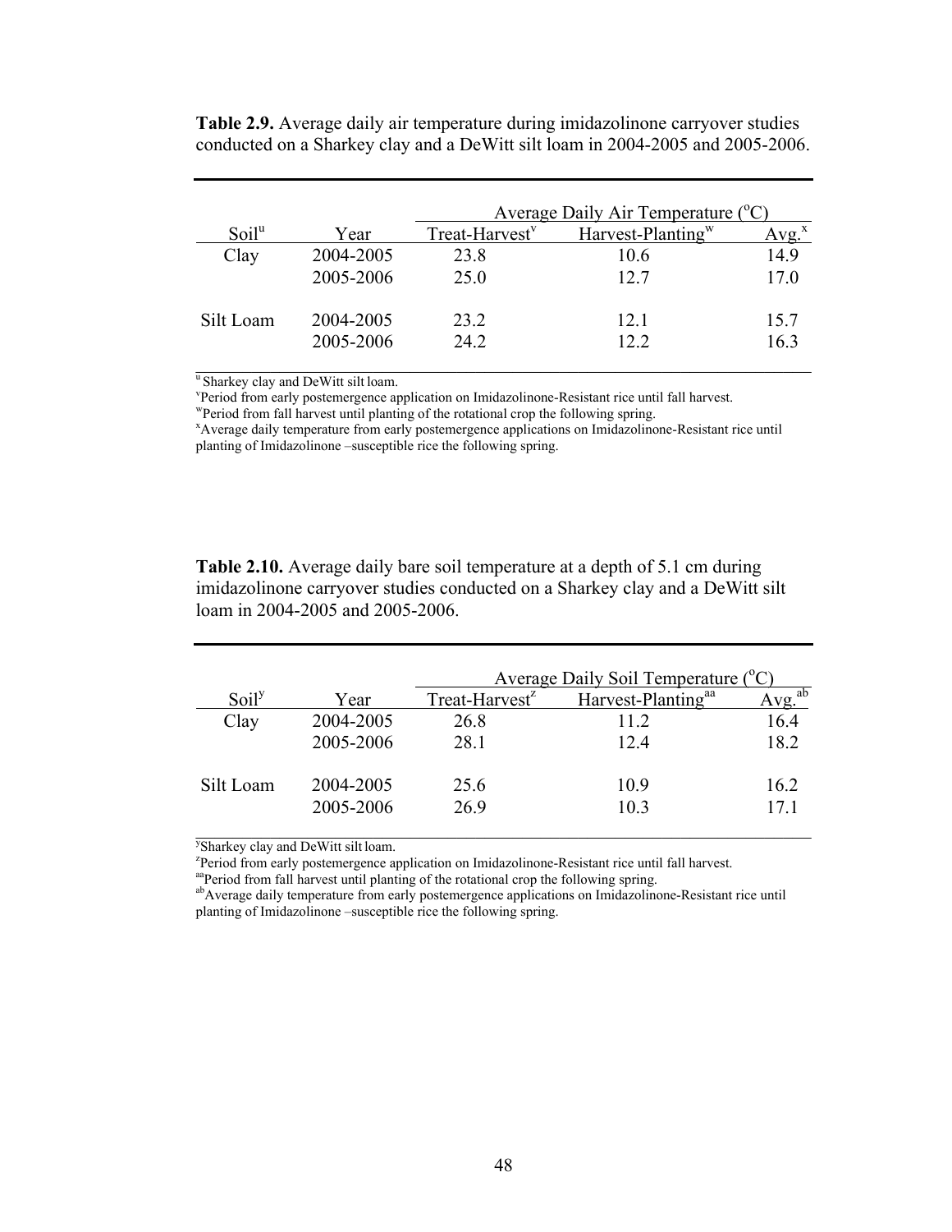**Table 2.9.** Average daily air temperature during imidazolinone carryover studies conducted on a Sharkey clay and a DeWitt silt loam in 2004-2005 and 2005-2006.

| | | Average Daily Air Temperature (°C) | | |
|---|---|---|---|---|
| Soil[u] | Year | Treat-Harvest[v] | Harvest-Planting[w] | Avg.[x] |
| Clay | 2004-2005 | 23.8 | 10.6 | 14.9 |
| | 2005-2006 | 25.0 | 12.7 | 17.0 |
| Silt Loam | 2004-2005 | 23.2 | 12.1 | 15.7 |
| | 2005-2006 | 24.2 | 12.2 | 16.3 |

[u] Sharkey clay and DeWitt silt loam.
[v] Period from early postemergence application on Imidazolinone-Resistant rice until fall harvest.
[w] Period from fall harvest until planting of the rotational crop the following spring.
[x] Average daily temperature from early postemergence applications on Imidazolinone-Resistant rice until planting of Imidazolinone –susceptible rice the following spring.

**Table 2.10.** Average daily bare soil temperature at a depth of 5.1 cm during imidazolinone carryover studies conducted on a Sharkey clay and a DeWitt silt loam in 2004-2005 and 2005-2006.

| | | Average Daily Soil Temperature (°C) | | |
|---|---|---|---|---|
| Soil[y] | Year | Treat-Harvest[z] | Harvest-Planting[aa] | Avg.[ab] |
| Clay | 2004-2005 | 26.8 | 11.2 | 16.4 |
| | 2005-2006 | 28.1 | 12.4 | 18.2 |
| Silt Loam | 2004-2005 | 25.6 | 10.9 | 16.2 |
| | 2005-2006 | 26.9 | 10.3 | 17.1 |

[y] Sharkey clay and DeWitt silt loam.
[z] Period from early postemergence application on Imidazolinone-Resistant rice until fall harvest.
[aa] Period from fall harvest until planting of the rotational crop the following spring.
[ab] Average daily temperature from early postemergence applications on Imidazolinone-Resistant rice until planting of Imidazolinone –susceptible rice the following spring.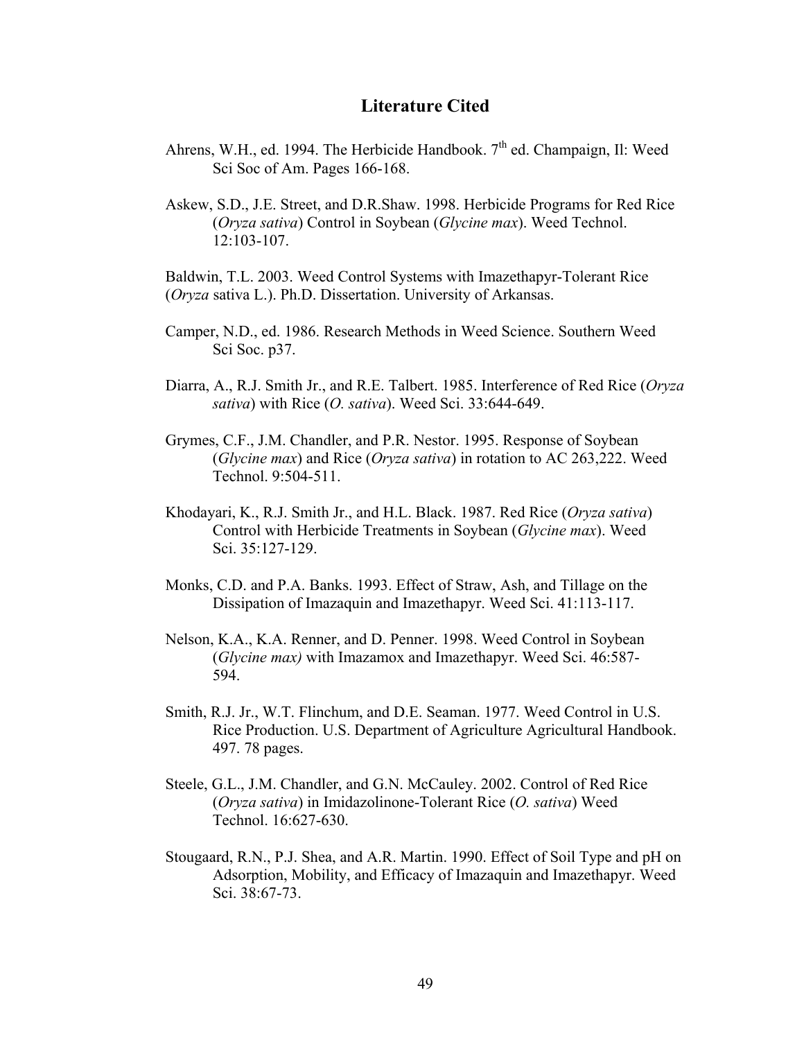# Literature Cited

Ahrens, W.H., ed. 1994. The Herbicide Handbook. 7th ed. Champaign, Il: Weed Sci Soc of Am. Pages 166-168.

Askew, S.D., J.E. Street, and D.R.Shaw. 1998. Herbicide Programs for Red Rice (*Oryza sativa*) Control in Soybean (*Glycine max*). Weed Technol. 12:103-107.

Baldwin, T.L. 2003. Weed Control Systems with Imazethapyr-Tolerant Rice (*Oryza* sativa L.). Ph.D. Dissertation. University of Arkansas.

Camper, N.D., ed. 1986. Research Methods in Weed Science. Southern Weed Sci Soc. p37.

Diarra, A., R.J. Smith Jr., and R.E. Talbert. 1985. Interference of Red Rice (*Oryza sativa*) with Rice (*O. sativa*). Weed Sci. 33:644-649.

Grymes, C.F., J.M. Chandler, and P.R. Nestor. 1995. Response of Soybean (*Glycine max*) and Rice (*Oryza sativa*) in rotation to AC 263,222. Weed Technol. 9:504-511.

Khodayari, K., R.J. Smith Jr., and H.L. Black. 1987. Red Rice (*Oryza sativa*) Control with Herbicide Treatments in Soybean (*Glycine max*). Weed Sci. 35:127-129.

Monks, C.D. and P.A. Banks. 1993. Effect of Straw, Ash, and Tillage on the Dissipation of Imazaquin and Imazethapyr. Weed Sci. 41:113-117.

Nelson, K.A., K.A. Renner, and D. Penner. 1998. Weed Control in Soybean (*Glycine max)* with Imazamox and Imazethapyr. Weed Sci. 46:587-594.

Smith, R.J. Jr., W.T. Flinchum, and D.E. Seaman. 1977. Weed Control in U.S. Rice Production. U.S. Department of Agriculture Agricultural Handbook. 497. 78 pages.

Steele, G.L., J.M. Chandler, and G.N. McCauley. 2002. Control of Red Rice (*Oryza sativa*) in Imidazolinone-Tolerant Rice (*O. sativa*) Weed Technol. 16:627-630.

Stougaard, R.N., P.J. Shea, and A.R. Martin. 1990. Effect of Soil Type and pH on Adsorption, Mobility, and Efficacy of Imazaquin and Imazethapyr. Weed Sci. 38:67-73.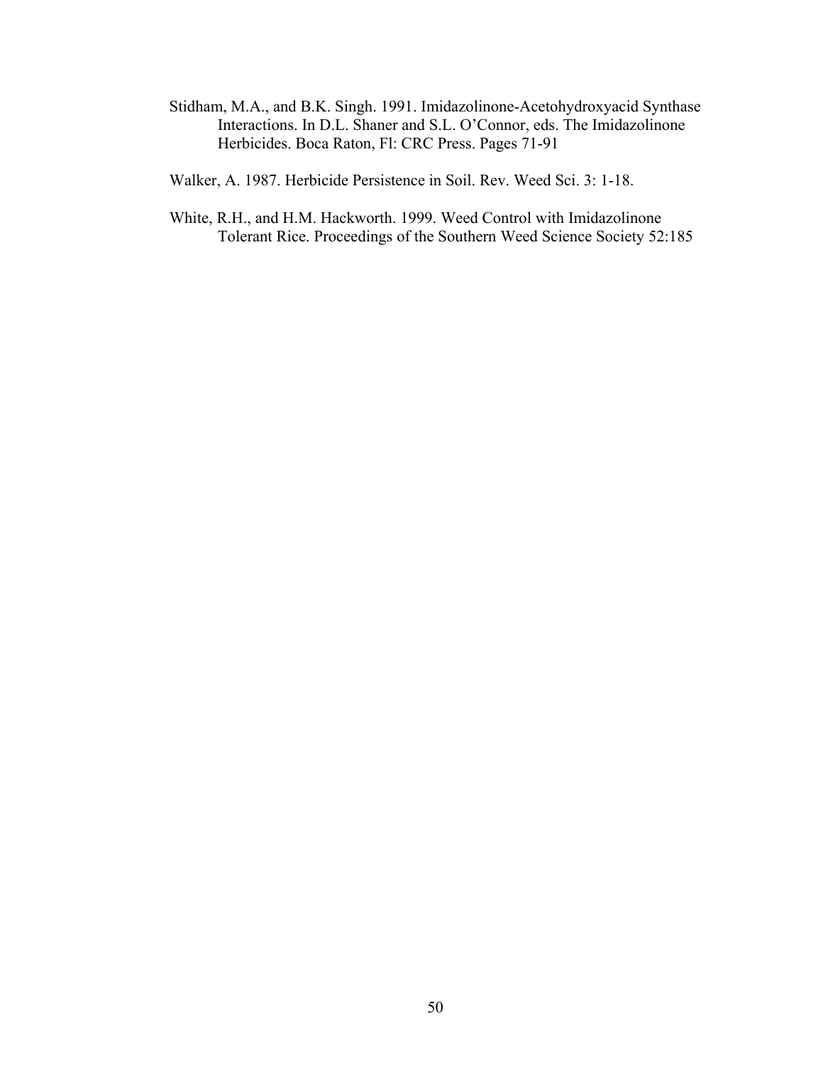Stidham, M.A., and B.K. Singh. 1991. Imidazolinone-Acetohydroxyacid Synthase Interactions. In D.L. Shaner and S.L. O'Connor, eds. The Imidazolinone Herbicides. Boca Raton, Fl: CRC Press. Pages 71-91

Walker, A. 1987. Herbicide Persistence in Soil. Rev. Weed Sci. 3: 1-18.

White, R.H., and H.M. Hackworth. 1999. Weed Control with Imidazolinone Tolerant Rice. Proceedings of the Southern Weed Science Society 52:185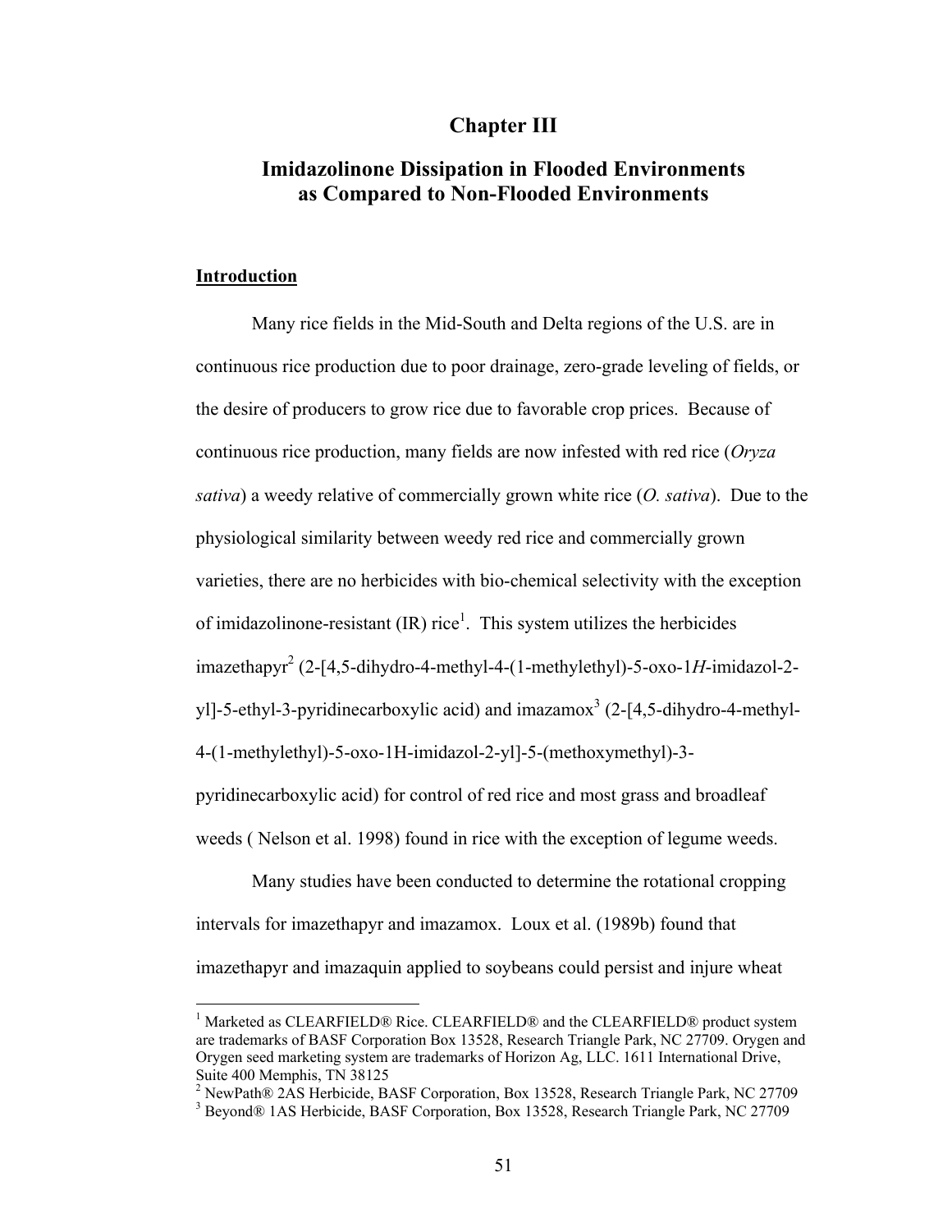# Chapter III

## Imidazolinone Dissipation in Flooded Environments as Compared to Non-Flooded Environments

### Introduction

Many rice fields in the Mid-South and Delta regions of the U.S. are in continuous rice production due to poor drainage, zero-grade leveling of fields, or the desire of producers to grow rice due to favorable crop prices. Because of continuous rice production, many fields are now infested with red rice (*Oryza sativa*) a weedy relative of commercially grown white rice (*O. sativa*). Due to the physiological similarity between weedy red rice and commercially grown varieties, there are no herbicides with bio-chemical selectivity with the exception of imidazolinone-resistant (IR) rice[1]. This system utilizes the herbicides imazethapyr[2] (2-[4,5-dihydro-4-methyl-4-(1-methylethyl)-5-oxo-1*H*-imidazol-2-yl]-5-ethyl-3-pyridinecarboxylic acid) and imazamox[3] (2-[4,5-dihydro-4-methyl-4-(1-methylethyl)-5-oxo-1H-imidazol-2-yl]-5-(methoxymethyl)-3-pyridinecarboxylic acid) for control of red rice and most grass and broadleaf weeds ( Nelson et al. 1998) found in rice with the exception of legume weeds.

Many studies have been conducted to determine the rotational cropping intervals for imazethapyr and imazamox. Loux et al. (1989b) found that imazethapyr and imazaquin applied to soybeans could persist and injure wheat

---

[1] Marketed as CLEARFIELD® Rice. CLEARFIELD® and the CLEARFIELD® product system are trademarks of BASF Corporation Box 13528, Research Triangle Park, NC 27709. Orygen and Orygen seed marketing system are trademarks of Horizon Ag, LLC. 1611 International Drive, Suite 400 Memphis, TN 38125

[2] NewPath® 2AS Herbicide, BASF Corporation, Box 13528, Research Triangle Park, NC 27709

[3] Beyond® 1AS Herbicide, BASF Corporation, Box 13528, Research Triangle Park, NC 27709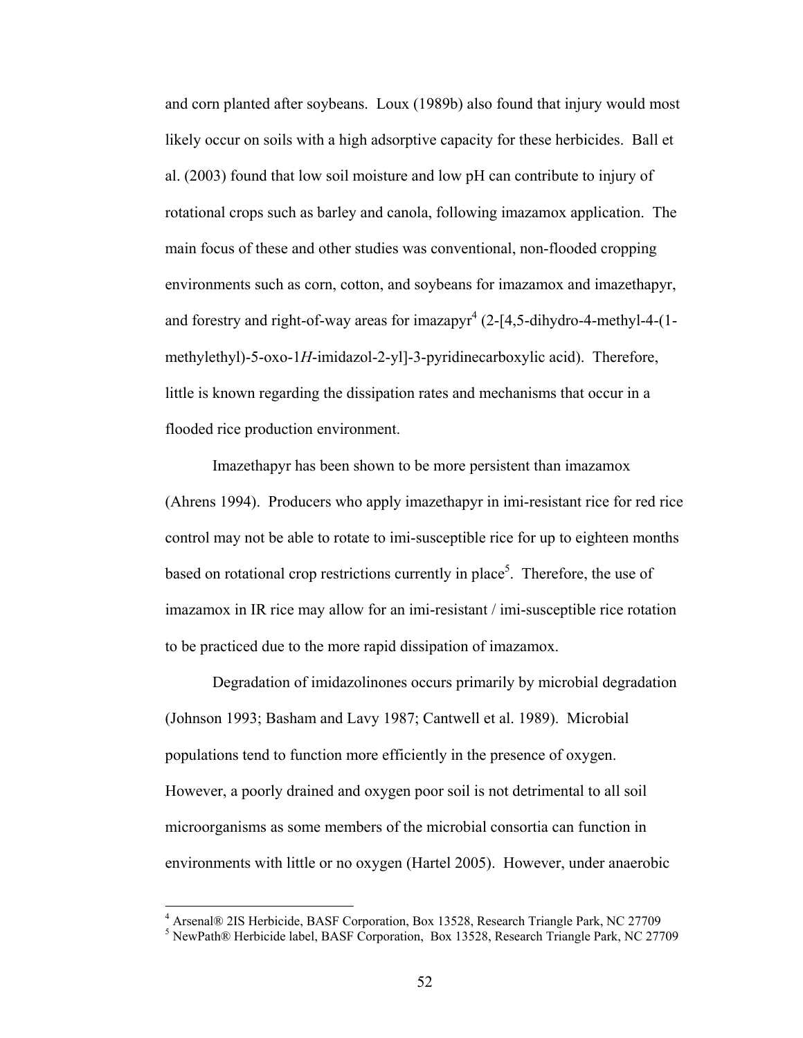and corn planted after soybeans. Loux (1989b) also found that injury would most likely occur on soils with a high adsorptive capacity for these herbicides. Ball et al. (2003) found that low soil moisture and low pH can contribute to injury of rotational crops such as barley and canola, following imazamox application. The main focus of these and other studies was conventional, non-flooded cropping environments such as corn, cotton, and soybeans for imazamox and imazethapyr, and forestry and right-of-way areas for imazapyr[4] (2-[4,5-dihydro-4-methyl-4-(1-methylethyl)-5-oxo-1*H*-imidazol-2-yl]-3-pyridinecarboxylic acid). Therefore, little is known regarding the dissipation rates and mechanisms that occur in a flooded rice production environment.

Imazethapyr has been shown to be more persistent than imazamox (Ahrens 1994). Producers who apply imazethapyr in imi-resistant rice for red rice control may not be able to rotate to imi-susceptible rice for up to eighteen months based on rotational crop restrictions currently in place[5]. Therefore, the use of imazamox in IR rice may allow for an imi-resistant / imi-susceptible rice rotation to be practiced due to the more rapid dissipation of imazamox.

Degradation of imidazolinones occurs primarily by microbial degradation (Johnson 1993; Basham and Lavy 1987; Cantwell et al. 1989). Microbial populations tend to function more efficiently in the presence of oxygen. However, a poorly drained and oxygen poor soil is not detrimental to all soil microorganisms as some members of the microbial consortia can function in environments with little or no oxygen (Hartel 2005). However, under anaerobic

---

[4] Arsenal® 2IS Herbicide, BASF Corporation, Box 13528, Research Triangle Park, NC 27709

[5] NewPath® Herbicide label, BASF Corporation, Box 13528, Research Triangle Park, NC 27709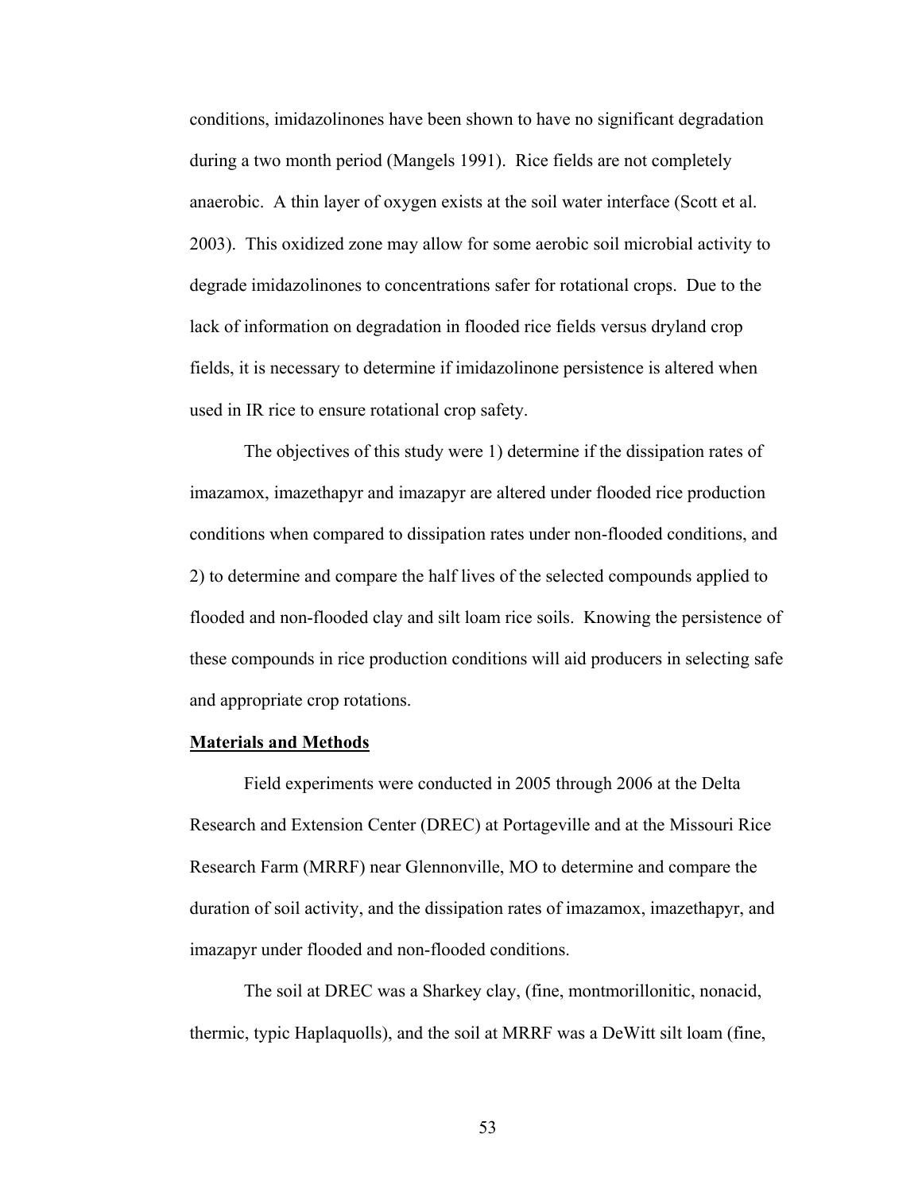conditions, imidazolinones have been shown to have no significant degradation during a two month period (Mangels 1991). Rice fields are not completely anaerobic. A thin layer of oxygen exists at the soil water interface (Scott et al. 2003). This oxidized zone may allow for some aerobic soil microbial activity to degrade imidazolinones to concentrations safer for rotational crops. Due to the lack of information on degradation in flooded rice fields versus dryland crop fields, it is necessary to determine if imidazolinone persistence is altered when used in IR rice to ensure rotational crop safety.

The objectives of this study were 1) determine if the dissipation rates of imazamox, imazethapyr and imazapyr are altered under flooded rice production conditions when compared to dissipation rates under non-flooded conditions, and 2) to determine and compare the half lives of the selected compounds applied to flooded and non-flooded clay and silt loam rice soils. Knowing the persistence of these compounds in rice production conditions will aid producers in selecting safe and appropriate crop rotations.

## Materials and Methods

Field experiments were conducted in 2005 through 2006 at the Delta Research and Extension Center (DREC) at Portageville and at the Missouri Rice Research Farm (MRRF) near Glennonville, MO to determine and compare the duration of soil activity, and the dissipation rates of imazamox, imazethapyr, and imazapyr under flooded and non-flooded conditions.

The soil at DREC was a Sharkey clay, (fine, montmorillonitic, nonacid, thermic, typic Haplaquolls), and the soil at MRRF was a DeWitt silt loam (fine,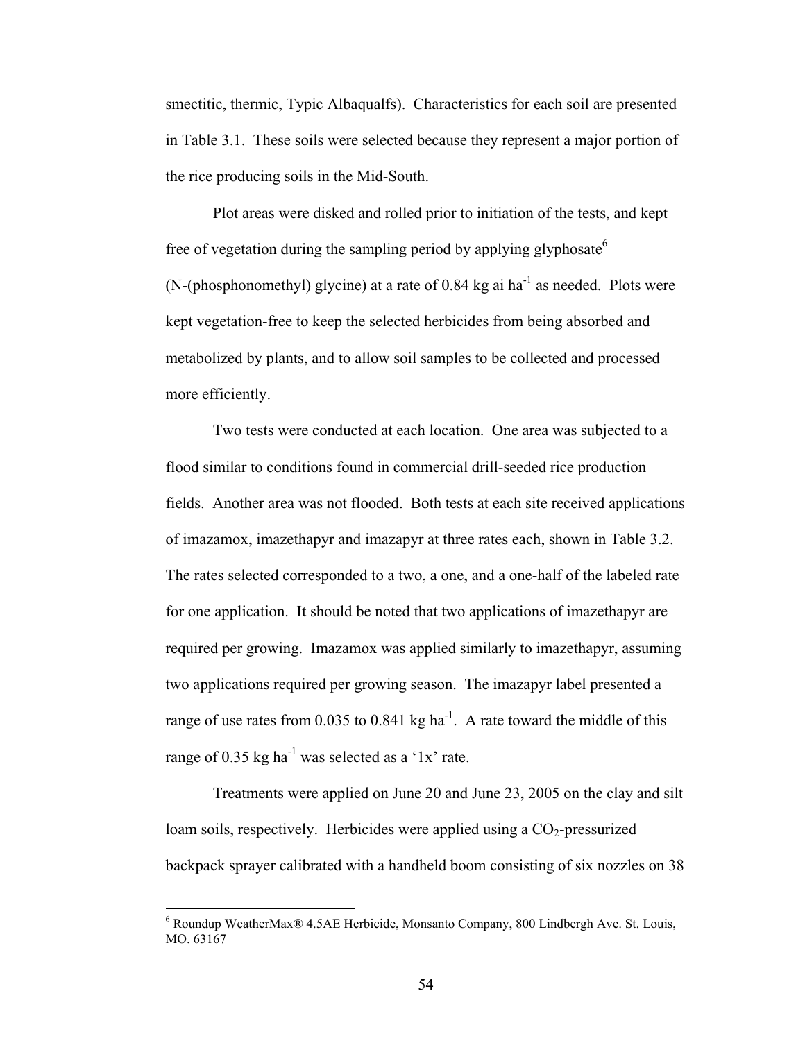smectitic, thermic, Typic Albaqualfs). Characteristics for each soil are presented in Table 3.1. These soils were selected because they represent a major portion of the rice producing soils in the Mid-South.

Plot areas were disked and rolled prior to initiation of the tests, and kept free of vegetation during the sampling period by applying glyphosate[6] (N-(phosphonomethyl) glycine) at a rate of 0.84 kg ai $ha^{-1}$ as needed. Plots were kept vegetation-free to keep the selected herbicides from being absorbed and metabolized by plants, and to allow soil samples to be collected and processed more efficiently.

Two tests were conducted at each location. One area was subjected to a flood similar to conditions found in commercial drill-seeded rice production fields. Another area was not flooded. Both tests at each site received applications of imazamox, imazethapyr and imazapyr at three rates each, shown in Table 3.2. The rates selected corresponded to a two, a one, and a one-half of the labeled rate for one application. It should be noted that two applications of imazethapyr are required per growing. Imazamox was applied similarly to imazethapyr, assuming two applications required per growing season. The imazapyr label presented a range of use rates from 0.035 to 0.841 kg $ha^{-1}$. A rate toward the middle of this range of 0.35 kg $ha^{-1}$ was selected as a '1x' rate.

Treatments were applied on June 20 and June 23, 2005 on the clay and silt loam soils, respectively. Herbicides were applied using a $CO_2$-pressurized backpack sprayer calibrated with a handheld boom consisting of six nozzles on 38

[6] Roundup WeatherMax® 4.5AE Herbicide, Monsanto Company, 800 Lindbergh Ave. St. Louis, MO. 63167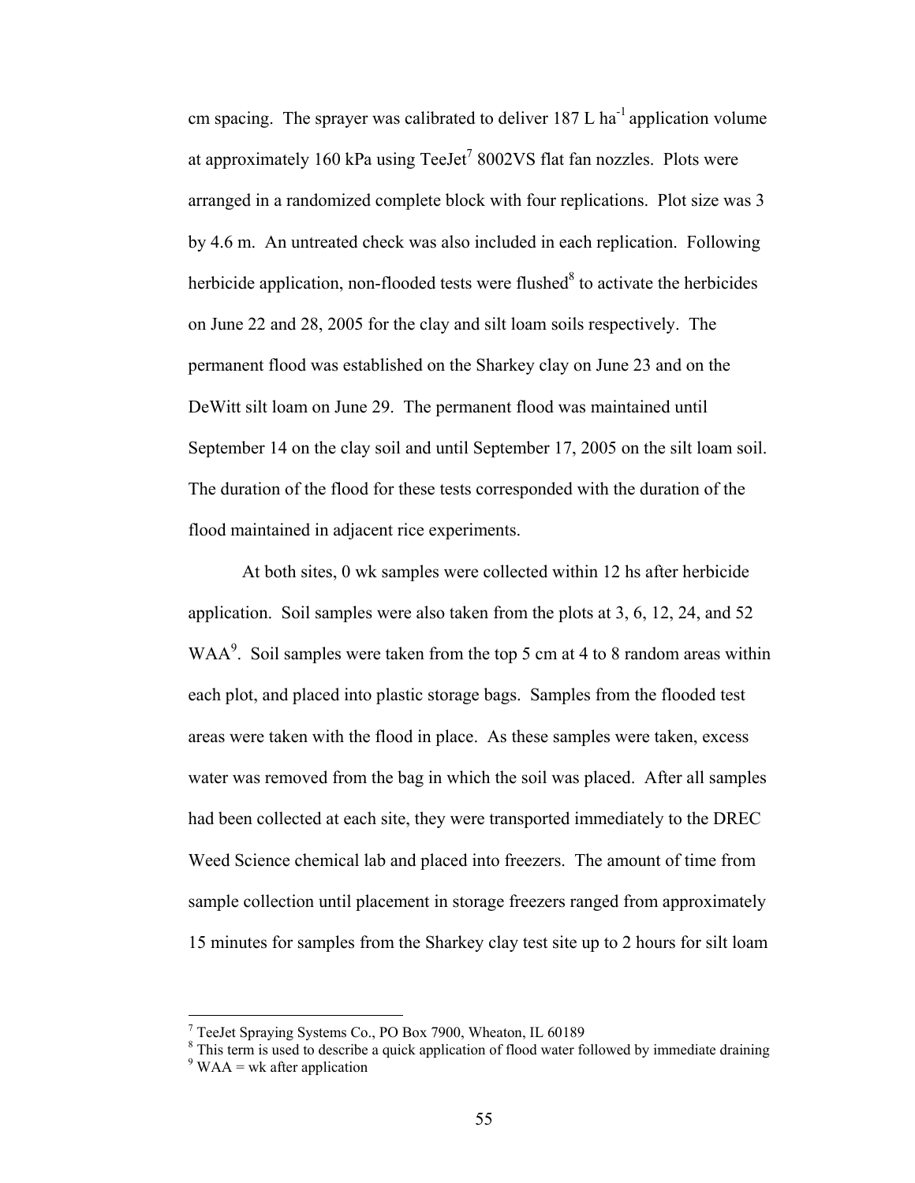cm spacing. The sprayer was calibrated to deliver 187 L $ha^{-1}$ application volume at approximately 160 kPa using TeeJet[7] 8002VS flat fan nozzles. Plots were arranged in a randomized complete block with four replications. Plot size was 3 by 4.6 m. An untreated check was also included in each replication. Following herbicide application, non-flooded tests were flushed[8] to activate the herbicides on June 22 and 28, 2005 for the clay and silt loam soils respectively. The permanent flood was established on the Sharkey clay on June 23 and on the DeWitt silt loam on June 29. The permanent flood was maintained until September 14 on the clay soil and until September 17, 2005 on the silt loam soil. The duration of the flood for these tests corresponded with the duration of the flood maintained in adjacent rice experiments.

At both sites, 0 wk samples were collected within 12 hs after herbicide application. Soil samples were also taken from the plots at 3, 6, 12, 24, and 52 WAA[9]. Soil samples were taken from the top 5 cm at 4 to 8 random areas within each plot, and placed into plastic storage bags. Samples from the flooded test areas were taken with the flood in place. As these samples were taken, excess water was removed from the bag in which the soil was placed. After all samples had been collected at each site, they were transported immediately to the DREC Weed Science chemical lab and placed into freezers. The amount of time from sample collection until placement in storage freezers ranged from approximately 15 minutes for samples from the Sharkey clay test site up to 2 hours for silt loam

---

[7] TeeJet Spraying Systems Co., PO Box 7900, Wheaton, IL 60189

[8] This term is used to describe a quick application of flood water followed by immediate draining

[9] WAA = wk after application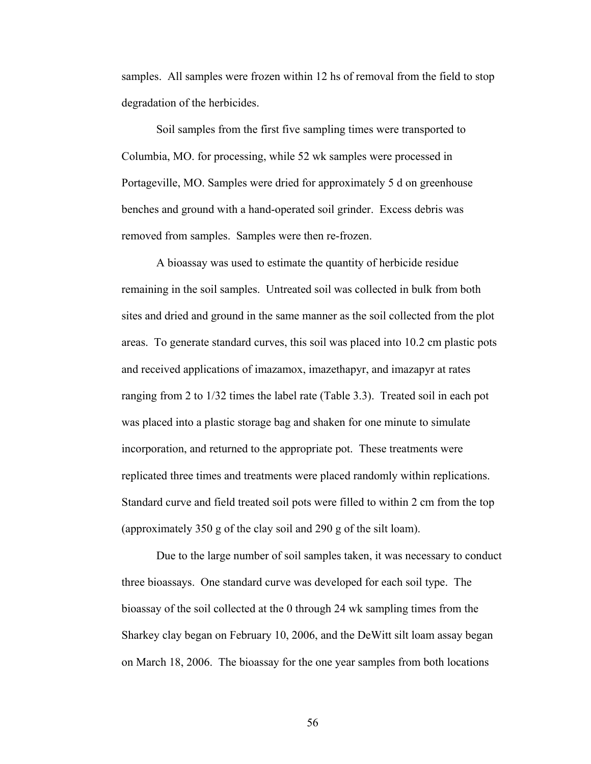samples. All samples were frozen within 12 hs of removal from the field to stop degradation of the herbicides.

Soil samples from the first five sampling times were transported to Columbia, MO. for processing, while 52 wk samples were processed in Portageville, MO. Samples were dried for approximately 5 d on greenhouse benches and ground with a hand-operated soil grinder. Excess debris was removed from samples. Samples were then re-frozen.

A bioassay was used to estimate the quantity of herbicide residue remaining in the soil samples. Untreated soil was collected in bulk from both sites and dried and ground in the same manner as the soil collected from the plot areas. To generate standard curves, this soil was placed into 10.2 cm plastic pots and received applications of imazamox, imazethapyr, and imazapyr at rates ranging from 2 to 1/32 times the label rate (Table 3.3). Treated soil in each pot was placed into a plastic storage bag and shaken for one minute to simulate incorporation, and returned to the appropriate pot. These treatments were replicated three times and treatments were placed randomly within replications. Standard curve and field treated soil pots were filled to within 2 cm from the top (approximately 350 g of the clay soil and 290 g of the silt loam).

Due to the large number of soil samples taken, it was necessary to conduct three bioassays. One standard curve was developed for each soil type. The bioassay of the soil collected at the 0 through 24 wk sampling times from the Sharkey clay began on February 10, 2006, and the DeWitt silt loam assay began on March 18, 2006. The bioassay for the one year samples from both locations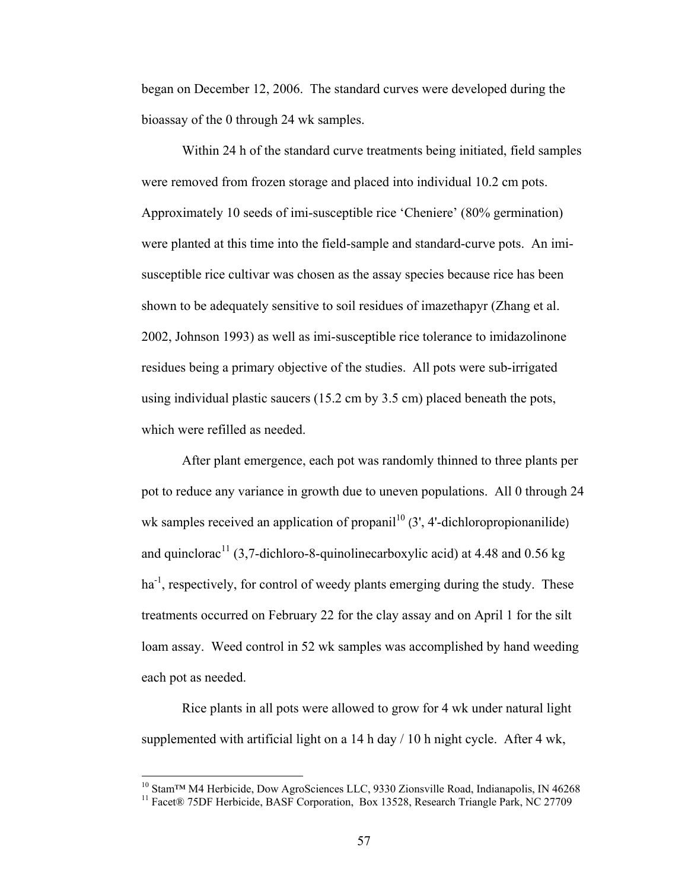began on December 12, 2006. The standard curves were developed during the bioassay of the 0 through 24 wk samples.

Within 24 h of the standard curve treatments being initiated, field samples were removed from frozen storage and placed into individual 10.2 cm pots. Approximately 10 seeds of imi-susceptible rice 'Cheniere' (80% germination) were planted at this time into the field-sample and standard-curve pots. An imi-susceptible rice cultivar was chosen as the assay species because rice has been shown to be adequately sensitive to soil residues of imazethapyr (Zhang et al. 2002, Johnson 1993) as well as imi-susceptible rice tolerance to imidazolinone residues being a primary objective of the studies. All pots were sub-irrigated using individual plastic saucers (15.2 cm by 3.5 cm) placed beneath the pots, which were refilled as needed.

After plant emergence, each pot was randomly thinned to three plants per pot to reduce any variance in growth due to uneven populations. All 0 through 24 wk samples received an application of propanil[10] (3', 4'-dichloropropionanilide) and quinclorac[11] (3,7-dichloro-8-quinolinecarboxylic acid) at 4.48 and 0.56 kg ha$^{-1}$, respectively, for control of weedy plants emerging during the study. These treatments occurred on February 22 for the clay assay and on April 1 for the silt loam assay. Weed control in 52 wk samples was accomplished by hand weeding each pot as needed.

Rice plants in all pots were allowed to grow for 4 wk under natural light supplemented with artificial light on a 14 h day / 10 h night cycle. After 4 wk,

---

[10] Stam™ M4 Herbicide, Dow AgroSciences LLC, 9330 Zionsville Road, Indianapolis, IN 46268

[11] Facet® 75DF Herbicide, BASF Corporation, Box 13528, Research Triangle Park, NC 27709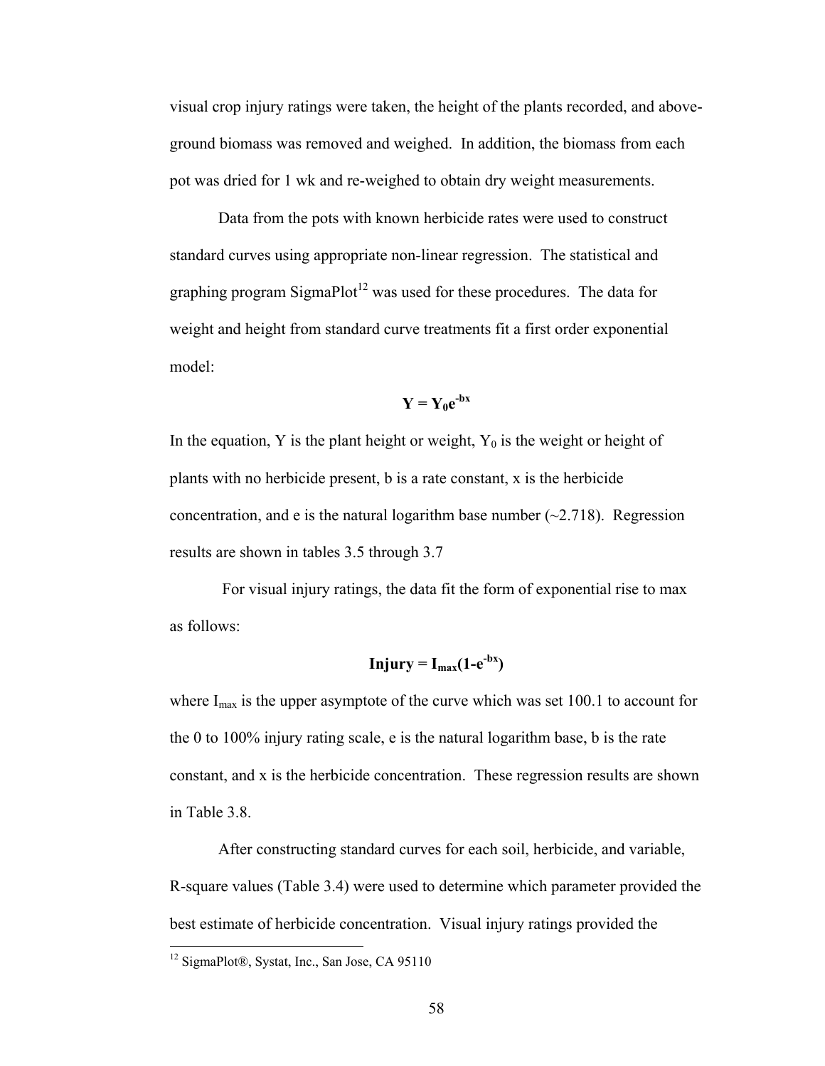visual crop injury ratings were taken, the height of the plants recorded, and above-ground biomass was removed and weighed. In addition, the biomass from each pot was dried for 1 wk and re-weighed to obtain dry weight measurements.

Data from the pots with known herbicide rates were used to construct standard curves using appropriate non-linear regression. The statistical and graphing program SigmaPlot[12] was used for these procedures. The data for weight and height from standard curve treatments fit a first order exponential model:

$$\mathbf{Y = Y_0e^{-bx}}$$

In the equation, Y is the plant height or weight, $Y_0$ is the weight or height of plants with no herbicide present, b is a rate constant, x is the herbicide concentration, and e is the natural logarithm base number (~2.718). Regression results are shown in tables 3.5 through 3.7

For visual injury ratings, the data fit the form of exponential rise to max as follows:

$$\mathbf{Injury = I_{max}(1\text{-}e^{-bx})}$$

where $I_{max}$ is the upper asymptote of the curve which was set 100.1 to account for the 0 to 100% injury rating scale, e is the natural logarithm base, b is the rate constant, and x is the herbicide concentration. These regression results are shown in Table 3.8.

After constructing standard curves for each soil, herbicide, and variable, R-square values (Table 3.4) were used to determine which parameter provided the best estimate of herbicide concentration. Visual injury ratings provided the

[12] SigmaPlot®, Systat, Inc., San Jose, CA 95110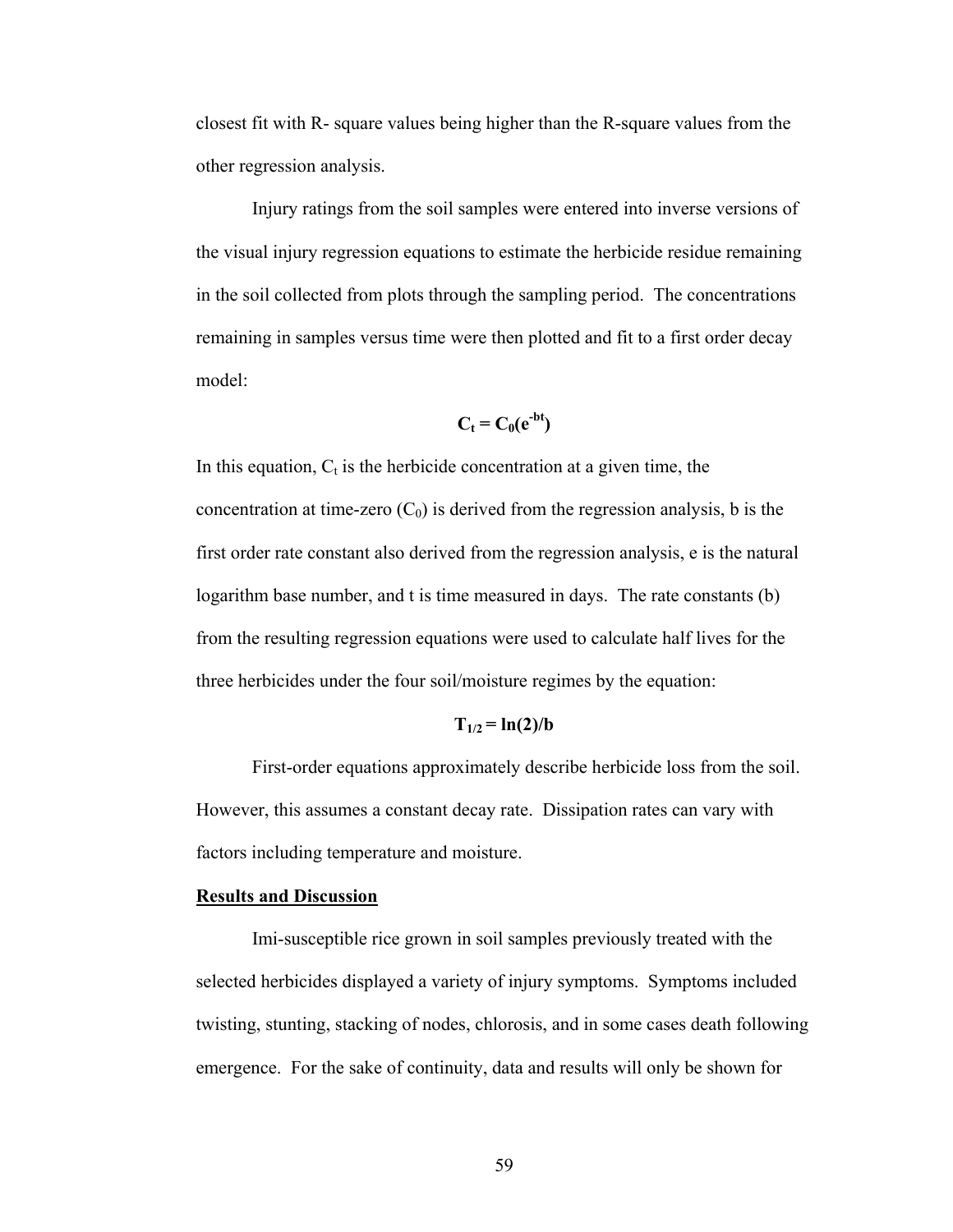closest fit with R- square values being higher than the R-square values from the other regression analysis.

Injury ratings from the soil samples were entered into inverse versions of the visual injury regression equations to estimate the herbicide residue remaining in the soil collected from plots through the sampling period. The concentrations remaining in samples versus time were then plotted and fit to a first order decay model:

$$\mathbf{C_t = C_0(e^{-bt})}$$

In this equation, $C_t$ is the herbicide concentration at a given time, the concentration at time-zero ($C_0$) is derived from the regression analysis, b is the first order rate constant also derived from the regression analysis, e is the natural logarithm base number, and t is time measured in days. The rate constants (b) from the resulting regression equations were used to calculate half lives for the three herbicides under the four soil/moisture regimes by the equation:

$$\mathbf{T_{1/2} = \ln(2)/b}$$

First-order equations approximately describe herbicide loss from the soil. However, this assumes a constant decay rate. Dissipation rates can vary with factors including temperature and moisture.

## Results and Discussion

Imi-susceptible rice grown in soil samples previously treated with the selected herbicides displayed a variety of injury symptoms. Symptoms included twisting, stunting, stacking of nodes, chlorosis, and in some cases death following emergence. For the sake of continuity, data and results will only be shown for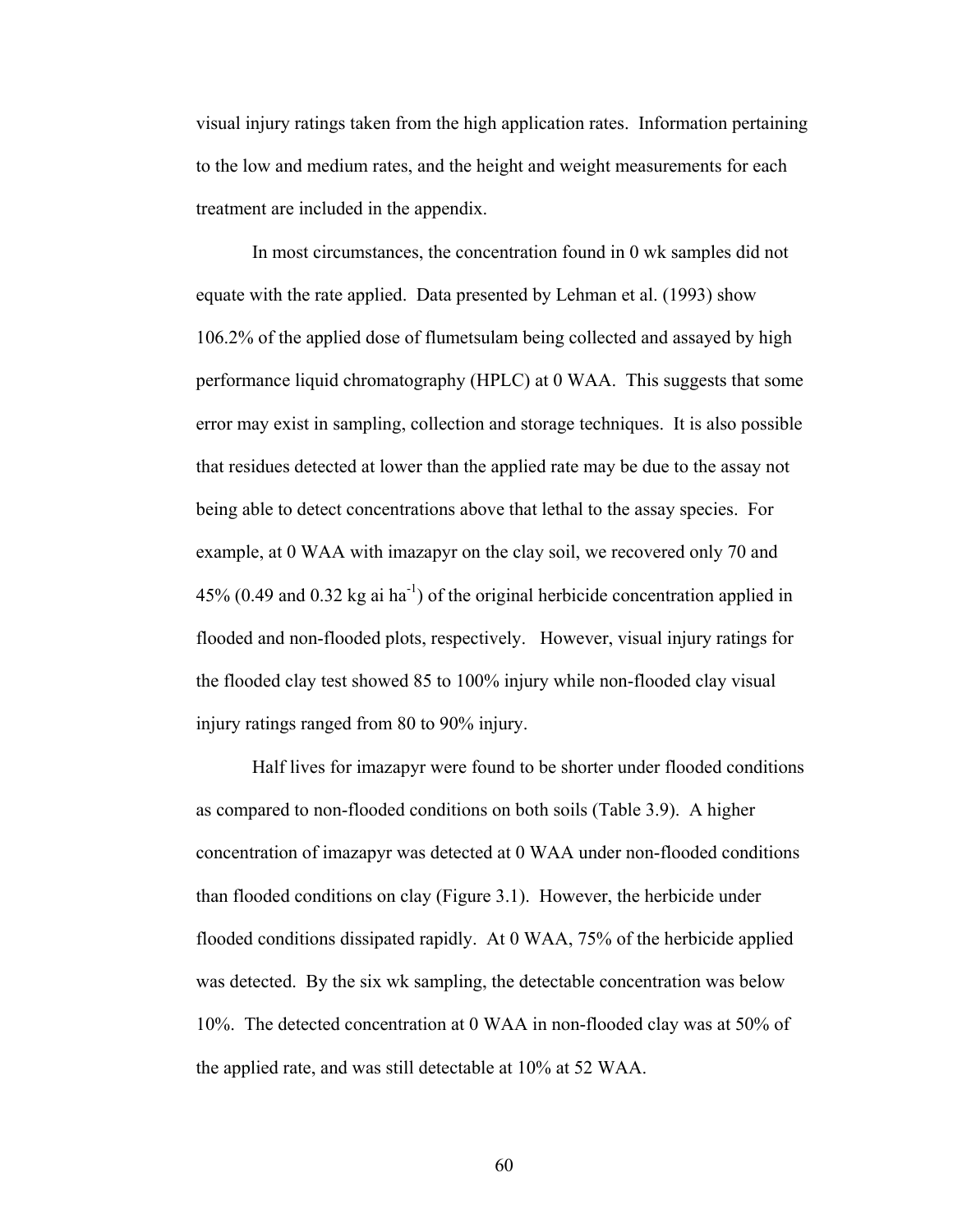visual injury ratings taken from the high application rates. Information pertaining to the low and medium rates, and the height and weight measurements for each treatment are included in the appendix.

In most circumstances, the concentration found in 0 wk samples did not equate with the rate applied. Data presented by Lehman et al. (1993) show 106.2% of the applied dose of flumetsulam being collected and assayed by high performance liquid chromatography (HPLC) at 0 WAA. This suggests that some error may exist in sampling, collection and storage techniques. It is also possible that residues detected at lower than the applied rate may be due to the assay not being able to detect concentrations above that lethal to the assay species. For example, at 0 WAA with imazapyr on the clay soil, we recovered only 70 and 45% (0.49 and 0.32 kg ai $ha^{-1}$) of the original herbicide concentration applied in flooded and non-flooded plots, respectively. However, visual injury ratings for the flooded clay test showed 85 to 100% injury while non-flooded clay visual injury ratings ranged from 80 to 90% injury.

Half lives for imazapyr were found to be shorter under flooded conditions as compared to non-flooded conditions on both soils (Table 3.9). A higher concentration of imazapyr was detected at 0 WAA under non-flooded conditions than flooded conditions on clay (Figure 3.1). However, the herbicide under flooded conditions dissipated rapidly. At 0 WAA, 75% of the herbicide applied was detected. By the six wk sampling, the detectable concentration was below 10%. The detected concentration at 0 WAA in non-flooded clay was at 50% of the applied rate, and was still detectable at 10% at 52 WAA.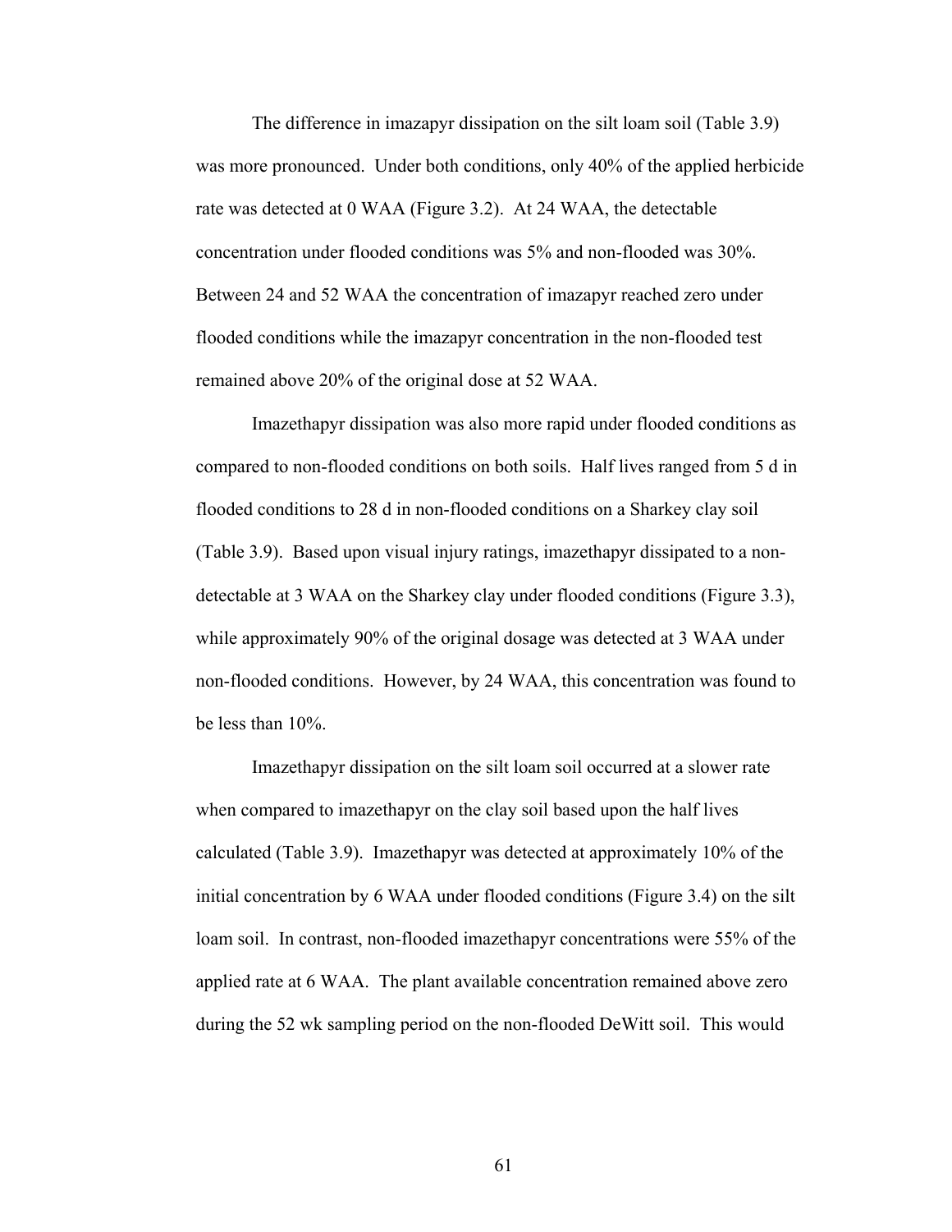The difference in imazapyr dissipation on the silt loam soil (Table 3.9) was more pronounced. Under both conditions, only 40% of the applied herbicide rate was detected at 0 WAA (Figure 3.2). At 24 WAA, the detectable concentration under flooded conditions was 5% and non-flooded was 30%. Between 24 and 52 WAA the concentration of imazapyr reached zero under flooded conditions while the imazapyr concentration in the non-flooded test remained above 20% of the original dose at 52 WAA.

Imazethapyr dissipation was also more rapid under flooded conditions as compared to non-flooded conditions on both soils. Half lives ranged from 5 d in flooded conditions to 28 d in non-flooded conditions on a Sharkey clay soil (Table 3.9). Based upon visual injury ratings, imazethapyr dissipated to a non-detectable at 3 WAA on the Sharkey clay under flooded conditions (Figure 3.3), while approximately 90% of the original dosage was detected at 3 WAA under non-flooded conditions. However, by 24 WAA, this concentration was found to be less than 10%.

Imazethapyr dissipation on the silt loam soil occurred at a slower rate when compared to imazethapyr on the clay soil based upon the half lives calculated (Table 3.9). Imazethapyr was detected at approximately 10% of the initial concentration by 6 WAA under flooded conditions (Figure 3.4) on the silt loam soil. In contrast, non-flooded imazethapyr concentrations were 55% of the applied rate at 6 WAA. The plant available concentration remained above zero during the 52 wk sampling period on the non-flooded DeWitt soil. This would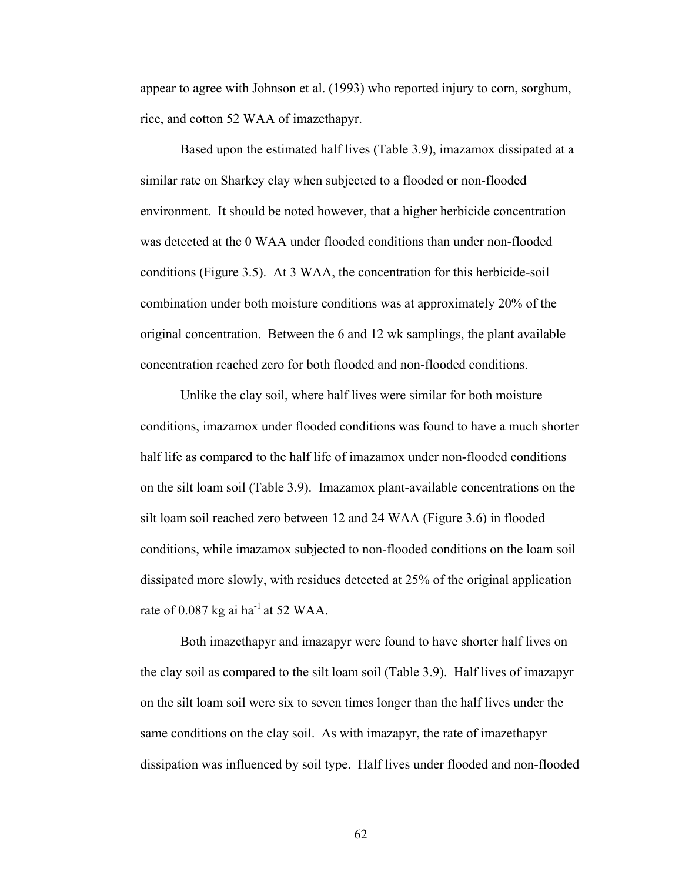appear to agree with Johnson et al. (1993) who reported injury to corn, sorghum, rice, and cotton 52 WAA of imazethapyr.

Based upon the estimated half lives (Table 3.9), imazamox dissipated at a similar rate on Sharkey clay when subjected to a flooded or non-flooded environment. It should be noted however, that a higher herbicide concentration was detected at the 0 WAA under flooded conditions than under non-flooded conditions (Figure 3.5). At 3 WAA, the concentration for this herbicide-soil combination under both moisture conditions was at approximately 20% of the original concentration. Between the 6 and 12 wk samplings, the plant available concentration reached zero for both flooded and non-flooded conditions.

Unlike the clay soil, where half lives were similar for both moisture conditions, imazamox under flooded conditions was found to have a much shorter half life as compared to the half life of imazamox under non-flooded conditions on the silt loam soil (Table 3.9). Imazamox plant-available concentrations on the silt loam soil reached zero between 12 and 24 WAA (Figure 3.6) in flooded conditions, while imazamox subjected to non-flooded conditions on the loam soil dissipated more slowly, with residues detected at 25% of the original application rate of 0.087 kg ai $ha^{-1}$ at 52 WAA.

Both imazethapyr and imazapyr were found to have shorter half lives on the clay soil as compared to the silt loam soil (Table 3.9). Half lives of imazapyr on the silt loam soil were six to seven times longer than the half lives under the same conditions on the clay soil. As with imazapyr, the rate of imazethapyr dissipation was influenced by soil type. Half lives under flooded and non-flooded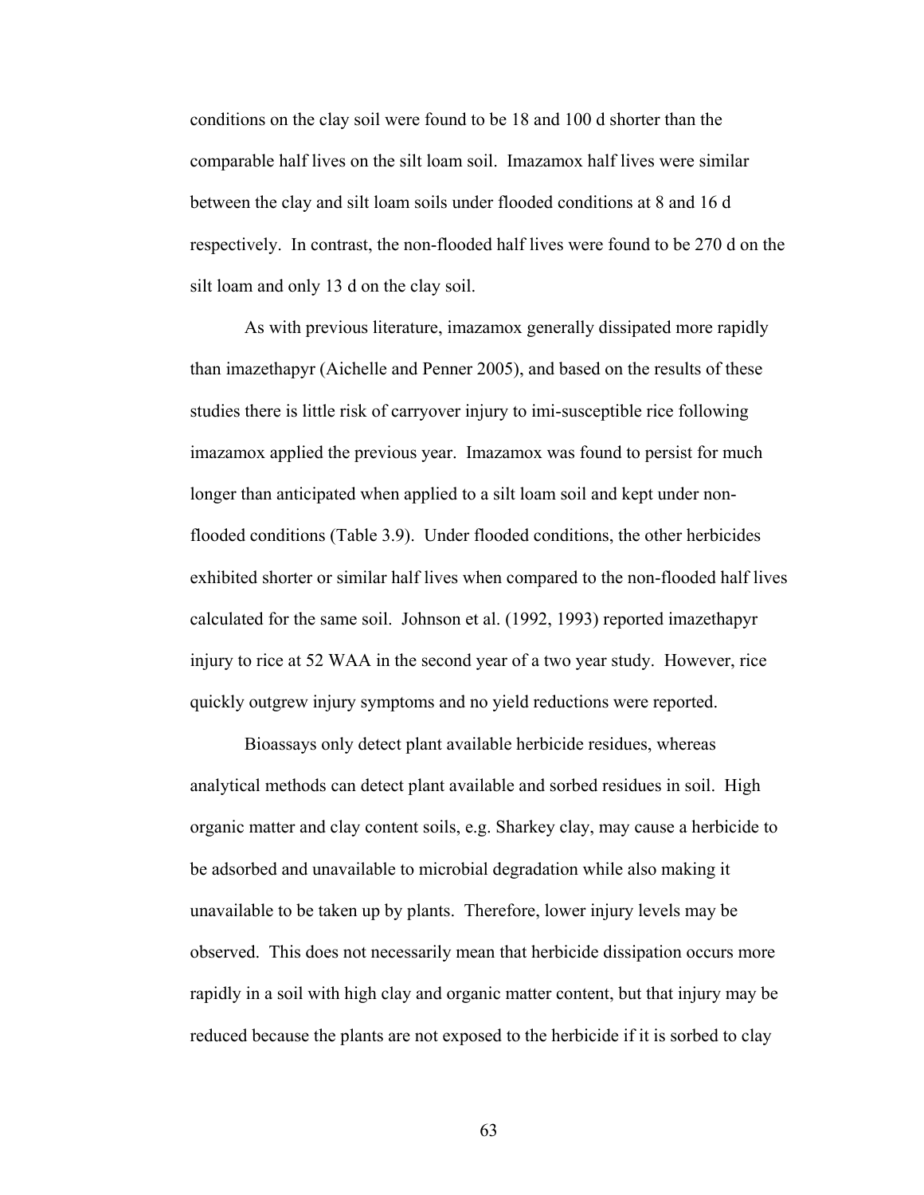conditions on the clay soil were found to be 18 and 100 d shorter than the comparable half lives on the silt loam soil. Imazamox half lives were similar between the clay and silt loam soils under flooded conditions at 8 and 16 d respectively. In contrast, the non-flooded half lives were found to be 270 d on the silt loam and only 13 d on the clay soil.

As with previous literature, imazamox generally dissipated more rapidly than imazethapyr (Aichelle and Penner 2005), and based on the results of these studies there is little risk of carryover injury to imi-susceptible rice following imazamox applied the previous year. Imazamox was found to persist for much longer than anticipated when applied to a silt loam soil and kept under non-flooded conditions (Table 3.9). Under flooded conditions, the other herbicides exhibited shorter or similar half lives when compared to the non-flooded half lives calculated for the same soil. Johnson et al. (1992, 1993) reported imazethapyr injury to rice at 52 WAA in the second year of a two year study. However, rice quickly outgrew injury symptoms and no yield reductions were reported.

Bioassays only detect plant available herbicide residues, whereas analytical methods can detect plant available and sorbed residues in soil. High organic matter and clay content soils, e.g. Sharkey clay, may cause a herbicide to be adsorbed and unavailable to microbial degradation while also making it unavailable to be taken up by plants. Therefore, lower injury levels may be observed. This does not necessarily mean that herbicide dissipation occurs more rapidly in a soil with high clay and organic matter content, but that injury may be reduced because the plants are not exposed to the herbicide if it is sorbed to clay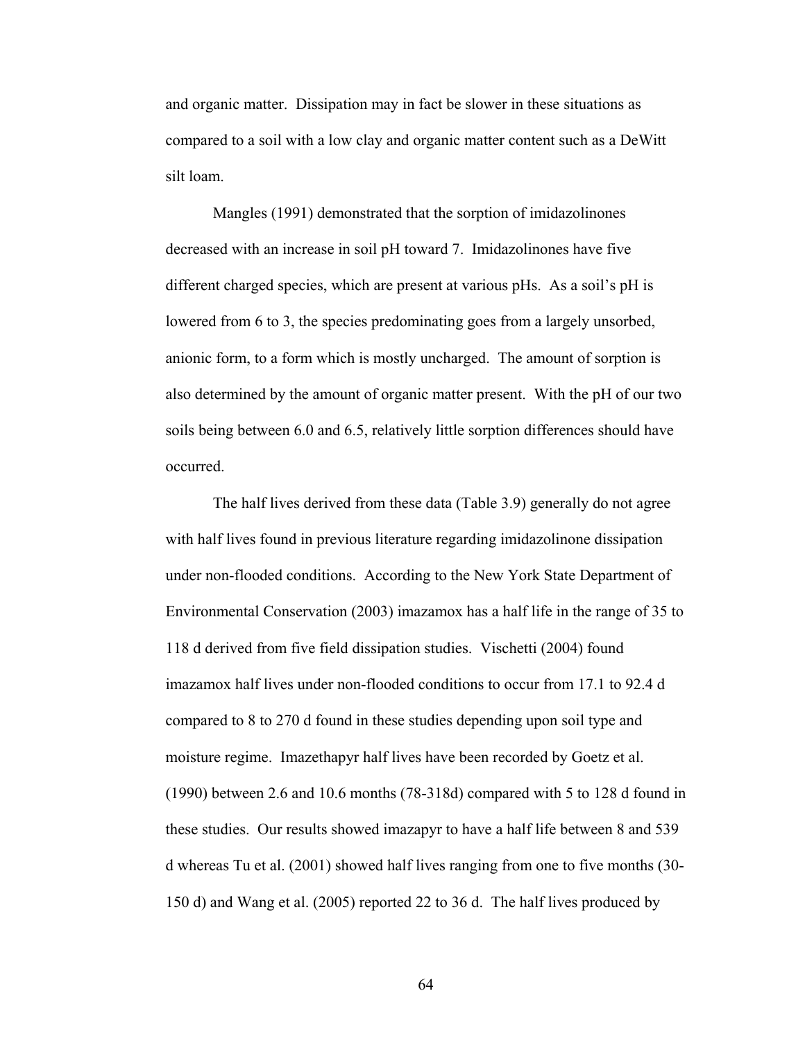and organic matter. Dissipation may in fact be slower in these situations as compared to a soil with a low clay and organic matter content such as a DeWitt silt loam.

Mangles (1991) demonstrated that the sorption of imidazolinones decreased with an increase in soil pH toward 7. Imidazolinones have five different charged species, which are present at various pHs. As a soil's pH is lowered from 6 to 3, the species predominating goes from a largely unsorbed, anionic form, to a form which is mostly uncharged. The amount of sorption is also determined by the amount of organic matter present. With the pH of our two soils being between 6.0 and 6.5, relatively little sorption differences should have occurred.

The half lives derived from these data (Table 3.9) generally do not agree with half lives found in previous literature regarding imidazolinone dissipation under non-flooded conditions. According to the New York State Department of Environmental Conservation (2003) imazamox has a half life in the range of 35 to 118 d derived from five field dissipation studies. Vischetti (2004) found imazamox half lives under non-flooded conditions to occur from 17.1 to 92.4 d compared to 8 to 270 d found in these studies depending upon soil type and moisture regime. Imazethapyr half lives have been recorded by Goetz et al. (1990) between 2.6 and 10.6 months (78-318d) compared with 5 to 128 d found in these studies. Our results showed imazapyr to have a half life between 8 and 539 d whereas Tu et al. (2001) showed half lives ranging from one to five months (30-150 d) and Wang et al. (2005) reported 22 to 36 d. The half lives produced by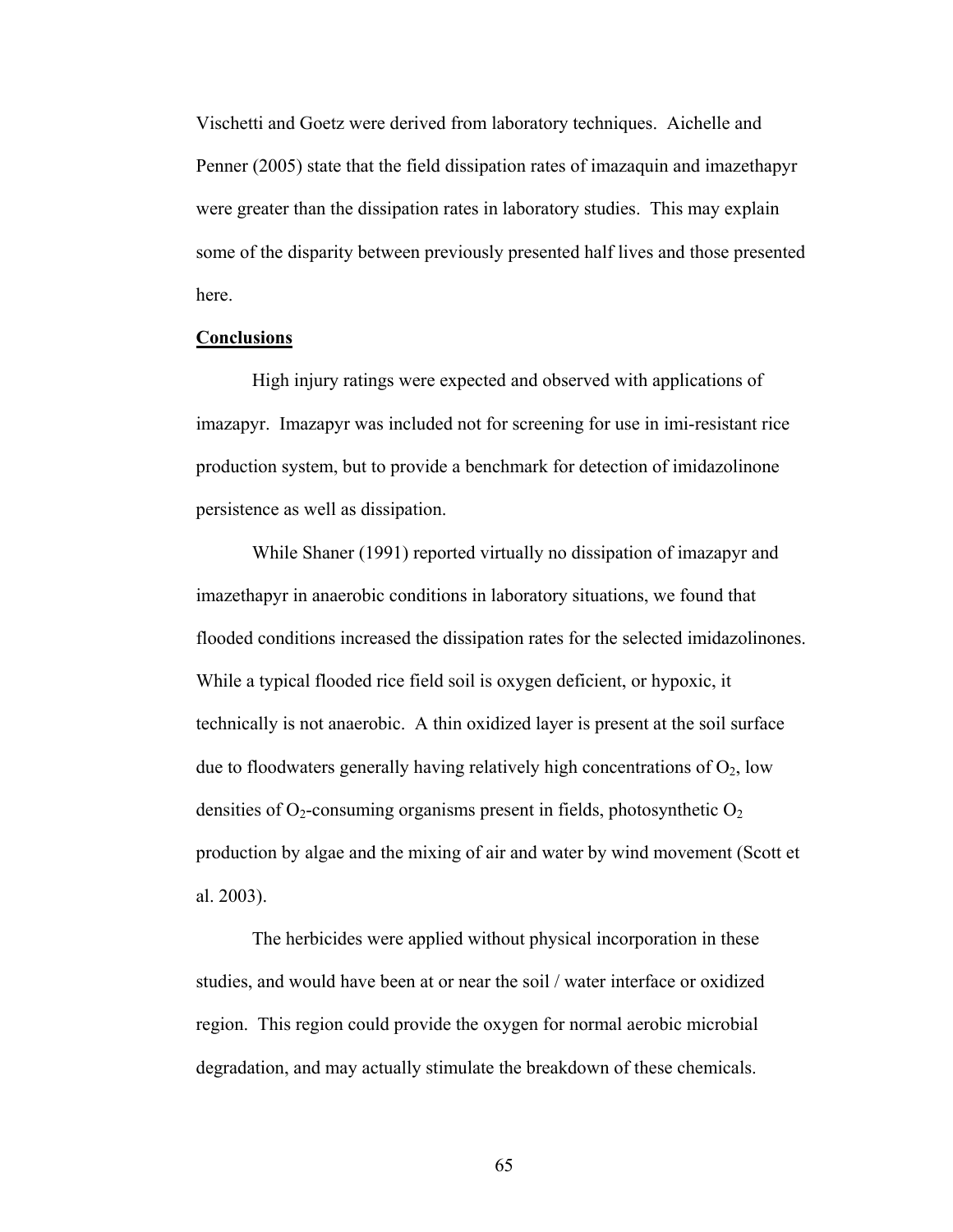Vischetti and Goetz were derived from laboratory techniques. Aichelle and Penner (2005) state that the field dissipation rates of imazaquin and imazethapyr were greater than the dissipation rates in laboratory studies. This may explain some of the disparity between previously presented half lives and those presented here.

**Conclusions**

High injury ratings were expected and observed with applications of imazapyr. Imazapyr was included not for screening for use in imi-resistant rice production system, but to provide a benchmark for detection of imidazolinone persistence as well as dissipation.

While Shaner (1991) reported virtually no dissipation of imazapyr and imazethapyr in anaerobic conditions in laboratory situations, we found that flooded conditions increased the dissipation rates for the selected imidazolinones. While a typical flooded rice field soil is oxygen deficient, or hypoxic, it technically is not anaerobic. A thin oxidized layer is present at the soil surface due to floodwaters generally having relatively high concentrations of $O_2$, low densities of $O_2$-consuming organisms present in fields, photosynthetic $O_2$ production by algae and the mixing of air and water by wind movement (Scott et al. 2003).

The herbicides were applied without physical incorporation in these studies, and would have been at or near the soil / water interface or oxidized region. This region could provide the oxygen for normal aerobic microbial degradation, and may actually stimulate the breakdown of these chemicals.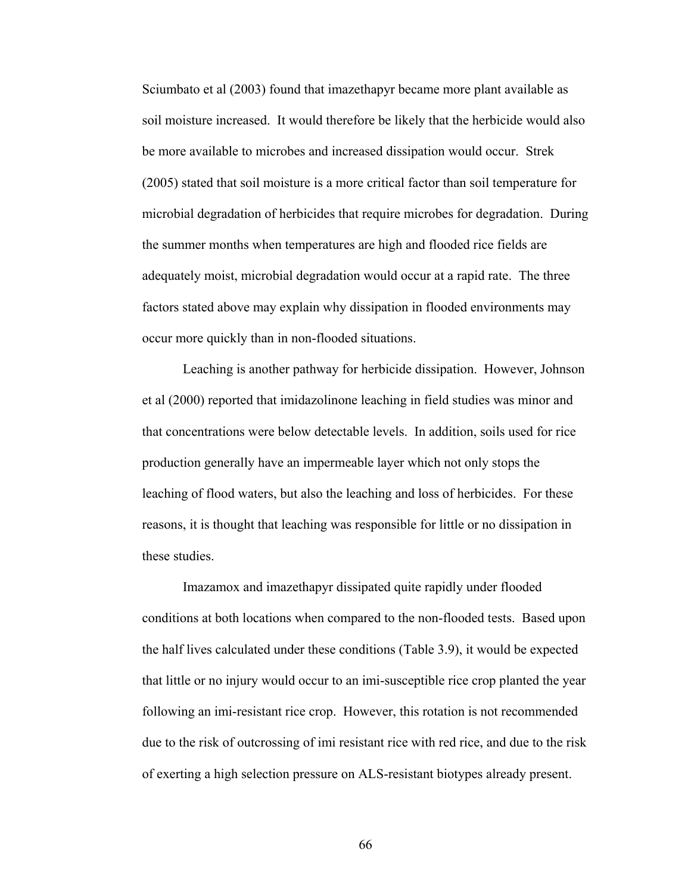Sciumbato et al (2003) found that imazethapyr became more plant available as soil moisture increased. It would therefore be likely that the herbicide would also be more available to microbes and increased dissipation would occur. Strek (2005) stated that soil moisture is a more critical factor than soil temperature for microbial degradation of herbicides that require microbes for degradation. During the summer months when temperatures are high and flooded rice fields are adequately moist, microbial degradation would occur at a rapid rate. The three factors stated above may explain why dissipation in flooded environments may occur more quickly than in non-flooded situations.

Leaching is another pathway for herbicide dissipation. However, Johnson et al (2000) reported that imidazolinone leaching in field studies was minor and that concentrations were below detectable levels. In addition, soils used for rice production generally have an impermeable layer which not only stops the leaching of flood waters, but also the leaching and loss of herbicides. For these reasons, it is thought that leaching was responsible for little or no dissipation in these studies.

Imazamox and imazethapyr dissipated quite rapidly under flooded conditions at both locations when compared to the non-flooded tests. Based upon the half lives calculated under these conditions (Table 3.9), it would be expected that little or no injury would occur to an imi-susceptible rice crop planted the year following an imi-resistant rice crop. However, this rotation is not recommended due to the risk of outcrossing of imi resistant rice with red rice, and due to the risk of exerting a high selection pressure on ALS-resistant biotypes already present.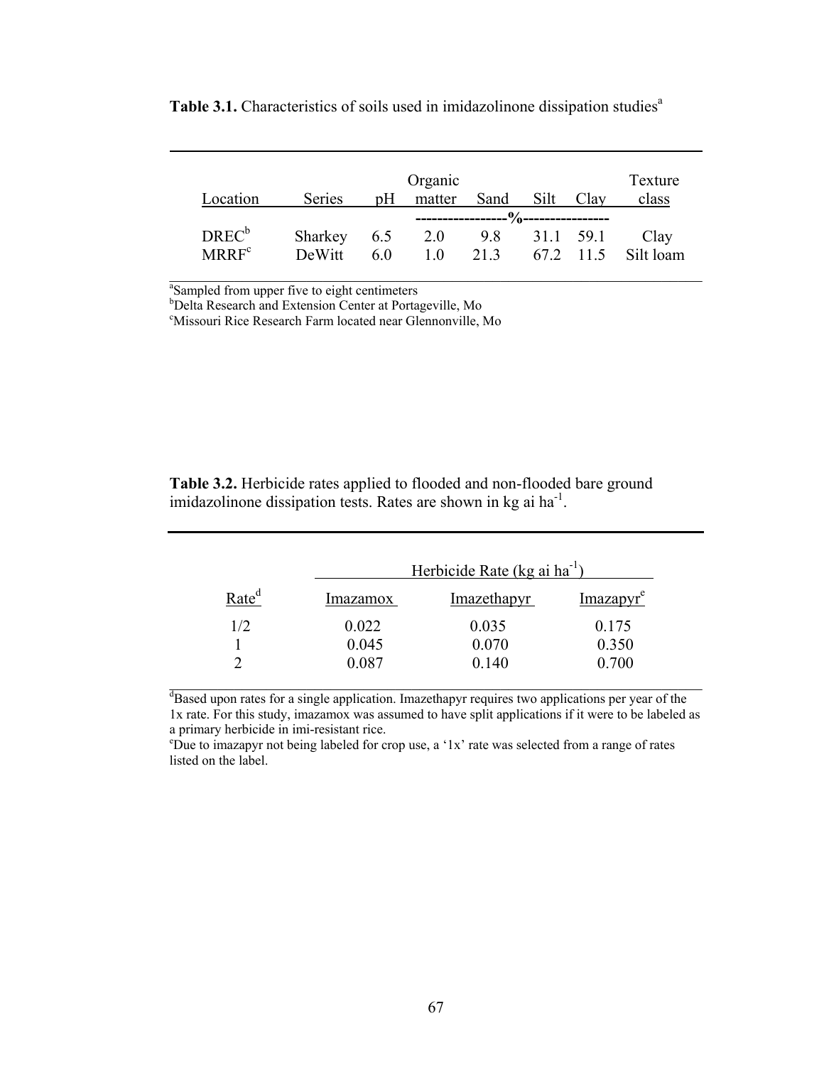**Table 3.1.** Characteristics of soils used in imidazolinone dissipation studies[a]

| Location | Series | pH | Organic matter | Sand | Silt | Clay | Texture class |
|---|---|---|---|---|---|---|---|
| | | | --------------- | ---------- % | --------------- | | |
| DREC[b] | Sharkey | 6.5 | 2.0 | 9.8 | 31.1 | 59.1 | Clay |
| MRRF[c] | DeWitt | 6.0 | 1.0 | 21.3 | 67.2 | 11.5 | Silt loam |

[a]Sampled from upper five to eight centimeters
[b]Delta Research and Extension Center at Portageville, Mo
[c]Missouri Rice Research Farm located near Glennonville, Mo

**Table 3.2.** Herbicide rates applied to flooded and non-flooded bare ground imidazolinone dissipation tests. Rates are shown in kg ai ha$^{-1}$.

| | Herbicide Rate (kg ai ha$^{-1}$) | | |
|---|---|---|---|
| Rate[d] | Imazamox | Imazethapyr | Imazapyr[e] |
| 1/2 | 0.022 | 0.035 | 0.175 |
| 1 | 0.045 | 0.070 | 0.350 |
| 2 | 0.087 | 0.140 | 0.700 |

[d]Based upon rates for a single application. Imazethapyr requires two applications per year of the 1x rate. For this study, imazamox was assumed to have split applications if it were to be labeled as a primary herbicide in imi-resistant rice.
[e]Due to imazapyr not being labeled for crop use, a '1x' rate was selected from a range of rates listed on the label.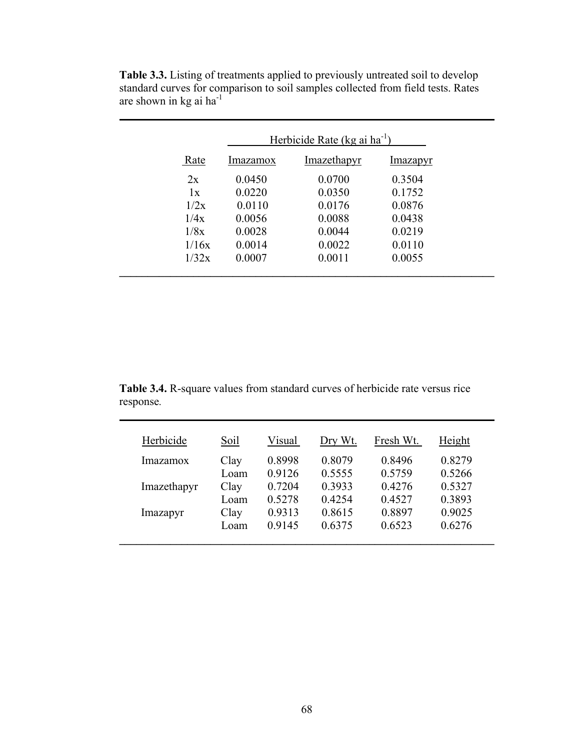**Table 3.3.** Listing of treatments applied to previously untreated soil to develop standard curves for comparison to soil samples collected from field tests. Rates are shown in kg ai ha$^{-1}$

| | Herbicide Rate (kg ai ha$^{-1}$) | | |
|---|---|---|---|
| Rate | Imazamox | Imazethapyr | Imazapyr |
| 2x | 0.0450 | 0.0700 | 0.3504 |
| 1x | 0.0220 | 0.0350 | 0.1752 |
| 1/2x | 0.0110 | 0.0176 | 0.0876 |
| 1/4x | 0.0056 | 0.0088 | 0.0438 |
| 1/8x | 0.0028 | 0.0044 | 0.0219 |
| 1/16x | 0.0014 | 0.0022 | 0.0110 |
| 1/32x | 0.0007 | 0.0011 | 0.0055 |

**Table 3.4.** R-square values from standard curves of herbicide rate versus rice response.

| Herbicide | Soil | Visual | Dry Wt. | Fresh Wt. | Height |
|---|---|---|---|---|---|
| Imazamox | Clay | 0.8998 | 0.8079 | 0.8496 | 0.8279 |
| | Loam | 0.9126 | 0.5555 | 0.5759 | 0.5266 |
| Imazethapyr | Clay | 0.7204 | 0.3933 | 0.4276 | 0.5327 |
| | Loam | 0.5278 | 0.4254 | 0.4527 | 0.3893 |
| Imazapyr | Clay | 0.9313 | 0.8615 | 0.8897 | 0.9025 |
| | Loam | 0.9145 | 0.6375 | 0.6523 | 0.6276 |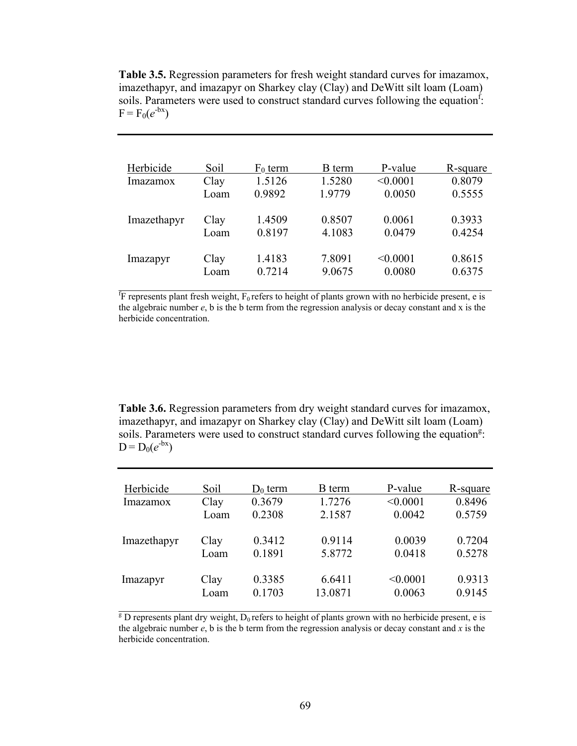**Table 3.5.** Regression parameters for fresh weight standard curves for imazamox, imazethapyr, and imazapyr on Sharkey clay (Clay) and DeWitt silt loam (Loam) soils. Parameters were used to construct standard curves following the equation[f]: $F = F_0(e^{-bx})$

| Herbicide | Soil | $F_0$ term | B term | P-value | R-square |
|---|---|---|---|---|---|
| Imazamox | Clay | 1.5126 | 1.5280 | <0.0001 | 0.8079 |
| | Loam | 0.9892 | 1.9779 | 0.0050 | 0.5555 |
| Imazethapyr | Clay | 1.4509 | 0.8507 | 0.0061 | 0.3933 |
| | Loam | 0.8197 | 4.1083 | 0.0479 | 0.4254 |
| Imazapyr | Clay | 1.4183 | 7.8091 | <0.0001 | 0.8615 |
| | Loam | 0.7214 | 9.0675 | 0.0080 | 0.6375 |

[f]F represents plant fresh weight, $F_0$ refers to height of plants grown with no herbicide present, e is the algebraic number *e*, b is the b term from the regression analysis or decay constant and x is the herbicide concentration.

**Table 3.6.** Regression parameters from dry weight standard curves for imazamox, imazethapyr, and imazapyr on Sharkey clay (Clay) and DeWitt silt loam (Loam) soils. Parameters were used to construct standard curves following the equation[g]: $D = D_0(e^{-bx})$

| Herbicide | Soil | $D_0$ term | B term | P-value | R-square |
|---|---|---|---|---|---|
| Imazamox | Clay | 0.3679 | 1.7276 | <0.0001 | 0.8496 |
| | Loam | 0.2308 | 2.1587 | 0.0042 | 0.5759 |
| Imazethapyr | Clay | 0.3412 | 0.9114 | 0.0039 | 0.7204 |
| | Loam | 0.1891 | 5.8772 | 0.0418 | 0.5278 |
| Imazapyr | Clay | 0.3385 | 6.6411 | <0.0001 | 0.9313 |
| | Loam | 0.1703 | 13.0871 | 0.0063 | 0.9145 |

[g] D represents plant dry weight, $D_0$ refers to height of plants grown with no herbicide present, e is the algebraic number *e*, b is the b term from the regression analysis or decay constant and *x* is the herbicide concentration.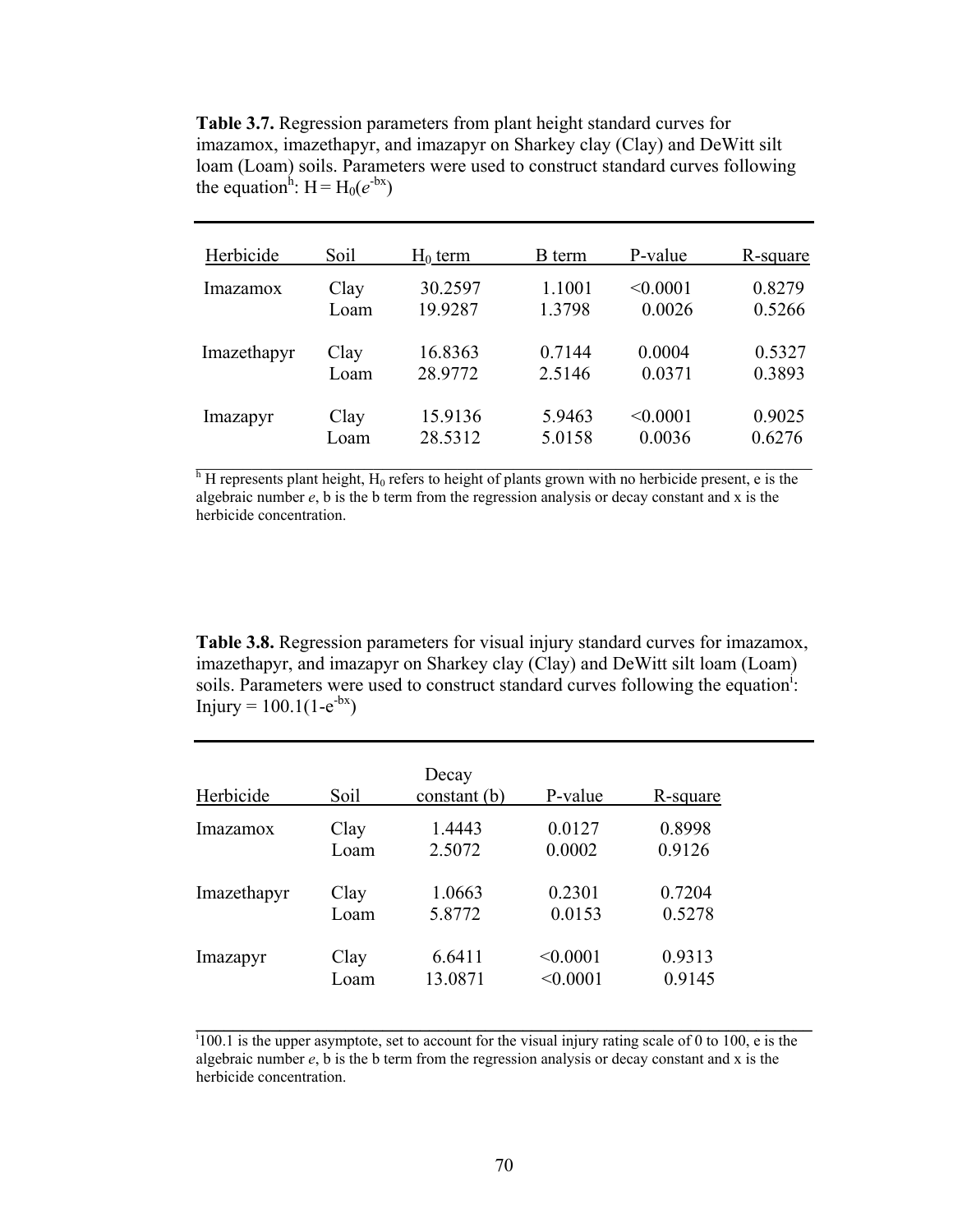**Table 3.7.** Regression parameters from plant height standard curves for imazamox, imazethapyr, and imazapyr on Sharkey clay (Clay) and DeWitt silt loam (Loam) soils. Parameters were used to construct standard curves following the equation[h]: $H = H_0(e^{-bx})$

| Herbicide | Soil | $H_0$ term | B term | P-value | R-square |
|---|---|---|---|---|---|
| Imazamox | Clay | 30.2597 | 1.1001 | <0.0001 | 0.8279 |
| | Loam | 19.9287 | 1.3798 | 0.0026 | 0.5266 |
| Imazethapyr | Clay | 16.8363 | 0.7144 | 0.0004 | 0.5327 |
| | Loam | 28.9772 | 2.5146 | 0.0371 | 0.3893 |
| Imazapyr | Clay | 15.9136 | 5.9463 | <0.0001 | 0.9025 |
| | Loam | 28.5312 | 5.0158 | 0.0036 | 0.6276 |

[h] H represents plant height, $H_0$ refers to height of plants grown with no herbicide present, e is the algebraic number *e*, b is the b term from the regression analysis or decay constant and x is the herbicide concentration.

**Table 3.8.** Regression parameters for visual injury standard curves for imazamox, imazethapyr, and imazapyr on Sharkey clay (Clay) and DeWitt silt loam (Loam) soils. Parameters were used to construct standard curves following the equation[i]: $\text{Injury} = 100.1(1-e^{-bx})$

| Herbicide | Soil | Decay constant (b) | P-value | R-square |
|---|---|---|---|---|
| Imazamox | Clay | 1.4443 | 0.0127 | 0.8998 |
| | Loam | 2.5072 | 0.0002 | 0.9126 |
| Imazethapyr | Clay | 1.0663 | 0.2301 | 0.7204 |
| | Loam | 5.8772 | 0.0153 | 0.5278 |
| Imazapyr | Clay | 6.6411 | <0.0001 | 0.9313 |
| | Loam | 13.0871 | <0.0001 | 0.9145 |

[i] 100.1 is the upper asymptote, set to account for the visual injury rating scale of 0 to 100, e is the algebraic number *e*, b is the b term from the regression analysis or decay constant and x is the herbicide concentration.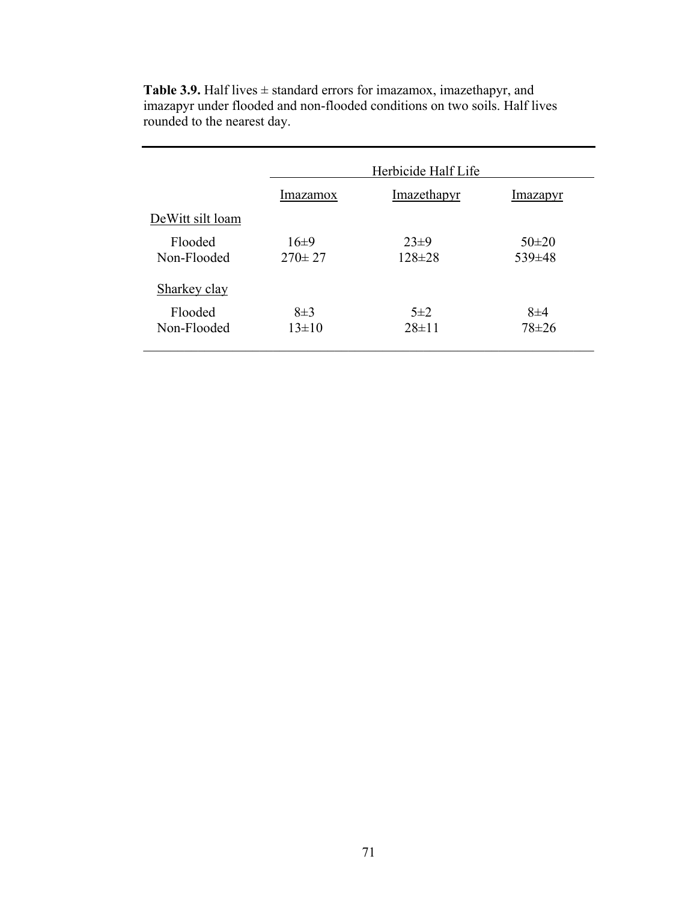**Table 3.9.** Half lives ± standard errors for imazamox, imazethapyr, and imazapyr under flooded and non-flooded conditions on two soils. Half lives rounded to the nearest day.

| | Herbicide Half Life | | |
|---|---|---|---|
| | Imazamox | Imazethapyr | Imazapyr |
| DeWitt silt loam | | | |
| Flooded | 16±9 | 23±9 | 50±20 |
| Non-Flooded | 270± 27 | 128±28 | 539±48 |
| Sharkey clay | | | |
| Flooded | 8±3 | 5±2 | 8±4 |
| Non-Flooded | 13±10 | 28±11 | 78±26 |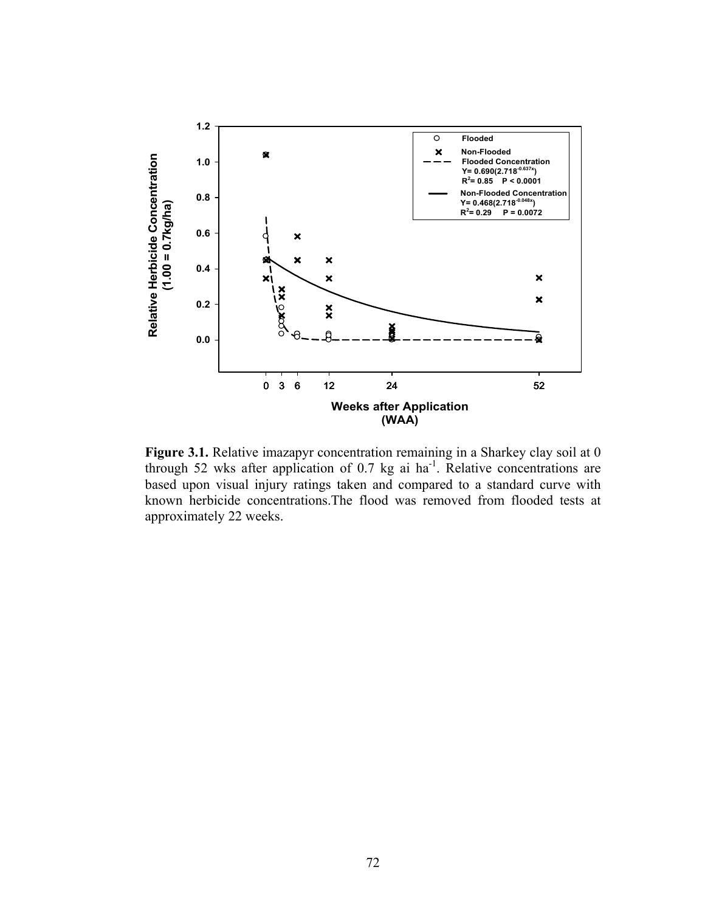**Figure 3.1.** Relative imazapyr concentration remaining in a Sharkey clay soil at 0 through 52 wks after application of 0.7 kg ai ha$^{-1}$. Relative concentrations are based upon visual injury ratings taken and compared to a standard curve with known herbicide concentrations.The flood was removed from flooded tests at approximately 22 weeks.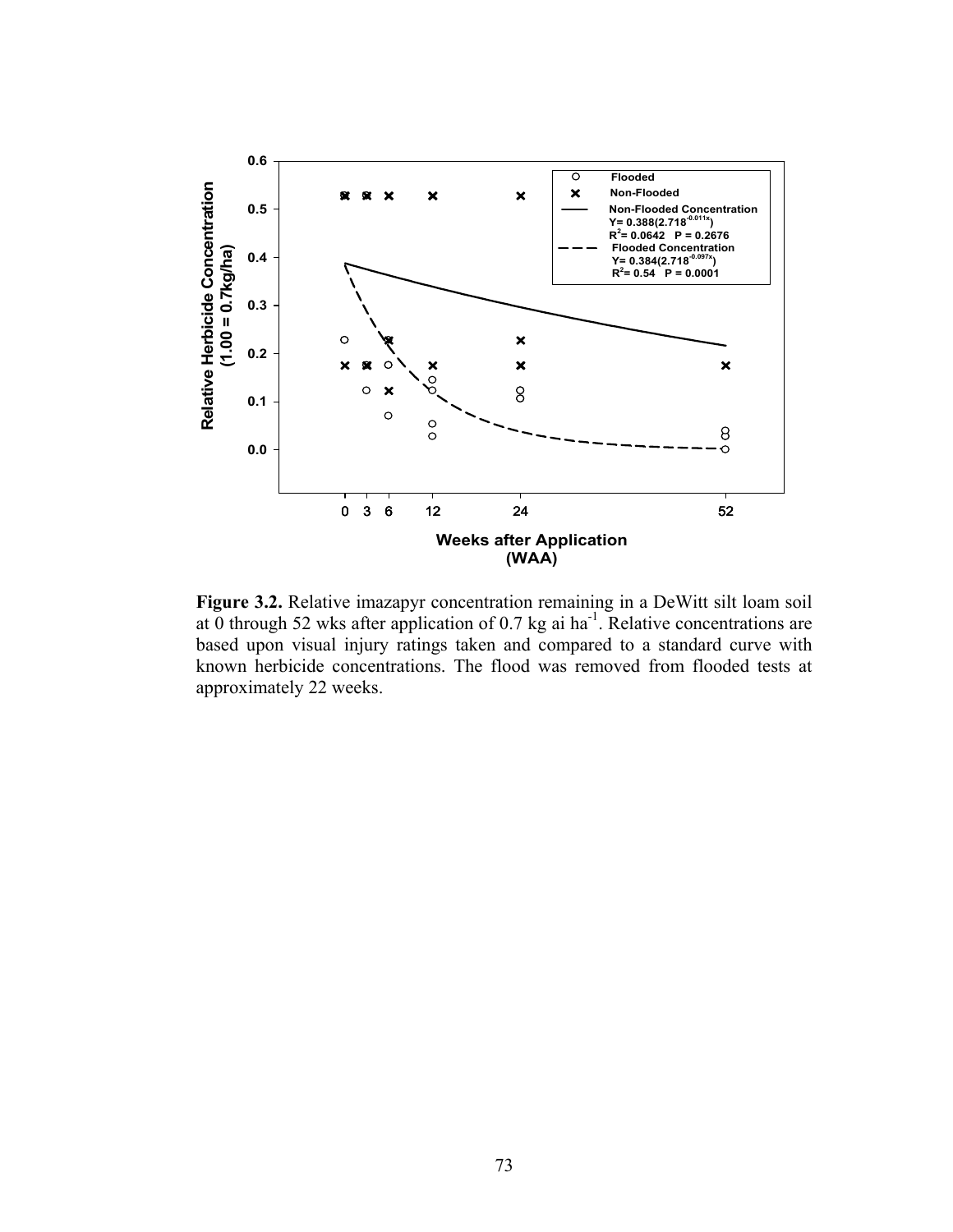**Figure 3.2.** Relative imazapyr concentration remaining in a DeWitt silt loam soil at 0 through 52 wks after application of 0.7 kg ai $ha^{-1}$. Relative concentrations are based upon visual injury ratings taken and compared to a standard curve with known herbicide concentrations. The flood was removed from flooded tests at approximately 22 weeks.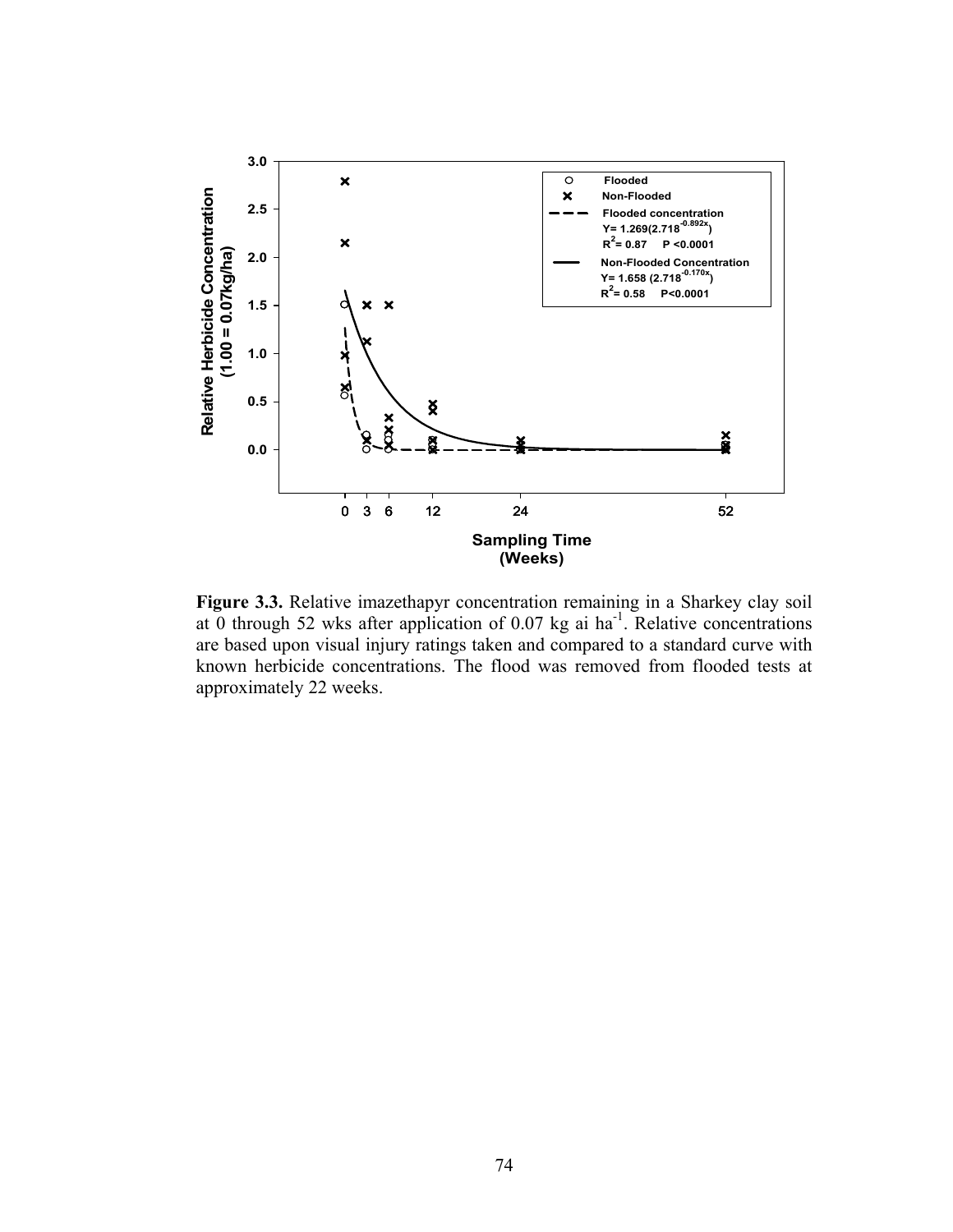**Figure 3.3.** Relative imazethapyr concentration remaining in a Sharkey clay soil at 0 through 52 wks after application of 0.07 kg ai $ha^{-1}$. Relative concentrations are based upon visual injury ratings taken and compared to a standard curve with known herbicide concentrations. The flood was removed from flooded tests at approximately 22 weeks.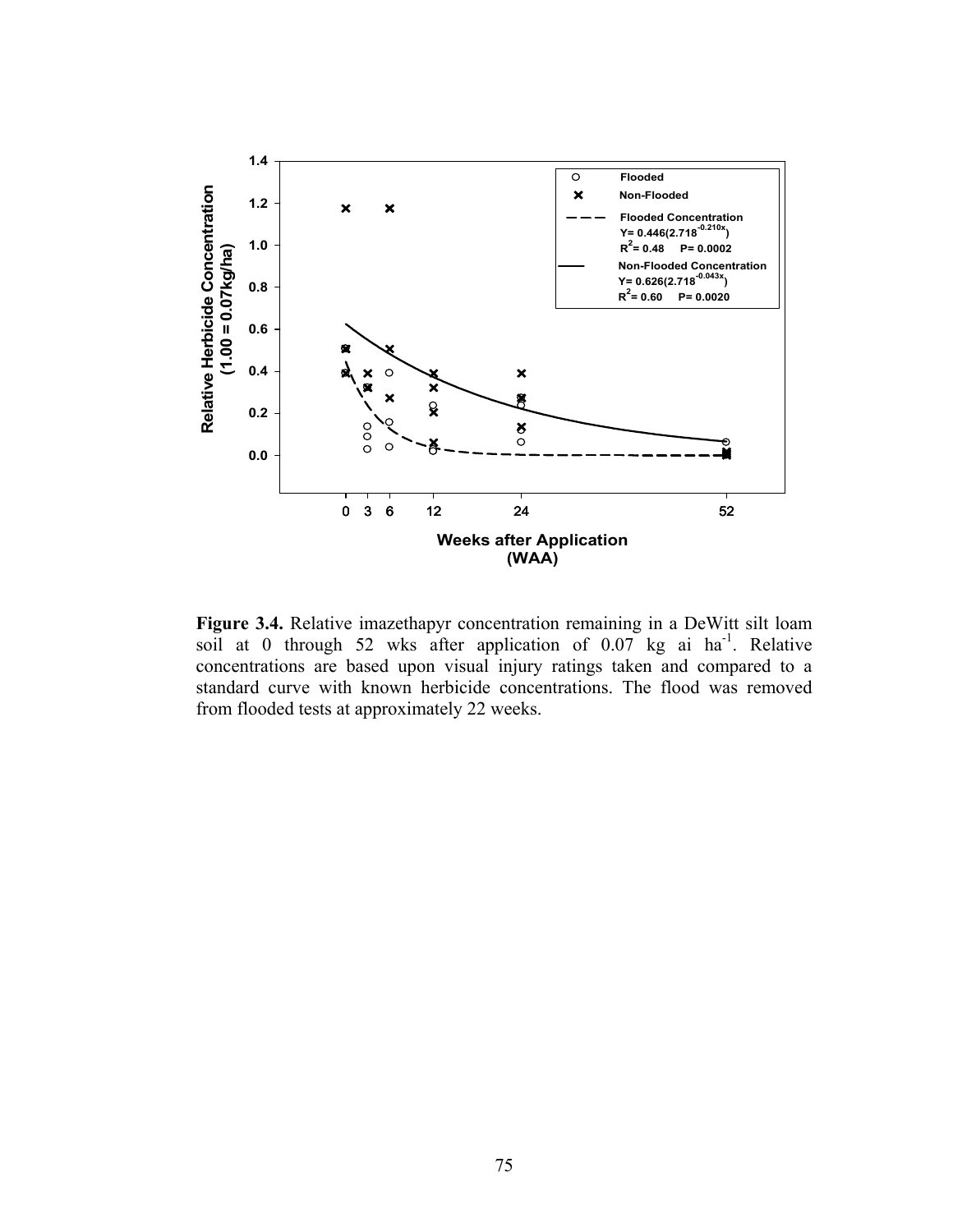**Figure 3.4.** Relative imazethapyr concentration remaining in a DeWitt silt loam soil at 0 through 52 wks after application of 0.07 kg ai ha$^{-1}$. Relative concentrations are based upon visual injury ratings taken and compared to a standard curve with known herbicide concentrations. The flood was removed from flooded tests at approximately 22 weeks.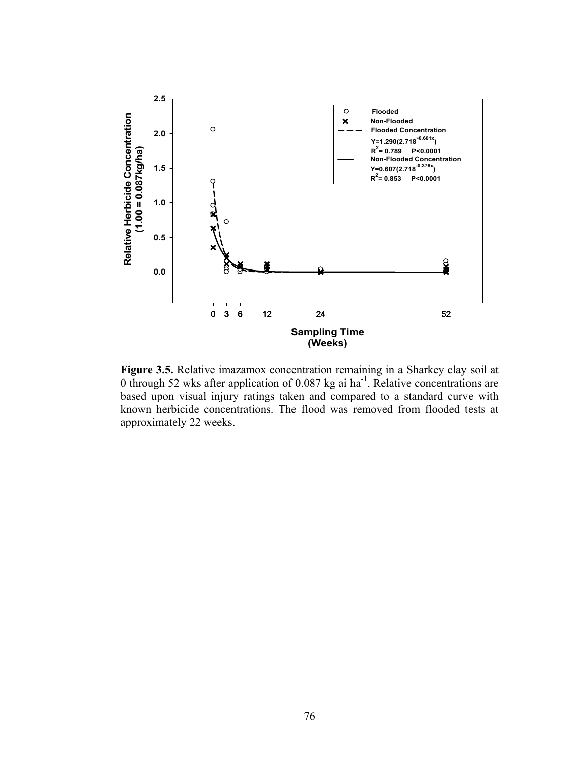**Figure 3.5.** Relative imazamox concentration remaining in a Sharkey clay soil at 0 through 52 wks after application of 0.087 kg ai $ha^{-1}$. Relative concentrations are based upon visual injury ratings taken and compared to a standard curve with known herbicide concentrations. The flood was removed from flooded tests at approximately 22 weeks.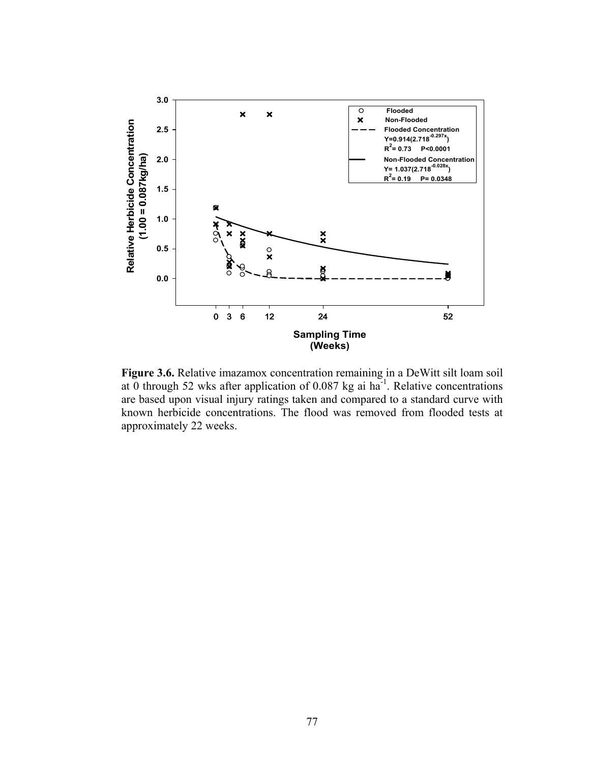**Figure 3.6.** Relative imazamox concentration remaining in a DeWitt silt loam soil at 0 through 52 wks after application of 0.087 kg ai $ha^{-1}$. Relative concentrations are based upon visual injury ratings taken and compared to a standard curve with known herbicide concentrations. The flood was removed from flooded tests at approximately 22 weeks.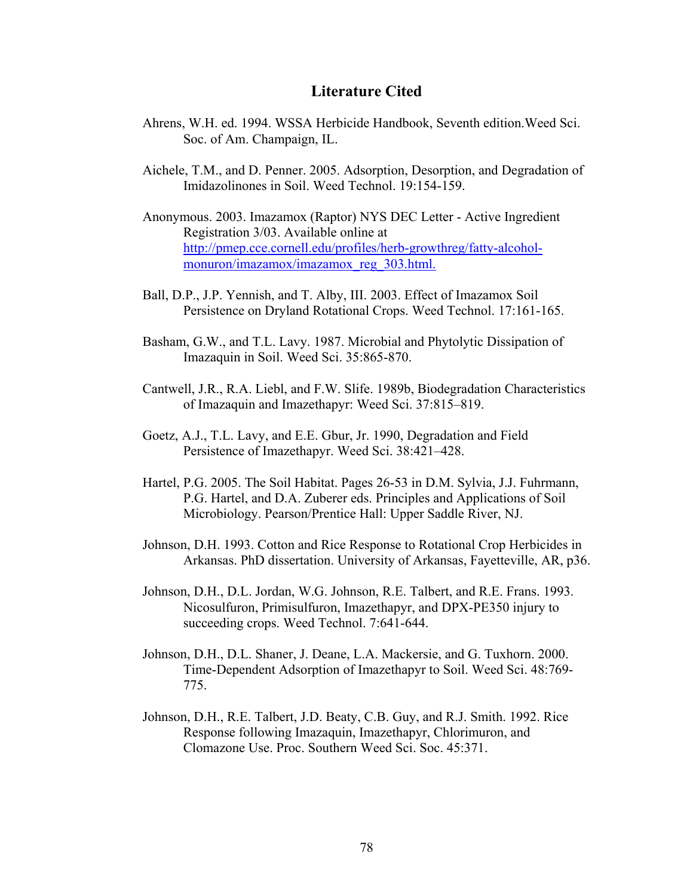# Literature Cited

Ahrens, W.H. ed. 1994. WSSA Herbicide Handbook, Seventh edition.Weed Sci. Soc. of Am. Champaign, IL.

Aichele, T.M., and D. Penner. 2005. Adsorption, Desorption, and Degradation of Imidazolinones in Soil. Weed Technol. 19:154-159.

Anonymous. 2003. Imazamox (Raptor) NYS DEC Letter - Active Ingredient Registration 3/03. Available online at http://pmep.cce.cornell.edu/profiles/herb-growthreg/fatty-alcohol-monuron/imazamox/imazamox_reg_303.html.

Ball, D.P., J.P. Yennish, and T. Alby, III. 2003. Effect of Imazamox Soil Persistence on Dryland Rotational Crops. Weed Technol. 17:161-165.

Basham, G.W., and T.L. Lavy. 1987. Microbial and Phytolytic Dissipation of Imazaquin in Soil. Weed Sci. 35:865-870.

Cantwell, J.R., R.A. Liebl, and F.W. Slife. 1989b, Biodegradation Characteristics of Imazaquin and Imazethapyr: Weed Sci. 37:815–819.

Goetz, A.J., T.L. Lavy, and E.E. Gbur, Jr. 1990, Degradation and Field Persistence of Imazethapyr. Weed Sci. 38:421–428.

Hartel, P.G. 2005. The Soil Habitat. Pages 26-53 in D.M. Sylvia, J.J. Fuhrmann, P.G. Hartel, and D.A. Zuberer eds. Principles and Applications of Soil Microbiology. Pearson/Prentice Hall: Upper Saddle River, NJ.

Johnson, D.H. 1993. Cotton and Rice Response to Rotational Crop Herbicides in Arkansas. PhD dissertation. University of Arkansas, Fayetteville, AR, p36.

Johnson, D.H., D.L. Jordan, W.G. Johnson, R.E. Talbert, and R.E. Frans. 1993. Nicosulfuron, Primisulfuron, Imazethapyr, and DPX-PE350 injury to succeeding crops. Weed Technol. 7:641-644.

Johnson, D.H., D.L. Shaner, J. Deane, L.A. Mackersie, and G. Tuxhorn. 2000. Time-Dependent Adsorption of Imazethapyr to Soil. Weed Sci. 48:769-775.

Johnson, D.H., R.E. Talbert, J.D. Beaty, C.B. Guy, and R.J. Smith. 1992. Rice Response following Imazaquin, Imazethapyr, Chlorimuron, and Clomazone Use. Proc. Southern Weed Sci. Soc. 45:371.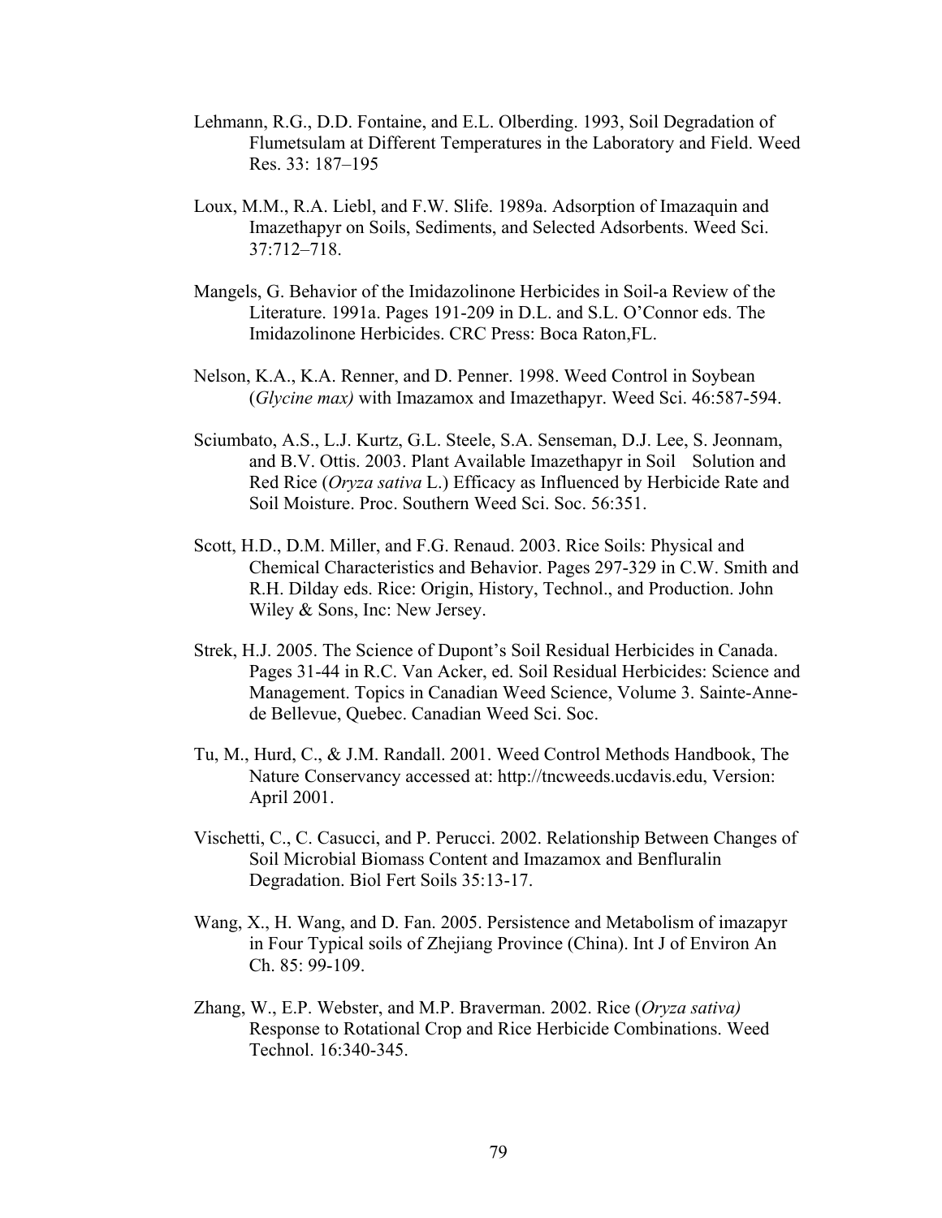Lehmann, R.G., D.D. Fontaine, and E.L. Olberding. 1993, Soil Degradation of Flumetsulam at Different Temperatures in the Laboratory and Field. Weed Res. 33: 187–195

Loux, M.M., R.A. Liebl, and F.W. Slife. 1989a. Adsorption of Imazaquin and Imazethapyr on Soils, Sediments, and Selected Adsorbents. Weed Sci. 37:712–718.

Mangels, G. Behavior of the Imidazolinone Herbicides in Soil-a Review of the Literature. 1991a. Pages 191-209 in D.L. and S.L. O'Connor eds. The Imidazolinone Herbicides. CRC Press: Boca Raton,FL.

Nelson, K.A., K.A. Renner, and D. Penner. 1998. Weed Control in Soybean (*Glycine max)* with Imazamox and Imazethapyr. Weed Sci. 46:587-594.

Sciumbato, A.S., L.J. Kurtz, G.L. Steele, S.A. Senseman, D.J. Lee, S. Jeonnam, and B.V. Ottis. 2003. Plant Available Imazethapyr in Soil Solution and Red Rice (*Oryza sativa* L.) Efficacy as Influenced by Herbicide Rate and Soil Moisture. Proc. Southern Weed Sci. Soc. 56:351.

Scott, H.D., D.M. Miller, and F.G. Renaud. 2003. Rice Soils: Physical and Chemical Characteristics and Behavior. Pages 297-329 in C.W. Smith and R.H. Dilday eds. Rice: Origin, History, Technol., and Production. John Wiley & Sons, Inc: New Jersey.

Strek, H.J. 2005. The Science of Dupont's Soil Residual Herbicides in Canada. Pages 31-44 in R.C. Van Acker, ed. Soil Residual Herbicides: Science and Management. Topics in Canadian Weed Science, Volume 3. Sainte-Anne-de Bellevue, Quebec. Canadian Weed Sci. Soc.

Tu, M., Hurd, C., & J.M. Randall. 2001. Weed Control Methods Handbook, The Nature Conservancy accessed at: http://tncweeds.ucdavis.edu, Version: April 2001.

Vischetti, C., C. Casucci, and P. Perucci. 2002. Relationship Between Changes of Soil Microbial Biomass Content and Imazamox and Benfluralin Degradation. Biol Fert Soils 35:13-17.

Wang, X., H. Wang, and D. Fan. 2005. Persistence and Metabolism of imazapyr in Four Typical soils of Zhejiang Province (China). Int J of Environ An Ch. 85: 99-109.

Zhang, W., E.P. Webster, and M.P. Braverman. 2002. Rice (*Oryza sativa)* Response to Rotational Crop and Rice Herbicide Combinations. Weed Technol. 16:340-345.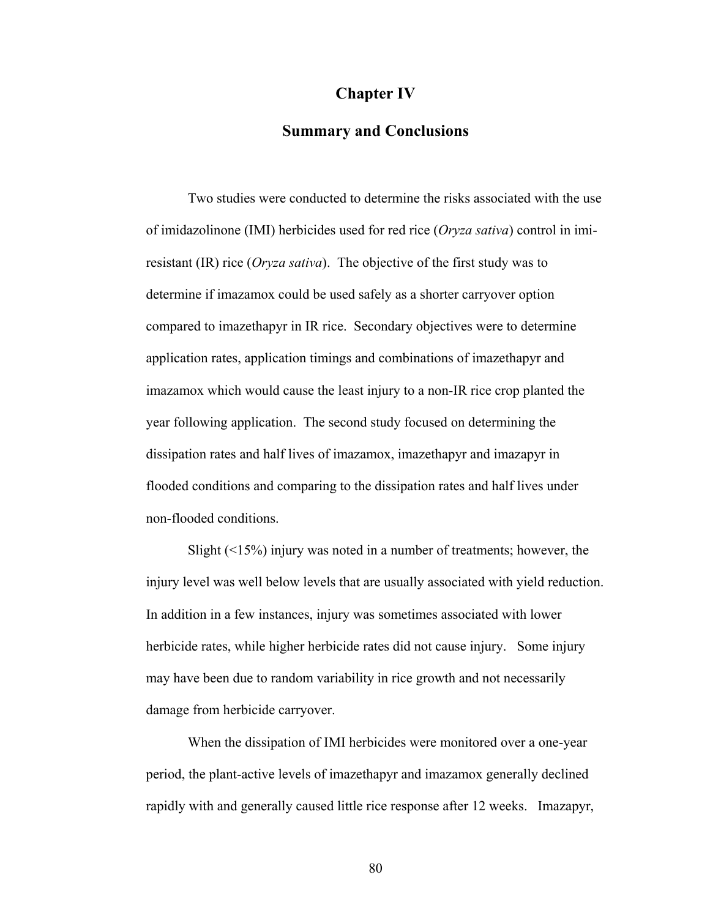# Chapter IV

## Summary and Conclusions

Two studies were conducted to determine the risks associated with the use of imidazolinone (IMI) herbicides used for red rice (*Oryza sativa*) control in imi-resistant (IR) rice (*Oryza sativa*). The objective of the first study was to determine if imazamox could be used safely as a shorter carryover option compared to imazethapyr in IR rice. Secondary objectives were to determine application rates, application timings and combinations of imazethapyr and imazamox which would cause the least injury to a non-IR rice crop planted the year following application. The second study focused on determining the dissipation rates and half lives of imazamox, imazethapyr and imazapyr in flooded conditions and comparing to the dissipation rates and half lives under non-flooded conditions.

Slight (<15%) injury was noted in a number of treatments; however, the injury level was well below levels that are usually associated with yield reduction. In addition in a few instances, injury was sometimes associated with lower herbicide rates, while higher herbicide rates did not cause injury. Some injury may have been due to random variability in rice growth and not necessarily damage from herbicide carryover.

When the dissipation of IMI herbicides were monitored over a one-year period, the plant-active levels of imazethapyr and imazamox generally declined rapidly with and generally caused little rice response after 12 weeks. Imazapyr,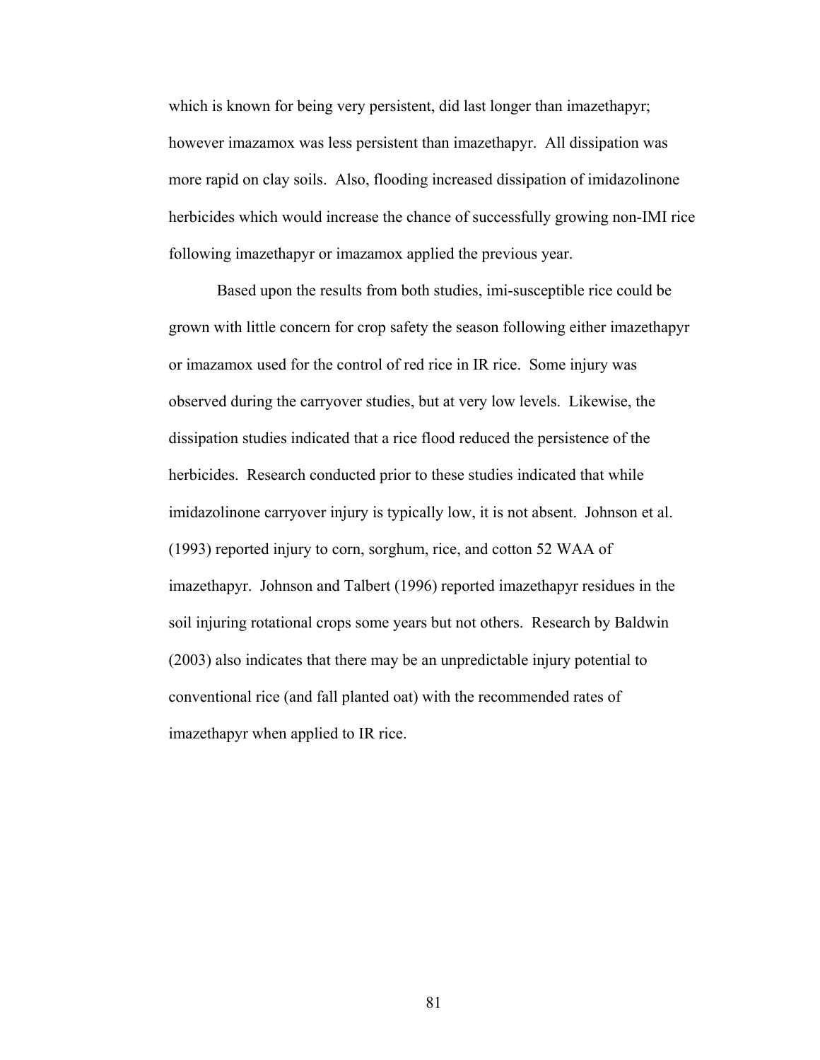which is known for being very persistent, did last longer than imazethapyr; however imazamox was less persistent than imazethapyr. All dissipation was more rapid on clay soils. Also, flooding increased dissipation of imidazolinone herbicides which would increase the chance of successfully growing non-IMI rice following imazethapyr or imazamox applied the previous year.

Based upon the results from both studies, imi-susceptible rice could be grown with little concern for crop safety the season following either imazethapyr or imazamox used for the control of red rice in IR rice. Some injury was observed during the carryover studies, but at very low levels. Likewise, the dissipation studies indicated that a rice flood reduced the persistence of the herbicides. Research conducted prior to these studies indicated that while imidazolinone carryover injury is typically low, it is not absent. Johnson et al. (1993) reported injury to corn, sorghum, rice, and cotton 52 WAA of imazethapyr. Johnson and Talbert (1996) reported imazethapyr residues in the soil injuring rotational crops some years but not others. Research by Baldwin (2003) also indicates that there may be an unpredictable injury potential to conventional rice (and fall planted oat) with the recommended rates of imazethapyr when applied to IR rice.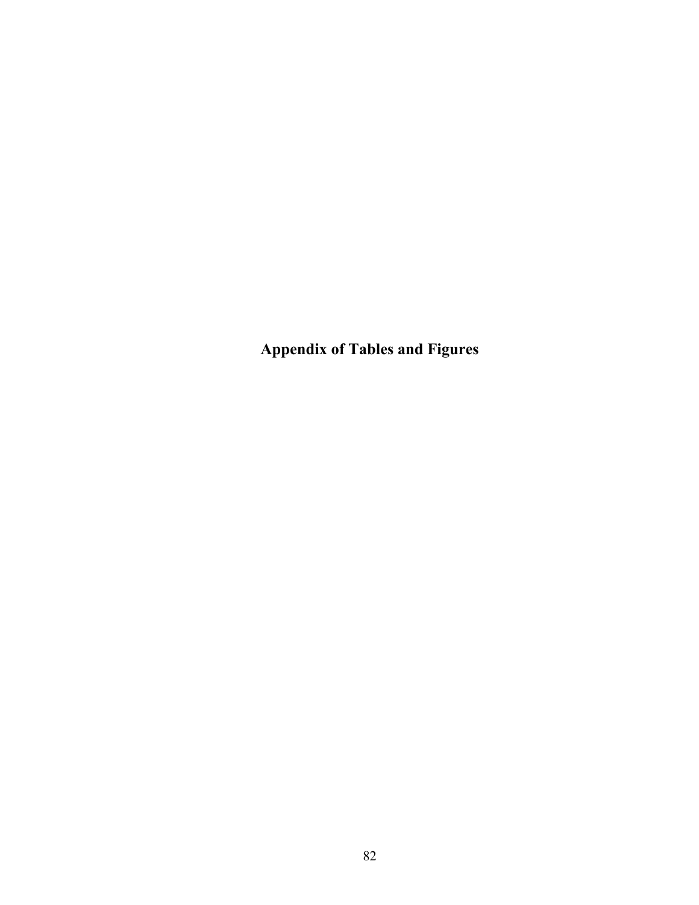# Appendix of Tables and Figures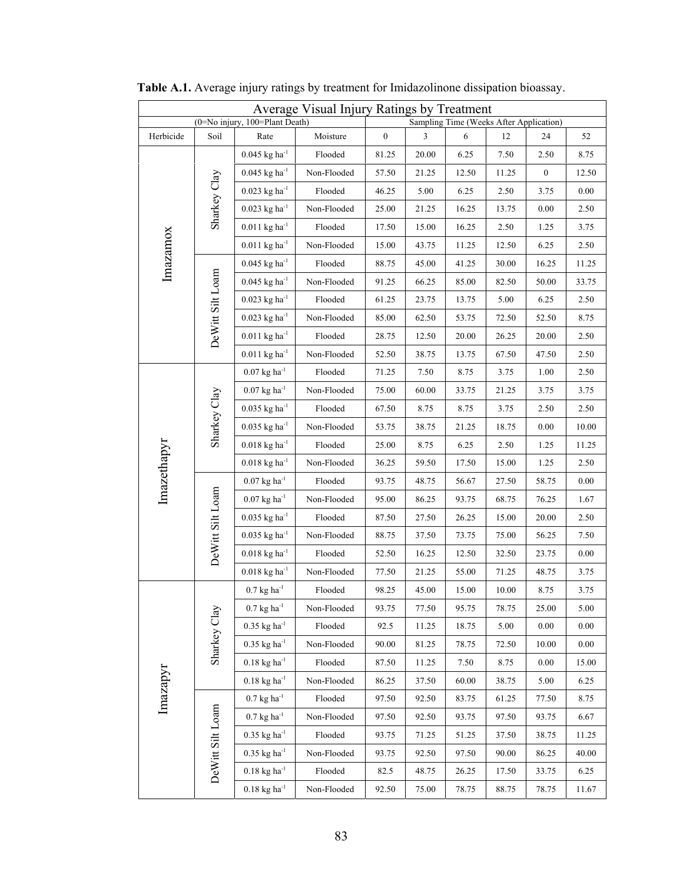**Table A.1.** Average injury ratings by treatment for Imidazolinone dissipation bioassay.

| Average Visual Injury Ratings by Treatment | | | | | | | | | |
|---|---|---|---|---|---|---|---|---|---|
| (0=No injury, 100=Plant Death) | | | | Sampling Time (Weeks After Application) | | | | | |
| Herbicide | Soil | Rate | Moisture | 0 | 3 | 6 | 12 | 24 | 52 |
| Imazamox | Sharkey Clay | 0.045 kg ha$^{-1}$ | Flooded | 81.25 | 20.00 | 6.25 | 7.50 | 2.50 | 8.75 |
| | | 0.045 kg ha$^{-1}$ | Non-Flooded | 57.50 | 21.25 | 12.50 | 11.25 | 0 | 12.50 |
| | | 0.023 kg ha$^{-1}$ | Flooded | 46.25 | 5.00 | 6.25 | 2.50 | 3.75 | 0.00 |
| | | 0.023 kg ha$^{-1}$ | Non-Flooded | 25.00 | 21.25 | 16.25 | 13.75 | 0.00 | 2.50 |
| | | 0.011 kg ha$^{-1}$ | Flooded | 17.50 | 15.00 | 16.25 | 2.50 | 1.25 | 3.75 |
| | | 0.011 kg ha$^{-1}$ | Non-Flooded | 15.00 | 43.75 | 11.25 | 12.50 | 6.25 | 2.50 |
| | DeWitt Silt Loam | 0.045 kg ha$^{-1}$ | Flooded | 88.75 | 45.00 | 41.25 | 30.00 | 16.25 | 11.25 |
| | | 0.045 kg ha$^{-1}$ | Non-Flooded | 91.25 | 66.25 | 85.00 | 82.50 | 50.00 | 33.75 |
| | | 0.023 kg ha$^{-1}$ | Flooded | 61.25 | 23.75 | 13.75 | 5.00 | 6.25 | 2.50 |
| | | 0.023 kg ha$^{-1}$ | Non-Flooded | 85.00 | 62.50 | 53.75 | 72.50 | 52.50 | 8.75 |
| | | 0.011 kg ha$^{-1}$ | Flooded | 28.75 | 12.50 | 20.00 | 26.25 | 20.00 | 2.50 |
| | | 0.011 kg ha$^{-1}$ | Non-Flooded | 52.50 | 38.75 | 13.75 | 67.50 | 47.50 | 2.50 |
| Imazethapyr | Sharkey Clay | 0.07 kg ha$^{-1}$ | Flooded | 71.25 | 7.50 | 8.75 | 3.75 | 1.00 | 2.50 |
| | | 0.07 kg ha$^{-1}$ | Non-Flooded | 75.00 | 60.00 | 33.75 | 21.25 | 3.75 | 3.75 |
| | | 0.035 kg ha$^{-1}$ | Flooded | 67.50 | 8.75 | 8.75 | 3.75 | 2.50 | 2.50 |
| | | 0.035 kg ha$^{-1}$ | Non-Flooded | 53.75 | 38.75 | 21.25 | 18.75 | 0.00 | 10.00 |
| | | 0.018 kg ha$^{-1}$ | Flooded | 25.00 | 8.75 | 6.25 | 2.50 | 1.25 | 11.25 |
| | | 0.018 kg ha$^{-1}$ | Non-Flooded | 36.25 | 59.50 | 17.50 | 15.00 | 1.25 | 2.50 |
| | DeWitt Silt Loam | 0.07 kg ha$^{-1}$ | Flooded | 93.75 | 48.75 | 56.67 | 27.50 | 58.75 | 0.00 |
| | | 0.07 kg ha$^{-1}$ | Non-Flooded | 95.00 | 86.25 | 93.75 | 68.75 | 76.25 | 1.67 |
| | | 0.035 kg ha$^{-1}$ | Flooded | 87.50 | 27.50 | 26.25 | 15.00 | 20.00 | 2.50 |
| | | 0.035 kg ha$^{-1}$ | Non-Flooded | 88.75 | 37.50 | 73.75 | 75.00 | 56.25 | 7.50 |
| | | 0.018 kg ha$^{-1}$ | Flooded | 52.50 | 16.25 | 12.50 | 32.50 | 23.75 | 0.00 |
| | | 0.018 kg ha$^{-1}$ | Non-Flooded | 77.50 | 21.25 | 55.00 | 71.25 | 48.75 | 3.75 |
| Imazapyr | Sharkey Clay | 0.7 kg ha$^{-1}$ | Flooded | 98.25 | 45.00 | 15.00 | 10.00 | 8.75 | 3.75 |
| | | 0.7 kg ha$^{-1}$ | Non-Flooded | 93.75 | 77.50 | 95.75 | 78.75 | 25.00 | 5.00 |
| | | 0.35 kg ha$^{-1}$ | Flooded | 92.5 | 11.25 | 18.75 | 5.00 | 0.00 | 0.00 |
| | | 0.35 kg ha$^{-1}$ | Non-Flooded | 90.00 | 81.25 | 78.75 | 72.50 | 10.00 | 0.00 |
| | | 0.18 kg ha$^{-1}$ | Flooded | 87.50 | 11.25 | 7.50 | 8.75 | 0.00 | 15.00 |
| | | 0.18 kg ha$^{-1}$ | Non-Flooded | 86.25 | 37.50 | 60.00 | 38.75 | 5.00 | 6.25 |
| | DeWitt Silt Loam | 0.7 kg ha$^{-1}$ | Flooded | 97.50 | 92.50 | 83.75 | 61.25 | 77.50 | 8.75 |
| | | 0.7 kg ha$^{-1}$ | Non-Flooded | 97.50 | 92.50 | 93.75 | 97.50 | 93.75 | 6.67 |
| | | 0.35 kg ha$^{-1}$ | Flooded | 93.75 | 71.25 | 51.25 | 37.50 | 38.75 | 11.25 |
| | | 0.35 kg ha$^{-1}$ | Non-Flooded | 93.75 | 92.50 | 97.50 | 90.00 | 86.25 | 40.00 |
| | | 0.18 kg ha$^{-1}$ | Flooded | 82.5 | 48.75 | 26.25 | 17.50 | 33.75 | 6.25 |
| | | 0.18 kg ha$^{-1}$ | Non-Flooded | 92.50 | 75.00 | 78.75 | 88.75 | 78.75 | 11.67 |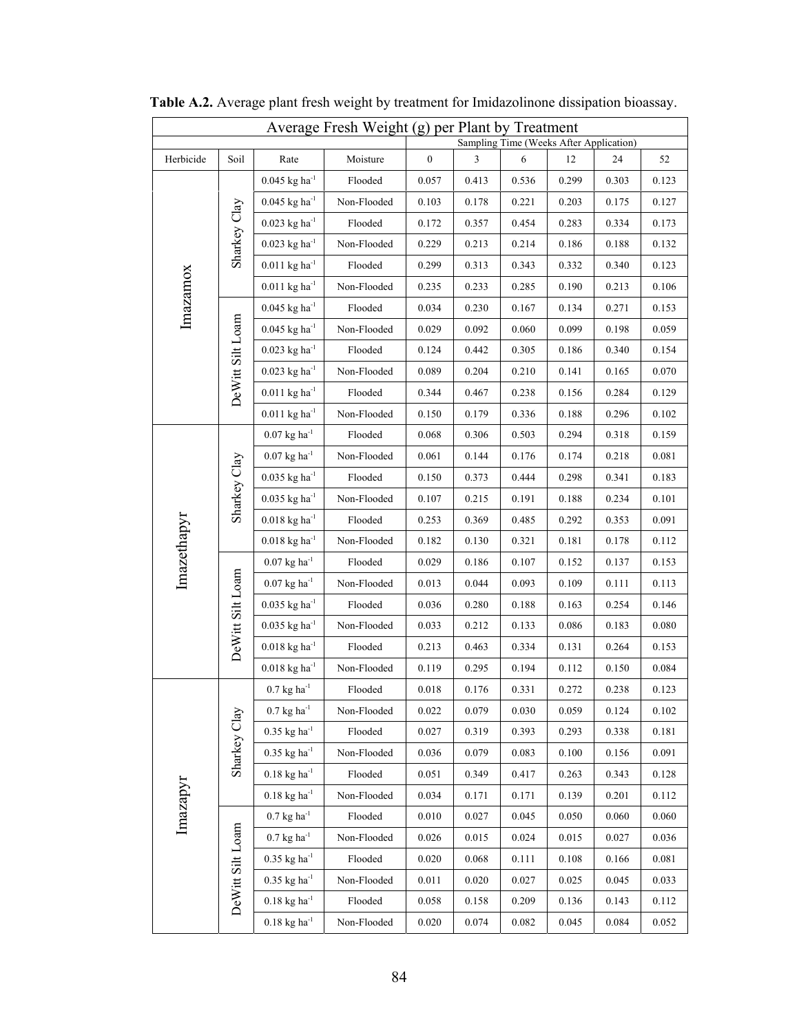**Table A.2.** Average plant fresh weight by treatment for Imidazolinone dissipation bioassay.

| Average Fresh Weight (g) per Plant by Treatment | | | | | | | | | |
|---|---|---|---|---|---|---|---|---|---|
| | | | | Sampling Time (Weeks After Application) | | | | | |
| Herbicide | Soil | Rate | Moisture | 0 | 3 | 6 | 12 | 24 | 52 |
| Imazamox | Sharkey Clay | 0.045 kg ha$^{-1}$ | Flooded | 0.057 | 0.413 | 0.536 | 0.299 | 0.303 | 0.123 |
| | | 0.045 kg ha$^{-1}$ | Non-Flooded | 0.103 | 0.178 | 0.221 | 0.203 | 0.175 | 0.127 |
| | | 0.023 kg ha$^{-1}$ | Flooded | 0.172 | 0.357 | 0.454 | 0.283 | 0.334 | 0.173 |
| | | 0.023 kg ha$^{-1}$ | Non-Flooded | 0.229 | 0.213 | 0.214 | 0.186 | 0.188 | 0.132 |
| | | 0.011 kg ha$^{-1}$ | Flooded | 0.299 | 0.313 | 0.343 | 0.332 | 0.340 | 0.123 |
| | | 0.011 kg ha$^{-1}$ | Non-Flooded | 0.235 | 0.233 | 0.285 | 0.190 | 0.213 | 0.106 |
| | DeWitt Silt Loam | 0.045 kg ha$^{-1}$ | Flooded | 0.034 | 0.230 | 0.167 | 0.134 | 0.271 | 0.153 |
| | | 0.045 kg ha$^{-1}$ | Non-Flooded | 0.029 | 0.092 | 0.060 | 0.099 | 0.198 | 0.059 |
| | | 0.023 kg ha$^{-1}$ | Flooded | 0.124 | 0.442 | 0.305 | 0.186 | 0.340 | 0.154 |
| | | 0.023 kg ha$^{-1}$ | Non-Flooded | 0.089 | 0.204 | 0.210 | 0.141 | 0.165 | 0.070 |
| | | 0.011 kg ha$^{-1}$ | Flooded | 0.344 | 0.467 | 0.238 | 0.156 | 0.284 | 0.129 |
| | | 0.011 kg ha$^{-1}$ | Non-Flooded | 0.150 | 0.179 | 0.336 | 0.188 | 0.296 | 0.102 |
| Imazethapyr | Sharkey Clay | 0.07 kg ha$^{-1}$ | Flooded | 0.068 | 0.306 | 0.503 | 0.294 | 0.318 | 0.159 |
| | | 0.07 kg ha$^{-1}$ | Non-Flooded | 0.061 | 0.144 | 0.176 | 0.174 | 0.218 | 0.081 |
| | | 0.035 kg ha$^{-1}$ | Flooded | 0.150 | 0.373 | 0.444 | 0.298 | 0.341 | 0.183 |
| | | 0.035 kg ha$^{-1}$ | Non-Flooded | 0.107 | 0.215 | 0.191 | 0.188 | 0.234 | 0.101 |
| | | 0.018 kg ha$^{-1}$ | Flooded | 0.253 | 0.369 | 0.485 | 0.292 | 0.353 | 0.091 |
| | | 0.018 kg ha$^{-1}$ | Non-Flooded | 0.182 | 0.130 | 0.321 | 0.181 | 0.178 | 0.112 |
| | DeWitt Silt Loam | 0.07 kg ha$^{-1}$ | Flooded | 0.029 | 0.186 | 0.107 | 0.152 | 0.137 | 0.153 |
| | | 0.07 kg ha$^{-1}$ | Non-Flooded | 0.013 | 0.044 | 0.093 | 0.109 | 0.111 | 0.113 |
| | | 0.035 kg ha$^{-1}$ | Flooded | 0.036 | 0.280 | 0.188 | 0.163 | 0.254 | 0.146 |
| | | 0.035 kg ha$^{-1}$ | Non-Flooded | 0.033 | 0.212 | 0.133 | 0.086 | 0.183 | 0.080 |
| | | 0.018 kg ha$^{-1}$ | Flooded | 0.213 | 0.463 | 0.334 | 0.131 | 0.264 | 0.153 |
| | | 0.018 kg ha$^{-1}$ | Non-Flooded | 0.119 | 0.295 | 0.194 | 0.112 | 0.150 | 0.084 |
| Imazapyr | Sharkey Clay | 0.7 kg ha$^{-1}$ | Flooded | 0.018 | 0.176 | 0.331 | 0.272 | 0.238 | 0.123 |
| | | 0.7 kg ha$^{-1}$ | Non-Flooded | 0.022 | 0.079 | 0.030 | 0.059 | 0.124 | 0.102 |
| | | 0.35 kg ha$^{-1}$ | Flooded | 0.027 | 0.319 | 0.393 | 0.293 | 0.338 | 0.181 |
| | | 0.35 kg ha$^{-1}$ | Non-Flooded | 0.036 | 0.079 | 0.083 | 0.100 | 0.156 | 0.091 |
| | | 0.18 kg ha$^{-1}$ | Flooded | 0.051 | 0.349 | 0.417 | 0.263 | 0.343 | 0.128 |
| | | 0.18 kg ha$^{-1}$ | Non-Flooded | 0.034 | 0.171 | 0.171 | 0.139 | 0.201 | 0.112 |
| | DeWitt Silt Loam | 0.7 kg ha$^{-1}$ | Flooded | 0.010 | 0.027 | 0.045 | 0.050 | 0.060 | 0.060 |
| | | 0.7 kg ha$^{-1}$ | Non-Flooded | 0.026 | 0.015 | 0.024 | 0.015 | 0.027 | 0.036 |
| | | 0.35 kg ha$^{-1}$ | Flooded | 0.020 | 0.068 | 0.111 | 0.108 | 0.166 | 0.081 |
| | | 0.35 kg ha$^{-1}$ | Non-Flooded | 0.011 | 0.020 | 0.027 | 0.025 | 0.045 | 0.033 |
| | | 0.18 kg ha$^{-1}$ | Flooded | 0.058 | 0.158 | 0.209 | 0.136 | 0.143 | 0.112 |
| | | 0.18 kg ha$^{-1}$ | Non-Flooded | 0.020 | 0.074 | 0.082 | 0.045 | 0.084 | 0.052 |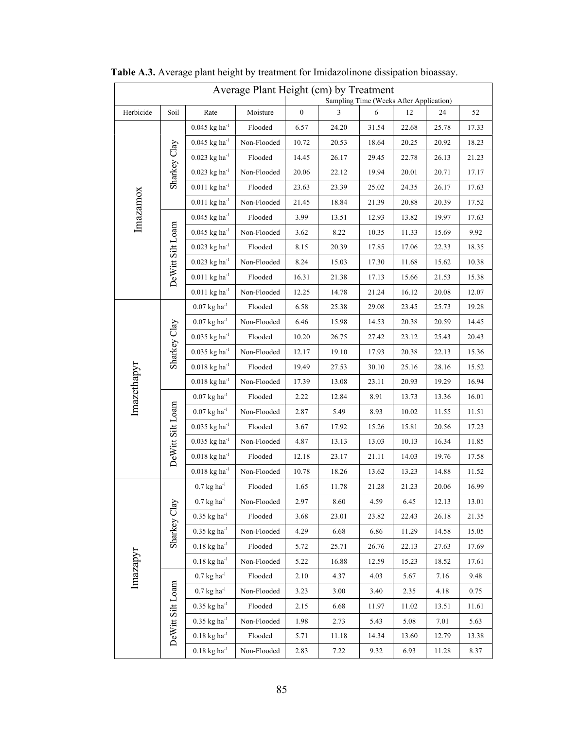**Table A.3.** Average plant height by treatment for Imidazolinone dissipation bioassay.

| Average Plant Height (cm) by Treatment | | | | | | | | | |
|---|---|---|---|---|---|---|---|---|---|
| | | | | Sampling Time (Weeks After Application) | | | | | |
| Herbicide | Soil | Rate | Moisture | 0 | 3 | 6 | 12 | 24 | 52 |
| Imazamox | Sharkey Clay | 0.045 kg ha$^{-1}$ | Flooded | 6.57 | 24.20 | 31.54 | 22.68 | 25.78 | 17.33 |
| | | 0.045 kg ha$^{-1}$ | Non-Flooded | 10.72 | 20.53 | 18.64 | 20.25 | 20.92 | 18.23 |
| | | 0.023 kg ha$^{-1}$ | Flooded | 14.45 | 26.17 | 29.45 | 22.78 | 26.13 | 21.23 |
| | | 0.023 kg ha$^{-1}$ | Non-Flooded | 20.06 | 22.12 | 19.94 | 20.01 | 20.71 | 17.17 |
| | | 0.011 kg ha$^{-1}$ | Flooded | 23.63 | 23.39 | 25.02 | 24.35 | 26.17 | 17.63 |
| | | 0.011 kg ha$^{-1}$ | Non-Flooded | 21.45 | 18.84 | 21.39 | 20.88 | 20.39 | 17.52 |
| | DeWitt Silt Loam | 0.045 kg ha$^{-1}$ | Flooded | 3.99 | 13.51 | 12.93 | 13.82 | 19.97 | 17.63 |
| | | 0.045 kg ha$^{-1}$ | Non-Flooded | 3.62 | 8.22 | 10.35 | 11.33 | 15.69 | 9.92 |
| | | 0.023 kg ha$^{-1}$ | Flooded | 8.15 | 20.39 | 17.85 | 17.06 | 22.33 | 18.35 |
| | | 0.023 kg ha$^{-1}$ | Non-Flooded | 8.24 | 15.03 | 17.30 | 11.68 | 15.62 | 10.38 |
| | | 0.011 kg ha$^{-1}$ | Flooded | 16.31 | 21.38 | 17.13 | 15.66 | 21.53 | 15.38 |
| | | 0.011 kg ha$^{-1}$ | Non-Flooded | 12.25 | 14.78 | 21.24 | 16.12 | 20.08 | 12.07 |
| Imazethapyr | Sharkey Clay | 0.07 kg ha$^{-1}$ | Flooded | 6.58 | 25.38 | 29.08 | 23.45 | 25.73 | 19.28 |
| | | 0.07 kg ha$^{-1}$ | Non-Flooded | 6.46 | 15.98 | 14.53 | 20.38 | 20.59 | 14.45 |
| | | 0.035 kg ha$^{-1}$ | Flooded | 10.20 | 26.75 | 27.42 | 23.12 | 25.43 | 20.43 |
| | | 0.035 kg ha$^{-1}$ | Non-Flooded | 12.17 | 19.10 | 17.93 | 20.38 | 22.13 | 15.36 |
| | | 0.018 kg ha$^{-1}$ | Flooded | 19.49 | 27.53 | 30.10 | 25.16 | 28.16 | 15.52 |
| | | 0.018 kg ha$^{-1}$ | Non-Flooded | 17.39 | 13.08 | 23.11 | 20.93 | 19.29 | 16.94 |
| | DeWitt Silt Loam | 0.07 kg ha$^{-1}$ | Flooded | 2.22 | 12.84 | 8.91 | 13.73 | 13.36 | 16.01 |
| | | 0.07 kg ha$^{-1}$ | Non-Flooded | 2.87 | 5.49 | 8.93 | 10.02 | 11.55 | 11.51 |
| | | 0.035 kg ha$^{-1}$ | Flooded | 3.67 | 17.92 | 15.26 | 15.81 | 20.56 | 17.23 |
| | | 0.035 kg ha$^{-1}$ | Non-Flooded | 4.87 | 13.13 | 13.03 | 10.13 | 16.34 | 11.85 |
| | | 0.018 kg ha$^{-1}$ | Flooded | 12.18 | 23.17 | 21.11 | 14.03 | 19.76 | 17.58 |
| | | 0.018 kg ha$^{-1}$ | Non-Flooded | 10.78 | 18.26 | 13.62 | 13.23 | 14.88 | 11.52 |
| Imazapyr | Sharkey Clay | 0.7 kg ha$^{-1}$ | Flooded | 1.65 | 11.78 | 21.28 | 21.23 | 20.06 | 16.99 |
| | | 0.7 kg ha$^{-1}$ | Non-Flooded | 2.97 | 8.60 | 4.59 | 6.45 | 12.13 | 13.01 |
| | | 0.35 kg ha$^{-1}$ | Flooded | 3.68 | 23.01 | 23.82 | 22.43 | 26.18 | 21.35 |
| | | 0.35 kg ha$^{-1}$ | Non-Flooded | 4.29 | 6.68 | 6.86 | 11.29 | 14.58 | 15.05 |
| | | 0.18 kg ha$^{-1}$ | Flooded | 5.72 | 25.71 | 26.76 | 22.13 | 27.63 | 17.69 |
| | | 0.18 kg ha$^{-1}$ | Non-Flooded | 5.22 | 16.88 | 12.59 | 15.23 | 18.52 | 17.61 |
| | DeWitt Silt Loam | 0.7 kg ha$^{-1}$ | Flooded | 2.10 | 4.37 | 4.03 | 5.67 | 7.16 | 9.48 |
| | | 0.7 kg ha$^{-1}$ | Non-Flooded | 3.23 | 3.00 | 3.40 | 2.35 | 4.18 | 0.75 |
| | | 0.35 kg ha$^{-1}$ | Flooded | 2.15 | 6.68 | 11.97 | 11.02 | 13.51 | 11.61 |
| | | 0.35 kg ha$^{-1}$ | Non-Flooded | 1.98 | 2.73 | 5.43 | 5.08 | 7.01 | 5.63 |
| | | 0.18 kg ha$^{-1}$ | Flooded | 5.71 | 11.18 | 14.34 | 13.60 | 12.79 | 13.38 |
| | | 0.18 kg ha$^{-1}$ | Non-Flooded | 2.83 | 7.22 | 9.32 | 6.93 | 11.28 | 8.37 |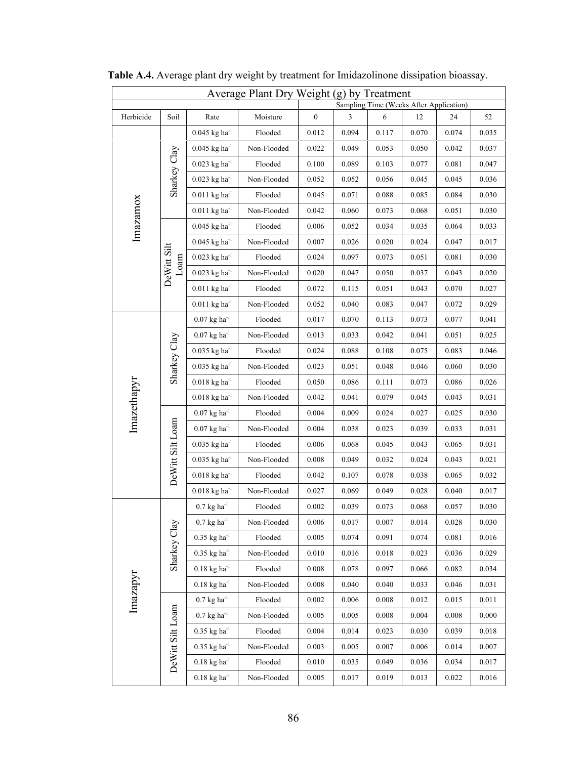**Table A.4.** Average plant dry weight by treatment for Imidazolinone dissipation bioassay.

| Average Plant Dry Weight (g) by Treatment | | | | | | | | | |
|---|---|---|---|---|---|---|---|---|---|
| | | | | Sampling Time (Weeks After Application) | | | | | |
| Herbicide | Soil | Rate | Moisture | 0 | 3 | 6 | 12 | 24 | 52 |
| Imazamox | Sharkey Clay | 0.045 kg ha$^{-1}$ | Flooded | 0.012 | 0.094 | 0.117 | 0.070 | 0.074 | 0.035 |
| | | 0.045 kg ha$^{-1}$ | Non-Flooded | 0.022 | 0.049 | 0.053 | 0.050 | 0.042 | 0.037 |
| | | 0.023 kg ha$^{-1}$ | Flooded | 0.100 | 0.089 | 0.103 | 0.077 | 0.081 | 0.047 |
| | | 0.023 kg ha$^{-1}$ | Non-Flooded | 0.052 | 0.052 | 0.056 | 0.045 | 0.045 | 0.036 |
| | | 0.011 kg ha$^{-1}$ | Flooded | 0.045 | 0.071 | 0.088 | 0.085 | 0.084 | 0.030 |
| | | 0.011 kg ha$^{-1}$ | Non-Flooded | 0.042 | 0.060 | 0.073 | 0.068 | 0.051 | 0.030 |
| | DeWitt Silt Loam | 0.045 kg ha$^{-1}$ | Flooded | 0.006 | 0.052 | 0.034 | 0.035 | 0.064 | 0.033 |
| | | 0.045 kg ha$^{-1}$ | Non-Flooded | 0.007 | 0.026 | 0.020 | 0.024 | 0.047 | 0.017 |
| | | 0.023 kg ha$^{-1}$ | Flooded | 0.024 | 0.097 | 0.073 | 0.051 | 0.081 | 0.030 |
| | | 0.023 kg ha$^{-1}$ | Non-Flooded | 0.020 | 0.047 | 0.050 | 0.037 | 0.043 | 0.020 |
| | | 0.011 kg ha$^{-1}$ | Flooded | 0.072 | 0.115 | 0.051 | 0.043 | 0.070 | 0.027 |
| | | 0.011 kg ha$^{-1}$ | Non-Flooded | 0.052 | 0.040 | 0.083 | 0.047 | 0.072 | 0.029 |
| Imazethapyr | Sharkey Clay | 0.07 kg ha$^{-1}$ | Flooded | 0.017 | 0.070 | 0.113 | 0.073 | 0.077 | 0.041 |
| | | 0.07 kg ha$^{-1}$ | Non-Flooded | 0.013 | 0.033 | 0.042 | 0.041 | 0.051 | 0.025 |
| | | 0.035 kg ha$^{-1}$ | Flooded | 0.024 | 0.088 | 0.108 | 0.075 | 0.083 | 0.046 |
| | | 0.035 kg ha$^{-1}$ | Non-Flooded | 0.023 | 0.051 | 0.048 | 0.046 | 0.060 | 0.030 |
| | | 0.018 kg ha$^{-1}$ | Flooded | 0.050 | 0.086 | 0.111 | 0.073 | 0.086 | 0.026 |
| | | 0.018 kg ha$^{-1}$ | Non-Flooded | 0.042 | 0.041 | 0.079 | 0.045 | 0.043 | 0.031 |
| | DeWitt Silt Loam | 0.07 kg ha$^{-1}$ | Flooded | 0.004 | 0.009 | 0.024 | 0.027 | 0.025 | 0.030 |
| | | 0.07 kg ha$^{-1}$ | Non-Flooded | 0.004 | 0.038 | 0.023 | 0.039 | 0.033 | 0.031 |
| | | 0.035 kg ha$^{-1}$ | Flooded | 0.006 | 0.068 | 0.045 | 0.043 | 0.065 | 0.031 |
| | | 0.035 kg ha$^{-1}$ | Non-Flooded | 0.008 | 0.049 | 0.032 | 0.024 | 0.043 | 0.021 |
| | | 0.018 kg ha$^{-1}$ | Flooded | 0.042 | 0.107 | 0.078 | 0.038 | 0.065 | 0.032 |
| | | 0.018 kg ha$^{-1}$ | Non-Flooded | 0.027 | 0.069 | 0.049 | 0.028 | 0.040 | 0.017 |
| Imazapyr | Sharkey Clay | 0.7 kg ha$^{-1}$ | Flooded | 0.002 | 0.039 | 0.073 | 0.068 | 0.057 | 0.030 |
| | | 0.7 kg ha$^{-1}$ | Non-Flooded | 0.006 | 0.017 | 0.007 | 0.014 | 0.028 | 0.030 |
| | | 0.35 kg ha$^{-1}$ | Flooded | 0.005 | 0.074 | 0.091 | 0.074 | 0.081 | 0.016 |
| | | 0.35 kg ha$^{-1}$ | Non-Flooded | 0.010 | 0.016 | 0.018 | 0.023 | 0.036 | 0.029 |
| | | 0.18 kg ha$^{-1}$ | Flooded | 0.008 | 0.078 | 0.097 | 0.066 | 0.082 | 0.034 |
| | | 0.18 kg ha$^{-1}$ | Non-Flooded | 0.008 | 0.040 | 0.040 | 0.033 | 0.046 | 0.031 |
| | DeWitt Silt Loam | 0.7 kg ha$^{-1}$ | Flooded | 0.002 | 0.006 | 0.008 | 0.012 | 0.015 | 0.011 |
| | | 0.7 kg ha$^{-1}$ | Non-Flooded | 0.005 | 0.005 | 0.008 | 0.004 | 0.008 | 0.000 |
| | | 0.35 kg ha$^{-1}$ | Flooded | 0.004 | 0.014 | 0.023 | 0.030 | 0.039 | 0.018 |
| | | 0.35 kg ha$^{-1}$ | Non-Flooded | 0.003 | 0.005 | 0.007 | 0.006 | 0.014 | 0.007 |
| | | 0.18 kg ha$^{-1}$ | Flooded | 0.010 | 0.035 | 0.049 | 0.036 | 0.034 | 0.017 |
| | | 0.18 kg ha$^{-1}$ | Non-Flooded | 0.005 | 0.017 | 0.019 | 0.013 | 0.022 | 0.016 |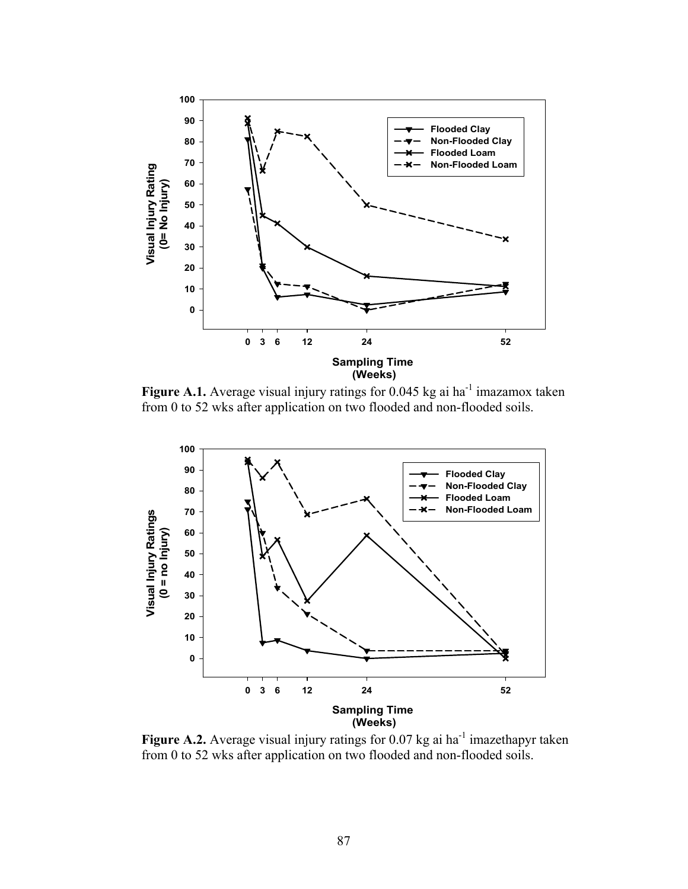**Figure A.1.** Average visual injury ratings for 0.045 kg ai $ha^{-1}$ imazamox taken from 0 to 52 wks after application on two flooded and non-flooded soils.

**Figure A.2.** Average visual injury ratings for 0.07 kg ai $ha^{-1}$ imazethapyr taken from 0 to 52 wks after application on two flooded and non-flooded soils.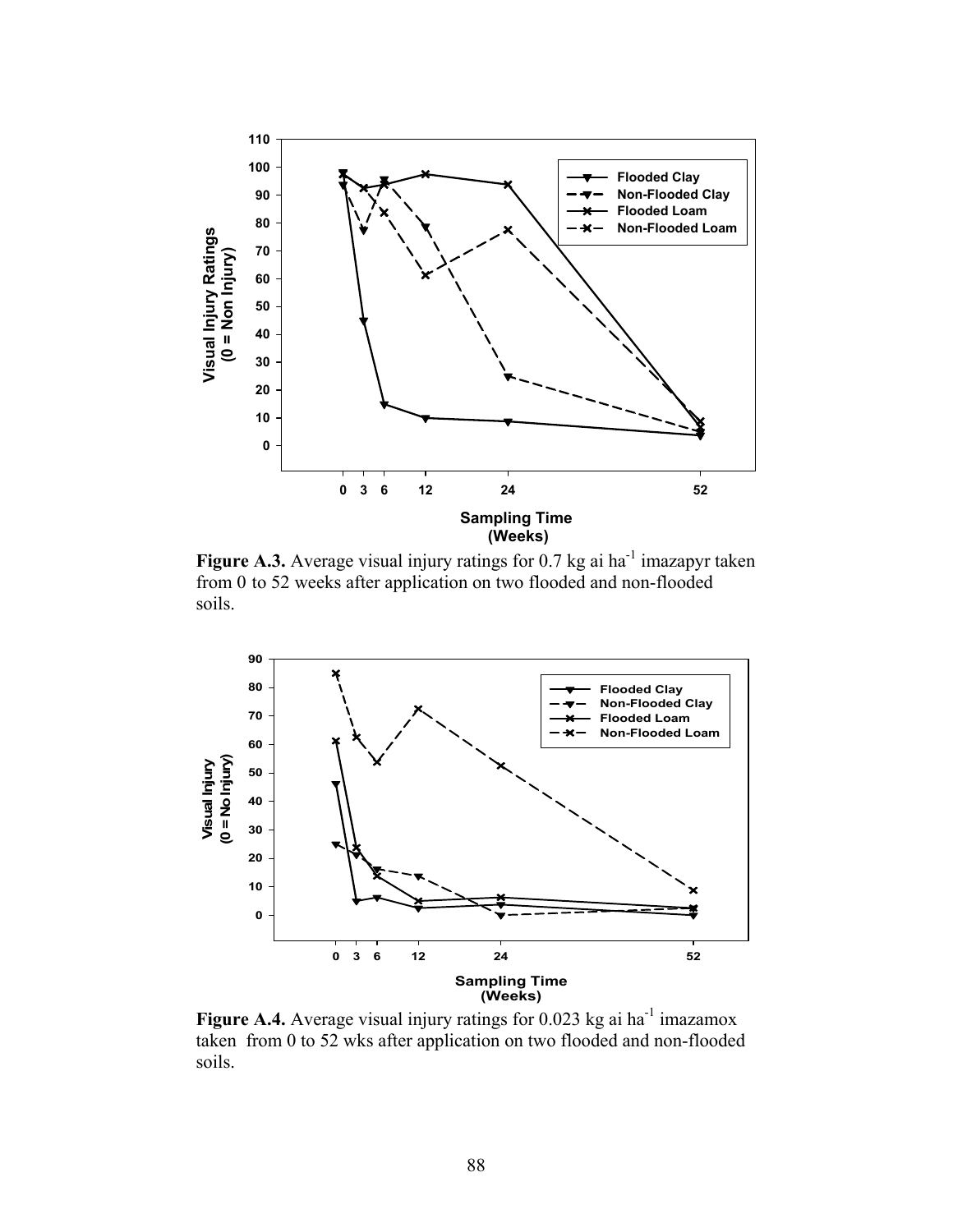**Figure A.3.** Average visual injury ratings for 0.7 kg ai ha$^{-1}$ imazapyr taken from 0 to 52 weeks after application on two flooded and non-flooded soils.

**Figure A.4.** Average visual injury ratings for 0.023 kg ai ha$^{-1}$ imazamox taken from 0 to 52 wks after application on two flooded and non-flooded soils.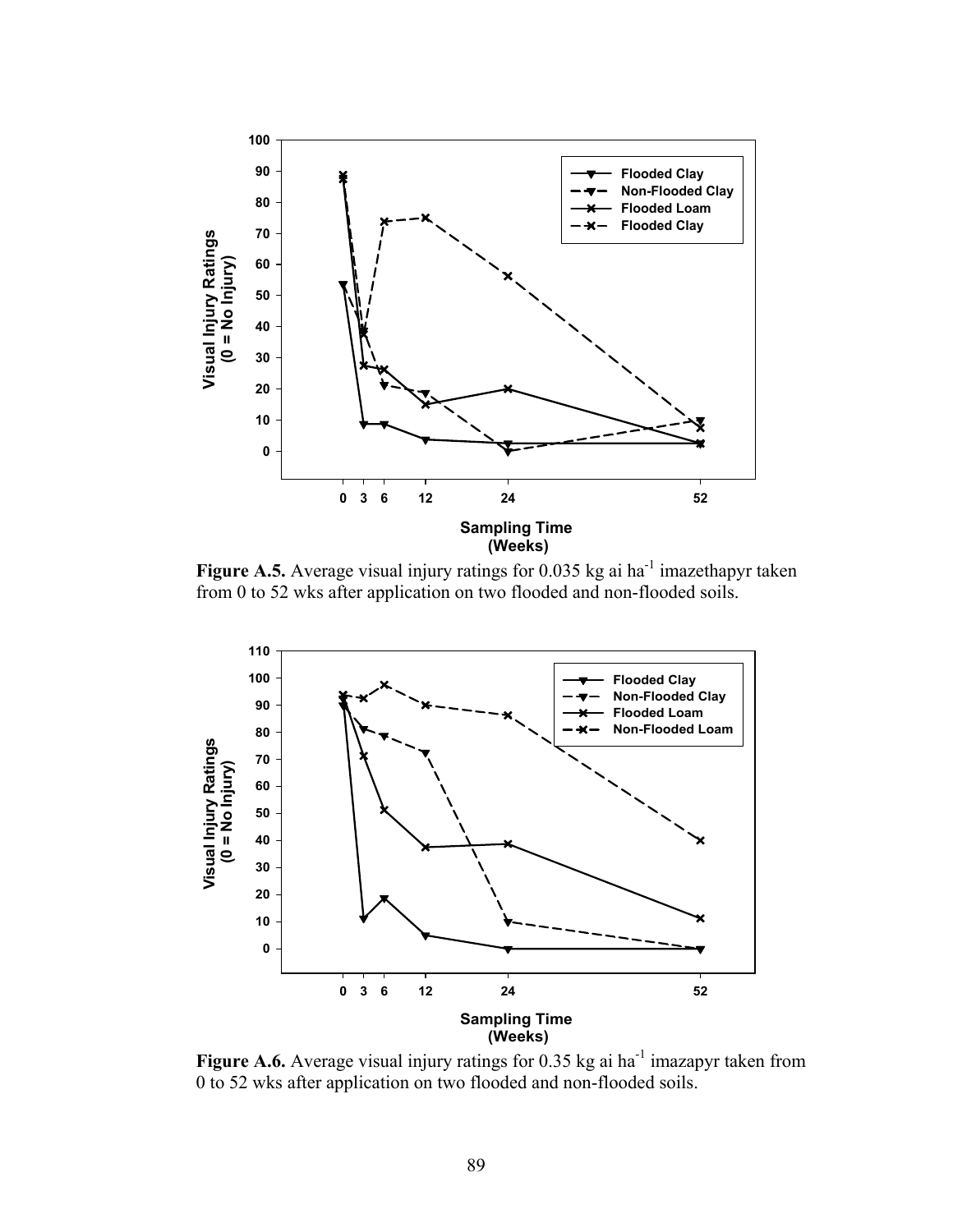**Figure A.5.** Average visual injury ratings for 0.035 kg ai $ha^{-1}$ imazethapyr taken from 0 to 52 wks after application on two flooded and non-flooded soils.

**Figure A.6.** Average visual injury ratings for 0.35 kg ai $ha^{-1}$ imazapyr taken from 0 to 52 wks after application on two flooded and non-flooded soils.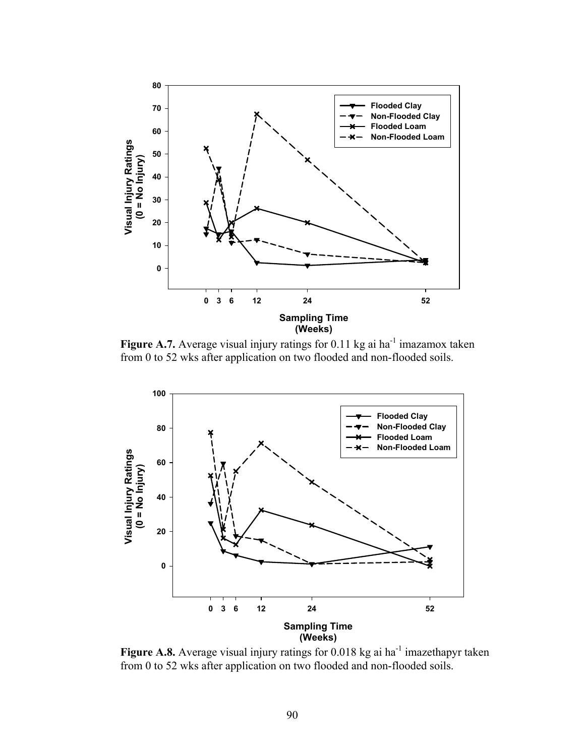**Figure A.7.** Average visual injury ratings for 0.11 kg ai ha$^{-1}$ imazamox taken from 0 to 52 wks after application on two flooded and non-flooded soils.

**Figure A.8.** Average visual injury ratings for 0.018 kg ai ha$^{-1}$ imazethapyr taken from 0 to 52 wks after application on two flooded and non-flooded soils.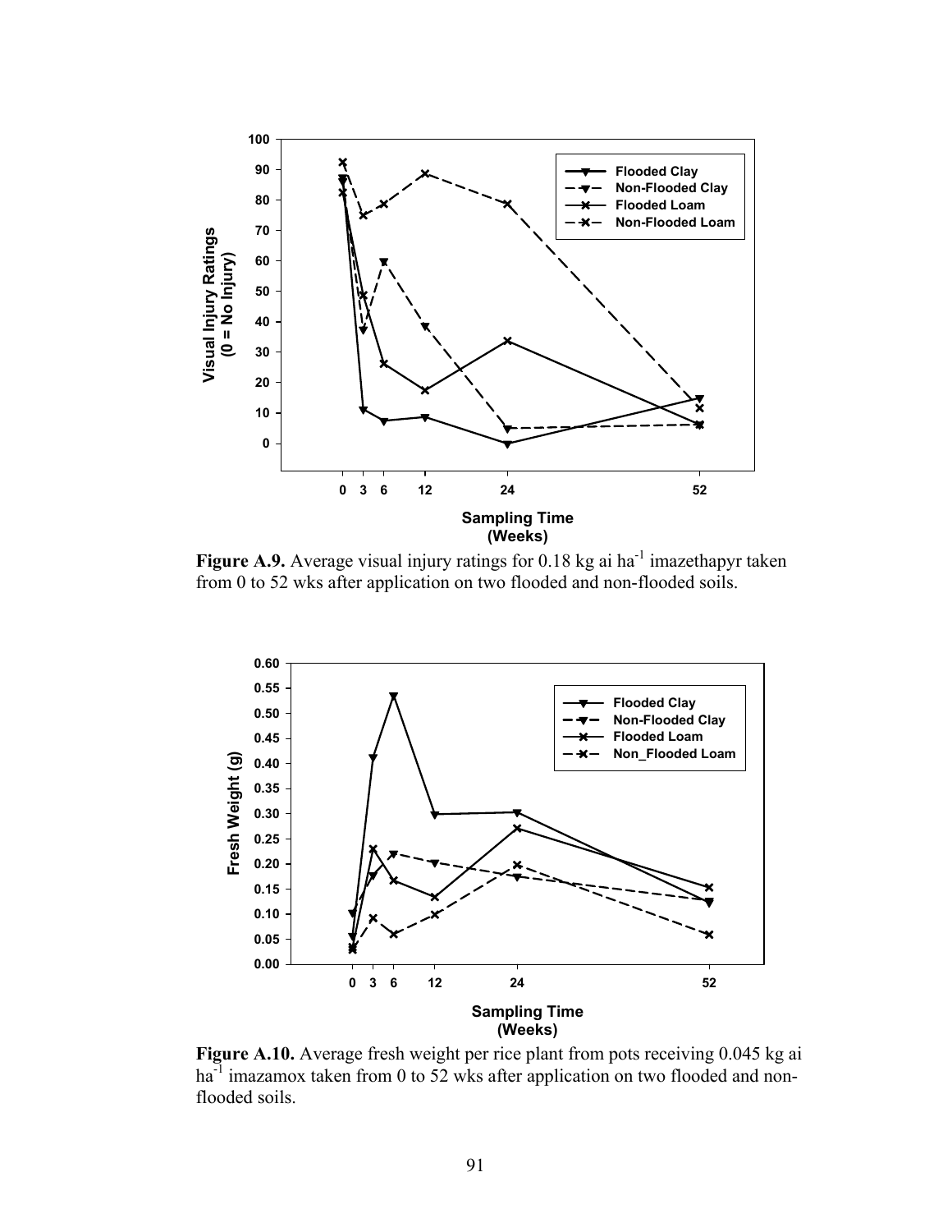**Figure A.9.** Average visual injury ratings for 0.18 kg ai ha$^{-1}$ imazethapyr taken from 0 to 52 wks after application on two flooded and non-flooded soils.

**Figure A.10.** Average fresh weight per rice plant from pots receiving 0.045 kg ai ha$^{-1}$ imazamox taken from 0 to 52 wks after application on two flooded and non-flooded soils.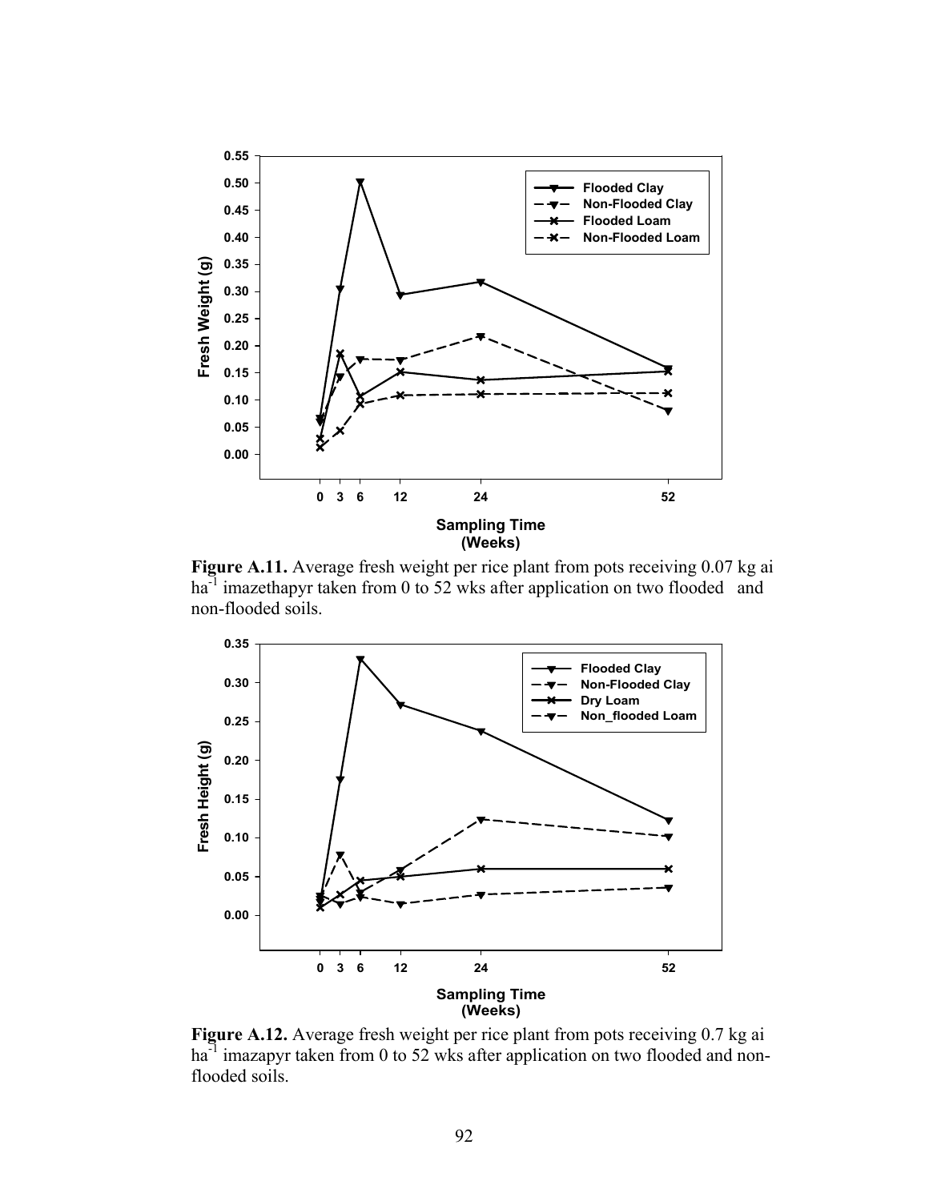**Figure A.11.** Average fresh weight per rice plant from pots receiving 0.07 kg ai $ha^{-1}$ imazethapyr taken from 0 to 52 wks after application on two flooded and non-flooded soils.

**Figure A.12.** Average fresh weight per rice plant from pots receiving 0.7 kg ai $ha^{-1}$ imazapyr taken from 0 to 52 wks after application on two flooded and non-flooded soils.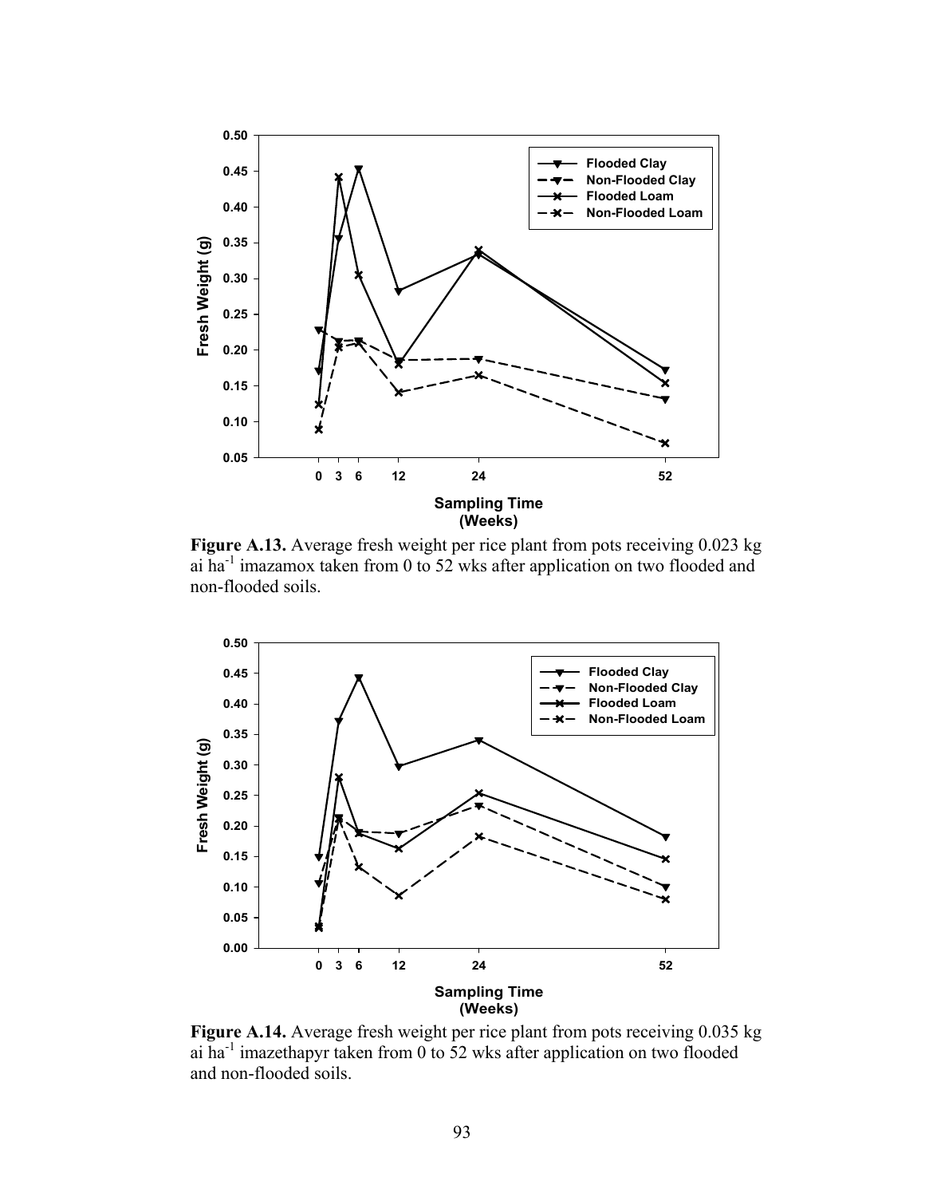**Figure A.13.** Average fresh weight per rice plant from pots receiving 0.023 kg ai ha$^{-1}$ imazamox taken from 0 to 52 wks after application on two flooded and non-flooded soils.

**Figure A.14.** Average fresh weight per rice plant from pots receiving 0.035 kg ai ha$^{-1}$ imazethapyr taken from 0 to 52 wks after application on two flooded and non-flooded soils.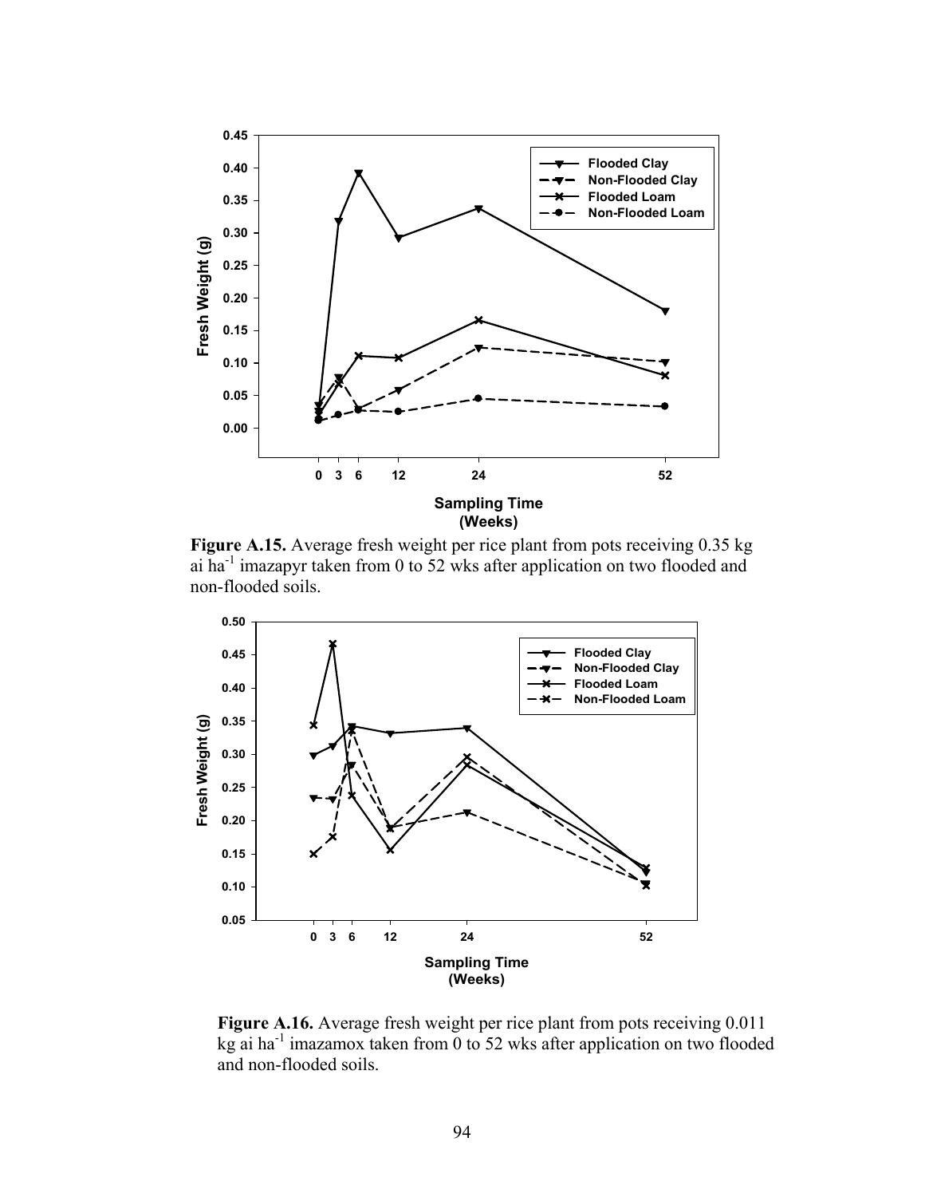**Figure A.15.** Average fresh weight per rice plant from pots receiving 0.35 kg ai ha$^{-1}$ imazapyr taken from 0 to 52 wks after application on two flooded and non-flooded soils.

**Figure A.16.** Average fresh weight per rice plant from pots receiving 0.011 kg ai ha$^{-1}$ imazamox taken from 0 to 52 wks after application on two flooded and non-flooded soils.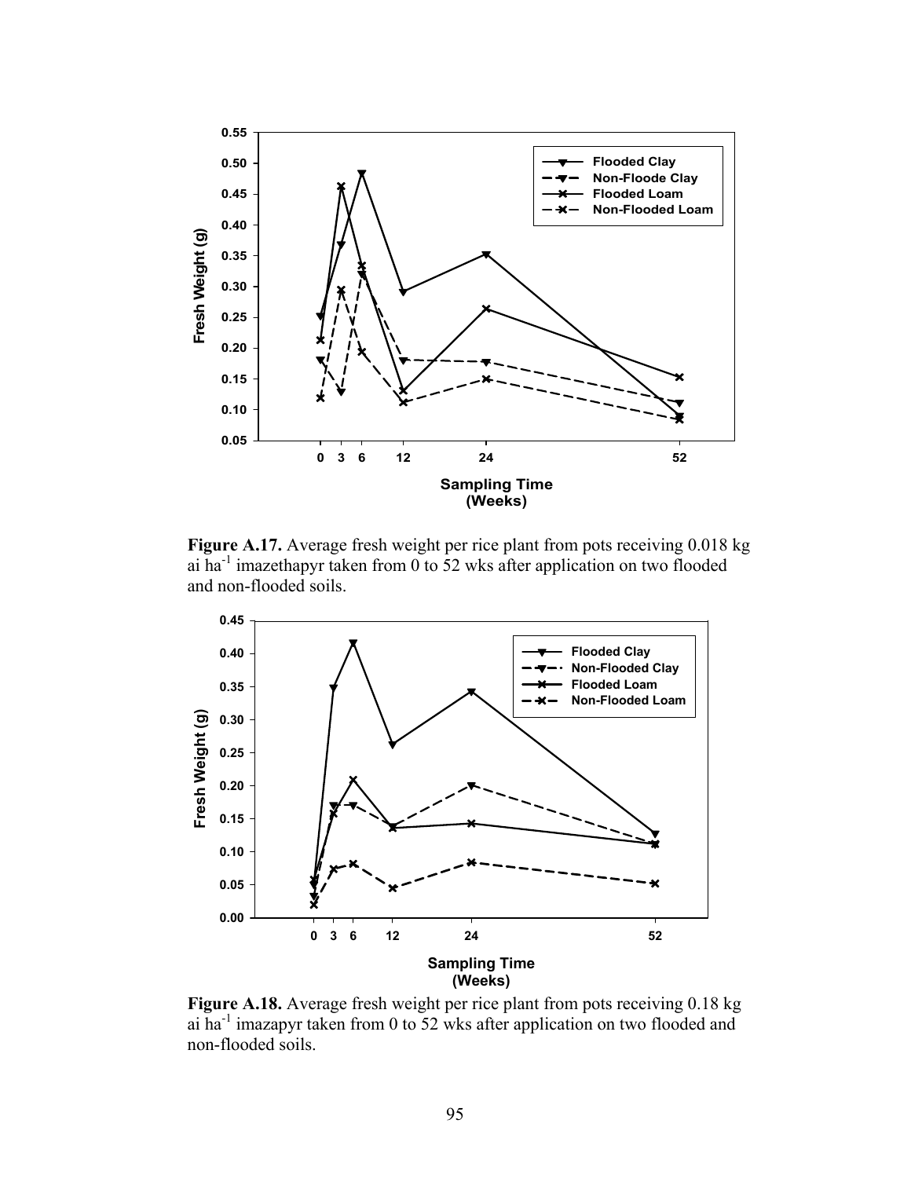**Figure A.17.** Average fresh weight per rice plant from pots receiving 0.018 kg ai $ha^{-1}$ imazethapyr taken from 0 to 52 wks after application on two flooded and non-flooded soils.

**Figure A.18.** Average fresh weight per rice plant from pots receiving 0.18 kg ai $ha^{-1}$ imazapyr taken from 0 to 52 wks after application on two flooded and non-flooded soils.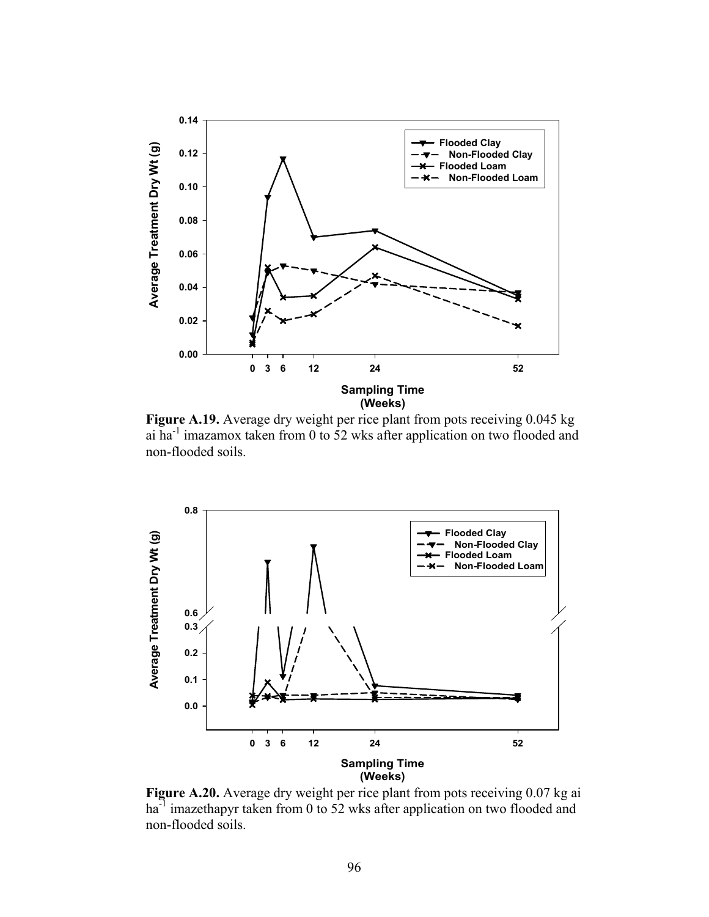**Figure A.19.** Average dry weight per rice plant from pots receiving 0.045 kg ai ha$^{-1}$ imazamox taken from 0 to 52 wks after application on two flooded and non-flooded soils.

**Figure A.20.** Average dry weight per rice plant from pots receiving 0.07 kg ai ha$^{-1}$ imazethapyr taken from 0 to 52 wks after application on two flooded and non-flooded soils.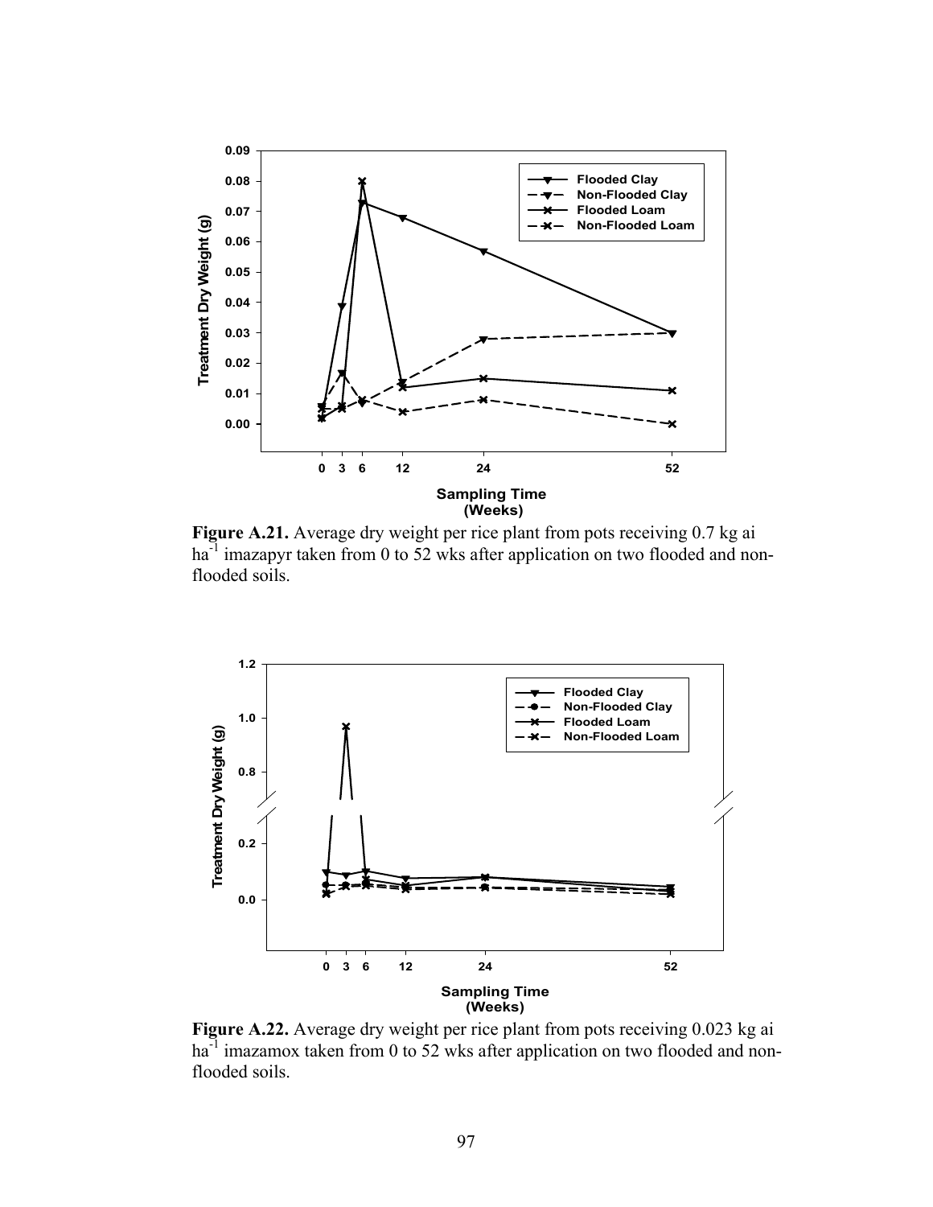**Figure A.21.** Average dry weight per rice plant from pots receiving 0.7 kg ai $ha^{-1}$ imazapyr taken from 0 to 52 wks after application on two flooded and non-flooded soils.

**Figure A.22.** Average dry weight per rice plant from pots receiving 0.023 kg ai $ha^{-1}$ imazamox taken from 0 to 52 wks after application on two flooded and non-flooded soils.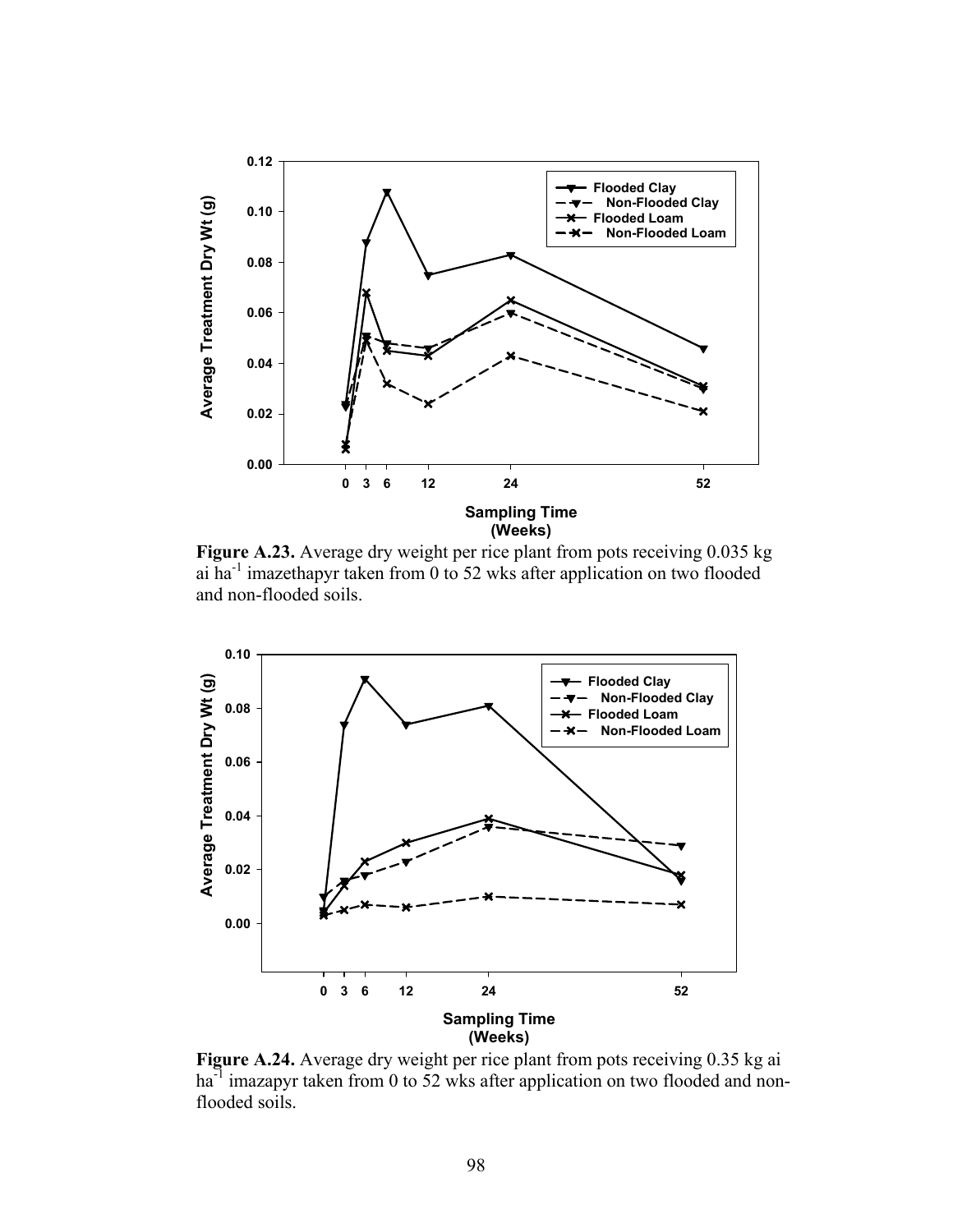**Figure A.23.** Average dry weight per rice plant from pots receiving 0.035 kg ai ha$^{-1}$ imazethapyr taken from 0 to 52 wks after application on two flooded and non-flooded soils.

**Figure A.24.** Average dry weight per rice plant from pots receiving 0.35 kg ai ha$^{-1}$ imazapyr taken from 0 to 52 wks after application on two flooded and non-flooded soils.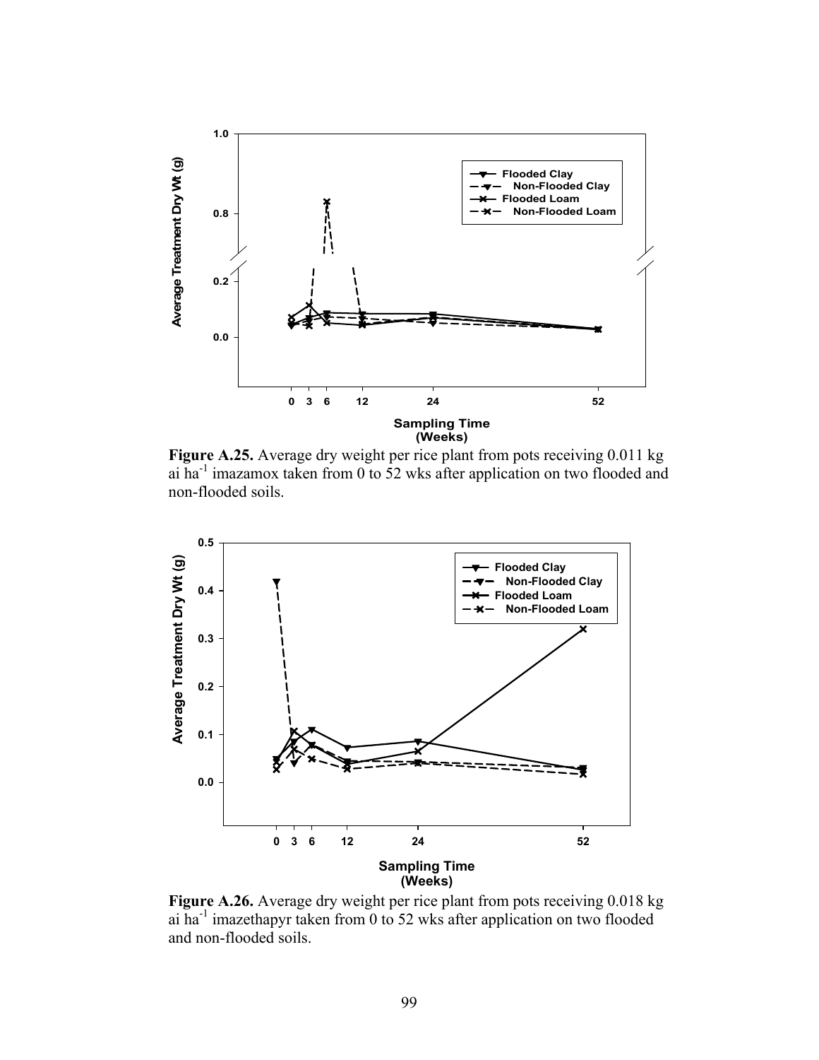**Figure A.25.** Average dry weight per rice plant from pots receiving 0.011 kg ai ha$^{-1}$ imazamox taken from 0 to 52 wks after application on two flooded and non-flooded soils.

**Figure A.26.** Average dry weight per rice plant from pots receiving 0.018 kg ai ha$^{-1}$ imazethapyr taken from 0 to 52 wks after application on two flooded and non-flooded soils.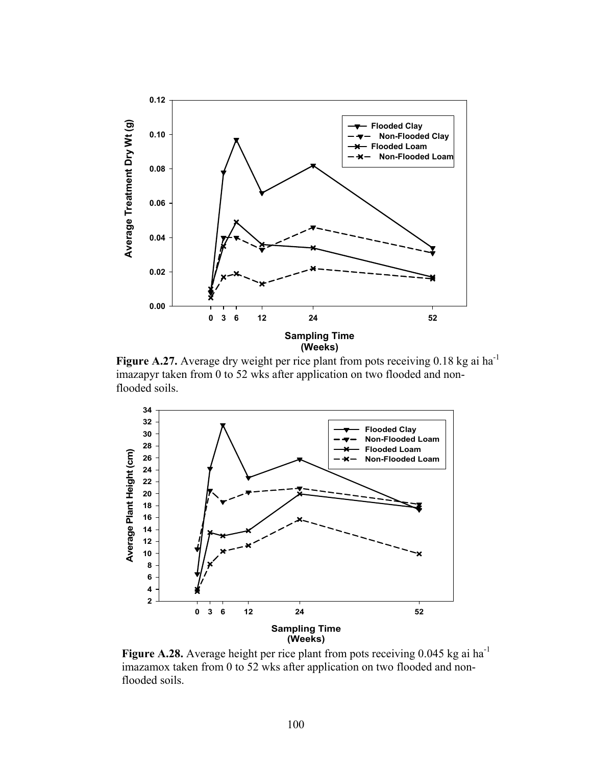**Figure A.27.** Average dry weight per rice plant from pots receiving 0.18 kg ai ha$^{-1}$ imazapyr taken from 0 to 52 wks after application on two flooded and non-flooded soils.

**Figure A.28.** Average height per rice plant from pots receiving 0.045 kg ai ha$^{-1}$ imazamox taken from 0 to 52 wks after application on two flooded and non-flooded soils.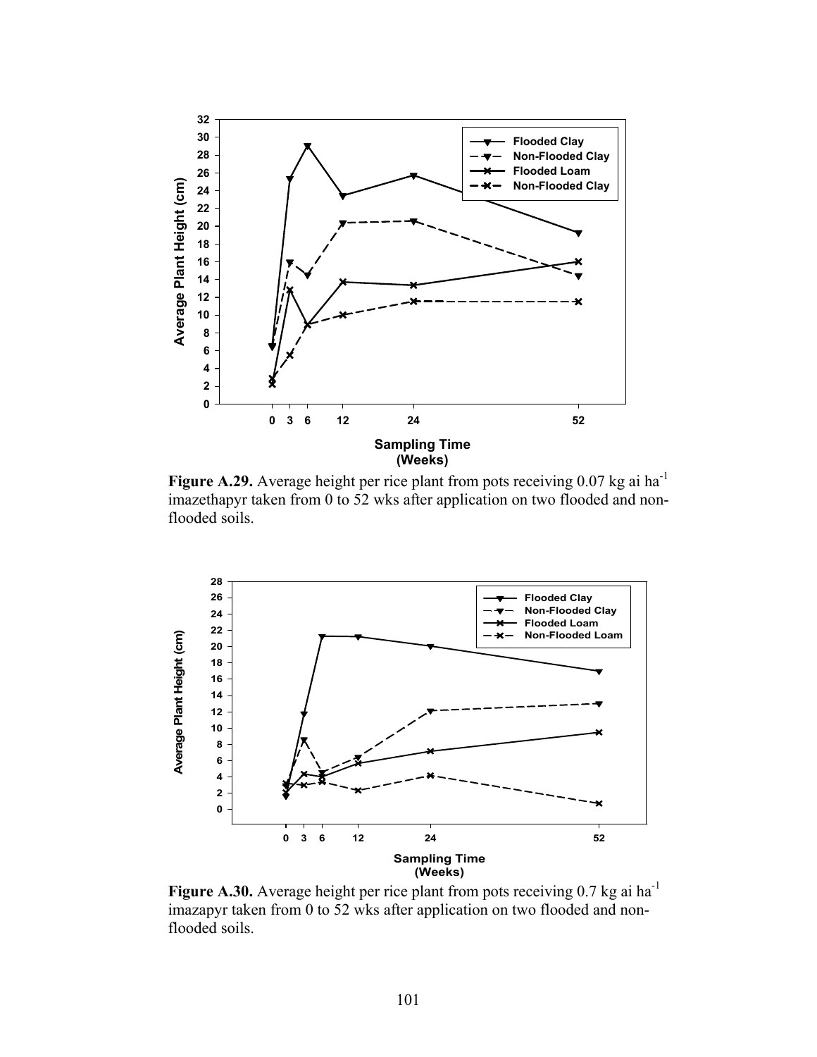**Figure A.29.** Average height per rice plant from pots receiving 0.07 kg ai ha$^{-1}$ imazethapyr taken from 0 to 52 wks after application on two flooded and non-flooded soils.

**Figure A.30.** Average height per rice plant from pots receiving 0.7 kg ai ha$^{-1}$ imazapyr taken from 0 to 52 wks after application on two flooded and non-flooded soils.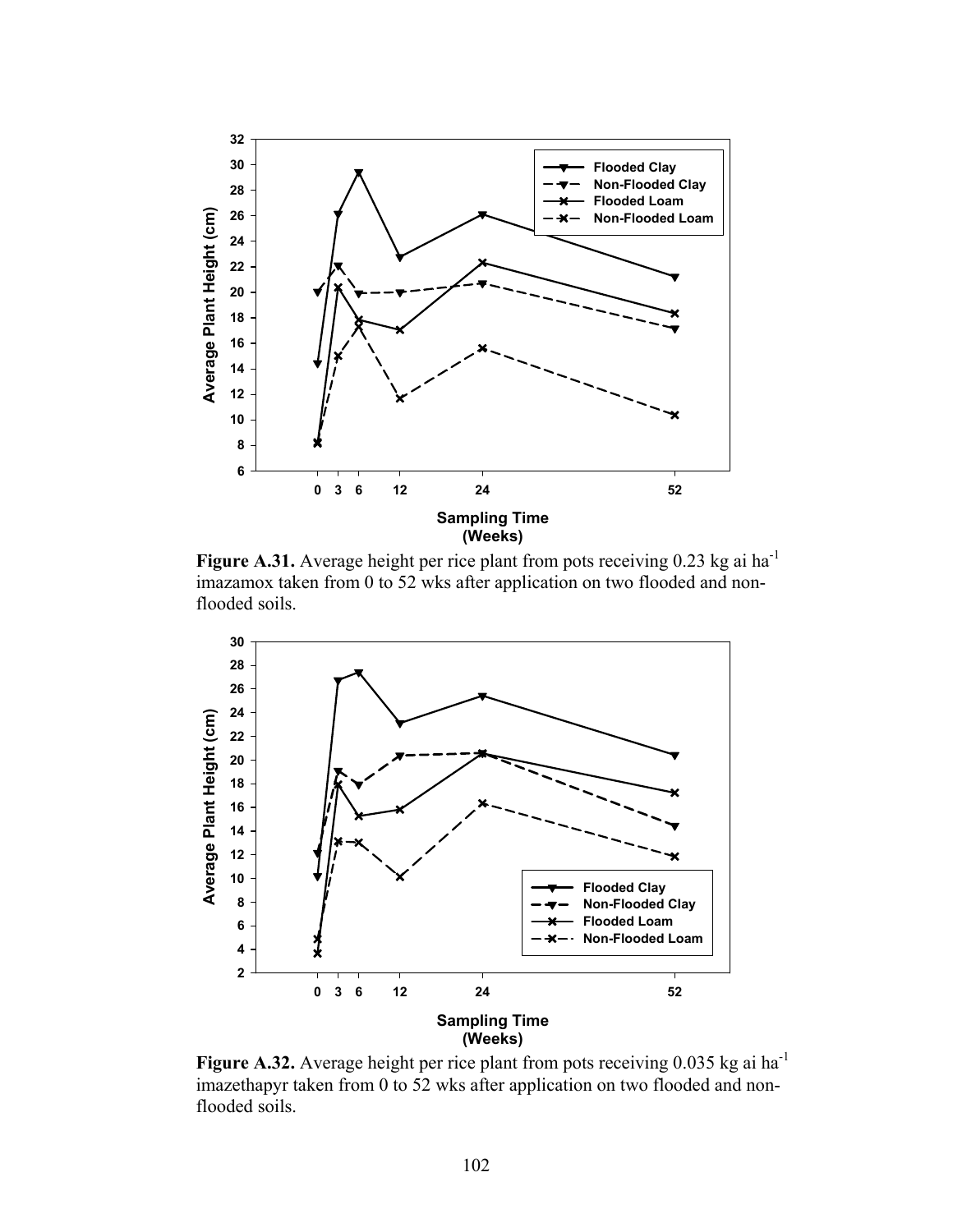**Figure A.31.** Average height per rice plant from pots receiving 0.23 kg ai ha$^{-1}$ imazamox taken from 0 to 52 wks after application on two flooded and non-flooded soils.

**Figure A.32.** Average height per rice plant from pots receiving 0.035 kg ai ha$^{-1}$ imazethapyr taken from 0 to 52 wks after application on two flooded and non-flooded soils.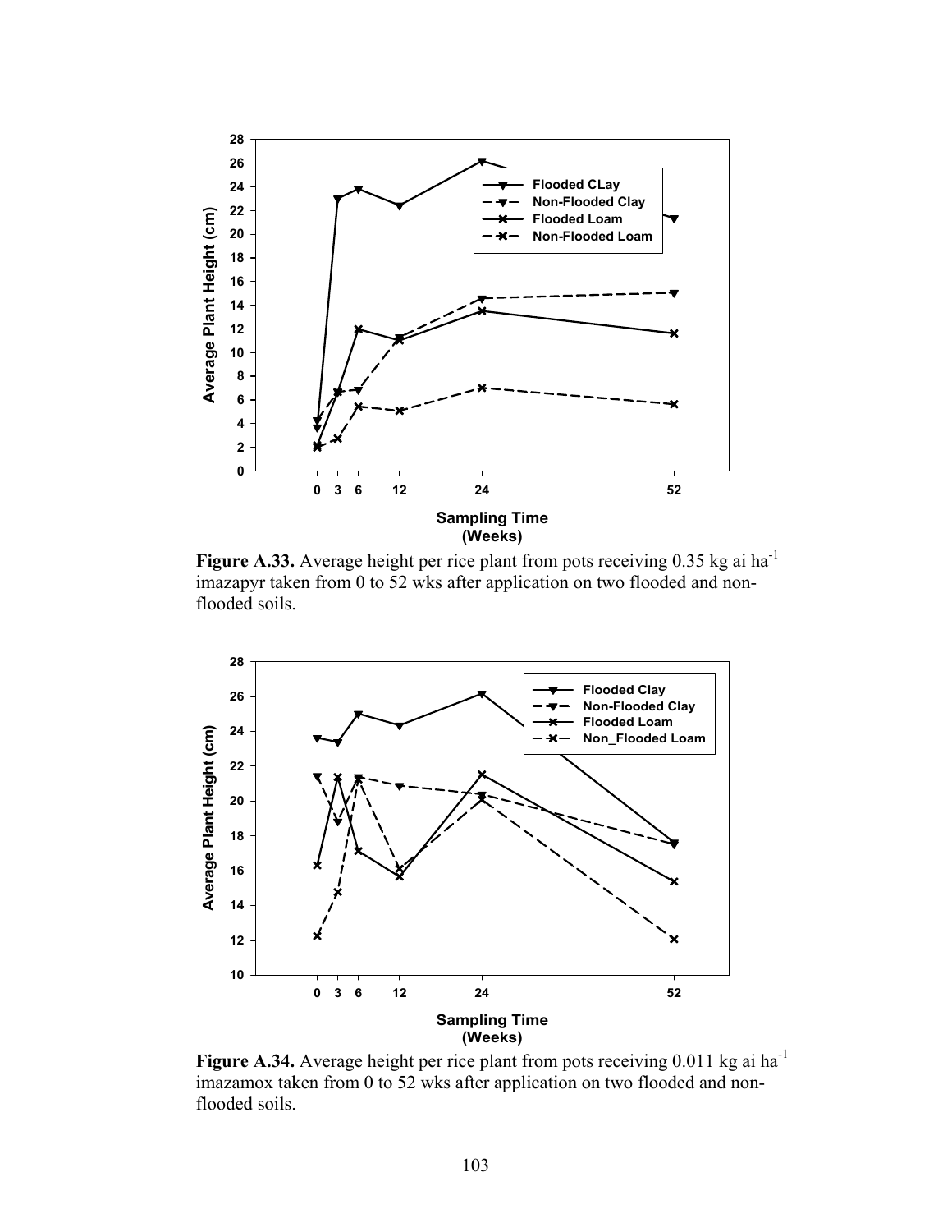**Figure A.33.** Average height per rice plant from pots receiving 0.35 kg ai ha$^{-1}$ imazapyr taken from 0 to 52 wks after application on two flooded and non-flooded soils.

**Figure A.34.** Average height per rice plant from pots receiving 0.011 kg ai ha$^{-1}$ imazamox taken from 0 to 52 wks after application on two flooded and non-flooded soils.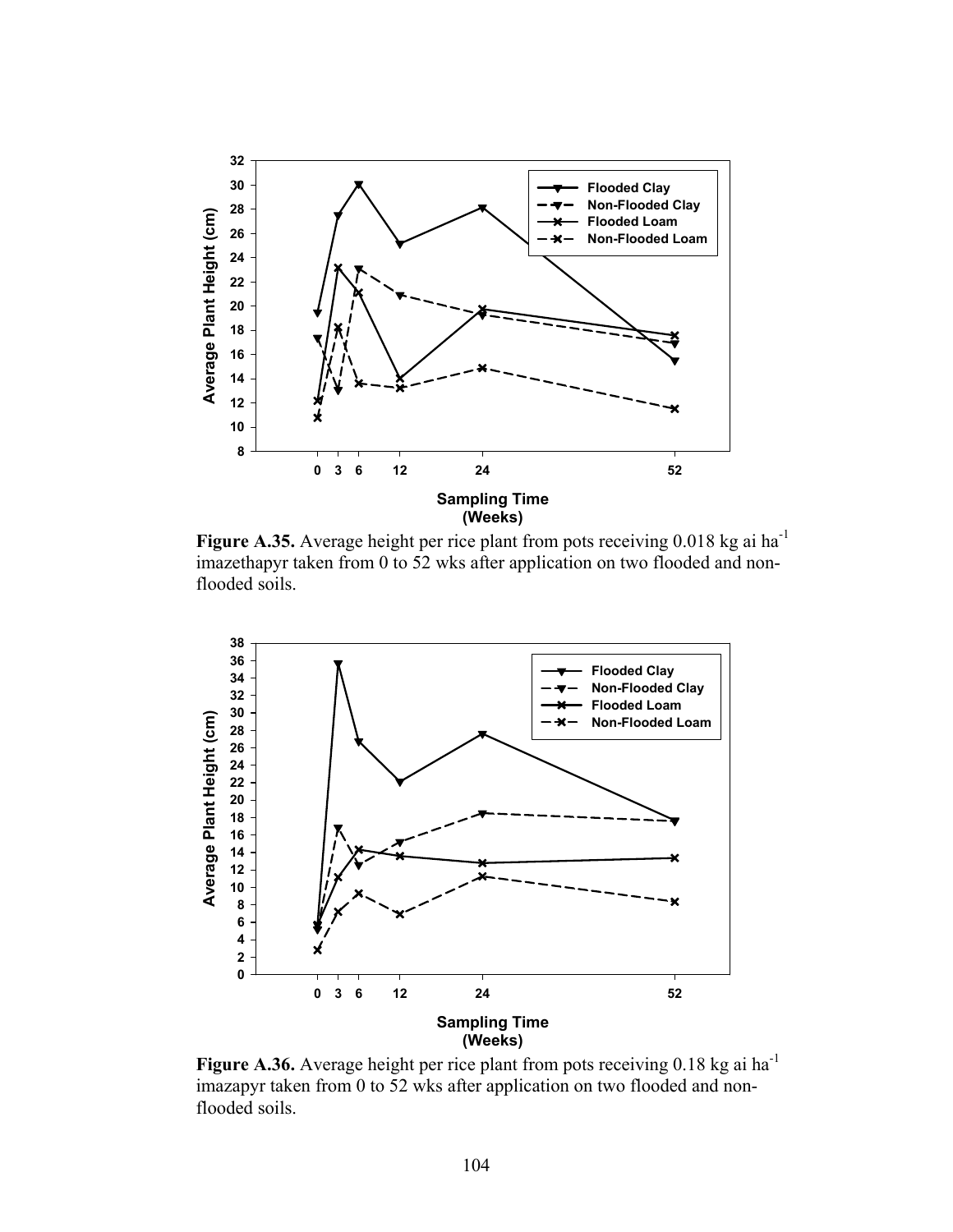32
30
28
26
24
22
20
18
16
14
12
10
8

Average Plant Height (cm)

0 3 6 12 24 52

Sampling Time
(Weeks)

Flooded Clay
Non-Flooded Clay
Flooded Loam
Non-Flooded Loam

**Figure A.35.** Average height per rice plant from pots receiving 0.018 kg ai ha$^{-1}$ imazethapyr taken from 0 to 52 wks after application on two flooded and non-flooded soils.

38
36
34
32
30
28
26
24
22
20
18
16
14
12
10
8
6
4
2
0

Average Plant Height (cm)

0 3 6 12 24 52

Sampling Time
(Weeks)

Flooded Clay
Non-Flooded Clay
Flooded Loam
Non-Flooded Loam

**Figure A.36.** Average height per rice plant from pots receiving 0.18 kg ai ha$^{-1}$ imazapyr taken from 0 to 52 wks after application on two flooded and non-flooded soils.